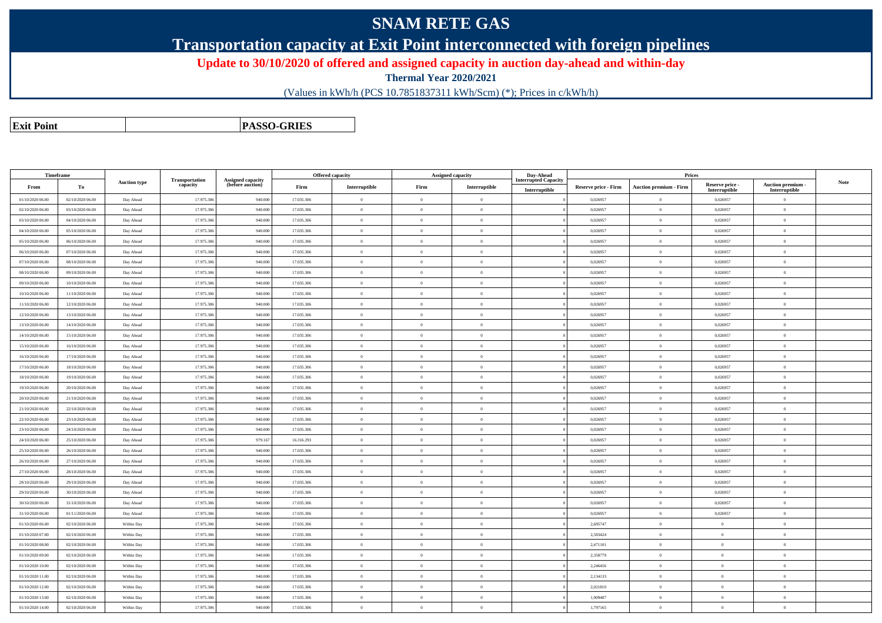# SNAM RETE GAS

## Transportation capacity at Exit Point interconnected with foreign pipelines

**Update to 30/10/2020 of offered and assigned capacity in auction day-ahead and within-day**

**Thermal Year 2020/2021**

(Values in kWh/h (PCS 10.7851837311 kWh/Scm) (*); Prices in c/kWh/h)

| **Exit Point** | | **PASSO-GRIES** |
|---|---|---|

| Timeframe | | Auction type | Transportation capacity | Assigned capacity (before auction) | Offered capacity | | Assigned capacity | | Day-Ahead Interrupted Capacity | Prices | | | | Note |
|---|---|---|---|---|---|---|---|---|---|---|---|---|---|---|
| From | To | | | | Firm | Interruptible | Firm | Interruptible | Interruptible | Reserve price - Firm | Auction premium - Firm | Reserve price - Interruptible | Auction premium - Interruptible | |
| 01/10/2020 06.00 | 02/10/2020 06.00 | Day Ahead | 17.975.306 | 940.000 | 17.035.306 | 0 | 0 | 0 | 0 | 0,026957 | 0 | 0,026957 | 0 | |
| 02/10/2020 06.00 | 03/10/2020 06.00 | Day Ahead | 17.975.306 | 940.000 | 17.035.306 | 0 | 0 | 0 | 0 | 0,026957 | 0 | 0,026957 | 0 | |
| 03/10/2020 06.00 | 04/10/2020 06.00 | Day Ahead | 17.975.306 | 940.000 | 17.035.306 | 0 | 0 | 0 | 0 | 0,026957 | 0 | 0,026957 | 0 | |
| 04/10/2020 06.00 | 05/10/2020 06.00 | Day Ahead | 17.975.306 | 940.000 | 17.035.306 | 0 | 0 | 0 | 0 | 0,026957 | 0 | 0,026957 | 0 | |
| 05/10/2020 06.00 | 06/10/2020 06.00 | Day Ahead | 17.975.306 | 940.000 | 17.035.306 | 0 | 0 | 0 | 0 | 0,026957 | 0 | 0,026957 | 0 | |
| 06/10/2020 06.00 | 07/10/2020 06.00 | Day Ahead | 17.975.306 | 940.000 | 17.035.306 | 0 | 0 | 0 | 0 | 0,026957 | 0 | 0,026957 | 0 | |
| 07/10/2020 06.00 | 08/10/2020 06.00 | Day Ahead | 17.975.306 | 940.000 | 17.035.306 | 0 | 0 | 0 | 0 | 0,026957 | 0 | 0,026957 | 0 | |
| 08/10/2020 06.00 | 09/10/2020 06.00 | Day Ahead | 17.975.306 | 940.000 | 17.035.306 | 0 | 0 | 0 | 0 | 0,026957 | 0 | 0,026957 | 0 | |
| 09/10/2020 06.00 | 10/10/2020 06.00 | Day Ahead | 17.975.306 | 940.000 | 17.035.306 | 0 | 0 | 0 | 0 | 0,026957 | 0 | 0,026957 | 0 | |
| 10/10/2020 06.00 | 11/10/2020 06.00 | Day Ahead | 17.975.306 | 940.000 | 17.035.306 | 0 | 0 | 0 | 0 | 0,026957 | 0 | 0,026957 | 0 | |
| 11/10/2020 06.00 | 12/10/2020 06.00 | Day Ahead | 17.975.306 | 940.000 | 17.035.306 | 0 | 0 | 0 | 0 | 0,026957 | 0 | 0,026957 | 0 | |
| 12/10/2020 06.00 | 13/10/2020 06.00 | Day Ahead | 17.975.306 | 940.000 | 17.035.306 | 0 | 0 | 0 | 0 | 0,026957 | 0 | 0,026957 | 0 | |
| 13/10/2020 06.00 | 14/10/2020 06.00 | Day Ahead | 17.975.306 | 940.000 | 17.035.306 | 0 | 0 | 0 | 0 | 0,026957 | 0 | 0,026957 | 0 | |
| 14/10/2020 06.00 | 15/10/2020 06.00 | Day Ahead | 17.975.306 | 940.000 | 17.035.306 | 0 | 0 | 0 | 0 | 0,026957 | 0 | 0,026957 | 0 | |
| 15/10/2020 06.00 | 16/10/2020 06.00 | Day Ahead | 17.975.306 | 940.000 | 17.035.306 | 0 | 0 | 0 | 0 | 0,026957 | 0 | 0,026957 | 0 | |
| 16/10/2020 06.00 | 17/10/2020 06.00 | Day Ahead | 17.975.306 | 940.000 | 17.035.306 | 0 | 0 | 0 | 0 | 0,026957 | 0 | 0,026957 | 0 | |
| 17/10/2020 06.00 | 18/10/2020 06.00 | Day Ahead | 17.975.306 | 940.000 | 17.035.306 | 0 | 0 | 0 | 0 | 0,026957 | 0 | 0,026957 | 0 | |
| 18/10/2020 06.00 | 19/10/2020 06.00 | Day Ahead | 17.975.306 | 940.000 | 17.035.306 | 0 | 0 | 0 | 0 | 0,026957 | 0 | 0,026957 | 0 | |
| 19/10/2020 06.00 | 20/10/2020 06.00 | Day Ahead | 17.975.306 | 940.000 | 17.035.306 | 0 | 0 | 0 | 0 | 0,026957 | 0 | 0,026957 | 0 | |
| 20/10/2020 06.00 | 21/10/2020 06.00 | Day Ahead | 17.975.306 | 940.000 | 17.035.306 | 0 | 0 | 0 | 0 | 0,026957 | 0 | 0,026957 | 0 | |
| 21/10/2020 06.00 | 22/10/2020 06.00 | Day Ahead | 17.975.306 | 940.000 | 17.035.306 | 0 | 0 | 0 | 0 | 0,026957 | 0 | 0,026957 | 0 | |
| 22/10/2020 06.00 | 23/10/2020 06.00 | Day Ahead | 17.975.306 | 940.000 | 17.035.306 | 0 | 0 | 0 | 0 | 0,026957 | 0 | 0,026957 | 0 | |
| 23/10/2020 06.00 | 24/10/2020 06.00 | Day Ahead | 17.975.306 | 940.000 | 17.035.306 | 0 | 0 | 0 | 0 | 0,026957 | 0 | 0,026957 | 0 | |
| 24/10/2020 06.00 | 25/10/2020 06.00 | Day Ahead | 17.975.306 | 979.167 | 16.316.293 | 0 | 0 | 0 | 0 | 0,026957 | 0 | 0,026957 | 0 | |
| 25/10/2020 06.00 | 26/10/2020 06.00 | Day Ahead | 17.975.306 | 940.000 | 17.035.306 | 0 | 0 | 0 | 0 | 0,026957 | 0 | 0,026957 | 0 | |
| 26/10/2020 06.00 | 27/10/2020 06.00 | Day Ahead | 17.975.306 | 940.000 | 17.035.306 | 0 | 0 | 0 | 0 | 0,026957 | 0 | 0,026957 | 0 | |
| 27/10/2020 06.00 | 28/10/2020 06.00 | Day Ahead | 17.975.306 | 940.000 | 17.035.306 | 0 | 0 | 0 | 0 | 0,026957 | 0 | 0,026957 | 0 | |
| 28/10/2020 06.00 | 29/10/2020 06.00 | Day Ahead | 17.975.306 | 940.000 | 17.035.306 | 0 | 0 | 0 | 0 | 0,026957 | 0 | 0,026957 | 0 | |
| 29/10/2020 06.00 | 30/10/2020 06.00 | Day Ahead | 17.975.306 | 940.000 | 17.035.306 | 0 | 0 | 0 | 0 | 0,026957 | 0 | 0,026957 | 0 | |
| 30/10/2020 06.00 | 31/10/2020 06.00 | Day Ahead | 17.975.306 | 940.000 | 17.035.306 | 0 | 0 | 0 | 0 | 0,026957 | 0 | 0,026957 | 0 | |
| 31/10/2020 06.00 | 01/11/2020 06.00 | Day Ahead | 17.975.306 | 940.000 | 17.035.306 | 0 | 0 | 0 | 0 | 0,026957 | 0 | 0,026957 | 0 | |
| 01/10/2020 06.00 | 02/10/2020 06.00 | Within Day | 17.975.306 | 940.000 | 17.035.306 | 0 | 0 | 0 | 0 | 2,695747 | 0 | 0 | 0 | |
| 01/10/2020 07.00 | 02/10/2020 06.00 | Within Day | 17.975.306 | 940.000 | 17.035.306 | 0 | 0 | 0 | 0 | 2,583424 | 0 | 0 | 0 | |
| 01/10/2020 08.00 | 02/10/2020 06.00 | Within Day | 17.975.306 | 940.000 | 17.035.306 | 0 | 0 | 0 | 0 | 2,471101 | 0 | 0 | 0 | |
| 01/10/2020 09.00 | 02/10/2020 06.00 | Within Day | 17.975.306 | 940.000 | 17.035.306 | 0 | 0 | 0 | 0 | 2,358779 | 0 | 0 | 0 | |
| 01/10/2020 10.00 | 02/10/2020 06.00 | Within Day | 17.975.306 | 940.000 | 17.035.306 | 0 | 0 | 0 | 0 | 2,246456 | 0 | 0 | 0 | |
| 01/10/2020 11.00 | 02/10/2020 06.00 | Within Day | 17.975.306 | 940.000 | 17.035.306 | 0 | 0 | 0 | 0 | 2,134133 | 0 | 0 | 0 | |
| 01/10/2020 12.00 | 02/10/2020 06.00 | Within Day | 17.975.306 | 940.000 | 17.035.306 | 0 | 0 | 0 | 0 | 2,021810 | 0 | 0 | 0 | |
| 01/10/2020 13.00 | 02/10/2020 06.00 | Within Day | 17.975.306 | 940.000 | 17.035.306 | 0 | 0 | 0 | 0 | 1,909487 | 0 | 0 | 0 | |
| 01/10/2020 14.00 | 02/10/2020 06.00 | Within Day | 17.975.306 | 940.000 | 17.035.306 | 0 | 0 | 0 | 0 | 1,797165 | 0 | 0 | 0 | |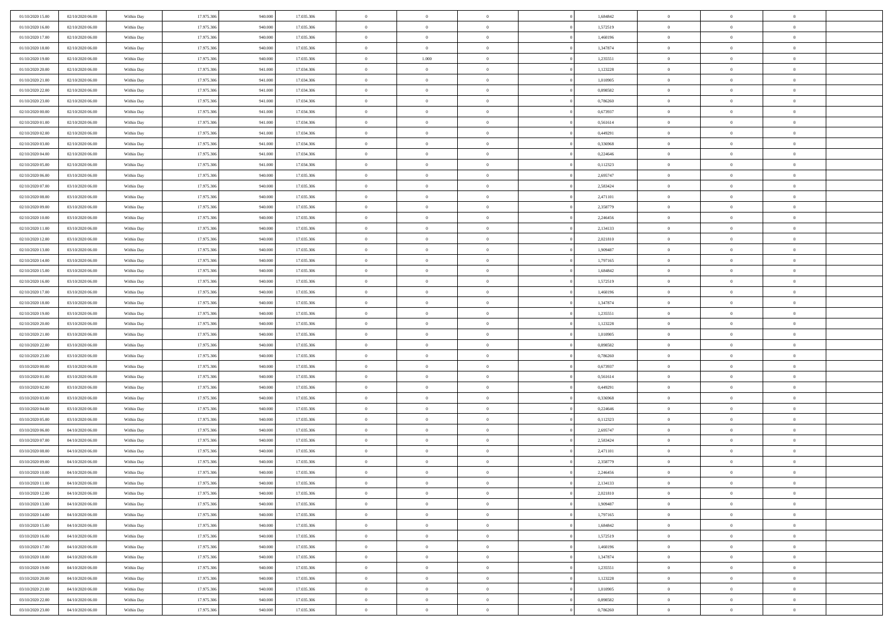| 01/10/2020 15.00 | 02/10/2020 06.00 | Within Day | 17.975.306 | 940.000 | 17.035.306 | 0 | 0 | 0 | | 1,684842 | 0 | 0 | 0 | |
|---|---|---|---|---|---|---|---|---|---|---|---|---|---|---|
| 01/10/2020 16.00 | 02/10/2020 06.00 | Within Day | 17.975.306 | 940.000 | 17.035.306 | 0 | 0 | 0 | | 1,572519 | 0 | 0 | 0 | |
| 01/10/2020 17.00 | 02/10/2020 06.00 | Within Day | 17.975.306 | 940.000 | 17.035.306 | 0 | 0 | 0 | | 1,460196 | 0 | 0 | 0 | |
| 01/10/2020 18.00 | 02/10/2020 06.00 | Within Day | 17.975.306 | 940.000 | 17.035.306 | 0 | 0 | 0 | | 1,347874 | 0 | 0 | 0 | |
| 01/10/2020 19.00 | 02/10/2020 06.00 | Within Day | 17.975.306 | 940.000 | 17.035.306 | 0 | 1.000 | 0 | | 1,235551 | 0 | 0 | 0 | |
| 01/10/2020 20.00 | 02/10/2020 06.00 | Within Day | 17.975.306 | 941.000 | 17.034.306 | 0 | 0 | 0 | | 1,123228 | 0 | 0 | 0 | |
| 01/10/2020 21.00 | 02/10/2020 06.00 | Within Day | 17.975.306 | 941.000 | 17.034.306 | 0 | 0 | 0 | | 1,010905 | 0 | 0 | 0 | |
| 01/10/2020 22.00 | 02/10/2020 06.00 | Within Day | 17.975.306 | 941.000 | 17.034.306 | 0 | 0 | 0 | | 0,898582 | 0 | 0 | 0 | |
| 01/10/2020 23.00 | 02/10/2020 06.00 | Within Day | 17.975.306 | 941.000 | 17.034.306 | 0 | 0 | 0 | | 0,786260 | 0 | 0 | 0 | |
| 02/10/2020 00.00 | 02/10/2020 06.00 | Within Day | 17.975.306 | 941.000 | 17.034.306 | 0 | 0 | 0 | | 0,673937 | 0 | 0 | 0 | |
| 02/10/2020 01.00 | 02/10/2020 06.00 | Within Day | 17.975.306 | 941.000 | 17.034.306 | 0 | 0 | 0 | | 0,561614 | 0 | 0 | 0 | |
| 02/10/2020 02.00 | 02/10/2020 06.00 | Within Day | 17.975.306 | 941.000 | 17.034.306 | 0 | 0 | 0 | | 0,449291 | 0 | 0 | 0 | |
| 02/10/2020 03.00 | 02/10/2020 06.00 | Within Day | 17.975.306 | 941.000 | 17.034.306 | 0 | 0 | 0 | | 0,336968 | 0 | 0 | 0 | |
| 02/10/2020 04.00 | 02/10/2020 06.00 | Within Day | 17.975.306 | 941.000 | 17.034.306 | 0 | 0 | 0 | | 0,224646 | 0 | 0 | 0 | |
| 02/10/2020 05.00 | 02/10/2020 06.00 | Within Day | 17.975.306 | 941.000 | 17.034.306 | 0 | 0 | 0 | | 0,112323 | 0 | 0 | 0 | |
| 02/10/2020 06.00 | 03/10/2020 06.00 | Within Day | 17.975.306 | 940.000 | 17.035.306 | 0 | 0 | 0 | | 2,695747 | 0 | 0 | 0 | |
| 02/10/2020 07.00 | 03/10/2020 06.00 | Within Day | 17.975.306 | 940.000 | 17.035.306 | 0 | 0 | 0 | | 2,583424 | 0 | 0 | 0 | |
| 02/10/2020 08.00 | 03/10/2020 06.00 | Within Day | 17.975.306 | 940.000 | 17.035.306 | 0 | 0 | 0 | | 2,471101 | 0 | 0 | 0 | |
| 02/10/2020 09.00 | 03/10/2020 06.00 | Within Day | 17.975.306 | 940.000 | 17.035.306 | 0 | 0 | 0 | | 2,358779 | 0 | 0 | 0 | |
| 02/10/2020 10.00 | 03/10/2020 06.00 | Within Day | 17.975.306 | 940.000 | 17.035.306 | 0 | 0 | 0 | | 2,246456 | 0 | 0 | 0 | |
| 02/10/2020 11.00 | 03/10/2020 06.00 | Within Day | 17.975.306 | 940.000 | 17.035.306 | 0 | 0 | 0 | | 2,134133 | 0 | 0 | 0 | |
| 02/10/2020 12.00 | 03/10/2020 06.00 | Within Day | 17.975.306 | 940.000 | 17.035.306 | 0 | 0 | 0 | | 2,021810 | 0 | 0 | 0 | |
| 02/10/2020 13.00 | 03/10/2020 06.00 | Within Day | 17.975.306 | 940.000 | 17.035.306 | 0 | 0 | 0 | | 1,909487 | 0 | 0 | 0 | |
| 02/10/2020 14.00 | 03/10/2020 06.00 | Within Day | 17.975.306 | 940.000 | 17.035.306 | 0 | 0 | 0 | | 1,797165 | 0 | 0 | 0 | |
| 02/10/2020 15.00 | 03/10/2020 06.00 | Within Day | 17.975.306 | 940.000 | 17.035.306 | 0 | 0 | 0 | | 1,684842 | 0 | 0 | 0 | |
| 02/10/2020 16.00 | 03/10/2020 06.00 | Within Day | 17.975.306 | 940.000 | 17.035.306 | 0 | 0 | 0 | | 1,572519 | 0 | 0 | 0 | |
| 02/10/2020 17.00 | 03/10/2020 06.00 | Within Day | 17.975.306 | 940.000 | 17.035.306 | 0 | 0 | 0 | | 1,460196 | 0 | 0 | 0 | |
| 02/10/2020 18.00 | 03/10/2020 06.00 | Within Day | 17.975.306 | 940.000 | 17.035.306 | 0 | 0 | 0 | | 1,347874 | 0 | 0 | 0 | |
| 02/10/2020 19.00 | 03/10/2020 06.00 | Within Day | 17.975.306 | 940.000 | 17.035.306 | 0 | 0 | 0 | | 1,235551 | 0 | 0 | 0 | |
| 02/10/2020 20.00 | 03/10/2020 06.00 | Within Day | 17.975.306 | 940.000 | 17.035.306 | 0 | 0 | 0 | | 1,123228 | 0 | 0 | 0 | |
| 02/10/2020 21.00 | 03/10/2020 06.00 | Within Day | 17.975.306 | 940.000 | 17.035.306 | 0 | 0 | 0 | | 1,010905 | 0 | 0 | 0 | |
| 02/10/2020 22.00 | 03/10/2020 06.00 | Within Day | 17.975.306 | 940.000 | 17.035.306 | 0 | 0 | 0 | | 0,898582 | 0 | 0 | 0 | |
| 02/10/2020 23.00 | 03/10/2020 06.00 | Within Day | 17.975.306 | 940.000 | 17.035.306 | 0 | 0 | 0 | | 0,786260 | 0 | 0 | 0 | |
| 03/10/2020 00.00 | 03/10/2020 06.00 | Within Day | 17.975.306 | 940.000 | 17.035.306 | 0 | 0 | 0 | | 0,673937 | 0 | 0 | 0 | |
| 03/10/2020 01.00 | 03/10/2020 06.00 | Within Day | 17.975.306 | 940.000 | 17.035.306 | 0 | 0 | 0 | | 0,561614 | 0 | 0 | 0 | |
| 03/10/2020 02.00 | 03/10/2020 06.00 | Within Day | 17.975.306 | 940.000 | 17.035.306 | 0 | 0 | 0 | | 0,449291 | 0 | 0 | 0 | |
| 03/10/2020 03.00 | 03/10/2020 06.00 | Within Day | 17.975.306 | 940.000 | 17.035.306 | 0 | 0 | 0 | | 0,336968 | 0 | 0 | 0 | |
| 03/10/2020 04.00 | 03/10/2020 06.00 | Within Day | 17.975.306 | 940.000 | 17.035.306 | 0 | 0 | 0 | | 0,224646 | 0 | 0 | 0 | |
| 03/10/2020 05.00 | 03/10/2020 06.00 | Within Day | 17.975.306 | 940.000 | 17.035.306 | 0 | 0 | 0 | | 0,112323 | 0 | 0 | 0 | |
| 03/10/2020 06.00 | 04/10/2020 06.00 | Within Day | 17.975.306 | 940.000 | 17.035.306 | 0 | 0 | 0 | | 2,695747 | 0 | 0 | 0 | |
| 03/10/2020 07.00 | 04/10/2020 06.00 | Within Day | 17.975.306 | 940.000 | 17.035.306 | 0 | 0 | 0 | | 2,583424 | 0 | 0 | 0 | |
| 03/10/2020 08.00 | 04/10/2020 06.00 | Within Day | 17.975.306 | 940.000 | 17.035.306 | 0 | 0 | 0 | | 2,471101 | 0 | 0 | 0 | |
| 03/10/2020 09.00 | 04/10/2020 06.00 | Within Day | 17.975.306 | 940.000 | 17.035.306 | 0 | 0 | 0 | | 2,358779 | 0 | 0 | 0 | |
| 03/10/2020 10.00 | 04/10/2020 06.00 | Within Day | 17.975.306 | 940.000 | 17.035.306 | 0 | 0 | 0 | | 2,246456 | 0 | 0 | 0 | |
| 03/10/2020 11.00 | 04/10/2020 06.00 | Within Day | 17.975.306 | 940.000 | 17.035.306 | 0 | 0 | 0 | | 2,134133 | 0 | 0 | 0 | |
| 03/10/2020 12.00 | 04/10/2020 06.00 | Within Day | 17.975.306 | 940.000 | 17.035.306 | 0 | 0 | 0 | | 2,021810 | 0 | 0 | 0 | |
| 03/10/2020 13.00 | 04/10/2020 06.00 | Within Day | 17.975.306 | 940.000 | 17.035.306 | 0 | 0 | 0 | | 1,909487 | 0 | 0 | 0 | |
| 03/10/2020 14.00 | 04/10/2020 06.00 | Within Day | 17.975.306 | 940.000 | 17.035.306 | 0 | 0 | 0 | | 1,797165 | 0 | 0 | 0 | |
| 03/10/2020 15.00 | 04/10/2020 06.00 | Within Day | 17.975.306 | 940.000 | 17.035.306 | 0 | 0 | 0 | | 1,684842 | 0 | 0 | 0 | |
| 03/10/2020 16.00 | 04/10/2020 06.00 | Within Day | 17.975.306 | 940.000 | 17.035.306 | 0 | 0 | 0 | | 1,572519 | 0 | 0 | 0 | |
| 03/10/2020 17.00 | 04/10/2020 06.00 | Within Day | 17.975.306 | 940.000 | 17.035.306 | 0 | 0 | 0 | | 1,460196 | 0 | 0 | 0 | |
| 03/10/2020 18.00 | 04/10/2020 06.00 | Within Day | 17.975.306 | 940.000 | 17.035.306 | 0 | 0 | 0 | | 1,347874 | 0 | 0 | 0 | |
| 03/10/2020 19.00 | 04/10/2020 06.00 | Within Day | 17.975.306 | 940.000 | 17.035.306 | 0 | 0 | 0 | | 1,235551 | 0 | 0 | 0 | |
| 03/10/2020 20.00 | 04/10/2020 06.00 | Within Day | 17.975.306 | 940.000 | 17.035.306 | 0 | 0 | 0 | | 1,123228 | 0 | 0 | 0 | |
| 03/10/2020 21.00 | 04/10/2020 06.00 | Within Day | 17.975.306 | 940.000 | 17.035.306 | 0 | 0 | 0 | | 1,010905 | 0 | 0 | 0 | |
| 03/10/2020 22.00 | 04/10/2020 06.00 | Within Day | 17.975.306 | 940.000 | 17.035.306 | 0 | 0 | 0 | | 0,898582 | 0 | 0 | 0 | |
| 03/10/2020 23.00 | 04/10/2020 06.00 | Within Day | 17.975.306 | 940.000 | 17.035.306 | 0 | 0 | 0 | | 0,786260 | 0 | 0 | 0 | |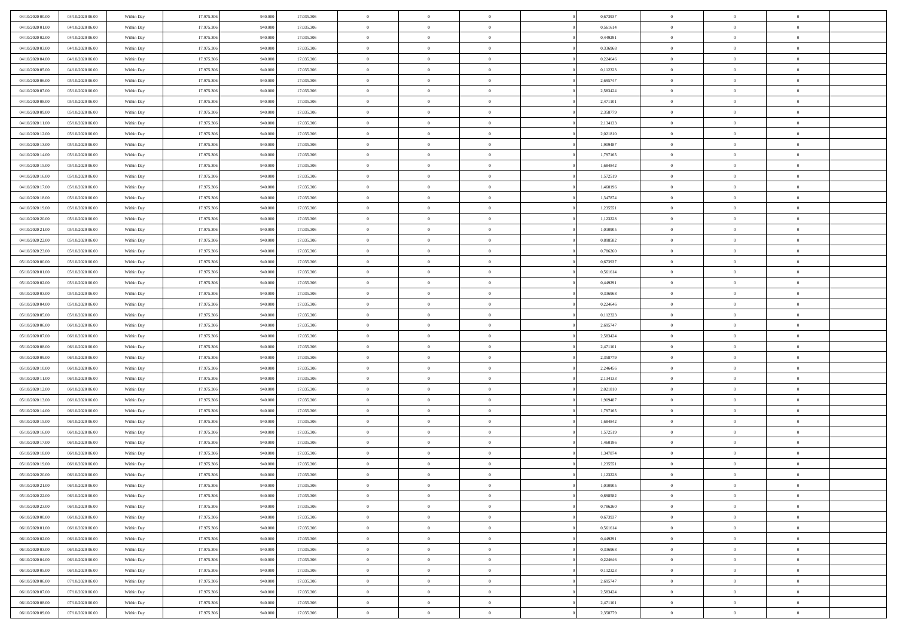| | | | | | | | | | | | | | | |
|---|---|---|---|---|---|---|---|---|---|---|---|---|---|---|
| 04/10/2020 00.00 | 04/10/2020 06.00 | Within Day | 17.975.306 | 940.000 | 17.035.306 | 0 | 0 | 0 | | 0 | 0,673937 | 0 | 0 | 0 |
| 04/10/2020 01.00 | 04/10/2020 06.00 | Within Day | 17.975.306 | 940.000 | 17.035.306 | 0 | 0 | 0 | | 0 | 0,561614 | 0 | 0 | 0 |
| 04/10/2020 02.00 | 04/10/2020 06.00 | Within Day | 17.975.306 | 940.000 | 17.035.306 | 0 | 0 | 0 | | 0 | 0,449291 | 0 | 0 | 0 |
| 04/10/2020 03.00 | 04/10/2020 06.00 | Within Day | 17.975.306 | 940.000 | 17.035.306 | 0 | 0 | 0 | | 0 | 0,336968 | 0 | 0 | 0 |
| 04/10/2020 04.00 | 04/10/2020 06.00 | Within Day | 17.975.306 | 940.000 | 17.035.306 | 0 | 0 | 0 | | 0 | 0,224646 | 0 | 0 | 0 |
| 04/10/2020 05.00 | 04/10/2020 06.00 | Within Day | 17.975.306 | 940.000 | 17.035.306 | 0 | 0 | 0 | | 0 | 0,112323 | 0 | 0 | 0 |
| 04/10/2020 06.00 | 05/10/2020 06.00 | Within Day | 17.975.306 | 940.000 | 17.035.306 | 0 | 0 | 0 | | 0 | 2,695747 | 0 | 0 | 0 |
| 04/10/2020 07.00 | 05/10/2020 06.00 | Within Day | 17.975.306 | 940.000 | 17.035.306 | 0 | 0 | 0 | | 0 | 2,583424 | 0 | 0 | 0 |
| 04/10/2020 08.00 | 05/10/2020 06.00 | Within Day | 17.975.306 | 940.000 | 17.035.306 | 0 | 0 | 0 | | 0 | 2,471101 | 0 | 0 | 0 |
| 04/10/2020 09.00 | 05/10/2020 06.00 | Within Day | 17.975.306 | 940.000 | 17.035.306 | 0 | 0 | 0 | | 0 | 2,358779 | 0 | 0 | 0 |
| 04/10/2020 11.00 | 05/10/2020 06.00 | Within Day | 17.975.306 | 940.000 | 17.035.306 | 0 | 0 | 0 | | 0 | 2,134133 | 0 | 0 | 0 |
| 04/10/2020 12.00 | 05/10/2020 06.00 | Within Day | 17.975.306 | 940.000 | 17.035.306 | 0 | 0 | 0 | | 0 | 2,021810 | 0 | 0 | 0 |
| 04/10/2020 13.00 | 05/10/2020 06.00 | Within Day | 17.975.306 | 940.000 | 17.035.306 | 0 | 0 | 0 | | 0 | 1,909487 | 0 | 0 | 0 |
| 04/10/2020 14.00 | 05/10/2020 06.00 | Within Day | 17.975.306 | 940.000 | 17.035.306 | 0 | 0 | 0 | | 0 | 1,797165 | 0 | 0 | 0 |
| 04/10/2020 15.00 | 05/10/2020 06.00 | Within Day | 17.975.306 | 940.000 | 17.035.306 | 0 | 0 | 0 | | 0 | 1,684842 | 0 | 0 | 0 |
| 04/10/2020 16.00 | 05/10/2020 06.00 | Within Day | 17.975.306 | 940.000 | 17.035.306 | 0 | 0 | 0 | | 0 | 1,572519 | 0 | 0 | 0 |
| 04/10/2020 17.00 | 05/10/2020 06.00 | Within Day | 17.975.306 | 940.000 | 17.035.306 | 0 | 0 | 0 | | 0 | 1,460196 | 0 | 0 | 0 |
| 04/10/2020 18.00 | 05/10/2020 06.00 | Within Day | 17.975.306 | 940.000 | 17.035.306 | 0 | 0 | 0 | | 0 | 1,347874 | 0 | 0 | 0 |
| 04/10/2020 19.00 | 05/10/2020 06.00 | Within Day | 17.975.306 | 940.000 | 17.035.306 | 0 | 0 | 0 | | 0 | 1,235551 | 0 | 0 | 0 |
| 04/10/2020 20.00 | 05/10/2020 06.00 | Within Day | 17.975.306 | 940.000 | 17.035.306 | 0 | 0 | 0 | | 0 | 1,123228 | 0 | 0 | 0 |
| 04/10/2020 21.00 | 05/10/2020 06.00 | Within Day | 17.975.306 | 940.000 | 17.035.306 | 0 | 0 | 0 | | 0 | 1,010905 | 0 | 0 | 0 |
| 04/10/2020 22.00 | 05/10/2020 06.00 | Within Day | 17.975.306 | 940.000 | 17.035.306 | 0 | 0 | 0 | | 0 | 0,898582 | 0 | 0 | 0 |
| 04/10/2020 23.00 | 05/10/2020 06.00 | Within Day | 17.975.306 | 940.000 | 17.035.306 | 0 | 0 | 0 | | 0 | 0,786260 | 0 | 0 | 0 |
| 05/10/2020 00.00 | 05/10/2020 06.00 | Within Day | 17.975.306 | 940.000 | 17.035.306 | 0 | 0 | 0 | | 0 | 0,673937 | 0 | 0 | 0 |
| 05/10/2020 01.00 | 05/10/2020 06.00 | Within Day | 17.975.306 | 940.000 | 17.035.306 | 0 | 0 | 0 | | 0 | 0,561614 | 0 | 0 | 0 |
| 05/10/2020 02.00 | 05/10/2020 06.00 | Within Day | 17.975.306 | 940.000 | 17.035.306 | 0 | 0 | 0 | | 0 | 0,449291 | 0 | 0 | 0 |
| 05/10/2020 03.00 | 05/10/2020 06.00 | Within Day | 17.975.306 | 940.000 | 17.035.306 | 0 | 0 | 0 | | 0 | 0,336968 | 0 | 0 | 0 |
| 05/10/2020 04.00 | 05/10/2020 06.00 | Within Day | 17.975.306 | 940.000 | 17.035.306 | 0 | 0 | 0 | | 0 | 0,224646 | 0 | 0 | 0 |
| 05/10/2020 05.00 | 05/10/2020 06.00 | Within Day | 17.975.306 | 940.000 | 17.035.306 | 0 | 0 | 0 | | 0 | 0,112323 | 0 | 0 | 0 |
| 05/10/2020 06.00 | 06/10/2020 06.00 | Within Day | 17.975.306 | 940.000 | 17.035.306 | 0 | 0 | 0 | | 0 | 2,695747 | 0 | 0 | 0 |
| 05/10/2020 07.00 | 06/10/2020 06.00 | Within Day | 17.975.306 | 940.000 | 17.035.306 | 0 | 0 | 0 | | 0 | 2,583424 | 0 | 0 | 0 |
| 05/10/2020 08.00 | 06/10/2020 06.00 | Within Day | 17.975.306 | 940.000 | 17.035.306 | 0 | 0 | 0 | | 0 | 2,471101 | 0 | 0 | 0 |
| 05/10/2020 09.00 | 06/10/2020 06.00 | Within Day | 17.975.306 | 940.000 | 17.035.306 | 0 | 0 | 0 | | 0 | 2,358779 | 0 | 0 | 0 |
| 05/10/2020 10.00 | 06/10/2020 06.00 | Within Day | 17.975.306 | 940.000 | 17.035.306 | 0 | 0 | 0 | | 0 | 2,246456 | 0 | 0 | 0 |
| 05/10/2020 11.00 | 06/10/2020 06.00 | Within Day | 17.975.306 | 940.000 | 17.035.306 | 0 | 0 | 0 | | 0 | 2,134133 | 0 | 0 | 0 |
| 05/10/2020 12.00 | 06/10/2020 06.00 | Within Day | 17.975.306 | 940.000 | 17.035.306 | 0 | 0 | 0 | | 0 | 2,021810 | 0 | 0 | 0 |
| 05/10/2020 13.00 | 06/10/2020 06.00 | Within Day | 17.975.306 | 940.000 | 17.035.306 | 0 | 0 | 0 | | 0 | 1,909487 | 0 | 0 | 0 |
| 05/10/2020 14.00 | 06/10/2020 06.00 | Within Day | 17.975.306 | 940.000 | 17.035.306 | 0 | 0 | 0 | | 0 | 1,797165 | 0 | 0 | 0 |
| 05/10/2020 15.00 | 06/10/2020 06.00 | Within Day | 17.975.306 | 940.000 | 17.035.306 | 0 | 0 | 0 | | 0 | 1,684842 | 0 | 0 | 0 |
| 05/10/2020 16.00 | 06/10/2020 06.00 | Within Day | 17.975.306 | 940.000 | 17.035.306 | 0 | 0 | 0 | | 0 | 1,572519 | 0 | 0 | 0 |
| 05/10/2020 17.00 | 06/10/2020 06.00 | Within Day | 17.975.306 | 940.000 | 17.035.306 | 0 | 0 | 0 | | 0 | 1,460196 | 0 | 0 | 0 |
| 05/10/2020 18.00 | 06/10/2020 06.00 | Within Day | 17.975.306 | 940.000 | 17.035.306 | 0 | 0 | 0 | | 0 | 1,347874 | 0 | 0 | 0 |
| 05/10/2020 19.00 | 06/10/2020 06.00 | Within Day | 17.975.306 | 940.000 | 17.035.306 | 0 | 0 | 0 | | 0 | 1,235551 | 0 | 0 | 0 |
| 05/10/2020 20.00 | 06/10/2020 06.00 | Within Day | 17.975.306 | 940.000 | 17.035.306 | 0 | 0 | 0 | | 0 | 1,123228 | 0 | 0 | 0 |
| 05/10/2020 21.00 | 06/10/2020 06.00 | Within Day | 17.975.306 | 940.000 | 17.035.306 | 0 | 0 | 0 | | 0 | 1,010905 | 0 | 0 | 0 |
| 05/10/2020 22.00 | 06/10/2020 06.00 | Within Day | 17.975.306 | 940.000 | 17.035.306 | 0 | 0 | 0 | | 0 | 0,898582 | 0 | 0 | 0 |
| 05/10/2020 23.00 | 06/10/2020 06.00 | Within Day | 17.975.306 | 940.000 | 17.035.306 | 0 | 0 | 0 | | 0 | 0,786260 | 0 | 0 | 0 |
| 06/10/2020 00.00 | 06/10/2020 06.00 | Within Day | 17.975.306 | 940.000 | 17.035.306 | 0 | 0 | 0 | | 0 | 0,673937 | 0 | 0 | 0 |
| 06/10/2020 01.00 | 06/10/2020 06.00 | Within Day | 17.975.306 | 940.000 | 17.035.306 | 0 | 0 | 0 | | 0 | 0,561614 | 0 | 0 | 0 |
| 06/10/2020 02.00 | 06/10/2020 06.00 | Within Day | 17.975.306 | 940.000 | 17.035.306 | 0 | 0 | 0 | | 0 | 0,449291 | 0 | 0 | 0 |
| 06/10/2020 03.00 | 06/10/2020 06.00 | Within Day | 17.975.306 | 940.000 | 17.035.306 | 0 | 0 | 0 | | 0 | 0,336968 | 0 | 0 | 0 |
| 06/10/2020 04.00 | 06/10/2020 06.00 | Within Day | 17.975.306 | 940.000 | 17.035.306 | 0 | 0 | 0 | | 0 | 0,224646 | 0 | 0 | 0 |
| 06/10/2020 05.00 | 06/10/2020 06.00 | Within Day | 17.975.306 | 940.000 | 17.035.306 | 0 | 0 | 0 | | 0 | 0,112323 | 0 | 0 | 0 |
| 06/10/2020 06.00 | 07/10/2020 06.00 | Within Day | 17.975.306 | 940.000 | 17.035.306 | 0 | 0 | 0 | | 0 | 2,695747 | 0 | 0 | 0 |
| 06/10/2020 07.00 | 07/10/2020 06.00 | Within Day | 17.975.306 | 940.000 | 17.035.306 | 0 | 0 | 0 | | 0 | 2,583424 | 0 | 0 | 0 |
| 06/10/2020 08.00 | 07/10/2020 06.00 | Within Day | 17.975.306 | 940.000 | 17.035.306 | 0 | 0 | 0 | | 0 | 2,471101 | 0 | 0 | 0 |
| 06/10/2020 09.00 | 07/10/2020 06.00 | Within Day | 17.975.306 | 940.000 | 17.035.306 | 0 | 0 | 0 | | 0 | 2,358779 | 0 | 0 | 0 |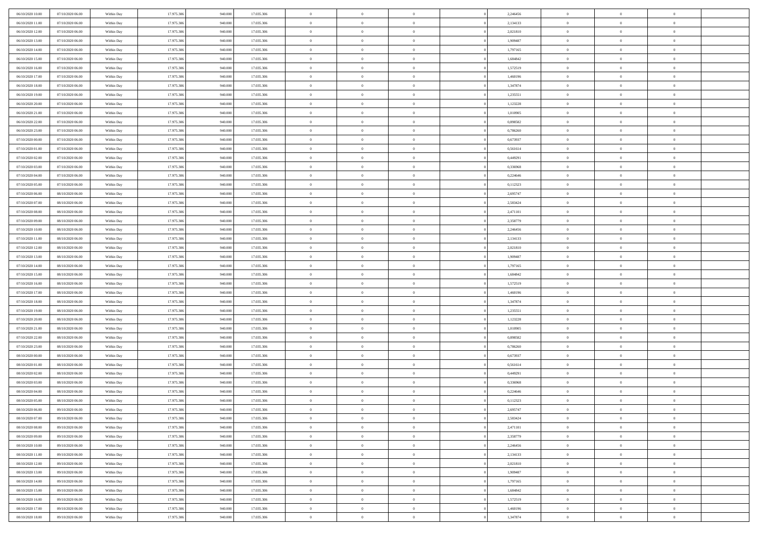| | | | | | | | | | | | | | | |
|---|---|---|---|---|---|---|---|---|---|---|---|---|---|---|
| 06/10/2020 10:00 | 07/10/2020 06.00 | Within Day | 17.975.306 | 940.000 | 17.035.306 | 0 | 0 | 0 | | 2,246456 | 0 | 0 | 0 | |
| 06/10/2020 11:00 | 07/10/2020 06.00 | Within Day | 17.975.306 | 940.000 | 17.035.306 | 0 | 0 | 0 | | 2,134133 | 0 | 0 | 0 | |
| 06/10/2020 12:00 | 07/10/2020 06.00 | Within Day | 17.975.306 | 940.000 | 17.035.306 | 0 | 0 | 0 | | 2,021810 | 0 | 0 | 0 | |
| 06/10/2020 13:00 | 07/10/2020 06.00 | Within Day | 17.975.306 | 940.000 | 17.035.306 | 0 | 0 | 0 | | 1,909487 | 0 | 0 | 0 | |
| 06/10/2020 14:00 | 07/10/2020 06.00 | Within Day | 17.975.306 | 940.000 | 17.035.306 | 0 | 0 | 0 | | 1,797165 | 0 | 0 | 0 | |
| 06/10/2020 15:00 | 07/10/2020 06.00 | Within Day | 17.975.306 | 940.000 | 17.035.306 | 0 | 0 | 0 | | 1,684842 | 0 | 0 | 0 | |
| 06/10/2020 16:00 | 07/10/2020 06.00 | Within Day | 17.975.306 | 940.000 | 17.035.306 | 0 | 0 | 0 | | 1,572519 | 0 | 0 | 0 | |
| 06/10/2020 17:00 | 07/10/2020 06.00 | Within Day | 17.975.306 | 940.000 | 17.035.306 | 0 | 0 | 0 | | 1,460196 | 0 | 0 | 0 | |
| 06/10/2020 18:00 | 07/10/2020 06.00 | Within Day | 17.975.306 | 940.000 | 17.035.306 | 0 | 0 | 0 | | 1,347874 | 0 | 0 | 0 | |
| 06/10/2020 19:00 | 07/10/2020 06.00 | Within Day | 17.975.306 | 940.000 | 17.035.306 | 0 | 0 | 0 | | 1,235551 | 0 | 0 | 0 | |
| 06/10/2020 20:00 | 07/10/2020 06.00 | Within Day | 17.975.306 | 940.000 | 17.035.306 | 0 | 0 | 0 | | 1,123228 | 0 | 0 | 0 | |
| 06/10/2020 21:00 | 07/10/2020 06.00 | Within Day | 17.975.306 | 940.000 | 17.035.306 | 0 | 0 | 0 | | 1,010905 | 0 | 0 | 0 | |
| 06/10/2020 22:00 | 07/10/2020 06.00 | Within Day | 17.975.306 | 940.000 | 17.035.306 | 0 | 0 | 0 | | 0,898582 | 0 | 0 | 0 | |
| 06/10/2020 23:00 | 07/10/2020 06.00 | Within Day | 17.975.306 | 940.000 | 17.035.306 | 0 | 0 | 0 | | 0,786260 | 0 | 0 | 0 | |
| 07/10/2020 00:00 | 07/10/2020 06.00 | Within Day | 17.975.306 | 940.000 | 17.035.306 | 0 | 0 | 0 | | 0,673937 | 0 | 0 | 0 | |
| 07/10/2020 01:00 | 07/10/2020 06.00 | Within Day | 17.975.306 | 940.000 | 17.035.306 | 0 | 0 | 0 | | 0,561614 | 0 | 0 | 0 | |
| 07/10/2020 02:00 | 07/10/2020 06.00 | Within Day | 17.975.306 | 940.000 | 17.035.306 | 0 | 0 | 0 | | 0,449291 | 0 | 0 | 0 | |
| 07/10/2020 03:00 | 07/10/2020 06.00 | Within Day | 17.975.306 | 940.000 | 17.035.306 | 0 | 0 | 0 | | 0,336968 | 0 | 0 | 0 | |
| 07/10/2020 04:00 | 07/10/2020 06.00 | Within Day | 17.975.306 | 940.000 | 17.035.306 | 0 | 0 | 0 | | 0,224646 | 0 | 0 | 0 | |
| 07/10/2020 05:00 | 07/10/2020 06.00 | Within Day | 17.975.306 | 940.000 | 17.035.306 | 0 | 0 | 0 | | 0,112323 | 0 | 0 | 0 | |
| 07/10/2020 06:00 | 08/10/2020 06.00 | Within Day | 17.975.306 | 940.000 | 17.035.306 | 0 | 0 | 0 | | 2,695747 | 0 | 0 | 0 | |
| 07/10/2020 07:00 | 08/10/2020 06.00 | Within Day | 17.975.306 | 940.000 | 17.035.306 | 0 | 0 | 0 | | 2,583424 | 0 | 0 | 0 | |
| 07/10/2020 08:00 | 08/10/2020 06.00 | Within Day | 17.975.306 | 940.000 | 17.035.306 | 0 | 0 | 0 | | 2,471101 | 0 | 0 | 0 | |
| 07/10/2020 09:00 | 08/10/2020 06.00 | Within Day | 17.975.306 | 940.000 | 17.035.306 | 0 | 0 | 0 | | 2,358779 | 0 | 0 | 0 | |
| 07/10/2020 10:00 | 08/10/2020 06.00 | Within Day | 17.975.306 | 940.000 | 17.035.306 | 0 | 0 | 0 | | 2,246456 | 0 | 0 | 0 | |
| 07/10/2020 11:00 | 08/10/2020 06.00 | Within Day | 17.975.306 | 940.000 | 17.035.306 | 0 | 0 | 0 | | 2,134133 | 0 | 0 | 0 | |
| 07/10/2020 12:00 | 08/10/2020 06.00 | Within Day | 17.975.306 | 940.000 | 17.035.306 | 0 | 0 | 0 | | 2,021810 | 0 | 0 | 0 | |
| 07/10/2020 13:00 | 08/10/2020 06.00 | Within Day | 17.975.306 | 940.000 | 17.035.306 | 0 | 0 | 0 | | 1,909487 | 0 | 0 | 0 | |
| 07/10/2020 14:00 | 08/10/2020 06.00 | Within Day | 17.975.306 | 940.000 | 17.035.306 | 0 | 0 | 0 | | 1,797165 | 0 | 0 | 0 | |
| 07/10/2020 15:00 | 08/10/2020 06.00 | Within Day | 17.975.306 | 940.000 | 17.035.306 | 0 | 0 | 0 | | 1,684842 | 0 | 0 | 0 | |
| 07/10/2020 16:00 | 08/10/2020 06.00 | Within Day | 17.975.306 | 940.000 | 17.035.306 | 0 | 0 | 0 | | 1,572519 | 0 | 0 | 0 | |
| 07/10/2020 17:00 | 08/10/2020 06.00 | Within Day | 17.975.306 | 940.000 | 17.035.306 | 0 | 0 | 0 | | 1,460196 | 0 | 0 | 0 | |
| 07/10/2020 18:00 | 08/10/2020 06.00 | Within Day | 17.975.306 | 940.000 | 17.035.306 | 0 | 0 | 0 | | 1,347874 | 0 | 0 | 0 | |
| 07/10/2020 19:00 | 08/10/2020 06.00 | Within Day | 17.975.306 | 940.000 | 17.035.306 | 0 | 0 | 0 | | 1,235551 | 0 | 0 | 0 | |
| 07/10/2020 20:00 | 08/10/2020 06.00 | Within Day | 17.975.306 | 940.000 | 17.035.306 | 0 | 0 | 0 | | 1,123228 | 0 | 0 | 0 | |
| 07/10/2020 21:00 | 08/10/2020 06.00 | Within Day | 17.975.306 | 940.000 | 17.035.306 | 0 | 0 | 0 | | 1,010905 | 0 | 0 | 0 | |
| 07/10/2020 22:00 | 08/10/2020 06.00 | Within Day | 17.975.306 | 940.000 | 17.035.306 | 0 | 0 | 0 | | 0,898582 | 0 | 0 | 0 | |
| 07/10/2020 23:00 | 08/10/2020 06.00 | Within Day | 17.975.306 | 940.000 | 17.035.306 | 0 | 0 | 0 | | 0,786260 | 0 | 0 | 0 | |
| 08/10/2020 00:00 | 08/10/2020 06.00 | Within Day | 17.975.306 | 940.000 | 17.035.306 | 0 | 0 | 0 | | 0,673937 | 0 | 0 | 0 | |
| 08/10/2020 01:00 | 08/10/2020 06.00 | Within Day | 17.975.306 | 940.000 | 17.035.306 | 0 | 0 | 0 | | 0,561614 | 0 | 0 | 0 | |
| 08/10/2020 02:00 | 08/10/2020 06.00 | Within Day | 17.975.306 | 940.000 | 17.035.306 | 0 | 0 | 0 | | 0,449291 | 0 | 0 | 0 | |
| 08/10/2020 03:00 | 08/10/2020 06.00 | Within Day | 17.975.306 | 940.000 | 17.035.306 | 0 | 0 | 0 | | 0,336968 | 0 | 0 | 0 | |
| 08/10/2020 04:00 | 08/10/2020 06.00 | Within Day | 17.975.306 | 940.000 | 17.035.306 | 0 | 0 | 0 | | 0,224646 | 0 | 0 | 0 | |
| 08/10/2020 05:00 | 08/10/2020 06.00 | Within Day | 17.975.306 | 940.000 | 17.035.306 | 0 | 0 | 0 | | 0,112323 | 0 | 0 | 0 | |
| 08/10/2020 06:00 | 09/10/2020 06.00 | Within Day | 17.975.306 | 940.000 | 17.035.306 | 0 | 0 | 0 | | 2,695747 | 0 | 0 | 0 | |
| 08/10/2020 07:00 | 09/10/2020 06.00 | Within Day | 17.975.306 | 940.000 | 17.035.306 | 0 | 0 | 0 | | 2,583424 | 0 | 0 | 0 | |
| 08/10/2020 08:00 | 09/10/2020 06.00 | Within Day | 17.975.306 | 940.000 | 17.035.306 | 0 | 0 | 0 | | 2,471101 | 0 | 0 | 0 | |
| 08/10/2020 09:00 | 09/10/2020 06.00 | Within Day | 17.975.306 | 940.000 | 17.035.306 | 0 | 0 | 0 | | 2,358779 | 0 | 0 | 0 | |
| 08/10/2020 10:00 | 09/10/2020 06.00 | Within Day | 17.975.306 | 940.000 | 17.035.306 | 0 | 0 | 0 | | 2,246456 | 0 | 0 | 0 | |
| 08/10/2020 11:00 | 09/10/2020 06.00 | Within Day | 17.975.306 | 940.000 | 17.035.306 | 0 | 0 | 0 | | 2,134133 | 0 | 0 | 0 | |
| 08/10/2020 12:00 | 09/10/2020 06.00 | Within Day | 17.975.306 | 940.000 | 17.035.306 | 0 | 0 | 0 | | 2,021810 | 0 | 0 | 0 | |
| 08/10/2020 13:00 | 09/10/2020 06.00 | Within Day | 17.975.306 | 940.000 | 17.035.306 | 0 | 0 | 0 | | 1,909487 | 0 | 0 | 0 | |
| 08/10/2020 14:00 | 09/10/2020 06.00 | Within Day | 17.975.306 | 940.000 | 17.035.306 | 0 | 0 | 0 | | 1,797165 | 0 | 0 | 0 | |
| 08/10/2020 15:00 | 09/10/2020 06.00 | Within Day | 17.975.306 | 940.000 | 17.035.306 | 0 | 0 | 0 | | 1,684842 | 0 | 0 | 0 | |
| 08/10/2020 16:00 | 09/10/2020 06.00 | Within Day | 17.975.306 | 940.000 | 17.035.306 | 0 | 0 | 0 | | 1,572519 | 0 | 0 | 0 | |
| 08/10/2020 17:00 | 09/10/2020 06.00 | Within Day | 17.975.306 | 940.000 | 17.035.306 | 0 | 0 | 0 | | 1,460196 | 0 | 0 | 0 | |
| 08/10/2020 18:00 | 09/10/2020 06.00 | Within Day | 17.975.306 | 940.000 | 17.035.306 | 0 | 0 | 0 | | 1,347874 | 0 | 0 | 0 | |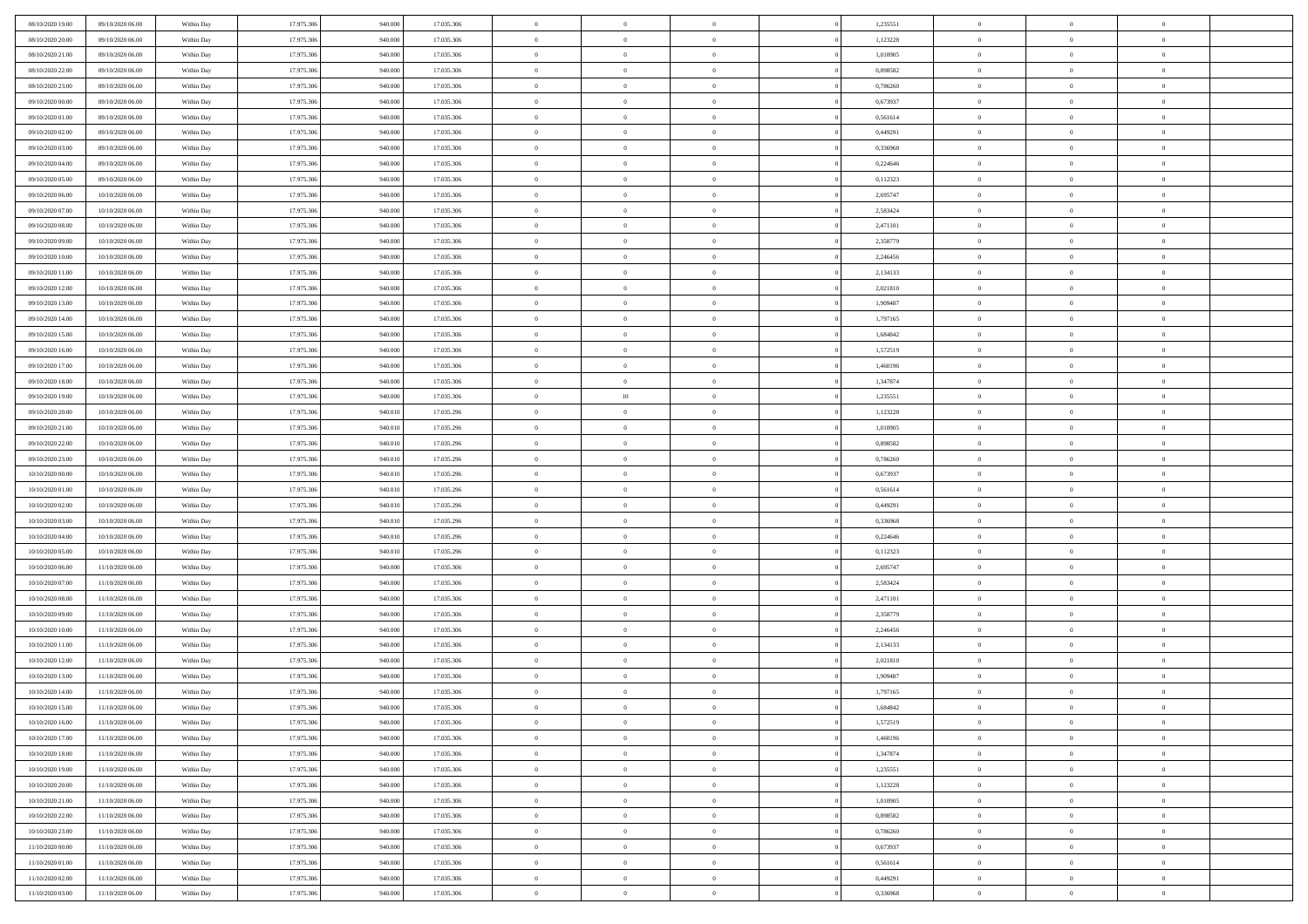| | | | | | | | | | | | | | | |
|---|---|---|---|---|---|---|---|---|---|---|---|---|---|---|
| 08/10/2020 19.00 | 09/10/2020 06.00 | Within Day | 17.975.306 | 940.000 | 17.035.306 | 0 | 0 | 0 | | 1,235551 | 0 | 0 | 0 | |
| 08/10/2020 20.00 | 09/10/2020 06.00 | Within Day | 17.975.306 | 940.000 | 17.035.306 | 0 | 0 | 0 | | 1,123228 | 0 | 0 | 0 | |
| 08/10/2020 21.00 | 09/10/2020 06.00 | Within Day | 17.975.306 | 940.000 | 17.035.306 | 0 | 0 | 0 | | 1,010905 | 0 | 0 | 0 | |
| 08/10/2020 22.00 | 09/10/2020 06.00 | Within Day | 17.975.306 | 940.000 | 17.035.306 | 0 | 0 | 0 | | 0,898582 | 0 | 0 | 0 | |
| 08/10/2020 23.00 | 09/10/2020 06.00 | Within Day | 17.975.306 | 940.000 | 17.035.306 | 0 | 0 | 0 | | 0,786260 | 0 | 0 | 0 | |
| 09/10/2020 00.00 | 09/10/2020 06.00 | Within Day | 17.975.306 | 940.000 | 17.035.306 | 0 | 0 | 0 | | 0,673937 | 0 | 0 | 0 | |
| 09/10/2020 01.00 | 09/10/2020 06.00 | Within Day | 17.975.306 | 940.000 | 17.035.306 | 0 | 0 | 0 | | 0,561614 | 0 | 0 | 0 | |
| 09/10/2020 02.00 | 09/10/2020 06.00 | Within Day | 17.975.306 | 940.000 | 17.035.306 | 0 | 0 | 0 | | 0,449291 | 0 | 0 | 0 | |
| 09/10/2020 03.00 | 09/10/2020 06.00 | Within Day | 17.975.306 | 940.000 | 17.035.306 | 0 | 0 | 0 | | 0,336968 | 0 | 0 | 0 | |
| 09/10/2020 04.00 | 09/10/2020 06.00 | Within Day | 17.975.306 | 940.000 | 17.035.306 | 0 | 0 | 0 | | 0,224646 | 0 | 0 | 0 | |
| 09/10/2020 05.00 | 09/10/2020 06.00 | Within Day | 17.975.306 | 940.000 | 17.035.306 | 0 | 0 | 0 | | 0,112323 | 0 | 0 | 0 | |
| 09/10/2020 06.00 | 10/10/2020 06.00 | Within Day | 17.975.306 | 940.000 | 17.035.306 | 0 | 0 | 0 | | 2,695747 | 0 | 0 | 0 | |
| 09/10/2020 07.00 | 10/10/2020 06.00 | Within Day | 17.975.306 | 940.000 | 17.035.306 | 0 | 0 | 0 | | 2,583424 | 0 | 0 | 0 | |
| 09/10/2020 08.00 | 10/10/2020 06.00 | Within Day | 17.975.306 | 940.000 | 17.035.306 | 0 | 0 | 0 | | 2,471101 | 0 | 0 | 0 | |
| 09/10/2020 09.00 | 10/10/2020 06.00 | Within Day | 17.975.306 | 940.000 | 17.035.306 | 0 | 0 | 0 | | 2,358779 | 0 | 0 | 0 | |
| 09/10/2020 10.00 | 10/10/2020 06.00 | Within Day | 17.975.306 | 940.000 | 17.035.306 | 0 | 0 | 0 | | 2,246456 | 0 | 0 | 0 | |
| 09/10/2020 11.00 | 10/10/2020 06.00 | Within Day | 17.975.306 | 940.000 | 17.035.306 | 0 | 0 | 0 | | 2,134133 | 0 | 0 | 0 | |
| 09/10/2020 12.00 | 10/10/2020 06.00 | Within Day | 17.975.306 | 940.000 | 17.035.306 | 0 | 0 | 0 | | 2,021810 | 0 | 0 | 0 | |
| 09/10/2020 13.00 | 10/10/2020 06.00 | Within Day | 17.975.306 | 940.000 | 17.035.306 | 0 | 0 | 0 | | 1,909487 | 0 | 0 | 0 | |
| 09/10/2020 14.00 | 10/10/2020 06.00 | Within Day | 17.975.306 | 940.000 | 17.035.306 | 0 | 0 | 0 | | 1,797165 | 0 | 0 | 0 | |
| 09/10/2020 15.00 | 10/10/2020 06.00 | Within Day | 17.975.306 | 940.000 | 17.035.306 | 0 | 0 | 0 | | 1,684842 | 0 | 0 | 0 | |
| 09/10/2020 16.00 | 10/10/2020 06.00 | Within Day | 17.975.306 | 940.000 | 17.035.306 | 0 | 0 | 0 | | 1,572519 | 0 | 0 | 0 | |
| 09/10/2020 17.00 | 10/10/2020 06.00 | Within Day | 17.975.306 | 940.000 | 17.035.306 | 0 | 0 | 0 | | 1,460196 | 0 | 0 | 0 | |
| 09/10/2020 18.00 | 10/10/2020 06.00 | Within Day | 17.975.306 | 940.000 | 17.035.306 | 0 | 0 | 0 | | 1,347874 | 0 | 0 | 0 | |
| 09/10/2020 19.00 | 10/10/2020 06.00 | Within Day | 17.975.306 | 940.000 | 17.035.306 | 0 | 10 | 0 | | 1,235551 | 0 | 0 | 0 | |
| 09/10/2020 20.00 | 10/10/2020 06.00 | Within Day | 17.975.306 | 940.010 | 17.035.296 | 0 | 0 | 0 | | 1,123228 | 0 | 0 | 0 | |
| 09/10/2020 21.00 | 10/10/2020 06.00 | Within Day | 17.975.306 | 940.010 | 17.035.296 | 0 | 0 | 0 | | 1,010905 | 0 | 0 | 0 | |
| 09/10/2020 22.00 | 10/10/2020 06.00 | Within Day | 17.975.306 | 940.010 | 17.035.296 | 0 | 0 | 0 | | 0,898582 | 0 | 0 | 0 | |
| 09/10/2020 23.00 | 10/10/2020 06.00 | Within Day | 17.975.306 | 940.010 | 17.035.296 | 0 | 0 | 0 | | 0,786260 | 0 | 0 | 0 | |
| 10/10/2020 00.00 | 10/10/2020 06.00 | Within Day | 17.975.306 | 940.010 | 17.035.296 | 0 | 0 | 0 | | 0,673937 | 0 | 0 | 0 | |
| 10/10/2020 01.00 | 10/10/2020 06.00 | Within Day | 17.975.306 | 940.010 | 17.035.296 | 0 | 0 | 0 | | 0,561614 | 0 | 0 | 0 | |
| 10/10/2020 02.00 | 10/10/2020 06.00 | Within Day | 17.975.306 | 940.010 | 17.035.296 | 0 | 0 | 0 | | 0,449291 | 0 | 0 | 0 | |
| 10/10/2020 03.00 | 10/10/2020 06.00 | Within Day | 17.975.306 | 940.010 | 17.035.296 | 0 | 0 | 0 | | 0,336968 | 0 | 0 | 0 | |
| 10/10/2020 04.00 | 10/10/2020 06.00 | Within Day | 17.975.306 | 940.010 | 17.035.296 | 0 | 0 | 0 | | 0,224646 | 0 | 0 | 0 | |
| 10/10/2020 05.00 | 10/10/2020 06.00 | Within Day | 17.975.306 | 940.010 | 17.035.296 | 0 | 0 | 0 | | 0,112323 | 0 | 0 | 0 | |
| 10/10/2020 06.00 | 11/10/2020 06.00 | Within Day | 17.975.306 | 940.000 | 17.035.306 | 0 | 0 | 0 | | 2,695747 | 0 | 0 | 0 | |
| 10/10/2020 07.00 | 11/10/2020 06.00 | Within Day | 17.975.306 | 940.000 | 17.035.306 | 0 | 0 | 0 | | 2,583424 | 0 | 0 | 0 | |
| 10/10/2020 08.00 | 11/10/2020 06.00 | Within Day | 17.975.306 | 940.000 | 17.035.306 | 0 | 0 | 0 | | 2,471101 | 0 | 0 | 0 | |
| 10/10/2020 09.00 | 11/10/2020 06.00 | Within Day | 17.975.306 | 940.000 | 17.035.306 | 0 | 0 | 0 | | 2,358779 | 0 | 0 | 0 | |
| 10/10/2020 10.00 | 11/10/2020 06.00 | Within Day | 17.975.306 | 940.000 | 17.035.306 | 0 | 0 | 0 | | 2,246456 | 0 | 0 | 0 | |
| 10/10/2020 11.00 | 11/10/2020 06.00 | Within Day | 17.975.306 | 940.000 | 17.035.306 | 0 | 0 | 0 | | 2,134133 | 0 | 0 | 0 | |
| 10/10/2020 12.00 | 11/10/2020 06.00 | Within Day | 17.975.306 | 940.000 | 17.035.306 | 0 | 0 | 0 | | 2,021810 | 0 | 0 | 0 | |
| 10/10/2020 13.00 | 11/10/2020 06.00 | Within Day | 17.975.306 | 940.000 | 17.035.306 | 0 | 0 | 0 | | 1,909487 | 0 | 0 | 0 | |
| 10/10/2020 14.00 | 11/10/2020 06.00 | Within Day | 17.975.306 | 940.000 | 17.035.306 | 0 | 0 | 0 | | 1,797165 | 0 | 0 | 0 | |
| 10/10/2020 15.00 | 11/10/2020 06.00 | Within Day | 17.975.306 | 940.000 | 17.035.306 | 0 | 0 | 0 | | 1,684842 | 0 | 0 | 0 | |
| 10/10/2020 16.00 | 11/10/2020 06.00 | Within Day | 17.975.306 | 940.000 | 17.035.306 | 0 | 0 | 0 | | 1,572519 | 0 | 0 | 0 | |
| 10/10/2020 17.00 | 11/10/2020 06.00 | Within Day | 17.975.306 | 940.000 | 17.035.306 | 0 | 0 | 0 | | 1,460196 | 0 | 0 | 0 | |
| 10/10/2020 18.00 | 11/10/2020 06.00 | Within Day | 17.975.306 | 940.000 | 17.035.306 | 0 | 0 | 0 | | 1,347874 | 0 | 0 | 0 | |
| 10/10/2020 19.00 | 11/10/2020 06.00 | Within Day | 17.975.306 | 940.000 | 17.035.306 | 0 | 0 | 0 | | 1,235551 | 0 | 0 | 0 | |
| 10/10/2020 20.00 | 11/10/2020 06.00 | Within Day | 17.975.306 | 940.000 | 17.035.306 | 0 | 0 | 0 | | 1,123228 | 0 | 0 | 0 | |
| 10/10/2020 21.00 | 11/10/2020 06.00 | Within Day | 17.975.306 | 940.000 | 17.035.306 | 0 | 0 | 0 | | 1,010905 | 0 | 0 | 0 | |
| 10/10/2020 22.00 | 11/10/2020 06.00 | Within Day | 17.975.306 | 940.000 | 17.035.306 | 0 | 0 | 0 | | 0,898582 | 0 | 0 | 0 | |
| 10/10/2020 23.00 | 11/10/2020 06.00 | Within Day | 17.975.306 | 940.000 | 17.035.306 | 0 | 0 | 0 | | 0,786260 | 0 | 0 | 0 | |
| 11/10/2020 00.00 | 11/10/2020 06.00 | Within Day | 17.975.306 | 940.000 | 17.035.306 | 0 | 0 | 0 | | 0,673937 | 0 | 0 | 0 | |
| 11/10/2020 01.00 | 11/10/2020 06.00 | Within Day | 17.975.306 | 940.000 | 17.035.306 | 0 | 0 | 0 | | 0,561614 | 0 | 0 | 0 | |
| 11/10/2020 02.00 | 11/10/2020 06.00 | Within Day | 17.975.306 | 940.000 | 17.035.306 | 0 | 0 | 0 | | 0,449291 | 0 | 0 | 0 | |
| 11/10/2020 03.00 | 11/10/2020 06.00 | Within Day | 17.975.306 | 940.000 | 17.035.306 | 0 | 0 | 0 | | 0,336968 | 0 | 0 | 0 | |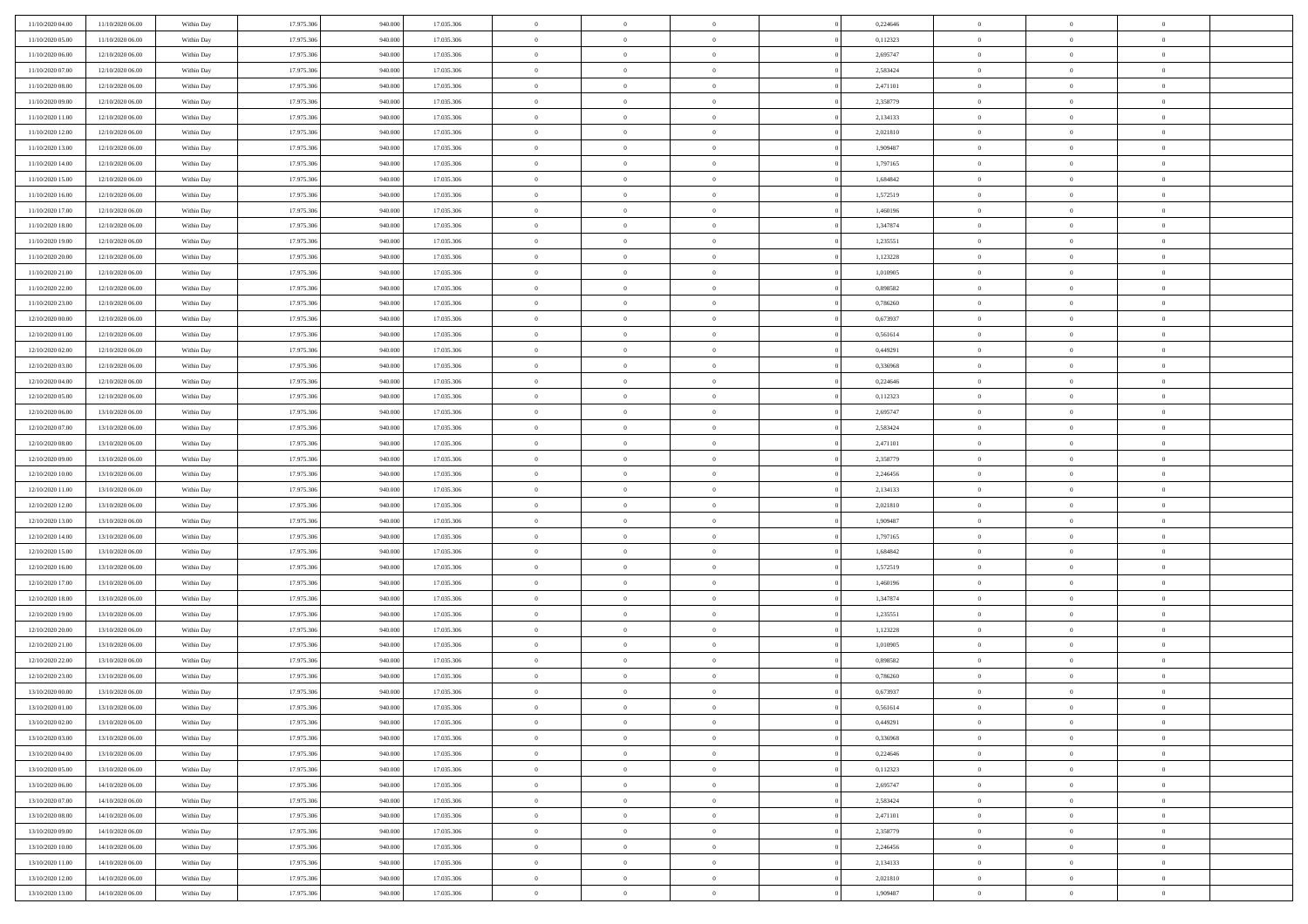| | | | | | | | | | | | | | | |
|---|---|---|---|---|---|---|---|---|---|---|---|---|---|---|
| 11/10/2020 04:00 | 11/10/2020 06:00 | Within Day | 17.975.306 | 940.000 | 17.035.306 | 0 | 0 | 0 | | 0,224646 | 0 | 0 | 0 | |
| 11/10/2020 05:00 | 11/10/2020 06:00 | Within Day | 17.975.306 | 940.000 | 17.035.306 | 0 | 0 | 0 | | 0,112323 | 0 | 0 | 0 | |
| 11/10/2020 06:00 | 12/10/2020 06:00 | Within Day | 17.975.306 | 940.000 | 17.035.306 | 0 | 0 | 0 | | 2,695747 | 0 | 0 | 0 | |
| 11/10/2020 07:00 | 12/10/2020 06:00 | Within Day | 17.975.306 | 940.000 | 17.035.306 | 0 | 0 | 0 | | 2,583424 | 0 | 0 | 0 | |
| 11/10/2020 08:00 | 12/10/2020 06:00 | Within Day | 17.975.306 | 940.000 | 17.035.306 | 0 | 0 | 0 | | 2,471101 | 0 | 0 | 0 | |
| 11/10/2020 09:00 | 12/10/2020 06:00 | Within Day | 17.975.306 | 940.000 | 17.035.306 | 0 | 0 | 0 | | 2,358779 | 0 | 0 | 0 | |
| 11/10/2020 11:00 | 12/10/2020 06:00 | Within Day | 17.975.306 | 940.000 | 17.035.306 | 0 | 0 | 0 | | 2,134133 | 0 | 0 | 0 | |
| 11/10/2020 12:00 | 12/10/2020 06:00 | Within Day | 17.975.306 | 940.000 | 17.035.306 | 0 | 0 | 0 | | 2,021810 | 0 | 0 | 0 | |
| 11/10/2020 13:00 | 12/10/2020 06:00 | Within Day | 17.975.306 | 940.000 | 17.035.306 | 0 | 0 | 0 | | 1,909487 | 0 | 0 | 0 | |
| 11/10/2020 14:00 | 12/10/2020 06:00 | Within Day | 17.975.306 | 940.000 | 17.035.306 | 0 | 0 | 0 | | 1,797165 | 0 | 0 | 0 | |
| 11/10/2020 15:00 | 12/10/2020 06:00 | Within Day | 17.975.306 | 940.000 | 17.035.306 | 0 | 0 | 0 | | 1,684842 | 0 | 0 | 0 | |
| 11/10/2020 16:00 | 12/10/2020 06:00 | Within Day | 17.975.306 | 940.000 | 17.035.306 | 0 | 0 | 0 | | 1,572519 | 0 | 0 | 0 | |
| 11/10/2020 17:00 | 12/10/2020 06:00 | Within Day | 17.975.306 | 940.000 | 17.035.306 | 0 | 0 | 0 | | 1,460196 | 0 | 0 | 0 | |
| 11/10/2020 18:00 | 12/10/2020 06:00 | Within Day | 17.975.306 | 940.000 | 17.035.306 | 0 | 0 | 0 | | 1,347874 | 0 | 0 | 0 | |
| 11/10/2020 19:00 | 12/10/2020 06:00 | Within Day | 17.975.306 | 940.000 | 17.035.306 | 0 | 0 | 0 | | 1,235551 | 0 | 0 | 0 | |
| 11/10/2020 20:00 | 12/10/2020 06:00 | Within Day | 17.975.306 | 940.000 | 17.035.306 | 0 | 0 | 0 | | 1,123228 | 0 | 0 | 0 | |
| 11/10/2020 21:00 | 12/10/2020 06:00 | Within Day | 17.975.306 | 940.000 | 17.035.306 | 0 | 0 | 0 | | 1,010905 | 0 | 0 | 0 | |
| 11/10/2020 22:00 | 12/10/2020 06:00 | Within Day | 17.975.306 | 940.000 | 17.035.306 | 0 | 0 | 0 | | 0,898582 | 0 | 0 | 0 | |
| 11/10/2020 23:00 | 12/10/2020 06:00 | Within Day | 17.975.306 | 940.000 | 17.035.306 | 0 | 0 | 0 | | 0,786260 | 0 | 0 | 0 | |
| 12/10/2020 00:00 | 12/10/2020 06:00 | Within Day | 17.975.306 | 940.000 | 17.035.306 | 0 | 0 | 0 | | 0,673937 | 0 | 0 | 0 | |
| 12/10/2020 01:00 | 12/10/2020 06:00 | Within Day | 17.975.306 | 940.000 | 17.035.306 | 0 | 0 | 0 | | 0,561614 | 0 | 0 | 0 | |
| 12/10/2020 02:00 | 12/10/2020 06:00 | Within Day | 17.975.306 | 940.000 | 17.035.306 | 0 | 0 | 0 | | 0,449291 | 0 | 0 | 0 | |
| 12/10/2020 03:00 | 12/10/2020 06:00 | Within Day | 17.975.306 | 940.000 | 17.035.306 | 0 | 0 | 0 | | 0,336968 | 0 | 0 | 0 | |
| 12/10/2020 04:00 | 12/10/2020 06:00 | Within Day | 17.975.306 | 940.000 | 17.035.306 | 0 | 0 | 0 | | 0,224646 | 0 | 0 | 0 | |
| 12/10/2020 05:00 | 12/10/2020 06:00 | Within Day | 17.975.306 | 940.000 | 17.035.306 | 0 | 0 | 0 | | 0,112323 | 0 | 0 | 0 | |
| 12/10/2020 06:00 | 13/10/2020 06:00 | Within Day | 17.975.306 | 940.000 | 17.035.306 | 0 | 0 | 0 | | 2,695747 | 0 | 0 | 0 | |
| 12/10/2020 07:00 | 13/10/2020 06:00 | Within Day | 17.975.306 | 940.000 | 17.035.306 | 0 | 0 | 0 | | 2,583424 | 0 | 0 | 0 | |
| 12/10/2020 08:00 | 13/10/2020 06:00 | Within Day | 17.975.306 | 940.000 | 17.035.306 | 0 | 0 | 0 | | 2,471101 | 0 | 0 | 0 | |
| 12/10/2020 09:00 | 13/10/2020 06:00 | Within Day | 17.975.306 | 940.000 | 17.035.306 | 0 | 0 | 0 | | 2,358779 | 0 | 0 | 0 | |
| 12/10/2020 10:00 | 13/10/2020 06:00 | Within Day | 17.975.306 | 940.000 | 17.035.306 | 0 | 0 | 0 | | 2,246456 | 0 | 0 | 0 | |
| 12/10/2020 11:00 | 13/10/2020 06:00 | Within Day | 17.975.306 | 940.000 | 17.035.306 | 0 | 0 | 0 | | 2,134133 | 0 | 0 | 0 | |
| 12/10/2020 12:00 | 13/10/2020 06:00 | Within Day | 17.975.306 | 940.000 | 17.035.306 | 0 | 0 | 0 | | 2,021810 | 0 | 0 | 0 | |
| 12/10/2020 13:00 | 13/10/2020 06:00 | Within Day | 17.975.306 | 940.000 | 17.035.306 | 0 | 0 | 0 | | 1,909487 | 0 | 0 | 0 | |
| 12/10/2020 14:00 | 13/10/2020 06:00 | Within Day | 17.975.306 | 940.000 | 17.035.306 | 0 | 0 | 0 | | 1,797165 | 0 | 0 | 0 | |
| 12/10/2020 15:00 | 13/10/2020 06:00 | Within Day | 17.975.306 | 940.000 | 17.035.306 | 0 | 0 | 0 | | 1,684842 | 0 | 0 | 0 | |
| 12/10/2020 16:00 | 13/10/2020 06:00 | Within Day | 17.975.306 | 940.000 | 17.035.306 | 0 | 0 | 0 | | 1,572519 | 0 | 0 | 0 | |
| 12/10/2020 17:00 | 13/10/2020 06:00 | Within Day | 17.975.306 | 940.000 | 17.035.306 | 0 | 0 | 0 | | 1,460196 | 0 | 0 | 0 | |
| 12/10/2020 18:00 | 13/10/2020 06:00 | Within Day | 17.975.306 | 940.000 | 17.035.306 | 0 | 0 | 0 | | 1,347874 | 0 | 0 | 0 | |
| 12/10/2020 19:00 | 13/10/2020 06:00 | Within Day | 17.975.306 | 940.000 | 17.035.306 | 0 | 0 | 0 | | 1,235551 | 0 | 0 | 0 | |
| 12/10/2020 20:00 | 13/10/2020 06:00 | Within Day | 17.975.306 | 940.000 | 17.035.306 | 0 | 0 | 0 | | 1,123228 | 0 | 0 | 0 | |
| 12/10/2020 21:00 | 13/10/2020 06:00 | Within Day | 17.975.306 | 940.000 | 17.035.306 | 0 | 0 | 0 | | 1,010905 | 0 | 0 | 0 | |
| 12/10/2020 22:00 | 13/10/2020 06:00 | Within Day | 17.975.306 | 940.000 | 17.035.306 | 0 | 0 | 0 | | 0,898582 | 0 | 0 | 0 | |
| 12/10/2020 23:00 | 13/10/2020 06:00 | Within Day | 17.975.306 | 940.000 | 17.035.306 | 0 | 0 | 0 | | 0,786260 | 0 | 0 | 0 | |
| 13/10/2020 00:00 | 13/10/2020 06:00 | Within Day | 17.975.306 | 940.000 | 17.035.306 | 0 | 0 | 0 | | 0,673937 | 0 | 0 | 0 | |
| 13/10/2020 01:00 | 13/10/2020 06:00 | Within Day | 17.975.306 | 940.000 | 17.035.306 | 0 | 0 | 0 | | 0,561614 | 0 | 0 | 0 | |
| 13/10/2020 02:00 | 13/10/2020 06:00 | Within Day | 17.975.306 | 940.000 | 17.035.306 | 0 | 0 | 0 | | 0,449291 | 0 | 0 | 0 | |
| 13/10/2020 03:00 | 13/10/2020 06:00 | Within Day | 17.975.306 | 940.000 | 17.035.306 | 0 | 0 | 0 | | 0,336968 | 0 | 0 | 0 | |
| 13/10/2020 04:00 | 13/10/2020 06:00 | Within Day | 17.975.306 | 940.000 | 17.035.306 | 0 | 0 | 0 | | 0,224646 | 0 | 0 | 0 | |
| 13/10/2020 05:00 | 13/10/2020 06:00 | Within Day | 17.975.306 | 940.000 | 17.035.306 | 0 | 0 | 0 | | 0,112323 | 0 | 0 | 0 | |
| 13/10/2020 06:00 | 14/10/2020 06:00 | Within Day | 17.975.306 | 940.000 | 17.035.306 | 0 | 0 | 0 | | 2,695747 | 0 | 0 | 0 | |
| 13/10/2020 07:00 | 14/10/2020 06:00 | Within Day | 17.975.306 | 940.000 | 17.035.306 | 0 | 0 | 0 | | 2,583424 | 0 | 0 | 0 | |
| 13/10/2020 08:00 | 14/10/2020 06:00 | Within Day | 17.975.306 | 940.000 | 17.035.306 | 0 | 0 | 0 | | 2,471101 | 0 | 0 | 0 | |
| 13/10/2020 09:00 | 14/10/2020 06:00 | Within Day | 17.975.306 | 940.000 | 17.035.306 | 0 | 0 | 0 | | 2,358779 | 0 | 0 | 0 | |
| 13/10/2020 10:00 | 14/10/2020 06:00 | Within Day | 17.975.306 | 940.000 | 17.035.306 | 0 | 0 | 0 | | 2,246456 | 0 | 0 | 0 | |
| 13/10/2020 11:00 | 14/10/2020 06:00 | Within Day | 17.975.306 | 940.000 | 17.035.306 | 0 | 0 | 0 | | 2,134133 | 0 | 0 | 0 | |
| 13/10/2020 12:00 | 14/10/2020 06:00 | Within Day | 17.975.306 | 940.000 | 17.035.306 | 0 | 0 | 0 | | 2,021810 | 0 | 0 | 0 | |
| 13/10/2020 13:00 | 14/10/2020 06:00 | Within Day | 17.975.306 | 940.000 | 17.035.306 | 0 | 0 | 0 | | 1,909487 | 0 | 0 | 0 | |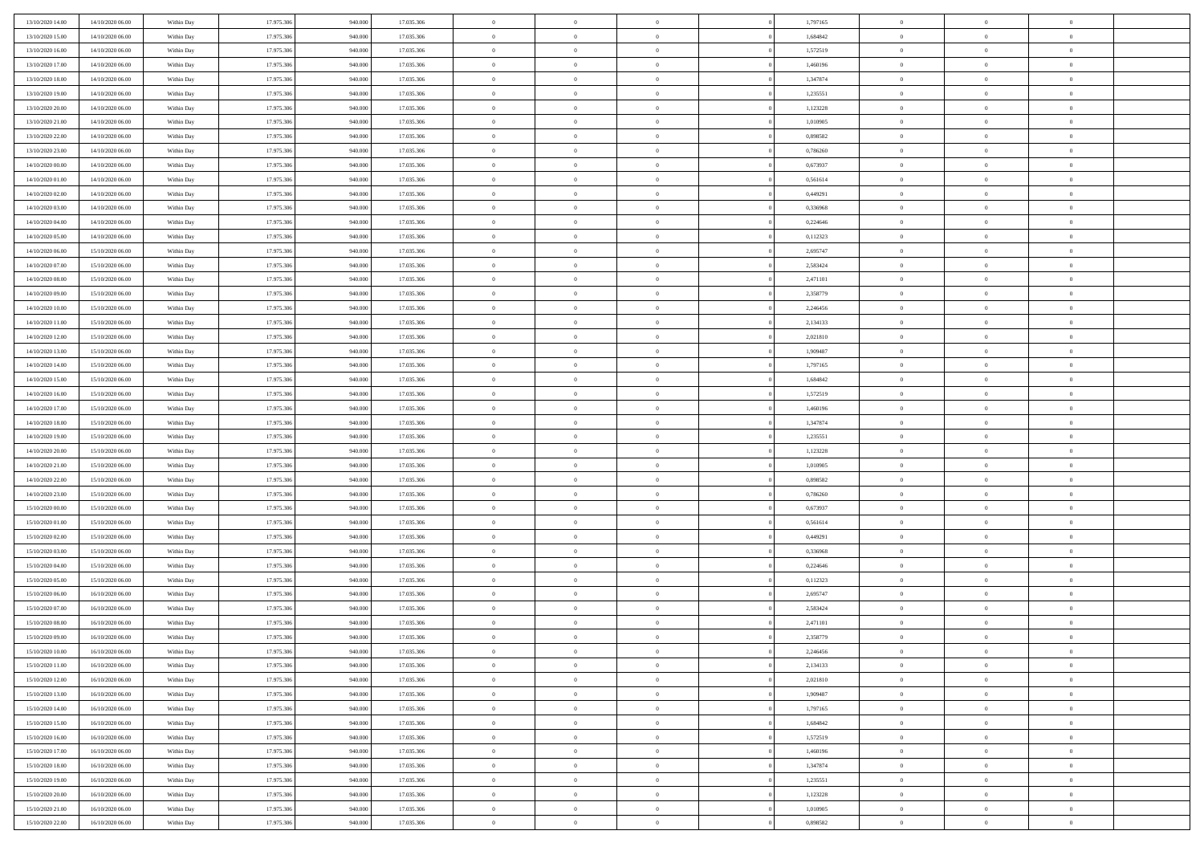| | | | | | | | | | | | | | | |
|---|---|---|---|---|---|---|---|---|---|---|---|---|---|---|
| 13/10/2020 14:00 | 14/10/2020 06:00 | Within Day | 17.975.306 | 940.000 | 17.035.306 | 0 | 0 | 0 | | 1,797165 | 0 | 0 | 0 | |
| 13/10/2020 15:00 | 14/10/2020 06:00 | Within Day | 17.975.306 | 940.000 | 17.035.306 | 0 | 0 | 0 | | 1,684842 | 0 | 0 | 0 | |
| 13/10/2020 16:00 | 14/10/2020 06:00 | Within Day | 17.975.306 | 940.000 | 17.035.306 | 0 | 0 | 0 | | 1,572519 | 0 | 0 | 0 | |
| 13/10/2020 17:00 | 14/10/2020 06:00 | Within Day | 17.975.306 | 940.000 | 17.035.306 | 0 | 0 | 0 | | 1,460196 | 0 | 0 | 0 | |
| 13/10/2020 18:00 | 14/10/2020 06:00 | Within Day | 17.975.306 | 940.000 | 17.035.306 | 0 | 0 | 0 | | 1,347874 | 0 | 0 | 0 | |
| 13/10/2020 19:00 | 14/10/2020 06:00 | Within Day | 17.975.306 | 940.000 | 17.035.306 | 0 | 0 | 0 | | 1,235551 | 0 | 0 | 0 | |
| 13/10/2020 20:00 | 14/10/2020 06:00 | Within Day | 17.975.306 | 940.000 | 17.035.306 | 0 | 0 | 0 | | 1,123228 | 0 | 0 | 0 | |
| 13/10/2020 21:00 | 14/10/2020 06:00 | Within Day | 17.975.306 | 940.000 | 17.035.306 | 0 | 0 | 0 | | 1,010905 | 0 | 0 | 0 | |
| 13/10/2020 22:00 | 14/10/2020 06:00 | Within Day | 17.975.306 | 940.000 | 17.035.306 | 0 | 0 | 0 | | 0,898582 | 0 | 0 | 0 | |
| 13/10/2020 23:00 | 14/10/2020 06:00 | Within Day | 17.975.306 | 940.000 | 17.035.306 | 0 | 0 | 0 | | 0,786260 | 0 | 0 | 0 | |
| 14/10/2020 00:00 | 14/10/2020 06:00 | Within Day | 17.975.306 | 940.000 | 17.035.306 | 0 | 0 | 0 | | 0,673937 | 0 | 0 | 0 | |
| 14/10/2020 01:00 | 14/10/2020 06:00 | Within Day | 17.975.306 | 940.000 | 17.035.306 | 0 | 0 | 0 | | 0,561614 | 0 | 0 | 0 | |
| 14/10/2020 02:00 | 14/10/2020 06:00 | Within Day | 17.975.306 | 940.000 | 17.035.306 | 0 | 0 | 0 | | 0,449291 | 0 | 0 | 0 | |
| 14/10/2020 03:00 | 14/10/2020 06:00 | Within Day | 17.975.306 | 940.000 | 17.035.306 | 0 | 0 | 0 | | 0,336968 | 0 | 0 | 0 | |
| 14/10/2020 04:00 | 14/10/2020 06:00 | Within Day | 17.975.306 | 940.000 | 17.035.306 | 0 | 0 | 0 | | 0,224646 | 0 | 0 | 0 | |
| 14/10/2020 05:00 | 14/10/2020 06:00 | Within Day | 17.975.306 | 940.000 | 17.035.306 | 0 | 0 | 0 | | 0,112323 | 0 | 0 | 0 | |
| 14/10/2020 06:00 | 15/10/2020 06:00 | Within Day | 17.975.306 | 940.000 | 17.035.306 | 0 | 0 | 0 | | 2,695747 | 0 | 0 | 0 | |
| 14/10/2020 07:00 | 15/10/2020 06:00 | Within Day | 17.975.306 | 940.000 | 17.035.306 | 0 | 0 | 0 | | 2,583424 | 0 | 0 | 0 | |
| 14/10/2020 08:00 | 15/10/2020 06:00 | Within Day | 17.975.306 | 940.000 | 17.035.306 | 0 | 0 | 0 | | 2,471101 | 0 | 0 | 0 | |
| 14/10/2020 09:00 | 15/10/2020 06:00 | Within Day | 17.975.306 | 940.000 | 17.035.306 | 0 | 0 | 0 | | 2,358779 | 0 | 0 | 0 | |
| 14/10/2020 10:00 | 15/10/2020 06:00 | Within Day | 17.975.306 | 940.000 | 17.035.306 | 0 | 0 | 0 | | 2,246456 | 0 | 0 | 0 | |
| 14/10/2020 11:00 | 15/10/2020 06:00 | Within Day | 17.975.306 | 940.000 | 17.035.306 | 0 | 0 | 0 | | 2,134133 | 0 | 0 | 0 | |
| 14/10/2020 12:00 | 15/10/2020 06:00 | Within Day | 17.975.306 | 940.000 | 17.035.306 | 0 | 0 | 0 | | 2,021810 | 0 | 0 | 0 | |
| 14/10/2020 13:00 | 15/10/2020 06:00 | Within Day | 17.975.306 | 940.000 | 17.035.306 | 0 | 0 | 0 | | 1,909487 | 0 | 0 | 0 | |
| 14/10/2020 14:00 | 15/10/2020 06:00 | Within Day | 17.975.306 | 940.000 | 17.035.306 | 0 | 0 | 0 | | 1,797165 | 0 | 0 | 0 | |
| 14/10/2020 15:00 | 15/10/2020 06:00 | Within Day | 17.975.306 | 940.000 | 17.035.306 | 0 | 0 | 0 | | 1,684842 | 0 | 0 | 0 | |
| 14/10/2020 16:00 | 15/10/2020 06:00 | Within Day | 17.975.306 | 940.000 | 17.035.306 | 0 | 0 | 0 | | 1,572519 | 0 | 0 | 0 | |
| 14/10/2020 17:00 | 15/10/2020 06:00 | Within Day | 17.975.306 | 940.000 | 17.035.306 | 0 | 0 | 0 | | 1,460196 | 0 | 0 | 0 | |
| 14/10/2020 18:00 | 15/10/2020 06:00 | Within Day | 17.975.306 | 940.000 | 17.035.306 | 0 | 0 | 0 | | 1,347874 | 0 | 0 | 0 | |
| 14/10/2020 19:00 | 15/10/2020 06:00 | Within Day | 17.975.306 | 940.000 | 17.035.306 | 0 | 0 | 0 | | 1,235551 | 0 | 0 | 0 | |
| 14/10/2020 20:00 | 15/10/2020 06:00 | Within Day | 17.975.306 | 940.000 | 17.035.306 | 0 | 0 | 0 | | 1,123228 | 0 | 0 | 0 | |
| 14/10/2020 21:00 | 15/10/2020 06:00 | Within Day | 17.975.306 | 940.000 | 17.035.306 | 0 | 0 | 0 | | 1,010905 | 0 | 0 | 0 | |
| 14/10/2020 22:00 | 15/10/2020 06:00 | Within Day | 17.975.306 | 940.000 | 17.035.306 | 0 | 0 | 0 | | 0,898582 | 0 | 0 | 0 | |
| 14/10/2020 23:00 | 15/10/2020 06:00 | Within Day | 17.975.306 | 940.000 | 17.035.306 | 0 | 0 | 0 | | 0,786260 | 0 | 0 | 0 | |
| 15/10/2020 00:00 | 15/10/2020 06:00 | Within Day | 17.975.306 | 940.000 | 17.035.306 | 0 | 0 | 0 | | 0,673937 | 0 | 0 | 0 | |
| 15/10/2020 01:00 | 15/10/2020 06:00 | Within Day | 17.975.306 | 940.000 | 17.035.306 | 0 | 0 | 0 | | 0,561614 | 0 | 0 | 0 | |
| 15/10/2020 02:00 | 15/10/2020 06:00 | Within Day | 17.975.306 | 940.000 | 17.035.306 | 0 | 0 | 0 | | 0,449291 | 0 | 0 | 0 | |
| 15/10/2020 03:00 | 15/10/2020 06:00 | Within Day | 17.975.306 | 940.000 | 17.035.306 | 0 | 0 | 0 | | 0,336968 | 0 | 0 | 0 | |
| 15/10/2020 04:00 | 15/10/2020 06:00 | Within Day | 17.975.306 | 940.000 | 17.035.306 | 0 | 0 | 0 | | 0,224646 | 0 | 0 | 0 | |
| 15/10/2020 05:00 | 15/10/2020 06:00 | Within Day | 17.975.306 | 940.000 | 17.035.306 | 0 | 0 | 0 | | 0,112323 | 0 | 0 | 0 | |
| 15/10/2020 06:00 | 16/10/2020 06:00 | Within Day | 17.975.306 | 940.000 | 17.035.306 | 0 | 0 | 0 | | 2,695747 | 0 | 0 | 0 | |
| 15/10/2020 07:00 | 16/10/2020 06:00 | Within Day | 17.975.306 | 940.000 | 17.035.306 | 0 | 0 | 0 | | 2,583424 | 0 | 0 | 0 | |
| 15/10/2020 08:00 | 16/10/2020 06:00 | Within Day | 17.975.306 | 940.000 | 17.035.306 | 0 | 0 | 0 | | 2,471101 | 0 | 0 | 0 | |
| 15/10/2020 09:00 | 16/10/2020 06:00 | Within Day | 17.975.306 | 940.000 | 17.035.306 | 0 | 0 | 0 | | 2,358779 | 0 | 0 | 0 | |
| 15/10/2020 10:00 | 16/10/2020 06:00 | Within Day | 17.975.306 | 940.000 | 17.035.306 | 0 | 0 | 0 | | 2,246456 | 0 | 0 | 0 | |
| 15/10/2020 11:00 | 16/10/2020 06:00 | Within Day | 17.975.306 | 940.000 | 17.035.306 | 0 | 0 | 0 | | 2,134133 | 0 | 0 | 0 | |
| 15/10/2020 12:00 | 16/10/2020 06:00 | Within Day | 17.975.306 | 940.000 | 17.035.306 | 0 | 0 | 0 | | 2,021810 | 0 | 0 | 0 | |
| 15/10/2020 13:00 | 16/10/2020 06:00 | Within Day | 17.975.306 | 940.000 | 17.035.306 | 0 | 0 | 0 | | 1,909487 | 0 | 0 | 0 | |
| 15/10/2020 14:00 | 16/10/2020 06:00 | Within Day | 17.975.306 | 940.000 | 17.035.306 | 0 | 0 | 0 | | 1,797165 | 0 | 0 | 0 | |
| 15/10/2020 15:00 | 16/10/2020 06:00 | Within Day | 17.975.306 | 940.000 | 17.035.306 | 0 | 0 | 0 | | 1,684842 | 0 | 0 | 0 | |
| 15/10/2020 16:00 | 16/10/2020 06:00 | Within Day | 17.975.306 | 940.000 | 17.035.306 | 0 | 0 | 0 | | 1,572519 | 0 | 0 | 0 | |
| 15/10/2020 17:00 | 16/10/2020 06:00 | Within Day | 17.975.306 | 940.000 | 17.035.306 | 0 | 0 | 0 | | 1,460196 | 0 | 0 | 0 | |
| 15/10/2020 18:00 | 16/10/2020 06:00 | Within Day | 17.975.306 | 940.000 | 17.035.306 | 0 | 0 | 0 | | 1,347874 | 0 | 0 | 0 | |
| 15/10/2020 19:00 | 16/10/2020 06:00 | Within Day | 17.975.306 | 940.000 | 17.035.306 | 0 | 0 | 0 | | 1,235551 | 0 | 0 | 0 | |
| 15/10/2020 20:00 | 16/10/2020 06:00 | Within Day | 17.975.306 | 940.000 | 17.035.306 | 0 | 0 | 0 | | 1,123228 | 0 | 0 | 0 | |
| 15/10/2020 21:00 | 16/10/2020 06:00 | Within Day | 17.975.306 | 940.000 | 17.035.306 | 0 | 0 | 0 | | 1,010905 | 0 | 0 | 0 | |
| 15/10/2020 22:00 | 16/10/2020 06:00 | Within Day | 17.975.306 | 940.000 | 17.035.306 | 0 | 0 | 0 | | 0,898582 | 0 | 0 | 0 | |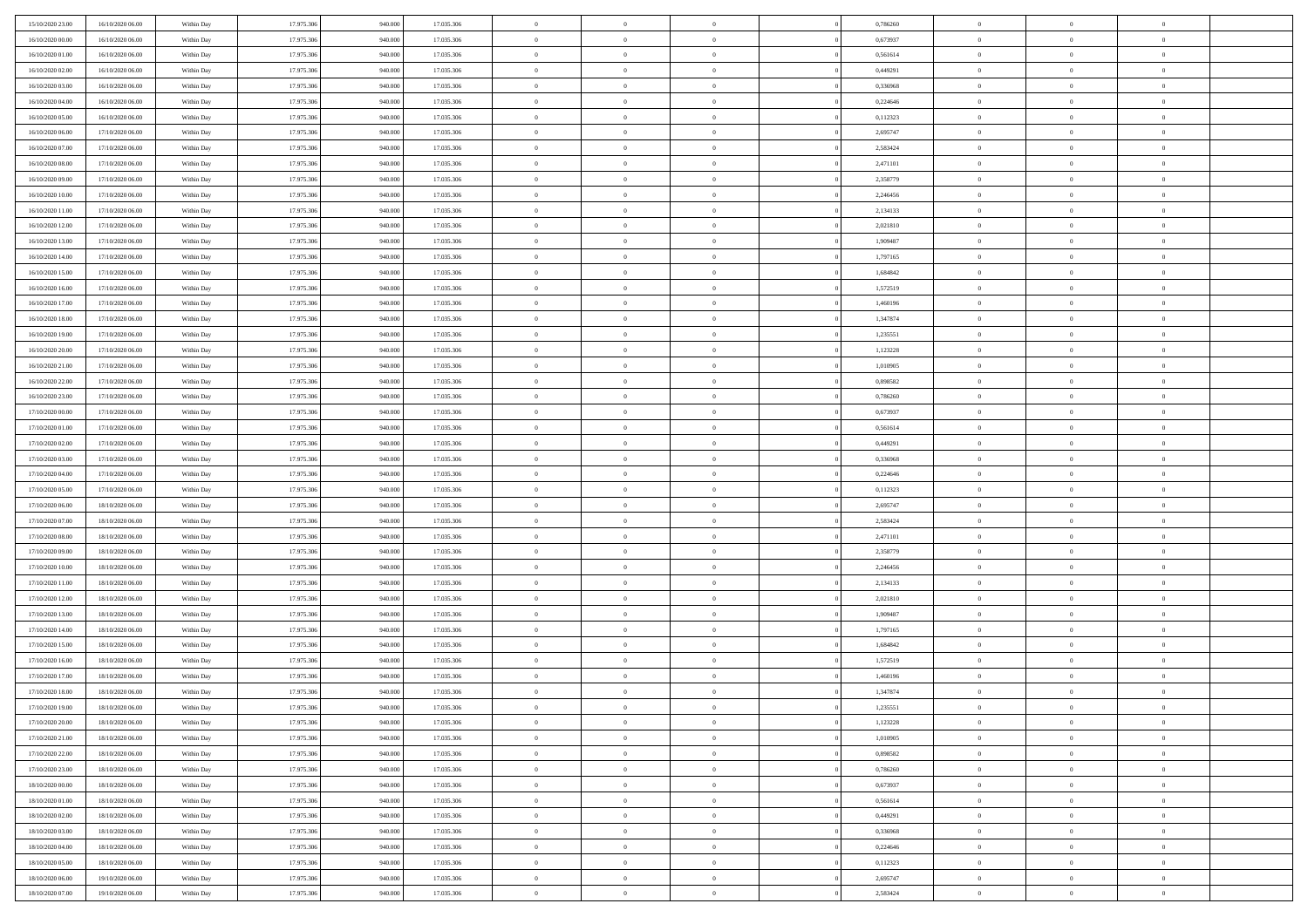| | | | | | | | | | | | | | | |
|---|---|---|---|---|---|---|---|---|---|---|---|---|---|---|
| 15/10/2020 23.00 | 16/10/2020 06.00 | Within Day | 17.975.306 | 940.000 | 17.035.306 | 0 | 0 | 0 | 0 | 0,786260 | 0 | 0 | 0 | |
| 16/10/2020 00.00 | 16/10/2020 06.00 | Within Day | 17.975.306 | 940.000 | 17.035.306 | 0 | 0 | 0 | 0 | 0,673937 | 0 | 0 | 0 | |
| 16/10/2020 01.00 | 16/10/2020 06.00 | Within Day | 17.975.306 | 940.000 | 17.035.306 | 0 | 0 | 0 | 0 | 0,561614 | 0 | 0 | 0 | |
| 16/10/2020 02.00 | 16/10/2020 06.00 | Within Day | 17.975.306 | 940.000 | 17.035.306 | 0 | 0 | 0 | 0 | 0,449291 | 0 | 0 | 0 | |
| 16/10/2020 03.00 | 16/10/2020 06.00 | Within Day | 17.975.306 | 940.000 | 17.035.306 | 0 | 0 | 0 | 0 | 0,336968 | 0 | 0 | 0 | |
| 16/10/2020 04.00 | 16/10/2020 06.00 | Within Day | 17.975.306 | 940.000 | 17.035.306 | 0 | 0 | 0 | 0 | 0,224646 | 0 | 0 | 0 | |
| 16/10/2020 05.00 | 16/10/2020 06.00 | Within Day | 17.975.306 | 940.000 | 17.035.306 | 0 | 0 | 0 | 0 | 0,112323 | 0 | 0 | 0 | |
| 16/10/2020 06.00 | 17/10/2020 06.00 | Within Day | 17.975.306 | 940.000 | 17.035.306 | 0 | 0 | 0 | 0 | 2,695747 | 0 | 0 | 0 | |
| 16/10/2020 07.00 | 17/10/2020 06.00 | Within Day | 17.975.306 | 940.000 | 17.035.306 | 0 | 0 | 0 | 0 | 2,583424 | 0 | 0 | 0 | |
| 16/10/2020 08.00 | 17/10/2020 06.00 | Within Day | 17.975.306 | 940.000 | 17.035.306 | 0 | 0 | 0 | 0 | 2,471101 | 0 | 0 | 0 | |
| 16/10/2020 09.00 | 17/10/2020 06.00 | Within Day | 17.975.306 | 940.000 | 17.035.306 | 0 | 0 | 0 | 0 | 2,358779 | 0 | 0 | 0 | |
| 16/10/2020 10.00 | 17/10/2020 06.00 | Within Day | 17.975.306 | 940.000 | 17.035.306 | 0 | 0 | 0 | 0 | 2,246456 | 0 | 0 | 0 | |
| 16/10/2020 11.00 | 17/10/2020 06.00 | Within Day | 17.975.306 | 940.000 | 17.035.306 | 0 | 0 | 0 | 0 | 2,134133 | 0 | 0 | 0 | |
| 16/10/2020 12.00 | 17/10/2020 06.00 | Within Day | 17.975.306 | 940.000 | 17.035.306 | 0 | 0 | 0 | 0 | 2,021810 | 0 | 0 | 0 | |
| 16/10/2020 13.00 | 17/10/2020 06.00 | Within Day | 17.975.306 | 940.000 | 17.035.306 | 0 | 0 | 0 | 0 | 1,909487 | 0 | 0 | 0 | |
| 16/10/2020 14.00 | 17/10/2020 06.00 | Within Day | 17.975.306 | 940.000 | 17.035.306 | 0 | 0 | 0 | 0 | 1,797165 | 0 | 0 | 0 | |
| 16/10/2020 15.00 | 17/10/2020 06.00 | Within Day | 17.975.306 | 940.000 | 17.035.306 | 0 | 0 | 0 | 0 | 1,684842 | 0 | 0 | 0 | |
| 16/10/2020 16.00 | 17/10/2020 06.00 | Within Day | 17.975.306 | 940.000 | 17.035.306 | 0 | 0 | 0 | 0 | 1,572519 | 0 | 0 | 0 | |
| 16/10/2020 17.00 | 17/10/2020 06.00 | Within Day | 17.975.306 | 940.000 | 17.035.306 | 0 | 0 | 0 | 0 | 1,460196 | 0 | 0 | 0 | |
| 16/10/2020 18.00 | 17/10/2020 06.00 | Within Day | 17.975.306 | 940.000 | 17.035.306 | 0 | 0 | 0 | 0 | 1,347874 | 0 | 0 | 0 | |
| 16/10/2020 19.00 | 17/10/2020 06.00 | Within Day | 17.975.306 | 940.000 | 17.035.306 | 0 | 0 | 0 | 0 | 1,235551 | 0 | 0 | 0 | |
| 16/10/2020 20.00 | 17/10/2020 06.00 | Within Day | 17.975.306 | 940.000 | 17.035.306 | 0 | 0 | 0 | 0 | 1,123228 | 0 | 0 | 0 | |
| 16/10/2020 21.00 | 17/10/2020 06.00 | Within Day | 17.975.306 | 940.000 | 17.035.306 | 0 | 0 | 0 | 0 | 1,010905 | 0 | 0 | 0 | |
| 16/10/2020 22.00 | 17/10/2020 06.00 | Within Day | 17.975.306 | 940.000 | 17.035.306 | 0 | 0 | 0 | 0 | 0,898582 | 0 | 0 | 0 | |
| 16/10/2020 23.00 | 17/10/2020 06.00 | Within Day | 17.975.306 | 940.000 | 17.035.306 | 0 | 0 | 0 | 0 | 0,786260 | 0 | 0 | 0 | |
| 17/10/2020 00.00 | 17/10/2020 06.00 | Within Day | 17.975.306 | 940.000 | 17.035.306 | 0 | 0 | 0 | 0 | 0,673937 | 0 | 0 | 0 | |
| 17/10/2020 01.00 | 17/10/2020 06.00 | Within Day | 17.975.306 | 940.000 | 17.035.306 | 0 | 0 | 0 | 0 | 0,561614 | 0 | 0 | 0 | |
| 17/10/2020 02.00 | 17/10/2020 06.00 | Within Day | 17.975.306 | 940.000 | 17.035.306 | 0 | 0 | 0 | 0 | 0,449291 | 0 | 0 | 0 | |
| 17/10/2020 03.00 | 17/10/2020 06.00 | Within Day | 17.975.306 | 940.000 | 17.035.306 | 0 | 0 | 0 | 0 | 0,336968 | 0 | 0 | 0 | |
| 17/10/2020 04.00 | 17/10/2020 06.00 | Within Day | 17.975.306 | 940.000 | 17.035.306 | 0 | 0 | 0 | 0 | 0,224646 | 0 | 0 | 0 | |
| 17/10/2020 05.00 | 17/10/2020 06.00 | Within Day | 17.975.306 | 940.000 | 17.035.306 | 0 | 0 | 0 | 0 | 0,112323 | 0 | 0 | 0 | |
| 17/10/2020 06.00 | 18/10/2020 06.00 | Within Day | 17.975.306 | 940.000 | 17.035.306 | 0 | 0 | 0 | 0 | 2,695747 | 0 | 0 | 0 | |
| 17/10/2020 07.00 | 18/10/2020 06.00 | Within Day | 17.975.306 | 940.000 | 17.035.306 | 0 | 0 | 0 | 0 | 2,583424 | 0 | 0 | 0 | |
| 17/10/2020 08.00 | 18/10/2020 06.00 | Within Day | 17.975.306 | 940.000 | 17.035.306 | 0 | 0 | 0 | 0 | 2,471101 | 0 | 0 | 0 | |
| 17/10/2020 09.00 | 18/10/2020 06.00 | Within Day | 17.975.306 | 940.000 | 17.035.306 | 0 | 0 | 0 | 0 | 2,358779 | 0 | 0 | 0 | |
| 17/10/2020 10.00 | 18/10/2020 06.00 | Within Day | 17.975.306 | 940.000 | 17.035.306 | 0 | 0 | 0 | 0 | 2,246456 | 0 | 0 | 0 | |
| 17/10/2020 11.00 | 18/10/2020 06.00 | Within Day | 17.975.306 | 940.000 | 17.035.306 | 0 | 0 | 0 | 0 | 2,134133 | 0 | 0 | 0 | |
| 17/10/2020 12.00 | 18/10/2020 06.00 | Within Day | 17.975.306 | 940.000 | 17.035.306 | 0 | 0 | 0 | 0 | 2,021810 | 0 | 0 | 0 | |
| 17/10/2020 13.00 | 18/10/2020 06.00 | Within Day | 17.975.306 | 940.000 | 17.035.306 | 0 | 0 | 0 | 0 | 1,909487 | 0 | 0 | 0 | |
| 17/10/2020 14.00 | 18/10/2020 06.00 | Within Day | 17.975.306 | 940.000 | 17.035.306 | 0 | 0 | 0 | 0 | 1,797165 | 0 | 0 | 0 | |
| 17/10/2020 15.00 | 18/10/2020 06.00 | Within Day | 17.975.306 | 940.000 | 17.035.306 | 0 | 0 | 0 | 0 | 1,684842 | 0 | 0 | 0 | |
| 17/10/2020 16.00 | 18/10/2020 06.00 | Within Day | 17.975.306 | 940.000 | 17.035.306 | 0 | 0 | 0 | 0 | 1,572519 | 0 | 0 | 0 | |
| 17/10/2020 17.00 | 18/10/2020 06.00 | Within Day | 17.975.306 | 940.000 | 17.035.306 | 0 | 0 | 0 | 0 | 1,460196 | 0 | 0 | 0 | |
| 17/10/2020 18.00 | 18/10/2020 06.00 | Within Day | 17.975.306 | 940.000 | 17.035.306 | 0 | 0 | 0 | 0 | 1,347874 | 0 | 0 | 0 | |
| 17/10/2020 19.00 | 18/10/2020 06.00 | Within Day | 17.975.306 | 940.000 | 17.035.306 | 0 | 0 | 0 | 0 | 1,235551 | 0 | 0 | 0 | |
| 17/10/2020 20.00 | 18/10/2020 06.00 | Within Day | 17.975.306 | 940.000 | 17.035.306 | 0 | 0 | 0 | 0 | 1,123228 | 0 | 0 | 0 | |
| 17/10/2020 21.00 | 18/10/2020 06.00 | Within Day | 17.975.306 | 940.000 | 17.035.306 | 0 | 0 | 0 | 0 | 1,010905 | 0 | 0 | 0 | |
| 17/10/2020 22.00 | 18/10/2020 06.00 | Within Day | 17.975.306 | 940.000 | 17.035.306 | 0 | 0 | 0 | 0 | 0,898582 | 0 | 0 | 0 | |
| 17/10/2020 23.00 | 18/10/2020 06.00 | Within Day | 17.975.306 | 940.000 | 17.035.306 | 0 | 0 | 0 | 0 | 0,786260 | 0 | 0 | 0 | |
| 18/10/2020 00.00 | 18/10/2020 06.00 | Within Day | 17.975.306 | 940.000 | 17.035.306 | 0 | 0 | 0 | 0 | 0,673937 | 0 | 0 | 0 | |
| 18/10/2020 01.00 | 18/10/2020 06.00 | Within Day | 17.975.306 | 940.000 | 17.035.306 | 0 | 0 | 0 | 0 | 0,561614 | 0 | 0 | 0 | |
| 18/10/2020 02.00 | 18/10/2020 06.00 | Within Day | 17.975.306 | 940.000 | 17.035.306 | 0 | 0 | 0 | 0 | 0,449291 | 0 | 0 | 0 | |
| 18/10/2020 03.00 | 18/10/2020 06.00 | Within Day | 17.975.306 | 940.000 | 17.035.306 | 0 | 0 | 0 | 0 | 0,336968 | 0 | 0 | 0 | |
| 18/10/2020 04.00 | 18/10/2020 06.00 | Within Day | 17.975.306 | 940.000 | 17.035.306 | 0 | 0 | 0 | 0 | 0,224646 | 0 | 0 | 0 | |
| 18/10/2020 05.00 | 18/10/2020 06.00 | Within Day | 17.975.306 | 940.000 | 17.035.306 | 0 | 0 | 0 | 0 | 0,112323 | 0 | 0 | 0 | |
| 18/10/2020 06.00 | 19/10/2020 06.00 | Within Day | 17.975.306 | 940.000 | 17.035.306 | 0 | 0 | 0 | 0 | 2,695747 | 0 | 0 | 0 | |
| 18/10/2020 07.00 | 19/10/2020 06.00 | Within Day | 17.975.306 | 940.000 | 17.035.306 | 0 | 0 | 0 | 0 | 2,583424 | 0 | 0 | 0 | |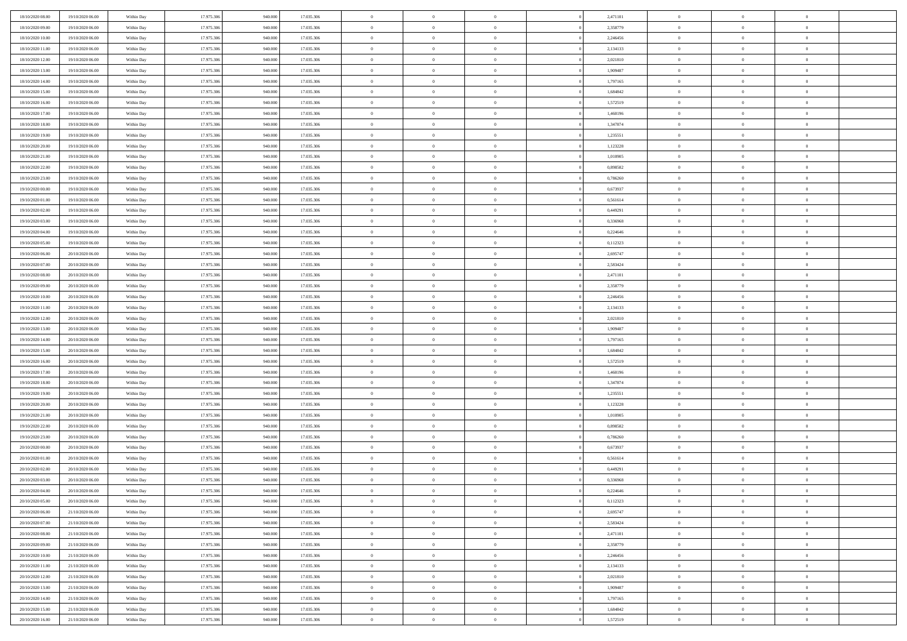| 18/10/2020 08:00 | 19/10/2020 06:00 | Within Day | 17.975.306 | 940.000 | 17.035.306 | 0 | 0 | 0 | | 0 | 2,471101 | 0 | 0 | 0 | |
|---|---|---|---|---|---|---|---|---|---|---|---|---|---|---|---|
| 18/10/2020 09:00 | 19/10/2020 06:00 | Within Day | 17.975.306 | 940.000 | 17.035.306 | 0 | 0 | 0 | | 0 | 2,358779 | 0 | 0 | 0 | |
| 18/10/2020 10:00 | 19/10/2020 06:00 | Within Day | 17.975.306 | 940.000 | 17.035.306 | 0 | 0 | 0 | | 0 | 2,246456 | 0 | 0 | 0 | |
| 18/10/2020 11:00 | 19/10/2020 06:00 | Within Day | 17.975.306 | 940.000 | 17.035.306 | 0 | 0 | 0 | | 0 | 2,134133 | 0 | 0 | 0 | |
| 18/10/2020 12:00 | 19/10/2020 06:00 | Within Day | 17.975.306 | 940.000 | 17.035.306 | 0 | 0 | 0 | | 0 | 2,021810 | 0 | 0 | 0 | |
| 18/10/2020 13:00 | 19/10/2020 06:00 | Within Day | 17.975.306 | 940.000 | 17.035.306 | 0 | 0 | 0 | | 0 | 1,909487 | 0 | 0 | 0 | |
| 18/10/2020 14:00 | 19/10/2020 06:00 | Within Day | 17.975.306 | 940.000 | 17.035.306 | 0 | 0 | 0 | | 0 | 1,797165 | 0 | 0 | 0 | |
| 18/10/2020 15:00 | 19/10/2020 06:00 | Within Day | 17.975.306 | 940.000 | 17.035.306 | 0 | 0 | 0 | | 0 | 1,684842 | 0 | 0 | 0 | |
| 18/10/2020 16:00 | 19/10/2020 06:00 | Within Day | 17.975.306 | 940.000 | 17.035.306 | 0 | 0 | 0 | | 0 | 1,572519 | 0 | 0 | 0 | |
| 18/10/2020 17:00 | 19/10/2020 06:00 | Within Day | 17.975.306 | 940.000 | 17.035.306 | 0 | 0 | 0 | | 0 | 1,460196 | 0 | 0 | 0 | |
| 18/10/2020 18:00 | 19/10/2020 06:00 | Within Day | 17.975.306 | 940.000 | 17.035.306 | 0 | 0 | 0 | | 0 | 1,347874 | 0 | 0 | 0 | |
| 18/10/2020 19:00 | 19/10/2020 06:00 | Within Day | 17.975.306 | 940.000 | 17.035.306 | 0 | 0 | 0 | | 0 | 1,235551 | 0 | 0 | 0 | |
| 18/10/2020 20:00 | 19/10/2020 06:00 | Within Day | 17.975.306 | 940.000 | 17.035.306 | 0 | 0 | 0 | | 0 | 1,123228 | 0 | 0 | 0 | |
| 18/10/2020 21:00 | 19/10/2020 06:00 | Within Day | 17.975.306 | 940.000 | 17.035.306 | 0 | 0 | 0 | | 0 | 1,010905 | 0 | 0 | 0 | |
| 18/10/2020 22:00 | 19/10/2020 06:00 | Within Day | 17.975.306 | 940.000 | 17.035.306 | 0 | 0 | 0 | | 0 | 0,898582 | 0 | 0 | 0 | |
| 18/10/2020 23:00 | 19/10/2020 06:00 | Within Day | 17.975.306 | 940.000 | 17.035.306 | 0 | 0 | 0 | | 0 | 0,786260 | 0 | 0 | 0 | |
| 19/10/2020 00:00 | 19/10/2020 06:00 | Within Day | 17.975.306 | 940.000 | 17.035.306 | 0 | 0 | 0 | | 0 | 0,673937 | 0 | 0 | 0 | |
| 19/10/2020 01:00 | 19/10/2020 06:00 | Within Day | 17.975.306 | 940.000 | 17.035.306 | 0 | 0 | 0 | | 0 | 0,561614 | 0 | 0 | 0 | |
| 19/10/2020 02:00 | 19/10/2020 06:00 | Within Day | 17.975.306 | 940.000 | 17.035.306 | 0 | 0 | 0 | | 0 | 0,449291 | 0 | 0 | 0 | |
| 19/10/2020 03:00 | 19/10/2020 06:00 | Within Day | 17.975.306 | 940.000 | 17.035.306 | 0 | 0 | 0 | | 0 | 0,336968 | 0 | 0 | 0 | |
| 19/10/2020 04:00 | 19/10/2020 06:00 | Within Day | 17.975.306 | 940.000 | 17.035.306 | 0 | 0 | 0 | | 0 | 0,224646 | 0 | 0 | 0 | |
| 19/10/2020 05:00 | 19/10/2020 06:00 | Within Day | 17.975.306 | 940.000 | 17.035.306 | 0 | 0 | 0 | | 0 | 0,112323 | 0 | 0 | 0 | |
| 19/10/2020 06:00 | 20/10/2020 06:00 | Within Day | 17.975.306 | 940.000 | 17.035.306 | 0 | 0 | 0 | | 0 | 2,695747 | 0 | 0 | 0 | |
| 19/10/2020 07:00 | 20/10/2020 06:00 | Within Day | 17.975.306 | 940.000 | 17.035.306 | 0 | 0 | 0 | | 0 | 2,583424 | 0 | 0 | 0 | |
| 19/10/2020 08:00 | 20/10/2020 06:00 | Within Day | 17.975.306 | 940.000 | 17.035.306 | 0 | 0 | 0 | | 0 | 2,471101 | 0 | 0 | 0 | |
| 19/10/2020 09:00 | 20/10/2020 06:00 | Within Day | 17.975.306 | 940.000 | 17.035.306 | 0 | 0 | 0 | | 0 | 2,358779 | 0 | 0 | 0 | |
| 19/10/2020 10:00 | 20/10/2020 06:00 | Within Day | 17.975.306 | 940.000 | 17.035.306 | 0 | 0 | 0 | | 0 | 2,246456 | 0 | 0 | 0 | |
| 19/10/2020 11:00 | 20/10/2020 06:00 | Within Day | 17.975.306 | 940.000 | 17.035.306 | 0 | 0 | 0 | | 0 | 2,134133 | 0 | 0 | 0 | |
| 19/10/2020 12:00 | 20/10/2020 06:00 | Within Day | 17.975.306 | 940.000 | 17.035.306 | 0 | 0 | 0 | | 0 | 2,021810 | 0 | 0 | 0 | |
| 19/10/2020 13:00 | 20/10/2020 06:00 | Within Day | 17.975.306 | 940.000 | 17.035.306 | 0 | 0 | 0 | | 0 | 1,909487 | 0 | 0 | 0 | |
| 19/10/2020 14:00 | 20/10/2020 06:00 | Within Day | 17.975.306 | 940.000 | 17.035.306 | 0 | 0 | 0 | | 0 | 1,797165 | 0 | 0 | 0 | |
| 19/10/2020 15:00 | 20/10/2020 06:00 | Within Day | 17.975.306 | 940.000 | 17.035.306 | 0 | 0 | 0 | | 0 | 1,684842 | 0 | 0 | 0 | |
| 19/10/2020 16:00 | 20/10/2020 06:00 | Within Day | 17.975.306 | 940.000 | 17.035.306 | 0 | 0 | 0 | | 0 | 1,572519 | 0 | 0 | 0 | |
| 19/10/2020 17:00 | 20/10/2020 06:00 | Within Day | 17.975.306 | 940.000 | 17.035.306 | 0 | 0 | 0 | | 0 | 1,460196 | 0 | 0 | 0 | |
| 19/10/2020 18:00 | 20/10/2020 06:00 | Within Day | 17.975.306 | 940.000 | 17.035.306 | 0 | 0 | 0 | | 0 | 1,347874 | 0 | 0 | 0 | |
| 19/10/2020 19:00 | 20/10/2020 06:00 | Within Day | 17.975.306 | 940.000 | 17.035.306 | 0 | 0 | 0 | | 0 | 1,235551 | 0 | 0 | 0 | |
| 19/10/2020 20:00 | 20/10/2020 06:00 | Within Day | 17.975.306 | 940.000 | 17.035.306 | 0 | 0 | 0 | | 0 | 1,123228 | 0 | 0 | 0 | |
| 19/10/2020 21:00 | 20/10/2020 06:00 | Within Day | 17.975.306 | 940.000 | 17.035.306 | 0 | 0 | 0 | | 0 | 1,010905 | 0 | 0 | 0 | |
| 19/10/2020 22:00 | 20/10/2020 06:00 | Within Day | 17.975.306 | 940.000 | 17.035.306 | 0 | 0 | 0 | | 0 | 0,898582 | 0 | 0 | 0 | |
| 19/10/2020 23:00 | 20/10/2020 06:00 | Within Day | 17.975.306 | 940.000 | 17.035.306 | 0 | 0 | 0 | | 0 | 0,786260 | 0 | 0 | 0 | |
| 20/10/2020 00:00 | 20/10/2020 06:00 | Within Day | 17.975.306 | 940.000 | 17.035.306 | 0 | 0 | 0 | | 0 | 0,673937 | 0 | 0 | 0 | |
| 20/10/2020 01:00 | 20/10/2020 06:00 | Within Day | 17.975.306 | 940.000 | 17.035.306 | 0 | 0 | 0 | | 0 | 0,561614 | 0 | 0 | 0 | |
| 20/10/2020 02:00 | 20/10/2020 06:00 | Within Day | 17.975.306 | 940.000 | 17.035.306 | 0 | 0 | 0 | | 0 | 0,449291 | 0 | 0 | 0 | |
| 20/10/2020 03:00 | 20/10/2020 06:00 | Within Day | 17.975.306 | 940.000 | 17.035.306 | 0 | 0 | 0 | | 0 | 0,336968 | 0 | 0 | 0 | |
| 20/10/2020 04:00 | 20/10/2020 06:00 | Within Day | 17.975.306 | 940.000 | 17.035.306 | 0 | 0 | 0 | | 0 | 0,224646 | 0 | 0 | 0 | |
| 20/10/2020 05:00 | 20/10/2020 06:00 | Within Day | 17.975.306 | 940.000 | 17.035.306 | 0 | 0 | 0 | | 0 | 0,112323 | 0 | 0 | 0 | |
| 20/10/2020 06:00 | 21/10/2020 06:00 | Within Day | 17.975.306 | 940.000 | 17.035.306 | 0 | 0 | 0 | | 0 | 2,695747 | 0 | 0 | 0 | |
| 20/10/2020 07:00 | 21/10/2020 06:00 | Within Day | 17.975.306 | 940.000 | 17.035.306 | 0 | 0 | 0 | | 0 | 2,583424 | 0 | 0 | 0 | |
| 20/10/2020 08:00 | 21/10/2020 06:00 | Within Day | 17.975.306 | 940.000 | 17.035.306 | 0 | 0 | 0 | | 0 | 2,471101 | 0 | 0 | 0 | |
| 20/10/2020 09:00 | 21/10/2020 06:00 | Within Day | 17.975.306 | 940.000 | 17.035.306 | 0 | 0 | 0 | | 0 | 2,358779 | 0 | 0 | 0 | |
| 20/10/2020 10:00 | 21/10/2020 06:00 | Within Day | 17.975.306 | 940.000 | 17.035.306 | 0 | 0 | 0 | | 0 | 2,246456 | 0 | 0 | 0 | |
| 20/10/2020 11:00 | 21/10/2020 06:00 | Within Day | 17.975.306 | 940.000 | 17.035.306 | 0 | 0 | 0 | | 0 | 2,134133 | 0 | 0 | 0 | |
| 20/10/2020 12:00 | 21/10/2020 06:00 | Within Day | 17.975.306 | 940.000 | 17.035.306 | 0 | 0 | 0 | | 0 | 2,021810 | 0 | 0 | 0 | |
| 20/10/2020 13:00 | 21/10/2020 06:00 | Within Day | 17.975.306 | 940.000 | 17.035.306 | 0 | 0 | 0 | | 0 | 1,909487 | 0 | 0 | 0 | |
| 20/10/2020 14:00 | 21/10/2020 06:00 | Within Day | 17.975.306 | 940.000 | 17.035.306 | 0 | 0 | 0 | | 0 | 1,797165 | 0 | 0 | 0 | |
| 20/10/2020 15:00 | 21/10/2020 06:00 | Within Day | 17.975.306 | 940.000 | 17.035.306 | 0 | 0 | 0 | | 0 | 1,684842 | 0 | 0 | 0 | |
| 20/10/2020 16:00 | 21/10/2020 06:00 | Within Day | 17.975.306 | 940.000 | 17.035.306 | 0 | 0 | 0 | | 0 | 1,572519 | 0 | 0 | 0 | |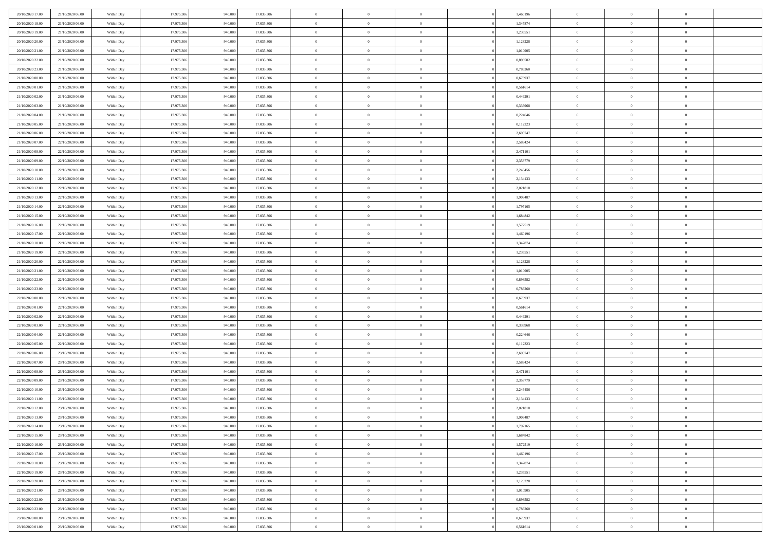| | | | | | | | | | | | | | | |
|---|---|---|---|---|---|---|---|---|---|---|---|---|---|---|
| 20/10/2020 17:00 | 21/10/2020 06:00 | Within Day | 17.975.306 | 940.000 | 17.035.306 | 0 | 0 | 0 | | 1,460196 | 0 | 0 | 0 | |
| 20/10/2020 18:00 | 21/10/2020 06:00 | Within Day | 17.975.306 | 940.000 | 17.035.306 | 0 | 0 | 0 | | 1,347874 | 0 | 0 | 0 | |
| 20/10/2020 19:00 | 21/10/2020 06:00 | Within Day | 17.975.306 | 940.000 | 17.035.306 | 0 | 0 | 0 | | 1,235551 | 0 | 0 | 0 | |
| 20/10/2020 20:00 | 21/10/2020 06:00 | Within Day | 17.975.306 | 940.000 | 17.035.306 | 0 | 0 | 0 | | 1,123228 | 0 | 0 | 0 | |
| 20/10/2020 21:00 | 21/10/2020 06:00 | Within Day | 17.975.306 | 940.000 | 17.035.306 | 0 | 0 | 0 | | 1,010905 | 0 | 0 | 0 | |
| 20/10/2020 22:00 | 21/10/2020 06:00 | Within Day | 17.975.306 | 940.000 | 17.035.306 | 0 | 0 | 0 | | 0,898582 | 0 | 0 | 0 | |
| 20/10/2020 23:00 | 21/10/2020 06:00 | Within Day | 17.975.306 | 940.000 | 17.035.306 | 0 | 0 | 0 | | 0,786260 | 0 | 0 | 0 | |
| 21/10/2020 00:00 | 21/10/2020 06:00 | Within Day | 17.975.306 | 940.000 | 17.035.306 | 0 | 0 | 0 | | 0,673937 | 0 | 0 | 0 | |
| 21/10/2020 01:00 | 21/10/2020 06:00 | Within Day | 17.975.306 | 940.000 | 17.035.306 | 0 | 0 | 0 | | 0,561614 | 0 | 0 | 0 | |
| 21/10/2020 02:00 | 21/10/2020 06:00 | Within Day | 17.975.306 | 940.000 | 17.035.306 | 0 | 0 | 0 | | 0,449291 | 0 | 0 | 0 | |
| 21/10/2020 03:00 | 21/10/2020 06:00 | Within Day | 17.975.306 | 940.000 | 17.035.306 | 0 | 0 | 0 | | 0,336968 | 0 | 0 | 0 | |
| 21/10/2020 04:00 | 21/10/2020 06:00 | Within Day | 17.975.306 | 940.000 | 17.035.306 | 0 | 0 | 0 | | 0,224646 | 0 | 0 | 0 | |
| 21/10/2020 05:00 | 21/10/2020 06:00 | Within Day | 17.975.306 | 940.000 | 17.035.306 | 0 | 0 | 0 | | 0,112323 | 0 | 0 | 0 | |
| 21/10/2020 06:00 | 22/10/2020 06:00 | Within Day | 17.975.306 | 940.000 | 17.035.306 | 0 | 0 | 0 | | 2,695747 | 0 | 0 | 0 | |
| 21/10/2020 07:00 | 22/10/2020 06:00 | Within Day | 17.975.306 | 940.000 | 17.035.306 | 0 | 0 | 0 | | 2,583424 | 0 | 0 | 0 | |
| 21/10/2020 08:00 | 22/10/2020 06:00 | Within Day | 17.975.306 | 940.000 | 17.035.306 | 0 | 0 | 0 | | 2,471101 | 0 | 0 | 0 | |
| 21/10/2020 09:00 | 22/10/2020 06:00 | Within Day | 17.975.306 | 940.000 | 17.035.306 | 0 | 0 | 0 | | 2,358779 | 0 | 0 | 0 | |
| 21/10/2020 10:00 | 22/10/2020 06:00 | Within Day | 17.975.306 | 940.000 | 17.035.306 | 0 | 0 | 0 | | 2,246456 | 0 | 0 | 0 | |
| 21/10/2020 11:00 | 22/10/2020 06:00 | Within Day | 17.975.306 | 940.000 | 17.035.306 | 0 | 0 | 0 | | 2,134133 | 0 | 0 | 0 | |
| 21/10/2020 12:00 | 22/10/2020 06:00 | Within Day | 17.975.306 | 940.000 | 17.035.306 | 0 | 0 | 0 | | 2,021810 | 0 | 0 | 0 | |
| 21/10/2020 13:00 | 22/10/2020 06:00 | Within Day | 17.975.306 | 940.000 | 17.035.306 | 0 | 0 | 0 | | 1,909487 | 0 | 0 | 0 | |
| 21/10/2020 14:00 | 22/10/2020 06:00 | Within Day | 17.975.306 | 940.000 | 17.035.306 | 0 | 0 | 0 | | 1,797165 | 0 | 0 | 0 | |
| 21/10/2020 15:00 | 22/10/2020 06:00 | Within Day | 17.975.306 | 940.000 | 17.035.306 | 0 | 0 | 0 | | 1,684842 | 0 | 0 | 0 | |
| 21/10/2020 16:00 | 22/10/2020 06:00 | Within Day | 17.975.306 | 940.000 | 17.035.306 | 0 | 0 | 0 | | 1,572519 | 0 | 0 | 0 | |
| 21/10/2020 17:00 | 22/10/2020 06:00 | Within Day | 17.975.306 | 940.000 | 17.035.306 | 0 | 0 | 0 | | 1,460196 | 0 | 0 | 0 | |
| 21/10/2020 18:00 | 22/10/2020 06:00 | Within Day | 17.975.306 | 940.000 | 17.035.306 | 0 | 0 | 0 | | 1,347874 | 0 | 0 | 0 | |
| 21/10/2020 19:00 | 22/10/2020 06:00 | Within Day | 17.975.306 | 940.000 | 17.035.306 | 0 | 0 | 0 | | 1,235551 | 0 | 0 | 0 | |
| 21/10/2020 20:00 | 22/10/2020 06:00 | Within Day | 17.975.306 | 940.000 | 17.035.306 | 0 | 0 | 0 | | 1,123228 | 0 | 0 | 0 | |
| 21/10/2020 21:00 | 22/10/2020 06:00 | Within Day | 17.975.306 | 940.000 | 17.035.306 | 0 | 0 | 0 | | 1,010905 | 0 | 0 | 0 | |
| 21/10/2020 22:00 | 22/10/2020 06:00 | Within Day | 17.975.306 | 940.000 | 17.035.306 | 0 | 0 | 0 | | 0,898582 | 0 | 0 | 0 | |
| 21/10/2020 23:00 | 22/10/2020 06:00 | Within Day | 17.975.306 | 940.000 | 17.035.306 | 0 | 0 | 0 | | 0,786260 | 0 | 0 | 0 | |
| 22/10/2020 00:00 | 22/10/2020 06:00 | Within Day | 17.975.306 | 940.000 | 17.035.306 | 0 | 0 | 0 | | 0,673937 | 0 | 0 | 0 | |
| 22/10/2020 01:00 | 22/10/2020 06:00 | Within Day | 17.975.306 | 940.000 | 17.035.306 | 0 | 0 | 0 | | 0,561614 | 0 | 0 | 0 | |
| 22/10/2020 02:00 | 22/10/2020 06:00 | Within Day | 17.975.306 | 940.000 | 17.035.306 | 0 | 0 | 0 | | 0,449291 | 0 | 0 | 0 | |
| 22/10/2020 03:00 | 22/10/2020 06:00 | Within Day | 17.975.306 | 940.000 | 17.035.306 | 0 | 0 | 0 | | 0,336968 | 0 | 0 | 0 | |
| 22/10/2020 04:00 | 22/10/2020 06:00 | Within Day | 17.975.306 | 940.000 | 17.035.306 | 0 | 0 | 0 | | 0,224646 | 0 | 0 | 0 | |
| 22/10/2020 05:00 | 22/10/2020 06:00 | Within Day | 17.975.306 | 940.000 | 17.035.306 | 0 | 0 | 0 | | 0,112323 | 0 | 0 | 0 | |
| 22/10/2020 06:00 | 23/10/2020 06:00 | Within Day | 17.975.306 | 940.000 | 17.035.306 | 0 | 0 | 0 | | 2,695747 | 0 | 0 | 0 | |
| 22/10/2020 07:00 | 23/10/2020 06:00 | Within Day | 17.975.306 | 940.000 | 17.035.306 | 0 | 0 | 0 | | 2,583424 | 0 | 0 | 0 | |
| 22/10/2020 08:00 | 23/10/2020 06:00 | Within Day | 17.975.306 | 940.000 | 17.035.306 | 0 | 0 | 0 | | 2,471101 | 0 | 0 | 0 | |
| 22/10/2020 09:00 | 23/10/2020 06:00 | Within Day | 17.975.306 | 940.000 | 17.035.306 | 0 | 0 | 0 | | 2,358779 | 0 | 0 | 0 | |
| 22/10/2020 10:00 | 23/10/2020 06:00 | Within Day | 17.975.306 | 940.000 | 17.035.306 | 0 | 0 | 0 | | 2,246456 | 0 | 0 | 0 | |
| 22/10/2020 11:00 | 23/10/2020 06:00 | Within Day | 17.975.306 | 940.000 | 17.035.306 | 0 | 0 | 0 | | 2,134133 | 0 | 0 | 0 | |
| 22/10/2020 12:00 | 23/10/2020 06:00 | Within Day | 17.975.306 | 940.000 | 17.035.306 | 0 | 0 | 0 | | 2,021810 | 0 | 0 | 0 | |
| 22/10/2020 13:00 | 23/10/2020 06:00 | Within Day | 17.975.306 | 940.000 | 17.035.306 | 0 | 0 | 0 | | 1,909487 | 0 | 0 | 0 | |
| 22/10/2020 14:00 | 23/10/2020 06:00 | Within Day | 17.975.306 | 940.000 | 17.035.306 | 0 | 0 | 0 | | 1,797165 | 0 | 0 | 0 | |
| 22/10/2020 15:00 | 23/10/2020 06:00 | Within Day | 17.975.306 | 940.000 | 17.035.306 | 0 | 0 | 0 | | 1,684842 | 0 | 0 | 0 | |
| 22/10/2020 16:00 | 23/10/2020 06:00 | Within Day | 17.975.306 | 940.000 | 17.035.306 | 0 | 0 | 0 | | 1,572519 | 0 | 0 | 0 | |
| 22/10/2020 17:00 | 23/10/2020 06:00 | Within Day | 17.975.306 | 940.000 | 17.035.306 | 0 | 0 | 0 | | 1,460196 | 0 | 0 | 0 | |
| 22/10/2020 18:00 | 23/10/2020 06:00 | Within Day | 17.975.306 | 940.000 | 17.035.306 | 0 | 0 | 0 | | 1,347874 | 0 | 0 | 0 | |
| 22/10/2020 19:00 | 23/10/2020 06:00 | Within Day | 17.975.306 | 940.000 | 17.035.306 | 0 | 0 | 0 | | 1,235551 | 0 | 0 | 0 | |
| 22/10/2020 20:00 | 23/10/2020 06:00 | Within Day | 17.975.306 | 940.000 | 17.035.306 | 0 | 0 | 0 | | 1,123228 | 0 | 0 | 0 | |
| 22/10/2020 21:00 | 23/10/2020 06:00 | Within Day | 17.975.306 | 940.000 | 17.035.306 | 0 | 0 | 0 | | 1,010905 | 0 | 0 | 0 | |
| 22/10/2020 22:00 | 23/10/2020 06:00 | Within Day | 17.975.306 | 940.000 | 17.035.306 | 0 | 0 | 0 | | 0,898582 | 0 | 0 | 0 | |
| 22/10/2020 23:00 | 23/10/2020 06:00 | Within Day | 17.975.306 | 940.000 | 17.035.306 | 0 | 0 | 0 | | 0,786260 | 0 | 0 | 0 | |
| 23/10/2020 00:00 | 23/10/2020 06:00 | Within Day | 17.975.306 | 940.000 | 17.035.306 | 0 | 0 | 0 | | 0,673937 | 0 | 0 | 0 | |
| 23/10/2020 01:00 | 23/10/2020 06:00 | Within Day | 17.975.306 | 940.000 | 17.035.306 | 0 | 0 | 0 | | 0,561614 | 0 | 0 | 0 | |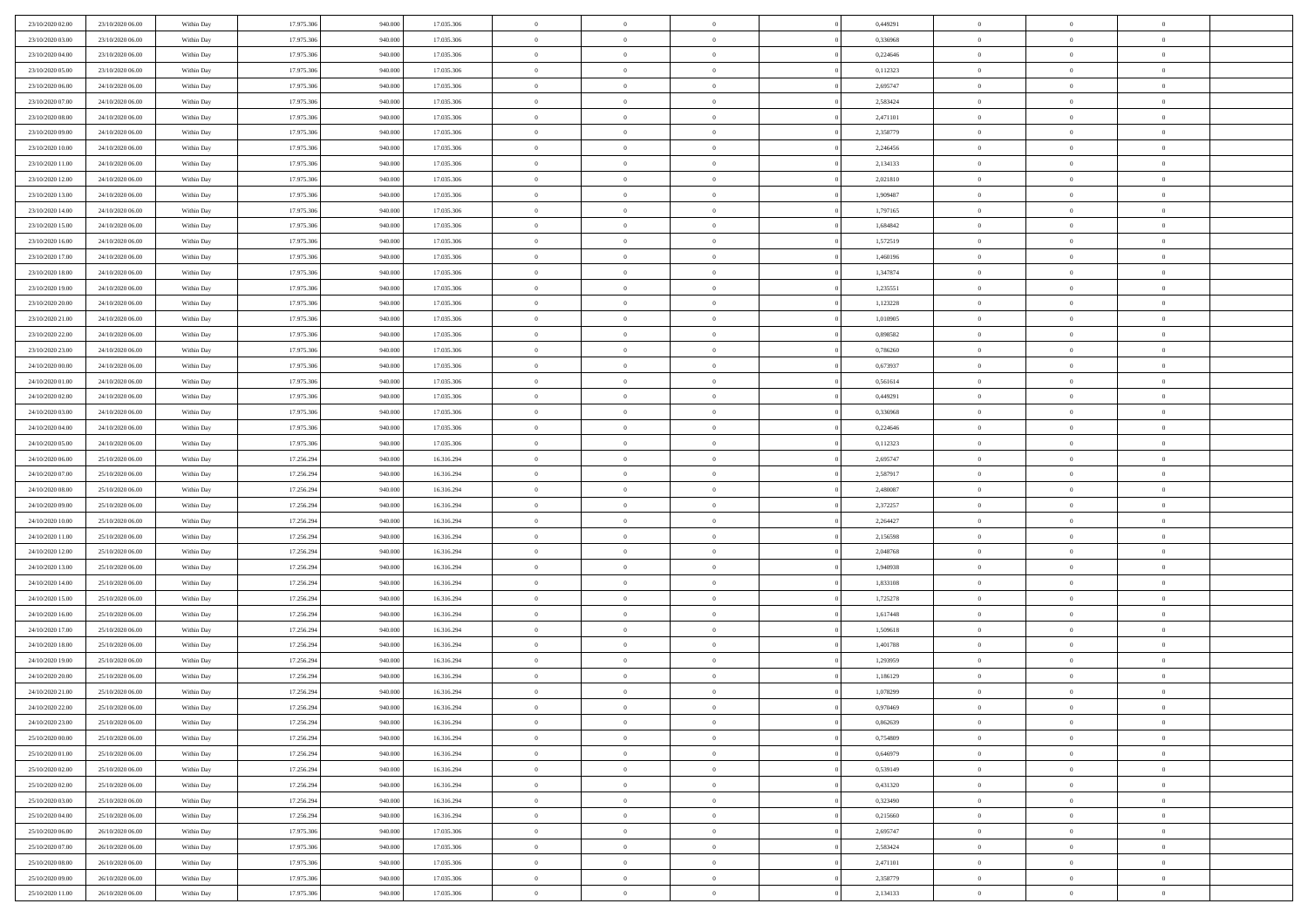| | | | | | | | | | | | | | | |
|---|---|---|---|---|---|---|---|---|---|---|---|---|---|---|
| 23/10/2020 02:00 | 23/10/2020 06:00 | Within Day | 17.975.306 | 940.000 | 17.035.306 | 0 | 0 | 0 | | 0 | 0,449291 | 0 | 0 | 0 |
| 23/10/2020 03:00 | 23/10/2020 06:00 | Within Day | 17.975.306 | 940.000 | 17.035.306 | 0 | 0 | 0 | | 0 | 0,336968 | 0 | 0 | 0 |
| 23/10/2020 04:00 | 23/10/2020 06:00 | Within Day | 17.975.306 | 940.000 | 17.035.306 | 0 | 0 | 0 | | 0 | 0,224646 | 0 | 0 | 0 |
| 23/10/2020 05:00 | 23/10/2020 06:00 | Within Day | 17.975.306 | 940.000 | 17.035.306 | 0 | 0 | 0 | | 0 | 0,112323 | 0 | 0 | 0 |
| 23/10/2020 06:00 | 24/10/2020 06:00 | Within Day | 17.975.306 | 940.000 | 17.035.306 | 0 | 0 | 0 | | 0 | 2,695747 | 0 | 0 | 0 |
| 23/10/2020 07:00 | 24/10/2020 06:00 | Within Day | 17.975.306 | 940.000 | 17.035.306 | 0 | 0 | 0 | | 0 | 2,583424 | 0 | 0 | 0 |
| 23/10/2020 08:00 | 24/10/2020 06:00 | Within Day | 17.975.306 | 940.000 | 17.035.306 | 0 | 0 | 0 | | 0 | 2,471101 | 0 | 0 | 0 |
| 23/10/2020 09:00 | 24/10/2020 06:00 | Within Day | 17.975.306 | 940.000 | 17.035.306 | 0 | 0 | 0 | | 0 | 2,358779 | 0 | 0 | 0 |
| 23/10/2020 10:00 | 24/10/2020 06:00 | Within Day | 17.975.306 | 940.000 | 17.035.306 | 0 | 0 | 0 | | 0 | 2,246456 | 0 | 0 | 0 |
| 23/10/2020 11:00 | 24/10/2020 06:00 | Within Day | 17.975.306 | 940.000 | 17.035.306 | 0 | 0 | 0 | | 0 | 2,134133 | 0 | 0 | 0 |
| 23/10/2020 12:00 | 24/10/2020 06:00 | Within Day | 17.975.306 | 940.000 | 17.035.306 | 0 | 0 | 0 | | 0 | 2,021810 | 0 | 0 | 0 |
| 23/10/2020 13:00 | 24/10/2020 06:00 | Within Day | 17.975.306 | 940.000 | 17.035.306 | 0 | 0 | 0 | | 0 | 1,909487 | 0 | 0 | 0 |
| 23/10/2020 14:00 | 24/10/2020 06:00 | Within Day | 17.975.306 | 940.000 | 17.035.306 | 0 | 0 | 0 | | 0 | 1,797165 | 0 | 0 | 0 |
| 23/10/2020 15:00 | 24/10/2020 06:00 | Within Day | 17.975.306 | 940.000 | 17.035.306 | 0 | 0 | 0 | | 0 | 1,684842 | 0 | 0 | 0 |
| 23/10/2020 16:00 | 24/10/2020 06:00 | Within Day | 17.975.306 | 940.000 | 17.035.306 | 0 | 0 | 0 | | 0 | 1,572519 | 0 | 0 | 0 |
| 23/10/2020 17:00 | 24/10/2020 06:00 | Within Day | 17.975.306 | 940.000 | 17.035.306 | 0 | 0 | 0 | | 0 | 1,460196 | 0 | 0 | 0 |
| 23/10/2020 18:00 | 24/10/2020 06:00 | Within Day | 17.975.306 | 940.000 | 17.035.306 | 0 | 0 | 0 | | 0 | 1,347874 | 0 | 0 | 0 |
| 23/10/2020 19:00 | 24/10/2020 06:00 | Within Day | 17.975.306 | 940.000 | 17.035.306 | 0 | 0 | 0 | | 0 | 1,235551 | 0 | 0 | 0 |
| 23/10/2020 20:00 | 24/10/2020 06:00 | Within Day | 17.975.306 | 940.000 | 17.035.306 | 0 | 0 | 0 | | 0 | 1,123228 | 0 | 0 | 0 |
| 23/10/2020 21:00 | 24/10/2020 06:00 | Within Day | 17.975.306 | 940.000 | 17.035.306 | 0 | 0 | 0 | | 0 | 1,010905 | 0 | 0 | 0 |
| 23/10/2020 22:00 | 24/10/2020 06:00 | Within Day | 17.975.306 | 940.000 | 17.035.306 | 0 | 0 | 0 | | 0 | 0,898582 | 0 | 0 | 0 |
| 23/10/2020 23:00 | 24/10/2020 06:00 | Within Day | 17.975.306 | 940.000 | 17.035.306 | 0 | 0 | 0 | | 0 | 0,786260 | 0 | 0 | 0 |
| 24/10/2020 00:00 | 24/10/2020 06:00 | Within Day | 17.975.306 | 940.000 | 17.035.306 | 0 | 0 | 0 | | 0 | 0,673937 | 0 | 0 | 0 |
| 24/10/2020 01:00 | 24/10/2020 06:00 | Within Day | 17.975.306 | 940.000 | 17.035.306 | 0 | 0 | 0 | | 0 | 0,561614 | 0 | 0 | 0 |
| 24/10/2020 02:00 | 24/10/2020 06:00 | Within Day | 17.975.306 | 940.000 | 17.035.306 | 0 | 0 | 0 | | 0 | 0,449291 | 0 | 0 | 0 |
| 24/10/2020 03:00 | 24/10/2020 06:00 | Within Day | 17.975.306 | 940.000 | 17.035.306 | 0 | 0 | 0 | | 0 | 0,336968 | 0 | 0 | 0 |
| 24/10/2020 04:00 | 24/10/2020 06:00 | Within Day | 17.975.306 | 940.000 | 17.035.306 | 0 | 0 | 0 | | 0 | 0,224646 | 0 | 0 | 0 |
| 24/10/2020 05:00 | 24/10/2020 06:00 | Within Day | 17.975.306 | 940.000 | 17.035.306 | 0 | 0 | 0 | | 0 | 0,112323 | 0 | 0 | 0 |
| 24/10/2020 06:00 | 25/10/2020 06:00 | Within Day | 17.256.294 | 940.000 | 16.316.294 | 0 | 0 | 0 | | 0 | 2,695747 | 0 | 0 | 0 |
| 24/10/2020 07:00 | 25/10/2020 06:00 | Within Day | 17.256.294 | 940.000 | 16.316.294 | 0 | 0 | 0 | | 0 | 2,587917 | 0 | 0 | 0 |
| 24/10/2020 08:00 | 25/10/2020 06:00 | Within Day | 17.256.294 | 940.000 | 16.316.294 | 0 | 0 | 0 | | 0 | 2,480087 | 0 | 0 | 0 |
| 24/10/2020 09:00 | 25/10/2020 06:00 | Within Day | 17.256.294 | 940.000 | 16.316.294 | 0 | 0 | 0 | | 0 | 2,372257 | 0 | 0 | 0 |
| 24/10/2020 10:00 | 25/10/2020 06:00 | Within Day | 17.256.294 | 940.000 | 16.316.294 | 0 | 0 | 0 | | 0 | 2,264427 | 0 | 0 | 0 |
| 24/10/2020 11:00 | 25/10/2020 06:00 | Within Day | 17.256.294 | 940.000 | 16.316.294 | 0 | 0 | 0 | | 0 | 2,156598 | 0 | 0 | 0 |
| 24/10/2020 12:00 | 25/10/2020 06:00 | Within Day | 17.256.294 | 940.000 | 16.316.294 | 0 | 0 | 0 | | 0 | 2,048768 | 0 | 0 | 0 |
| 24/10/2020 13:00 | 25/10/2020 06:00 | Within Day | 17.256.294 | 940.000 | 16.316.294 | 0 | 0 | 0 | | 0 | 1,940938 | 0 | 0 | 0 |
| 24/10/2020 14:00 | 25/10/2020 06:00 | Within Day | 17.256.294 | 940.000 | 16.316.294 | 0 | 0 | 0 | | 0 | 1,833108 | 0 | 0 | 0 |
| 24/10/2020 15:00 | 25/10/2020 06:00 | Within Day | 17.256.294 | 940.000 | 16.316.294 | 0 | 0 | 0 | | 0 | 1,725278 | 0 | 0 | 0 |
| 24/10/2020 16:00 | 25/10/2020 06:00 | Within Day | 17.256.294 | 940.000 | 16.316.294 | 0 | 0 | 0 | | 0 | 1,617448 | 0 | 0 | 0 |
| 24/10/2020 17:00 | 25/10/2020 06:00 | Within Day | 17.256.294 | 940.000 | 16.316.294 | 0 | 0 | 0 | | 0 | 1,509618 | 0 | 0 | 0 |
| 24/10/2020 18:00 | 25/10/2020 06:00 | Within Day | 17.256.294 | 940.000 | 16.316.294 | 0 | 0 | 0 | | 0 | 1,401788 | 0 | 0 | 0 |
| 24/10/2020 19:00 | 25/10/2020 06:00 | Within Day | 17.256.294 | 940.000 | 16.316.294 | 0 | 0 | 0 | | 0 | 1,293959 | 0 | 0 | 0 |
| 24/10/2020 20:00 | 25/10/2020 06:00 | Within Day | 17.256.294 | 940.000 | 16.316.294 | 0 | 0 | 0 | | 0 | 1,186129 | 0 | 0 | 0 |
| 24/10/2020 21:00 | 25/10/2020 06:00 | Within Day | 17.256.294 | 940.000 | 16.316.294 | 0 | 0 | 0 | | 0 | 1,078299 | 0 | 0 | 0 |
| 24/10/2020 22:00 | 25/10/2020 06:00 | Within Day | 17.256.294 | 940.000 | 16.316.294 | 0 | 0 | 0 | | 0 | 0,970469 | 0 | 0 | 0 |
| 24/10/2020 23:00 | 25/10/2020 06:00 | Within Day | 17.256.294 | 940.000 | 16.316.294 | 0 | 0 | 0 | | 0 | 0,862639 | 0 | 0 | 0 |
| 25/10/2020 00:00 | 25/10/2020 06:00 | Within Day | 17.256.294 | 940.000 | 16.316.294 | 0 | 0 | 0 | | 0 | 0,754809 | 0 | 0 | 0 |
| 25/10/2020 01:00 | 25/10/2020 06:00 | Within Day | 17.256.294 | 940.000 | 16.316.294 | 0 | 0 | 0 | | 0 | 0,646979 | 0 | 0 | 0 |
| 25/10/2020 02:00 | 25/10/2020 06:00 | Within Day | 17.256.294 | 940.000 | 16.316.294 | 0 | 0 | 0 | | 0 | 0,539149 | 0 | 0 | 0 |
| 25/10/2020 02:00 | 25/10/2020 06:00 | Within Day | 17.256.294 | 940.000 | 16.316.294 | 0 | 0 | 0 | | 0 | 0,431320 | 0 | 0 | 0 |
| 25/10/2020 03:00 | 25/10/2020 06:00 | Within Day | 17.256.294 | 940.000 | 16.316.294 | 0 | 0 | 0 | | 0 | 0,323490 | 0 | 0 | 0 |
| 25/10/2020 04:00 | 25/10/2020 06:00 | Within Day | 17.256.294 | 940.000 | 16.316.294 | 0 | 0 | 0 | | 0 | 0,215660 | 0 | 0 | 0 |
| 25/10/2020 06:00 | 26/10/2020 06:00 | Within Day | 17.975.306 | 940.000 | 17.035.306 | 0 | 0 | 0 | | 0 | 2,695747 | 0 | 0 | 0 |
| 25/10/2020 07:00 | 26/10/2020 06:00 | Within Day | 17.975.306 | 940.000 | 17.035.306 | 0 | 0 | 0 | | 0 | 2,583424 | 0 | 0 | 0 |
| 25/10/2020 08:00 | 26/10/2020 06:00 | Within Day | 17.975.306 | 940.000 | 17.035.306 | 0 | 0 | 0 | | 0 | 2,471101 | 0 | 0 | 0 |
| 25/10/2020 09:00 | 26/10/2020 06:00 | Within Day | 17.975.306 | 940.000 | 17.035.306 | 0 | 0 | 0 | | 0 | 2,358779 | 0 | 0 | 0 |
| 25/10/2020 11:00 | 26/10/2020 06:00 | Within Day | 17.975.306 | 940.000 | 17.035.306 | 0 | 0 | 0 | | 0 | 2,134133 | 0 | 0 | 0 |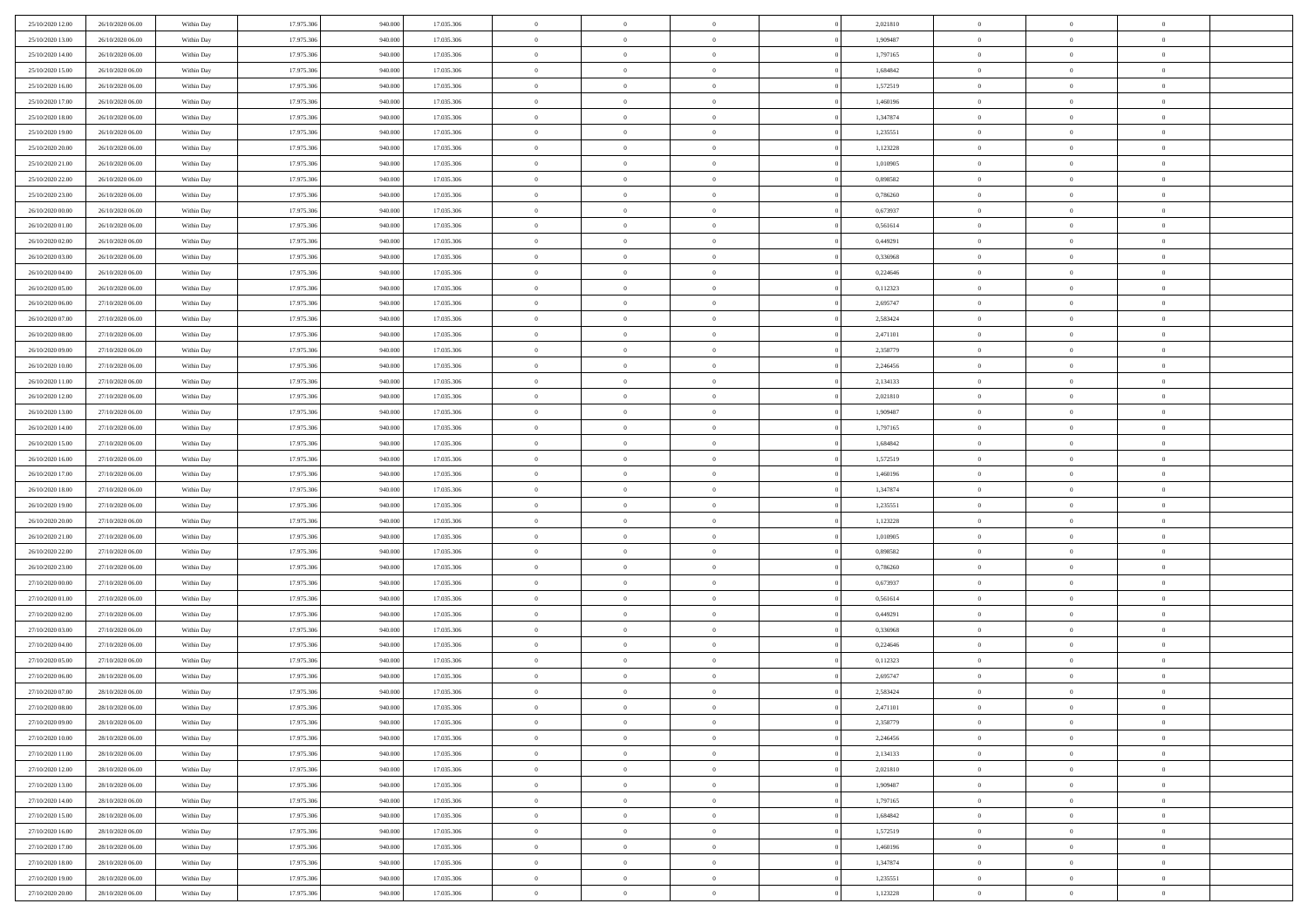| | | | | | | | | | | | | | | |
|---|---|---|---|---|---|---|---|---|---|---|---|---|---|---|
| 25/10/2020 12.00 | 26/10/2020 06.00 | Within Day | 17.975.306 | 940.000 | 17.035.306 | 0 | 0 | 0 | | 2,021810 | 0 | 0 | 0 | |
| 25/10/2020 13.00 | 26/10/2020 06.00 | Within Day | 17.975.306 | 940.000 | 17.035.306 | 0 | 0 | 0 | | 1,909487 | 0 | 0 | 0 | |
| 25/10/2020 14.00 | 26/10/2020 06.00 | Within Day | 17.975.306 | 940.000 | 17.035.306 | 0 | 0 | 0 | | 1,797165 | 0 | 0 | 0 | |
| 25/10/2020 15.00 | 26/10/2020 06.00 | Within Day | 17.975.306 | 940.000 | 17.035.306 | 0 | 0 | 0 | | 1,684842 | 0 | 0 | 0 | |
| 25/10/2020 16.00 | 26/10/2020 06.00 | Within Day | 17.975.306 | 940.000 | 17.035.306 | 0 | 0 | 0 | | 1,572519 | 0 | 0 | 0 | |
| 25/10/2020 17.00 | 26/10/2020 06.00 | Within Day | 17.975.306 | 940.000 | 17.035.306 | 0 | 0 | 0 | | 1,460196 | 0 | 0 | 0 | |
| 25/10/2020 18.00 | 26/10/2020 06.00 | Within Day | 17.975.306 | 940.000 | 17.035.306 | 0 | 0 | 0 | | 1,347874 | 0 | 0 | 0 | |
| 25/10/2020 19.00 | 26/10/2020 06.00 | Within Day | 17.975.306 | 940.000 | 17.035.306 | 0 | 0 | 0 | | 1,235551 | 0 | 0 | 0 | |
| 25/10/2020 20.00 | 26/10/2020 06.00 | Within Day | 17.975.306 | 940.000 | 17.035.306 | 0 | 0 | 0 | | 1,123228 | 0 | 0 | 0 | |
| 25/10/2020 21.00 | 26/10/2020 06.00 | Within Day | 17.975.306 | 940.000 | 17.035.306 | 0 | 0 | 0 | | 1,010905 | 0 | 0 | 0 | |
| 25/10/2020 22.00 | 26/10/2020 06.00 | Within Day | 17.975.306 | 940.000 | 17.035.306 | 0 | 0 | 0 | | 0,898582 | 0 | 0 | 0 | |
| 25/10/2020 23.00 | 26/10/2020 06.00 | Within Day | 17.975.306 | 940.000 | 17.035.306 | 0 | 0 | 0 | | 0,786260 | 0 | 0 | 0 | |
| 26/10/2020 00.00 | 26/10/2020 06.00 | Within Day | 17.975.306 | 940.000 | 17.035.306 | 0 | 0 | 0 | | 0,673937 | 0 | 0 | 0 | |
| 26/10/2020 01.00 | 26/10/2020 06.00 | Within Day | 17.975.306 | 940.000 | 17.035.306 | 0 | 0 | 0 | | 0,561614 | 0 | 0 | 0 | |
| 26/10/2020 02.00 | 26/10/2020 06.00 | Within Day | 17.975.306 | 940.000 | 17.035.306 | 0 | 0 | 0 | | 0,449291 | 0 | 0 | 0 | |
| 26/10/2020 03.00 | 26/10/2020 06.00 | Within Day | 17.975.306 | 940.000 | 17.035.306 | 0 | 0 | 0 | | 0,336968 | 0 | 0 | 0 | |
| 26/10/2020 04.00 | 26/10/2020 06.00 | Within Day | 17.975.306 | 940.000 | 17.035.306 | 0 | 0 | 0 | | 0,224646 | 0 | 0 | 0 | |
| 26/10/2020 05.00 | 26/10/2020 06.00 | Within Day | 17.975.306 | 940.000 | 17.035.306 | 0 | 0 | 0 | | 0,112323 | 0 | 0 | 0 | |
| 26/10/2020 06.00 | 27/10/2020 06.00 | Within Day | 17.975.306 | 940.000 | 17.035.306 | 0 | 0 | 0 | | 2,695747 | 0 | 0 | 0 | |
| 26/10/2020 07.00 | 27/10/2020 06.00 | Within Day | 17.975.306 | 940.000 | 17.035.306 | 0 | 0 | 0 | | 2,583424 | 0 | 0 | 0 | |
| 26/10/2020 08.00 | 27/10/2020 06.00 | Within Day | 17.975.306 | 940.000 | 17.035.306 | 0 | 0 | 0 | | 2,471101 | 0 | 0 | 0 | |
| 26/10/2020 09.00 | 27/10/2020 06.00 | Within Day | 17.975.306 | 940.000 | 17.035.306 | 0 | 0 | 0 | | 2,358779 | 0 | 0 | 0 | |
| 26/10/2020 10.00 | 27/10/2020 06.00 | Within Day | 17.975.306 | 940.000 | 17.035.306 | 0 | 0 | 0 | | 2,246456 | 0 | 0 | 0 | |
| 26/10/2020 11.00 | 27/10/2020 06.00 | Within Day | 17.975.306 | 940.000 | 17.035.306 | 0 | 0 | 0 | | 2,134133 | 0 | 0 | 0 | |
| 26/10/2020 12.00 | 27/10/2020 06.00 | Within Day | 17.975.306 | 940.000 | 17.035.306 | 0 | 0 | 0 | | 2,021810 | 0 | 0 | 0 | |
| 26/10/2020 13.00 | 27/10/2020 06.00 | Within Day | 17.975.306 | 940.000 | 17.035.306 | 0 | 0 | 0 | | 1,909487 | 0 | 0 | 0 | |
| 26/10/2020 14.00 | 27/10/2020 06.00 | Within Day | 17.975.306 | 940.000 | 17.035.306 | 0 | 0 | 0 | | 1,797165 | 0 | 0 | 0 | |
| 26/10/2020 15.00 | 27/10/2020 06.00 | Within Day | 17.975.306 | 940.000 | 17.035.306 | 0 | 0 | 0 | | 1,684842 | 0 | 0 | 0 | |
| 26/10/2020 16.00 | 27/10/2020 06.00 | Within Day | 17.975.306 | 940.000 | 17.035.306 | 0 | 0 | 0 | | 1,572519 | 0 | 0 | 0 | |
| 26/10/2020 17.00 | 27/10/2020 06.00 | Within Day | 17.975.306 | 940.000 | 17.035.306 | 0 | 0 | 0 | | 1,460196 | 0 | 0 | 0 | |
| 26/10/2020 18.00 | 27/10/2020 06.00 | Within Day | 17.975.306 | 940.000 | 17.035.306 | 0 | 0 | 0 | | 1,347874 | 0 | 0 | 0 | |
| 26/10/2020 19.00 | 27/10/2020 06.00 | Within Day | 17.975.306 | 940.000 | 17.035.306 | 0 | 0 | 0 | | 1,235551 | 0 | 0 | 0 | |
| 26/10/2020 20.00 | 27/10/2020 06.00 | Within Day | 17.975.306 | 940.000 | 17.035.306 | 0 | 0 | 0 | | 1,123228 | 0 | 0 | 0 | |
| 26/10/2020 21.00 | 27/10/2020 06.00 | Within Day | 17.975.306 | 940.000 | 17.035.306 | 0 | 0 | 0 | | 1,010905 | 0 | 0 | 0 | |
| 26/10/2020 22.00 | 27/10/2020 06.00 | Within Day | 17.975.306 | 940.000 | 17.035.306 | 0 | 0 | 0 | | 0,898582 | 0 | 0 | 0 | |
| 26/10/2020 23.00 | 27/10/2020 06.00 | Within Day | 17.975.306 | 940.000 | 17.035.306 | 0 | 0 | 0 | | 0,786260 | 0 | 0 | 0 | |
| 27/10/2020 00.00 | 27/10/2020 06.00 | Within Day | 17.975.306 | 940.000 | 17.035.306 | 0 | 0 | 0 | | 0,673937 | 0 | 0 | 0 | |
| 27/10/2020 01.00 | 27/10/2020 06.00 | Within Day | 17.975.306 | 940.000 | 17.035.306 | 0 | 0 | 0 | | 0,561614 | 0 | 0 | 0 | |
| 27/10/2020 02.00 | 27/10/2020 06.00 | Within Day | 17.975.306 | 940.000 | 17.035.306 | 0 | 0 | 0 | | 0,449291 | 0 | 0 | 0 | |
| 27/10/2020 03.00 | 27/10/2020 06.00 | Within Day | 17.975.306 | 940.000 | 17.035.306 | 0 | 0 | 0 | | 0,336968 | 0 | 0 | 0 | |
| 27/10/2020 04.00 | 27/10/2020 06.00 | Within Day | 17.975.306 | 940.000 | 17.035.306 | 0 | 0 | 0 | | 0,224646 | 0 | 0 | 0 | |
| 27/10/2020 05.00 | 27/10/2020 06.00 | Within Day | 17.975.306 | 940.000 | 17.035.306 | 0 | 0 | 0 | | 0,112323 | 0 | 0 | 0 | |
| 27/10/2020 06.00 | 28/10/2020 06.00 | Within Day | 17.975.306 | 940.000 | 17.035.306 | 0 | 0 | 0 | | 2,695747 | 0 | 0 | 0 | |
| 27/10/2020 07.00 | 28/10/2020 06.00 | Within Day | 17.975.306 | 940.000 | 17.035.306 | 0 | 0 | 0 | | 2,583424 | 0 | 0 | 0 | |
| 27/10/2020 08.00 | 28/10/2020 06.00 | Within Day | 17.975.306 | 940.000 | 17.035.306 | 0 | 0 | 0 | | 2,471101 | 0 | 0 | 0 | |
| 27/10/2020 09.00 | 28/10/2020 06.00 | Within Day | 17.975.306 | 940.000 | 17.035.306 | 0 | 0 | 0 | | 2,358779 | 0 | 0 | 0 | |
| 27/10/2020 10.00 | 28/10/2020 06.00 | Within Day | 17.975.306 | 940.000 | 17.035.306 | 0 | 0 | 0 | | 2,246456 | 0 | 0 | 0 | |
| 27/10/2020 11.00 | 28/10/2020 06.00 | Within Day | 17.975.306 | 940.000 | 17.035.306 | 0 | 0 | 0 | | 2,134133 | 0 | 0 | 0 | |
| 27/10/2020 12.00 | 28/10/2020 06.00 | Within Day | 17.975.306 | 940.000 | 17.035.306 | 0 | 0 | 0 | | 2,021810 | 0 | 0 | 0 | |
| 27/10/2020 13.00 | 28/10/2020 06.00 | Within Day | 17.975.306 | 940.000 | 17.035.306 | 0 | 0 | 0 | | 1,909487 | 0 | 0 | 0 | |
| 27/10/2020 14.00 | 28/10/2020 06.00 | Within Day | 17.975.306 | 940.000 | 17.035.306 | 0 | 0 | 0 | | 1,797165 | 0 | 0 | 0 | |
| 27/10/2020 15.00 | 28/10/2020 06.00 | Within Day | 17.975.306 | 940.000 | 17.035.306 | 0 | 0 | 0 | | 1,684842 | 0 | 0 | 0 | |
| 27/10/2020 16.00 | 28/10/2020 06.00 | Within Day | 17.975.306 | 940.000 | 17.035.306 | 0 | 0 | 0 | | 1,572519 | 0 | 0 | 0 | |
| 27/10/2020 17.00 | 28/10/2020 06.00 | Within Day | 17.975.306 | 940.000 | 17.035.306 | 0 | 0 | 0 | | 1,460196 | 0 | 0 | 0 | |
| 27/10/2020 18.00 | 28/10/2020 06.00 | Within Day | 17.975.306 | 940.000 | 17.035.306 | 0 | 0 | 0 | | 1,347874 | 0 | 0 | 0 | |
| 27/10/2020 19.00 | 28/10/2020 06.00 | Within Day | 17.975.306 | 940.000 | 17.035.306 | 0 | 0 | 0 | | 1,235551 | 0 | 0 | 0 | |
| 27/10/2020 20.00 | 28/10/2020 06.00 | Within Day | 17.975.306 | 940.000 | 17.035.306 | 0 | 0 | 0 | | 1,123228 | 0 | 0 | 0 | |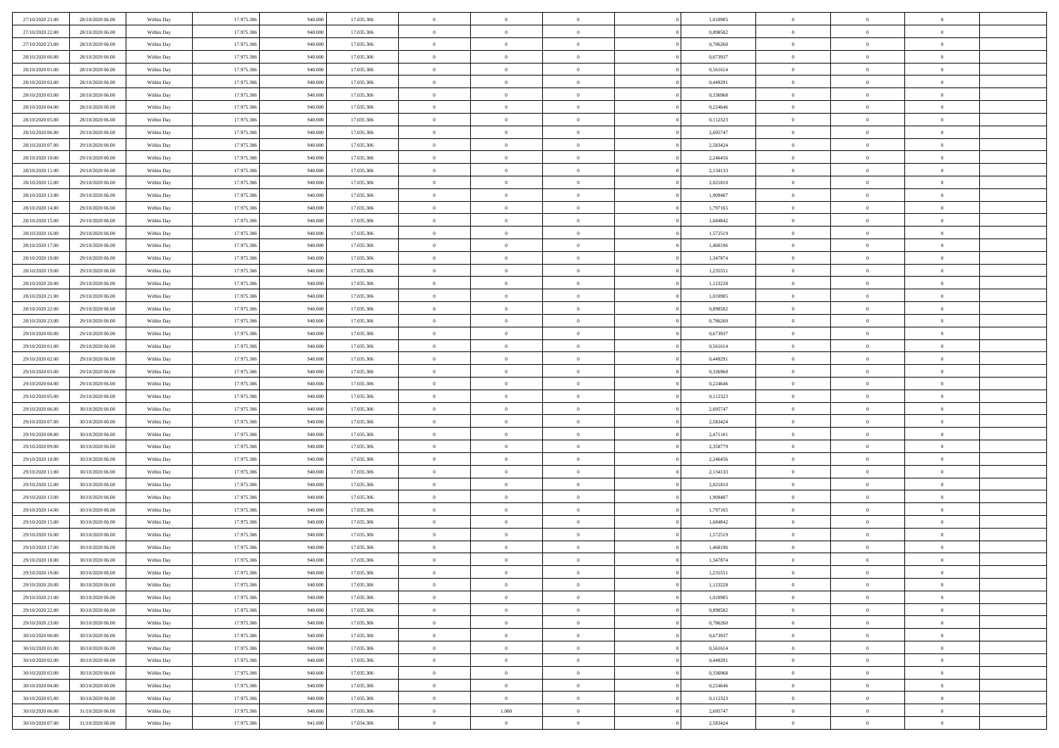|  |  |  |  |  |  |  |  |  |  |  |  |  |  |  |
|---|---|---|---|---|---|---|---|---|---|---|---|---|---|---|
| 27/10/2020 21:00 | 28/10/2020 06:00 | Within Day | 17.975.306 | 940.000 | 17.035.306 | 0 | 0 | 0 |  | 1,010905 | 0 | 0 | 0 |  |
| 27/10/2020 22:00 | 28/10/2020 06:00 | Within Day | 17.975.306 | 940.000 | 17.035.306 | 0 | 0 | 0 |  | 0,898582 | 0 | 0 | 0 |  |
| 27/10/2020 23:00 | 28/10/2020 06:00 | Within Day | 17.975.306 | 940.000 | 17.035.306 | 0 | 0 | 0 |  | 0,786260 | 0 | 0 | 0 |  |
| 28/10/2020 00:00 | 28/10/2020 06:00 | Within Day | 17.975.306 | 940.000 | 17.035.306 | 0 | 0 | 0 |  | 0,673937 | 0 | 0 | 0 |  |
| 28/10/2020 01:00 | 28/10/2020 06:00 | Within Day | 17.975.306 | 940.000 | 17.035.306 | 0 | 0 | 0 |  | 0,561614 | 0 | 0 | 0 |  |
| 28/10/2020 02:00 | 28/10/2020 06:00 | Within Day | 17.975.306 | 940.000 | 17.035.306 | 0 | 0 | 0 |  | 0,449291 | 0 | 0 | 0 |  |
| 28/10/2020 03:00 | 28/10/2020 06:00 | Within Day | 17.975.306 | 940.000 | 17.035.306 | 0 | 0 | 0 |  | 0,336968 | 0 | 0 | 0 |  |
| 28/10/2020 04:00 | 28/10/2020 06:00 | Within Day | 17.975.306 | 940.000 | 17.035.306 | 0 | 0 | 0 |  | 0,224646 | 0 | 0 | 0 |  |
| 28/10/2020 05:00 | 28/10/2020 06:00 | Within Day | 17.975.306 | 940.000 | 17.035.306 | 0 | 0 | 0 |  | 0,112323 | 0 | 0 | 0 |  |
| 28/10/2020 06:00 | 29/10/2020 06:00 | Within Day | 17.975.306 | 940.000 | 17.035.306 | 0 | 0 | 0 |  | 2,695747 | 0 | 0 | 0 |  |
| 28/10/2020 07:00 | 29/10/2020 06:00 | Within Day | 17.975.306 | 940.000 | 17.035.306 | 0 | 0 | 0 |  | 2,583424 | 0 | 0 | 0 |  |
| 28/10/2020 10:00 | 29/10/2020 06:00 | Within Day | 17.975.306 | 940.000 | 17.035.306 | 0 | 0 | 0 |  | 2,246456 | 0 | 0 | 0 |  |
| 28/10/2020 11:00 | 29/10/2020 06:00 | Within Day | 17.975.306 | 940.000 | 17.035.306 | 0 | 0 | 0 |  | 2,134133 | 0 | 0 | 0 |  |
| 28/10/2020 12:00 | 29/10/2020 06:00 | Within Day | 17.975.306 | 940.000 | 17.035.306 | 0 | 0 | 0 |  | 2,021810 | 0 | 0 | 0 |  |
| 28/10/2020 13:00 | 29/10/2020 06:00 | Within Day | 17.975.306 | 940.000 | 17.035.306 | 0 | 0 | 0 |  | 1,909487 | 0 | 0 | 0 |  |
| 28/10/2020 14:00 | 29/10/2020 06:00 | Within Day | 17.975.306 | 940.000 | 17.035.306 | 0 | 0 | 0 |  | 1,797165 | 0 | 0 | 0 |  |
| 28/10/2020 15:00 | 29/10/2020 06:00 | Within Day | 17.975.306 | 940.000 | 17.035.306 | 0 | 0 | 0 |  | 1,684842 | 0 | 0 | 0 |  |
| 28/10/2020 16:00 | 29/10/2020 06:00 | Within Day | 17.975.306 | 940.000 | 17.035.306 | 0 | 0 | 0 |  | 1,572519 | 0 | 0 | 0 |  |
| 28/10/2020 17:00 | 29/10/2020 06:00 | Within Day | 17.975.306 | 940.000 | 17.035.306 | 0 | 0 | 0 |  | 1,460196 | 0 | 0 | 0 |  |
| 28/10/2020 18:00 | 29/10/2020 06:00 | Within Day | 17.975.306 | 940.000 | 17.035.306 | 0 | 0 | 0 |  | 1,347874 | 0 | 0 | 0 |  |
| 28/10/2020 19:00 | 29/10/2020 06:00 | Within Day | 17.975.306 | 940.000 | 17.035.306 | 0 | 0 | 0 |  | 1,235551 | 0 | 0 | 0 |  |
| 28/10/2020 20:00 | 29/10/2020 06:00 | Within Day | 17.975.306 | 940.000 | 17.035.306 | 0 | 0 | 0 |  | 1,123228 | 0 | 0 | 0 |  |
| 28/10/2020 21:00 | 29/10/2020 06:00 | Within Day | 17.975.306 | 940.000 | 17.035.306 | 0 | 0 | 0 |  | 1,010905 | 0 | 0 | 0 |  |
| 28/10/2020 22:00 | 29/10/2020 06:00 | Within Day | 17.975.306 | 940.000 | 17.035.306 | 0 | 0 | 0 |  | 0,898582 | 0 | 0 | 0 |  |
| 28/10/2020 23:00 | 29/10/2020 06:00 | Within Day | 17.975.306 | 940.000 | 17.035.306 | 0 | 0 | 0 |  | 0,786260 | 0 | 0 | 0 |  |
| 29/10/2020 00:00 | 29/10/2020 06:00 | Within Day | 17.975.306 | 940.000 | 17.035.306 | 0 | 0 | 0 |  | 0,673937 | 0 | 0 | 0 |  |
| 29/10/2020 01:00 | 29/10/2020 06:00 | Within Day | 17.975.306 | 940.000 | 17.035.306 | 0 | 0 | 0 |  | 0,561614 | 0 | 0 | 0 |  |
| 29/10/2020 02:00 | 29/10/2020 06:00 | Within Day | 17.975.306 | 940.000 | 17.035.306 | 0 | 0 | 0 |  | 0,449291 | 0 | 0 | 0 |  |
| 29/10/2020 03:00 | 29/10/2020 06:00 | Within Day | 17.975.306 | 940.000 | 17.035.306 | 0 | 0 | 0 |  | 0,336968 | 0 | 0 | 0 |  |
| 29/10/2020 04:00 | 29/10/2020 06:00 | Within Day | 17.975.306 | 940.000 | 17.035.306 | 0 | 0 | 0 |  | 0,224646 | 0 | 0 | 0 |  |
| 29/10/2020 05:00 | 29/10/2020 06:00 | Within Day | 17.975.306 | 940.000 | 17.035.306 | 0 | 0 | 0 |  | 0,112323 | 0 | 0 | 0 |  |
| 29/10/2020 06:00 | 30/10/2020 06:00 | Within Day | 17.975.306 | 940.000 | 17.035.306 | 0 | 0 | 0 |  | 2,695747 | 0 | 0 | 0 |  |
| 29/10/2020 07:00 | 30/10/2020 06:00 | Within Day | 17.975.306 | 940.000 | 17.035.306 | 0 | 0 | 0 |  | 2,583424 | 0 | 0 | 0 |  |
| 29/10/2020 08:00 | 30/10/2020 06:00 | Within Day | 17.975.306 | 940.000 | 17.035.306 | 0 | 0 | 0 |  | 2,471101 | 0 | 0 | 0 |  |
| 29/10/2020 09:00 | 30/10/2020 06:00 | Within Day | 17.975.306 | 940.000 | 17.035.306 | 0 | 0 | 0 |  | 2,358779 | 0 | 0 | 0 |  |
| 29/10/2020 10:00 | 30/10/2020 06:00 | Within Day | 17.975.306 | 940.000 | 17.035.306 | 0 | 0 | 0 |  | 2,246456 | 0 | 0 | 0 |  |
| 29/10/2020 11:00 | 30/10/2020 06:00 | Within Day | 17.975.306 | 940.000 | 17.035.306 | 0 | 0 | 0 |  | 2,134133 | 0 | 0 | 0 |  |
| 29/10/2020 12:00 | 30/10/2020 06:00 | Within Day | 17.975.306 | 940.000 | 17.035.306 | 0 | 0 | 0 |  | 2,021810 | 0 | 0 | 0 |  |
| 29/10/2020 13:00 | 30/10/2020 06:00 | Within Day | 17.975.306 | 940.000 | 17.035.306 | 0 | 0 | 0 |  | 1,909487 | 0 | 0 | 0 |  |
| 29/10/2020 14:00 | 30/10/2020 06:00 | Within Day | 17.975.306 | 940.000 | 17.035.306 | 0 | 0 | 0 |  | 1,797165 | 0 | 0 | 0 |  |
| 29/10/2020 15:00 | 30/10/2020 06:00 | Within Day | 17.975.306 | 940.000 | 17.035.306 | 0 | 0 | 0 |  | 1,684842 | 0 | 0 | 0 |  |
| 29/10/2020 16:00 | 30/10/2020 06:00 | Within Day | 17.975.306 | 940.000 | 17.035.306 | 0 | 0 | 0 |  | 1,572519 | 0 | 0 | 0 |  |
| 29/10/2020 17:00 | 30/10/2020 06:00 | Within Day | 17.975.306 | 940.000 | 17.035.306 | 0 | 0 | 0 |  | 1,460196 | 0 | 0 | 0 |  |
| 29/10/2020 18:00 | 30/10/2020 06:00 | Within Day | 17.975.306 | 940.000 | 17.035.306 | 0 | 0 | 0 |  | 1,347874 | 0 | 0 | 0 |  |
| 29/10/2020 19:00 | 30/10/2020 06:00 | Within Day | 17.975.306 | 940.000 | 17.035.306 | 0 | 0 | 0 |  | 1,235551 | 0 | 0 | 0 |  |
| 29/10/2020 20:00 | 30/10/2020 06:00 | Within Day | 17.975.306 | 940.000 | 17.035.306 | 0 | 0 | 0 |  | 1,123228 | 0 | 0 | 0 |  |
| 29/10/2020 21:00 | 30/10/2020 06:00 | Within Day | 17.975.306 | 940.000 | 17.035.306 | 0 | 0 | 0 |  | 1,010905 | 0 | 0 | 0 |  |
| 29/10/2020 22:00 | 30/10/2020 06:00 | Within Day | 17.975.306 | 940.000 | 17.035.306 | 0 | 0 | 0 |  | 0,898582 | 0 | 0 | 0 |  |
| 29/10/2020 23:00 | 30/10/2020 06:00 | Within Day | 17.975.306 | 940.000 | 17.035.306 | 0 | 0 | 0 |  | 0,786260 | 0 | 0 | 0 |  |
| 30/10/2020 00:00 | 30/10/2020 06:00 | Within Day | 17.975.306 | 940.000 | 17.035.306 | 0 | 0 | 0 |  | 0,673937 | 0 | 0 | 0 |  |
| 30/10/2020 01:00 | 30/10/2020 06:00 | Within Day | 17.975.306 | 940.000 | 17.035.306 | 0 | 0 | 0 |  | 0,561614 | 0 | 0 | 0 |  |
| 30/10/2020 02:00 | 30/10/2020 06:00 | Within Day | 17.975.306 | 940.000 | 17.035.306 | 0 | 0 | 0 |  | 0,449291 | 0 | 0 | 0 |  |
| 30/10/2020 03:00 | 30/10/2020 06:00 | Within Day | 17.975.306 | 940.000 | 17.035.306 | 0 | 0 | 0 |  | 0,336968 | 0 | 0 | 0 |  |
| 30/10/2020 04:00 | 30/10/2020 06:00 | Within Day | 17.975.306 | 940.000 | 17.035.306 | 0 | 0 | 0 |  | 0,224646 | 0 | 0 | 0 |  |
| 30/10/2020 05:00 | 30/10/2020 06:00 | Within Day | 17.975.306 | 940.000 | 17.035.306 | 0 | 0 | 0 |  | 0,112323 | 0 | 0 | 0 |  |
| 30/10/2020 06:00 | 31/10/2020 06:00 | Within Day | 17.975.306 | 940.000 | 17.035.306 | 0 | 1.000 | 0 |  | 2,695747 | 0 | 0 | 0 |  |
| 30/10/2020 07:00 | 31/10/2020 06:00 | Within Day | 17.975.306 | 941.000 | 17.034.306 | 0 | 0 | 0 |  | 2,583424 | 0 | 0 | 0 |  |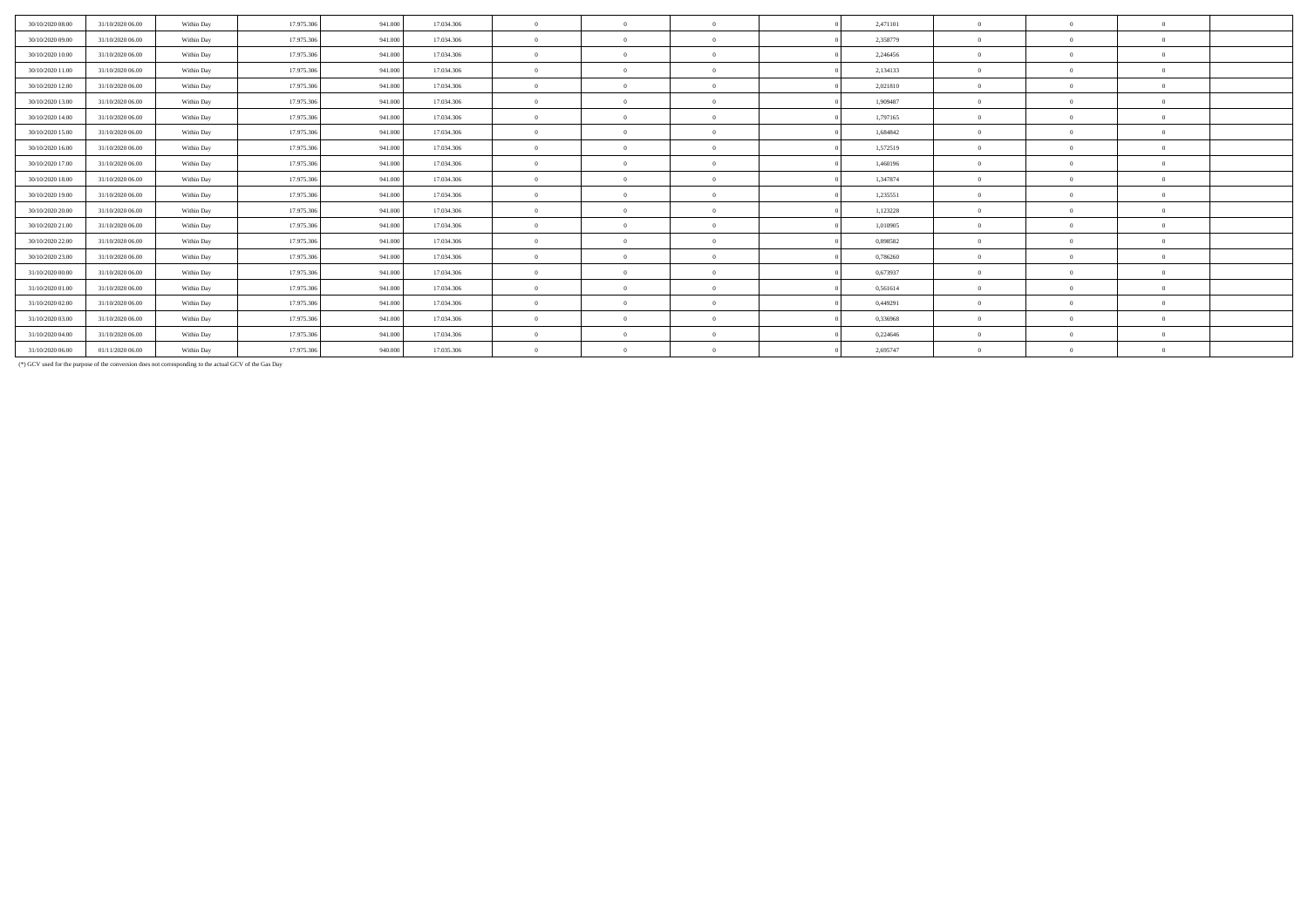| | | | | | | | | | | | | | | |
|---|---|---|---|---|---|---|---|---|---|---|---|---|---|---|
| 30/10/2020 08.00 | 31/10/2020 06.00 | Within Day | 17.975.306 | 941.000 | 17.034.306 | 0 | 0 | 0 | 0 | 2,471101 | 0 | 0 | 0 | |
| 30/10/2020 09.00 | 31/10/2020 06.00 | Within Day | 17.975.306 | 941.000 | 17.034.306 | 0 | 0 | 0 | 0 | 2,358779 | 0 | 0 | 0 | |
| 30/10/2020 10.00 | 31/10/2020 06.00 | Within Day | 17.975.306 | 941.000 | 17.034.306 | 0 | 0 | 0 | 0 | 2,246456 | 0 | 0 | 0 | |
| 30/10/2020 11.00 | 31/10/2020 06.00 | Within Day | 17.975.306 | 941.000 | 17.034.306 | 0 | 0 | 0 | 0 | 2,134133 | 0 | 0 | 0 | |
| 30/10/2020 12.00 | 31/10/2020 06.00 | Within Day | 17.975.306 | 941.000 | 17.034.306 | 0 | 0 | 0 | 0 | 2,021810 | 0 | 0 | 0 | |
| 30/10/2020 13.00 | 31/10/2020 06.00 | Within Day | 17.975.306 | 941.000 | 17.034.306 | 0 | 0 | 0 | 0 | 1,909487 | 0 | 0 | 0 | |
| 30/10/2020 14.00 | 31/10/2020 06.00 | Within Day | 17.975.306 | 941.000 | 17.034.306 | 0 | 0 | 0 | 0 | 1,797165 | 0 | 0 | 0 | |
| 30/10/2020 15.00 | 31/10/2020 06.00 | Within Day | 17.975.306 | 941.000 | 17.034.306 | 0 | 0 | 0 | 0 | 1,684842 | 0 | 0 | 0 | |
| 30/10/2020 16.00 | 31/10/2020 06.00 | Within Day | 17.975.306 | 941.000 | 17.034.306 | 0 | 0 | 0 | 0 | 1,572519 | 0 | 0 | 0 | |
| 30/10/2020 17.00 | 31/10/2020 06.00 | Within Day | 17.975.306 | 941.000 | 17.034.306 | 0 | 0 | 0 | 0 | 1,460196 | 0 | 0 | 0 | |
| 30/10/2020 18.00 | 31/10/2020 06.00 | Within Day | 17.975.306 | 941.000 | 17.034.306 | 0 | 0 | 0 | 0 | 1,347874 | 0 | 0 | 0 | |
| 30/10/2020 19.00 | 31/10/2020 06.00 | Within Day | 17.975.306 | 941.000 | 17.034.306 | 0 | 0 | 0 | 0 | 1,235551 | 0 | 0 | 0 | |
| 30/10/2020 20.00 | 31/10/2020 06.00 | Within Day | 17.975.306 | 941.000 | 17.034.306 | 0 | 0 | 0 | 0 | 1,123228 | 0 | 0 | 0 | |
| 30/10/2020 21.00 | 31/10/2020 06.00 | Within Day | 17.975.306 | 941.000 | 17.034.306 | 0 | 0 | 0 | 0 | 1,010905 | 0 | 0 | 0 | |
| 30/10/2020 22.00 | 31/10/2020 06.00 | Within Day | 17.975.306 | 941.000 | 17.034.306 | 0 | 0 | 0 | 0 | 0,898582 | 0 | 0 | 0 | |
| 30/10/2020 23.00 | 31/10/2020 06.00 | Within Day | 17.975.306 | 941.000 | 17.034.306 | 0 | 0 | 0 | 0 | 0,786260 | 0 | 0 | 0 | |
| 31/10/2020 00.00 | 31/10/2020 06.00 | Within Day | 17.975.306 | 941.000 | 17.034.306 | 0 | 0 | 0 | 0 | 0,673937 | 0 | 0 | 0 | |
| 31/10/2020 01.00 | 31/10/2020 06.00 | Within Day | 17.975.306 | 941.000 | 17.034.306 | 0 | 0 | 0 | 0 | 0,561614 | 0 | 0 | 0 | |
| 31/10/2020 02.00 | 31/10/2020 06.00 | Within Day | 17.975.306 | 941.000 | 17.034.306 | 0 | 0 | 0 | 0 | 0,449291 | 0 | 0 | 0 | |
| 31/10/2020 03.00 | 31/10/2020 06.00 | Within Day | 17.975.306 | 941.000 | 17.034.306 | 0 | 0 | 0 | 0 | 0,336968 | 0 | 0 | 0 | |
| 31/10/2020 04.00 | 31/10/2020 06.00 | Within Day | 17.975.306 | 941.000 | 17.034.306 | 0 | 0 | 0 | 0 | 0,224646 | 0 | 0 | 0 | |
| 31/10/2020 06.00 | 01/11/2020 06.00 | Within Day | 17.975.306 | 940.000 | 17.035.306 | 0 | 0 | 0 | 0 | 2,695747 | 0 | 0 | 0 | |

(*) GCV used for the purpose of the conversion does not corresponding to the actual GCV of the Gas Day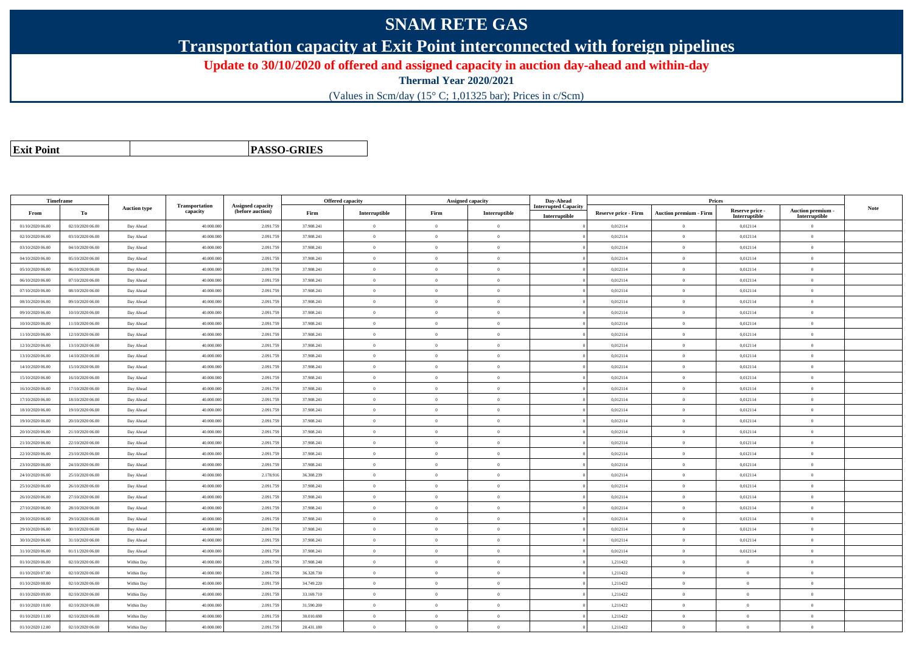# SNAM RETE GAS

## Transportation capacity at Exit Point interconnected with foreign pipelines

**Update to 30/10/2020 of offered and assigned capacity in auction day-ahead and within-day**

**Thermal Year 2020/2021**

(Values in Scm/day (15° C; 1,01325 bar); Prices in c/Scm)

| **Exit Point** | **PASSO-GRIES** |
|---|---|

| Timeframe | | Auction type | Transportation capacity | Assigned capacity (before auction) | Offered capacity | | Assigned capacity | | Day-Ahead Interrupted Capacity | Prices | | | | Note |
|---|---|---|---|---|---|---|---|---|---|---|---|---|---|---|
| From | To | | | | Firm | Interruptible | Firm | Interruptible | Interruptible | Reserve price - Firm | Auction premium - Firm | Reserve price - Interruptible | Auction premium - Interruptible | |
| 01/10/2020 06.00 | 02/10/2020 06.00 | Day Ahead | 40.000.000 | 2.091.759 | 37.908.241 | 0 | 0 | 0 | 0 | 0,012114 | 0 | 0,012114 | 0 | |
| 02/10/2020 06.00 | 03/10/2020 06.00 | Day Ahead | 40.000.000 | 2.091.759 | 37.908.241 | 0 | 0 | 0 | 0 | 0,012114 | 0 | 0,012114 | 0 | |
| 03/10/2020 06.00 | 04/10/2020 06.00 | Day Ahead | 40.000.000 | 2.091.759 | 37.908.241 | 0 | 0 | 0 | 0 | 0,012114 | 0 | 0,012114 | 0 | |
| 04/10/2020 06.00 | 05/10/2020 06.00 | Day Ahead | 40.000.000 | 2.091.759 | 37.908.241 | 0 | 0 | 0 | 0 | 0,012114 | 0 | 0,012114 | 0 | |
| 05/10/2020 06.00 | 06/10/2020 06.00 | Day Ahead | 40.000.000 | 2.091.759 | 37.908.241 | 0 | 0 | 0 | 0 | 0,012114 | 0 | 0,012114 | 0 | |
| 06/10/2020 06.00 | 07/10/2020 06.00 | Day Ahead | 40.000.000 | 2.091.759 | 37.908.241 | 0 | 0 | 0 | 0 | 0,012114 | 0 | 0,012114 | 0 | |
| 07/10/2020 06.00 | 08/10/2020 06.00 | Day Ahead | 40.000.000 | 2.091.759 | 37.908.241 | 0 | 0 | 0 | 0 | 0,012114 | 0 | 0,012114 | 0 | |
| 08/10/2020 06.00 | 09/10/2020 06.00 | Day Ahead | 40.000.000 | 2.091.759 | 37.908.241 | 0 | 0 | 0 | 0 | 0,012114 | 0 | 0,012114 | 0 | |
| 09/10/2020 06.00 | 10/10/2020 06.00 | Day Ahead | 40.000.000 | 2.091.759 | 37.908.241 | 0 | 0 | 0 | 0 | 0,012114 | 0 | 0,012114 | 0 | |
| 10/10/2020 06.00 | 11/10/2020 06.00 | Day Ahead | 40.000.000 | 2.091.759 | 37.908.241 | 0 | 0 | 0 | 0 | 0,012114 | 0 | 0,012114 | 0 | |
| 11/10/2020 06.00 | 12/10/2020 06.00 | Day Ahead | 40.000.000 | 2.091.759 | 37.908.241 | 0 | 0 | 0 | 0 | 0,012114 | 0 | 0,012114 | 0 | |
| 12/10/2020 06.00 | 13/10/2020 06.00 | Day Ahead | 40.000.000 | 2.091.759 | 37.908.241 | 0 | 0 | 0 | 0 | 0,012114 | 0 | 0,012114 | 0 | |
| 13/10/2020 06.00 | 14/10/2020 06.00 | Day Ahead | 40.000.000 | 2.091.759 | 37.908.241 | 0 | 0 | 0 | 0 | 0,012114 | 0 | 0,012114 | 0 | |
| 14/10/2020 06.00 | 15/10/2020 06.00 | Day Ahead | 40.000.000 | 2.091.759 | 37.908.241 | 0 | 0 | 0 | 0 | 0,012114 | 0 | 0,012114 | 0 | |
| 15/10/2020 06.00 | 16/10/2020 06.00 | Day Ahead | 40.000.000 | 2.091.759 | 37.908.241 | 0 | 0 | 0 | 0 | 0,012114 | 0 | 0,012114 | 0 | |
| 16/10/2020 06.00 | 17/10/2020 06.00 | Day Ahead | 40.000.000 | 2.091.759 | 37.908.241 | 0 | 0 | 0 | 0 | 0,012114 | 0 | 0,012114 | 0 | |
| 17/10/2020 06.00 | 18/10/2020 06.00 | Day Ahead | 40.000.000 | 2.091.759 | 37.908.241 | 0 | 0 | 0 | 0 | 0,012114 | 0 | 0,012114 | 0 | |
| 18/10/2020 06.00 | 19/10/2020 06.00 | Day Ahead | 40.000.000 | 2.091.759 | 37.908.241 | 0 | 0 | 0 | 0 | 0,012114 | 0 | 0,012114 | 0 | |
| 19/10/2020 06.00 | 20/10/2020 06.00 | Day Ahead | 40.000.000 | 2.091.759 | 37.908.241 | 0 | 0 | 0 | 0 | 0,012114 | 0 | 0,012114 | 0 | |
| 20/10/2020 06.00 | 21/10/2020 06.00 | Day Ahead | 40.000.000 | 2.091.759 | 37.908.241 | 0 | 0 | 0 | 0 | 0,012114 | 0 | 0,012114 | 0 | |
| 21/10/2020 06.00 | 22/10/2020 06.00 | Day Ahead | 40.000.000 | 2.091.759 | 37.908.241 | 0 | 0 | 0 | 0 | 0,012114 | 0 | 0,012114 | 0 | |
| 22/10/2020 06.00 | 23/10/2020 06.00 | Day Ahead | 40.000.000 | 2.091.759 | 37.908.241 | 0 | 0 | 0 | 0 | 0,012114 | 0 | 0,012114 | 0 | |
| 23/10/2020 06.00 | 24/10/2020 06.00 | Day Ahead | 40.000.000 | 2.091.759 | 37.908.241 | 0 | 0 | 0 | 0 | 0,012114 | 0 | 0,012114 | 0 | |
| 24/10/2020 06.00 | 25/10/2020 06.00 | Day Ahead | 40.000.000 | 2.178.916 | 36.308.239 | 0 | 0 | 0 | 0 | 0,012114 | 0 | 0,012114 | 0 | |
| 25/10/2020 06.00 | 26/10/2020 06.00 | Day Ahead | 40.000.000 | 2.091.759 | 37.908.241 | 0 | 0 | 0 | 0 | 0,012114 | 0 | 0,012114 | 0 | |
| 26/10/2020 06.00 | 27/10/2020 06.00 | Day Ahead | 40.000.000 | 2.091.759 | 37.908.241 | 0 | 0 | 0 | 0 | 0,012114 | 0 | 0,012114 | 0 | |
| 27/10/2020 06.00 | 28/10/2020 06.00 | Day Ahead | 40.000.000 | 2.091.759 | 37.908.241 | 0 | 0 | 0 | 0 | 0,012114 | 0 | 0,012114 | 0 | |
| 28/10/2020 06.00 | 29/10/2020 06.00 | Day Ahead | 40.000.000 | 2.091.759 | 37.908.241 | 0 | 0 | 0 | 0 | 0,012114 | 0 | 0,012114 | 0 | |
| 29/10/2020 06.00 | 30/10/2020 06.00 | Day Ahead | 40.000.000 | 2.091.759 | 37.908.241 | 0 | 0 | 0 | 0 | 0,012114 | 0 | 0,012114 | 0 | |
| 30/10/2020 06.00 | 31/10/2020 06.00 | Day Ahead | 40.000.000 | 2.091.759 | 37.908.241 | 0 | 0 | 0 | 0 | 0,012114 | 0 | 0,012114 | 0 | |
| 31/10/2020 06.00 | 01/11/2020 06.00 | Day Ahead | 40.000.000 | 2.091.759 | 37.908.241 | 0 | 0 | 0 | 0 | 0,012114 | 0 | 0,012114 | 0 | |
| 01/10/2020 06.00 | 02/10/2020 06.00 | Within Day | 40.000.000 | 2.091.759 | 37.908.240 | 0 | 0 | 0 | 0 | 1,211422 | 0 | 0 | 0 | |
| 01/10/2020 07.00 | 02/10/2020 06.00 | Within Day | 40.000.000 | 2.091.759 | 36.328.730 | 0 | 0 | 0 | 0 | 1,211422 | 0 | 0 | 0 | |
| 01/10/2020 08.00 | 02/10/2020 06.00 | Within Day | 40.000.000 | 2.091.759 | 34.749.220 | 0 | 0 | 0 | 0 | 1,211422 | 0 | 0 | 0 | |
| 01/10/2020 09.00 | 02/10/2020 06.00 | Within Day | 40.000.000 | 2.091.759 | 33.169.710 | 0 | 0 | 0 | 0 | 1,211422 | 0 | 0 | 0 | |
| 01/10/2020 10.00 | 02/10/2020 06.00 | Within Day | 40.000.000 | 2.091.759 | 31.590.200 | 0 | 0 | 0 | 0 | 1,211422 | 0 | 0 | 0 | |
| 01/10/2020 11.00 | 02/10/2020 06.00 | Within Day | 40.000.000 | 2.091.759 | 30.010.690 | 0 | 0 | 0 | 0 | 1,211422 | 0 | 0 | 0 | |
| 01/10/2020 12.00 | 02/10/2020 06.00 | Within Day | 40.000.000 | 2.091.759 | 28.431.180 | 0 | 0 | 0 | 0 | 1,211422 | 0 | 0 | 0 | |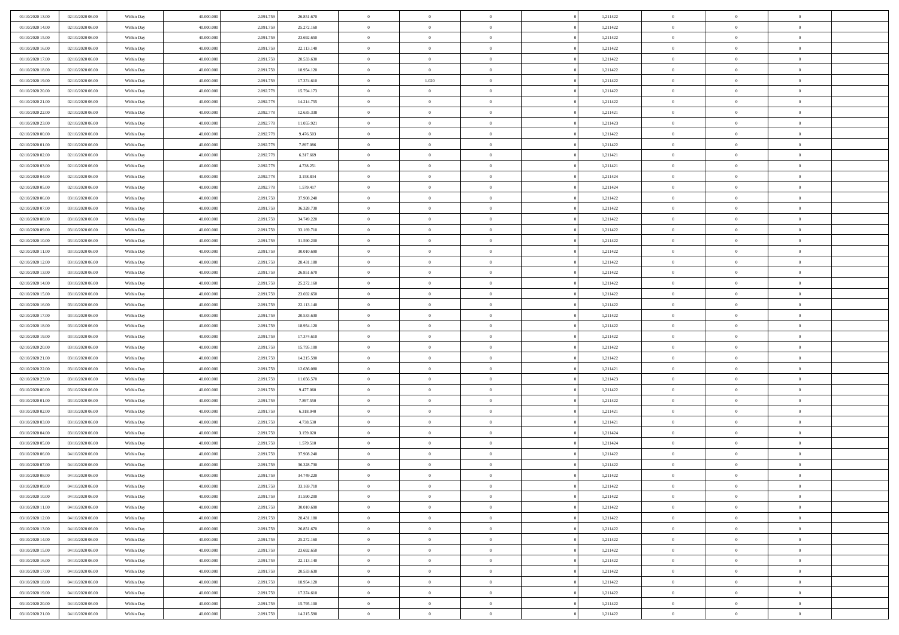| | | | | | | | | | | | | | | |
|---|---|---|---|---|---|---|---|---|---|---|---|---|---|---|
| 01/10/2020 13.00 | 02/10/2020 06.00 | Within Day | 40.000.000 | 2.091.759 | 26.851.670 | 0 | 0 | 0 | | 1,211422 | 0 | 0 | 0 | |
| 01/10/2020 14.00 | 02/10/2020 06.00 | Within Day | 40.000.000 | 2.091.759 | 25.272.160 | 0 | 0 | 0 | | 1,211422 | 0 | 0 | 0 | |
| 01/10/2020 15.00 | 02/10/2020 06.00 | Within Day | 40.000.000 | 2.091.759 | 23.692.650 | 0 | 0 | 0 | | 1,211422 | 0 | 0 | 0 | |
| 01/10/2020 16.00 | 02/10/2020 06.00 | Within Day | 40.000.000 | 2.091.759 | 22.113.140 | 0 | 0 | 0 | | 1,211422 | 0 | 0 | 0 | |
| 01/10/2020 17.00 | 02/10/2020 06.00 | Within Day | 40.000.000 | 2.091.759 | 20.533.630 | 0 | 0 | 0 | | 1,211422 | 0 | 0 | 0 | |
| 01/10/2020 18.00 | 02/10/2020 06.00 | Within Day | 40.000.000 | 2.091.759 | 18.954.120 | 0 | 0 | 0 | | 1,211422 | 0 | 0 | 0 | |
| 01/10/2020 19.00 | 02/10/2020 06.00 | Within Day | 40.000.000 | 2.091.759 | 17.374.610 | 0 | 1.020 | 0 | | 1,211422 | 0 | 0 | 0 | |
| 01/10/2020 20.00 | 02/10/2020 06.00 | Within Day | 40.000.000 | 2.092.778 | 15.794.173 | 0 | 0 | 0 | | 1,211422 | 0 | 0 | 0 | |
| 01/10/2020 21.00 | 02/10/2020 06.00 | Within Day | 40.000.000 | 2.092.778 | 14.214.755 | 0 | 0 | 0 | | 1,211422 | 0 | 0 | 0 | |
| 01/10/2020 22.00 | 02/10/2020 06.00 | Within Day | 40.000.000 | 2.092.778 | 12.635.338 | 0 | 0 | 0 | | 1,211421 | 0 | 0 | 0 | |
| 01/10/2020 23.00 | 02/10/2020 06.00 | Within Day | 40.000.000 | 2.092.778 | 11.055.921 | 0 | 0 | 0 | | 1,211423 | 0 | 0 | 0 | |
| 02/10/2020 00.00 | 02/10/2020 06.00 | Within Day | 40.000.000 | 2.092.778 | 9.476.503 | 0 | 0 | 0 | | 1,211422 | 0 | 0 | 0 | |
| 02/10/2020 01.00 | 02/10/2020 06.00 | Within Day | 40.000.000 | 2.092.778 | 7.897.086 | 0 | 0 | 0 | | 1,211422 | 0 | 0 | 0 | |
| 02/10/2020 02.00 | 02/10/2020 06.00 | Within Day | 40.000.000 | 2.092.778 | 6.317.669 | 0 | 0 | 0 | | 1,211421 | 0 | 0 | 0 | |
| 02/10/2020 03.00 | 02/10/2020 06.00 | Within Day | 40.000.000 | 2.092.778 | 4.738.251 | 0 | 0 | 0 | | 1,211421 | 0 | 0 | 0 | |
| 02/10/2020 04.00 | 02/10/2020 06.00 | Within Day | 40.000.000 | 2.092.778 | 3.158.834 | 0 | 0 | 0 | | 1,211424 | 0 | 0 | 0 | |
| 02/10/2020 05.00 | 02/10/2020 06.00 | Within Day | 40.000.000 | 2.092.778 | 1.579.417 | 0 | 0 | 0 | | 1,211424 | 0 | 0 | 0 | |
| 02/10/2020 06.00 | 03/10/2020 06.00 | Within Day | 40.000.000 | 2.091.759 | 37.908.240 | 0 | 0 | 0 | | 1,211422 | 0 | 0 | 0 | |
| 02/10/2020 07.00 | 03/10/2020 06.00 | Within Day | 40.000.000 | 2.091.759 | 36.328.730 | 0 | 0 | 0 | | 1,211422 | 0 | 0 | 0 | |
| 02/10/2020 08.00 | 03/10/2020 06.00 | Within Day | 40.000.000 | 2.091.759 | 34.749.220 | 0 | 0 | 0 | | 1,211422 | 0 | 0 | 0 | |
| 02/10/2020 09.00 | 03/10/2020 06.00 | Within Day | 40.000.000 | 2.091.759 | 33.169.710 | 0 | 0 | 0 | | 1,211422 | 0 | 0 | 0 | |
| 02/10/2020 10.00 | 03/10/2020 06.00 | Within Day | 40.000.000 | 2.091.759 | 31.590.200 | 0 | 0 | 0 | | 1,211422 | 0 | 0 | 0 | |
| 02/10/2020 11.00 | 03/10/2020 06.00 | Within Day | 40.000.000 | 2.091.759 | 30.010.690 | 0 | 0 | 0 | | 1,211422 | 0 | 0 | 0 | |
| 02/10/2020 12.00 | 03/10/2020 06.00 | Within Day | 40.000.000 | 2.091.759 | 28.431.180 | 0 | 0 | 0 | | 1,211422 | 0 | 0 | 0 | |
| 02/10/2020 13.00 | 03/10/2020 06.00 | Within Day | 40.000.000 | 2.091.759 | 26.851.670 | 0 | 0 | 0 | | 1,211422 | 0 | 0 | 0 | |
| 02/10/2020 14.00 | 03/10/2020 06.00 | Within Day | 40.000.000 | 2.091.759 | 25.272.160 | 0 | 0 | 0 | | 1,211422 | 0 | 0 | 0 | |
| 02/10/2020 15.00 | 03/10/2020 06.00 | Within Day | 40.000.000 | 2.091.759 | 23.692.650 | 0 | 0 | 0 | | 1,211422 | 0 | 0 | 0 | |
| 02/10/2020 16.00 | 03/10/2020 06.00 | Within Day | 40.000.000 | 2.091.759 | 22.113.140 | 0 | 0 | 0 | | 1,211422 | 0 | 0 | 0 | |
| 02/10/2020 17.00 | 03/10/2020 06.00 | Within Day | 40.000.000 | 2.091.759 | 20.533.630 | 0 | 0 | 0 | | 1,211422 | 0 | 0 | 0 | |
| 02/10/2020 18.00 | 03/10/2020 06.00 | Within Day | 40.000.000 | 2.091.759 | 18.954.120 | 0 | 0 | 0 | | 1,211422 | 0 | 0 | 0 | |
| 02/10/2020 19.00 | 03/10/2020 06.00 | Within Day | 40.000.000 | 2.091.759 | 17.374.610 | 0 | 0 | 0 | | 1,211422 | 0 | 0 | 0 | |
| 02/10/2020 20.00 | 03/10/2020 06.00 | Within Day | 40.000.000 | 2.091.759 | 15.795.100 | 0 | 0 | 0 | | 1,211422 | 0 | 0 | 0 | |
| 02/10/2020 21.00 | 03/10/2020 06.00 | Within Day | 40.000.000 | 2.091.759 | 14.215.590 | 0 | 0 | 0 | | 1,211422 | 0 | 0 | 0 | |
| 02/10/2020 22.00 | 03/10/2020 06.00 | Within Day | 40.000.000 | 2.091.759 | 12.636.080 | 0 | 0 | 0 | | 1,211421 | 0 | 0 | 0 | |
| 02/10/2020 23.00 | 03/10/2020 06.00 | Within Day | 40.000.000 | 2.091.759 | 11.056.570 | 0 | 0 | 0 | | 1,211423 | 0 | 0 | 0 | |
| 03/10/2020 00.00 | 03/10/2020 06.00 | Within Day | 40.000.000 | 2.091.759 | 9.477.060 | 0 | 0 | 0 | | 1,211422 | 0 | 0 | 0 | |
| 03/10/2020 01.00 | 03/10/2020 06.00 | Within Day | 40.000.000 | 2.091.759 | 7.897.550 | 0 | 0 | 0 | | 1,211422 | 0 | 0 | 0 | |
| 03/10/2020 02.00 | 03/10/2020 06.00 | Within Day | 40.000.000 | 2.091.759 | 6.318.040 | 0 | 0 | 0 | | 1,211421 | 0 | 0 | 0 | |
| 03/10/2020 03.00 | 03/10/2020 06.00 | Within Day | 40.000.000 | 2.091.759 | 4.738.530 | 0 | 0 | 0 | | 1,211421 | 0 | 0 | 0 | |
| 03/10/2020 04.00 | 03/10/2020 06.00 | Within Day | 40.000.000 | 2.091.759 | 3.159.020 | 0 | 0 | 0 | | 1,211424 | 0 | 0 | 0 | |
| 03/10/2020 05.00 | 03/10/2020 06.00 | Within Day | 40.000.000 | 2.091.759 | 1.579.510 | 0 | 0 | 0 | | 1,211424 | 0 | 0 | 0 | |
| 03/10/2020 06.00 | 04/10/2020 06.00 | Within Day | 40.000.000 | 2.091.759 | 37.908.240 | 0 | 0 | 0 | | 1,211422 | 0 | 0 | 0 | |
| 03/10/2020 07.00 | 04/10/2020 06.00 | Within Day | 40.000.000 | 2.091.759 | 36.328.730 | 0 | 0 | 0 | | 1,211422 | 0 | 0 | 0 | |
| 03/10/2020 08.00 | 04/10/2020 06.00 | Within Day | 40.000.000 | 2.091.759 | 34.749.220 | 0 | 0 | 0 | | 1,211422 | 0 | 0 | 0 | |
| 03/10/2020 09.00 | 04/10/2020 06.00 | Within Day | 40.000.000 | 2.091.759 | 33.169.710 | 0 | 0 | 0 | | 1,211422 | 0 | 0 | 0 | |
| 03/10/2020 10.00 | 04/10/2020 06.00 | Within Day | 40.000.000 | 2.091.759 | 31.590.200 | 0 | 0 | 0 | | 1,211422 | 0 | 0 | 0 | |
| 03/10/2020 11.00 | 04/10/2020 06.00 | Within Day | 40.000.000 | 2.091.759 | 30.010.690 | 0 | 0 | 0 | | 1,211422 | 0 | 0 | 0 | |
| 03/10/2020 12.00 | 04/10/2020 06.00 | Within Day | 40.000.000 | 2.091.759 | 28.431.180 | 0 | 0 | 0 | | 1,211422 | 0 | 0 | 0 | |
| 03/10/2020 13.00 | 04/10/2020 06.00 | Within Day | 40.000.000 | 2.091.759 | 26.851.670 | 0 | 0 | 0 | | 1,211422 | 0 | 0 | 0 | |
| 03/10/2020 14.00 | 04/10/2020 06.00 | Within Day | 40.000.000 | 2.091.759 | 25.272.160 | 0 | 0 | 0 | | 1,211422 | 0 | 0 | 0 | |
| 03/10/2020 15.00 | 04/10/2020 06.00 | Within Day | 40.000.000 | 2.091.759 | 23.692.650 | 0 | 0 | 0 | | 1,211422 | 0 | 0 | 0 | |
| 03/10/2020 16.00 | 04/10/2020 06.00 | Within Day | 40.000.000 | 2.091.759 | 22.113.140 | 0 | 0 | 0 | | 1,211422 | 0 | 0 | 0 | |
| 03/10/2020 17.00 | 04/10/2020 06.00 | Within Day | 40.000.000 | 2.091.759 | 20.533.630 | 0 | 0 | 0 | | 1,211422 | 0 | 0 | 0 | |
| 03/10/2020 18.00 | 04/10/2020 06.00 | Within Day | 40.000.000 | 2.091.759 | 18.954.120 | 0 | 0 | 0 | | 1,211422 | 0 | 0 | 0 | |
| 03/10/2020 19.00 | 04/10/2020 06.00 | Within Day | 40.000.000 | 2.091.759 | 17.374.610 | 0 | 0 | 0 | | 1,211422 | 0 | 0 | 0 | |
| 03/10/2020 20.00 | 04/10/2020 06.00 | Within Day | 40.000.000 | 2.091.759 | 15.795.100 | 0 | 0 | 0 | | 1,211422 | 0 | 0 | 0 | |
| 03/10/2020 21.00 | 04/10/2020 06.00 | Within Day | 40.000.000 | 2.091.759 | 14.215.590 | 0 | 0 | 0 | | 1,211422 | 0 | 0 | 0 | |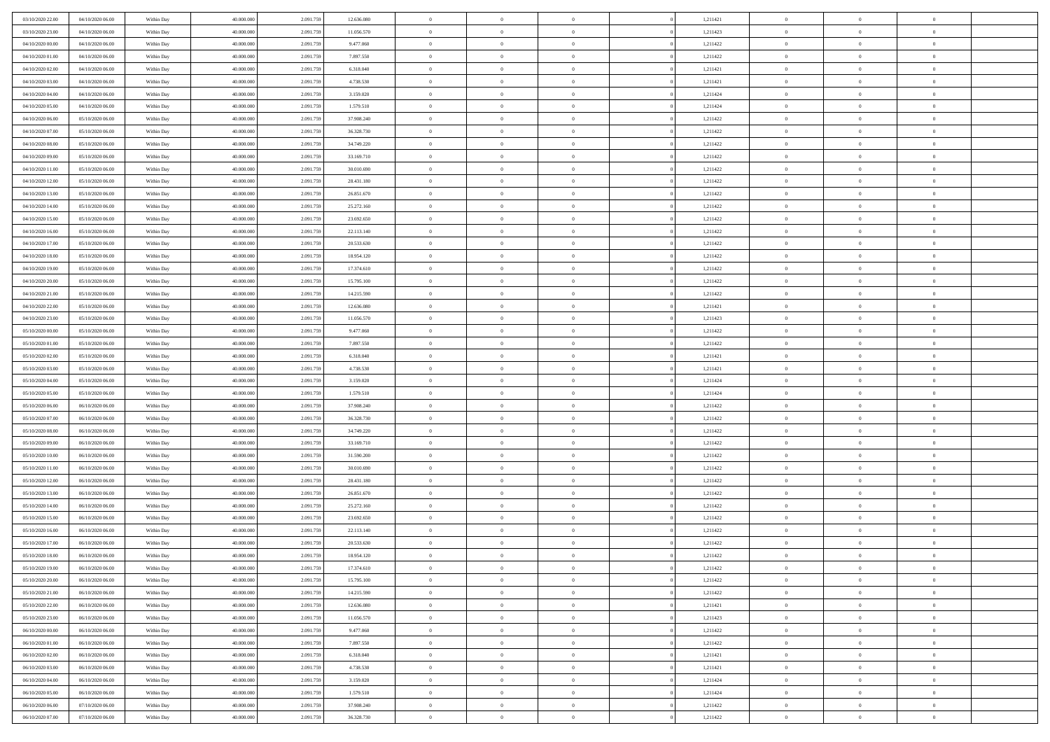| | | | | | | | | | | | | | | |
|---|---|---|---|---|---|---|---|---|---|---|---|---|---|---|
| 03/10/2020 22.00 | 04/10/2020 06.00 | Within Day | 40.000.000 | 2.091.759 | 12.636.080 | 0 | 0 | 0 | | 0 | 1,211421 | 0 | 0 | 0 |
| 03/10/2020 23.00 | 04/10/2020 06.00 | Within Day | 40.000.000 | 2.091.759 | 11.056.570 | 0 | 0 | 0 | | 0 | 1,211423 | 0 | 0 | 0 |
| 04/10/2020 00.00 | 04/10/2020 06.00 | Within Day | 40.000.000 | 2.091.759 | 9.477.060 | 0 | 0 | 0 | | 0 | 1,211422 | 0 | 0 | 0 |
| 04/10/2020 01.00 | 04/10/2020 06.00 | Within Day | 40.000.000 | 2.091.759 | 7.897.550 | 0 | 0 | 0 | | 0 | 1,211422 | 0 | 0 | 0 |
| 04/10/2020 02.00 | 04/10/2020 06.00 | Within Day | 40.000.000 | 2.091.759 | 6.318.040 | 0 | 0 | 0 | | 0 | 1,211421 | 0 | 0 | 0 |
| 04/10/2020 03.00 | 04/10/2020 06.00 | Within Day | 40.000.000 | 2.091.759 | 4.738.530 | 0 | 0 | 0 | | 0 | 1,211421 | 0 | 0 | 0 |
| 04/10/2020 04.00 | 04/10/2020 06.00 | Within Day | 40.000.000 | 2.091.759 | 3.159.020 | 0 | 0 | 0 | | 0 | 1,211424 | 0 | 0 | 0 |
| 04/10/2020 05.00 | 04/10/2020 06.00 | Within Day | 40.000.000 | 2.091.759 | 1.579.510 | 0 | 0 | 0 | | 0 | 1,211424 | 0 | 0 | 0 |
| 04/10/2020 06.00 | 05/10/2020 06.00 | Within Day | 40.000.000 | 2.091.759 | 37.908.240 | 0 | 0 | 0 | | 0 | 1,211422 | 0 | 0 | 0 |
| 04/10/2020 07.00 | 05/10/2020 06.00 | Within Day | 40.000.000 | 2.091.759 | 36.328.730 | 0 | 0 | 0 | | 0 | 1,211422 | 0 | 0 | 0 |
| 04/10/2020 08.00 | 05/10/2020 06.00 | Within Day | 40.000.000 | 2.091.759 | 34.749.220 | 0 | 0 | 0 | | 0 | 1,211422 | 0 | 0 | 0 |
| 04/10/2020 09.00 | 05/10/2020 06.00 | Within Day | 40.000.000 | 2.091.759 | 33.169.710 | 0 | 0 | 0 | | 0 | 1,211422 | 0 | 0 | 0 |
| 04/10/2020 11.00 | 05/10/2020 06.00 | Within Day | 40.000.000 | 2.091.759 | 30.010.690 | 0 | 0 | 0 | | 0 | 1,211422 | 0 | 0 | 0 |
| 04/10/2020 12.00 | 05/10/2020 06.00 | Within Day | 40.000.000 | 2.091.759 | 28.431.180 | 0 | 0 | 0 | | 0 | 1,211422 | 0 | 0 | 0 |
| 04/10/2020 13.00 | 05/10/2020 06.00 | Within Day | 40.000.000 | 2.091.759 | 26.851.670 | 0 | 0 | 0 | | 0 | 1,211422 | 0 | 0 | 0 |
| 04/10/2020 14.00 | 05/10/2020 06.00 | Within Day | 40.000.000 | 2.091.759 | 25.272.160 | 0 | 0 | 0 | | 0 | 1,211422 | 0 | 0 | 0 |
| 04/10/2020 15.00 | 05/10/2020 06.00 | Within Day | 40.000.000 | 2.091.759 | 23.692.650 | 0 | 0 | 0 | | 0 | 1,211422 | 0 | 0 | 0 |
| 04/10/2020 16.00 | 05/10/2020 06.00 | Within Day | 40.000.000 | 2.091.759 | 22.113.140 | 0 | 0 | 0 | | 0 | 1,211422 | 0 | 0 | 0 |
| 04/10/2020 17.00 | 05/10/2020 06.00 | Within Day | 40.000.000 | 2.091.759 | 20.533.630 | 0 | 0 | 0 | | 0 | 1,211422 | 0 | 0 | 0 |
| 04/10/2020 18.00 | 05/10/2020 06.00 | Within Day | 40.000.000 | 2.091.759 | 18.954.120 | 0 | 0 | 0 | | 0 | 1,211422 | 0 | 0 | 0 |
| 04/10/2020 19.00 | 05/10/2020 06.00 | Within Day | 40.000.000 | 2.091.759 | 17.374.610 | 0 | 0 | 0 | | 0 | 1,211422 | 0 | 0 | 0 |
| 04/10/2020 20.00 | 05/10/2020 06.00 | Within Day | 40.000.000 | 2.091.759 | 15.795.100 | 0 | 0 | 0 | | 0 | 1,211422 | 0 | 0 | 0 |
| 04/10/2020 21.00 | 05/10/2020 06.00 | Within Day | 40.000.000 | 2.091.759 | 14.215.590 | 0 | 0 | 0 | | 0 | 1,211422 | 0 | 0 | 0 |
| 04/10/2020 22.00 | 05/10/2020 06.00 | Within Day | 40.000.000 | 2.091.759 | 12.636.080 | 0 | 0 | 0 | | 0 | 1,211421 | 0 | 0 | 0 |
| 04/10/2020 23.00 | 05/10/2020 06.00 | Within Day | 40.000.000 | 2.091.759 | 11.056.570 | 0 | 0 | 0 | | 0 | 1,211423 | 0 | 0 | 0 |
| 05/10/2020 00.00 | 05/10/2020 06.00 | Within Day | 40.000.000 | 2.091.759 | 9.477.060 | 0 | 0 | 0 | | 0 | 1,211422 | 0 | 0 | 0 |
| 05/10/2020 01.00 | 05/10/2020 06.00 | Within Day | 40.000.000 | 2.091.759 | 7.897.550 | 0 | 0 | 0 | | 0 | 1,211422 | 0 | 0 | 0 |
| 05/10/2020 02.00 | 05/10/2020 06.00 | Within Day | 40.000.000 | 2.091.759 | 6.318.040 | 0 | 0 | 0 | | 0 | 1,211421 | 0 | 0 | 0 |
| 05/10/2020 03.00 | 05/10/2020 06.00 | Within Day | 40.000.000 | 2.091.759 | 4.738.530 | 0 | 0 | 0 | | 0 | 1,211421 | 0 | 0 | 0 |
| 05/10/2020 04.00 | 05/10/2020 06.00 | Within Day | 40.000.000 | 2.091.759 | 3.159.020 | 0 | 0 | 0 | | 0 | 1,211424 | 0 | 0 | 0 |
| 05/10/2020 05.00 | 05/10/2020 06.00 | Within Day | 40.000.000 | 2.091.759 | 1.579.510 | 0 | 0 | 0 | | 0 | 1,211424 | 0 | 0 | 0 |
| 05/10/2020 06.00 | 06/10/2020 06.00 | Within Day | 40.000.000 | 2.091.759 | 37.908.240 | 0 | 0 | 0 | | 0 | 1,211422 | 0 | 0 | 0 |
| 05/10/2020 07.00 | 06/10/2020 06.00 | Within Day | 40.000.000 | 2.091.759 | 36.328.730 | 0 | 0 | 0 | | 0 | 1,211422 | 0 | 0 | 0 |
| 05/10/2020 08.00 | 06/10/2020 06.00 | Within Day | 40.000.000 | 2.091.759 | 34.749.220 | 0 | 0 | 0 | | 0 | 1,211422 | 0 | 0 | 0 |
| 05/10/2020 09.00 | 06/10/2020 06.00 | Within Day | 40.000.000 | 2.091.759 | 33.169.710 | 0 | 0 | 0 | | 0 | 1,211422 | 0 | 0 | 0 |
| 05/10/2020 10.00 | 06/10/2020 06.00 | Within Day | 40.000.000 | 2.091.759 | 31.590.200 | 0 | 0 | 0 | | 0 | 1,211422 | 0 | 0 | 0 |
| 05/10/2020 11.00 | 06/10/2020 06.00 | Within Day | 40.000.000 | 2.091.759 | 30.010.690 | 0 | 0 | 0 | | 0 | 1,211422 | 0 | 0 | 0 |
| 05/10/2020 12.00 | 06/10/2020 06.00 | Within Day | 40.000.000 | 2.091.759 | 28.431.180 | 0 | 0 | 0 | | 0 | 1,211422 | 0 | 0 | 0 |
| 05/10/2020 13.00 | 06/10/2020 06.00 | Within Day | 40.000.000 | 2.091.759 | 26.851.670 | 0 | 0 | 0 | | 0 | 1,211422 | 0 | 0 | 0 |
| 05/10/2020 14.00 | 06/10/2020 06.00 | Within Day | 40.000.000 | 2.091.759 | 25.272.160 | 0 | 0 | 0 | | 0 | 1,211422 | 0 | 0 | 0 |
| 05/10/2020 15.00 | 06/10/2020 06.00 | Within Day | 40.000.000 | 2.091.759 | 23.692.650 | 0 | 0 | 0 | | 0 | 1,211422 | 0 | 0 | 0 |
| 05/10/2020 16.00 | 06/10/2020 06.00 | Within Day | 40.000.000 | 2.091.759 | 22.113.140 | 0 | 0 | 0 | | 0 | 1,211422 | 0 | 0 | 0 |
| 05/10/2020 17.00 | 06/10/2020 06.00 | Within Day | 40.000.000 | 2.091.759 | 20.533.630 | 0 | 0 | 0 | | 0 | 1,211422 | 0 | 0 | 0 |
| 05/10/2020 18.00 | 06/10/2020 06.00 | Within Day | 40.000.000 | 2.091.759 | 18.954.120 | 0 | 0 | 0 | | 0 | 1,211422 | 0 | 0 | 0 |
| 05/10/2020 19.00 | 06/10/2020 06.00 | Within Day | 40.000.000 | 2.091.759 | 17.374.610 | 0 | 0 | 0 | | 0 | 1,211422 | 0 | 0 | 0 |
| 05/10/2020 20.00 | 06/10/2020 06.00 | Within Day | 40.000.000 | 2.091.759 | 15.795.100 | 0 | 0 | 0 | | 0 | 1,211422 | 0 | 0 | 0 |
| 05/10/2020 21.00 | 06/10/2020 06.00 | Within Day | 40.000.000 | 2.091.759 | 14.215.590 | 0 | 0 | 0 | | 0 | 1,211422 | 0 | 0 | 0 |
| 05/10/2020 22.00 | 06/10/2020 06.00 | Within Day | 40.000.000 | 2.091.759 | 12.636.080 | 0 | 0 | 0 | | 0 | 1,211421 | 0 | 0 | 0 |
| 05/10/2020 23.00 | 06/10/2020 06.00 | Within Day | 40.000.000 | 2.091.759 | 11.056.570 | 0 | 0 | 0 | | 0 | 1,211423 | 0 | 0 | 0 |
| 06/10/2020 00.00 | 06/10/2020 06.00 | Within Day | 40.000.000 | 2.091.759 | 9.477.060 | 0 | 0 | 0 | | 0 | 1,211422 | 0 | 0 | 0 |
| 06/10/2020 01.00 | 06/10/2020 06.00 | Within Day | 40.000.000 | 2.091.759 | 7.897.550 | 0 | 0 | 0 | | 0 | 1,211422 | 0 | 0 | 0 |
| 06/10/2020 02.00 | 06/10/2020 06.00 | Within Day | 40.000.000 | 2.091.759 | 6.318.040 | 0 | 0 | 0 | | 0 | 1,211421 | 0 | 0 | 0 |
| 06/10/2020 03.00 | 06/10/2020 06.00 | Within Day | 40.000.000 | 2.091.759 | 4.738.530 | 0 | 0 | 0 | | 0 | 1,211421 | 0 | 0 | 0 |
| 06/10/2020 04.00 | 06/10/2020 06.00 | Within Day | 40.000.000 | 2.091.759 | 3.159.020 | 0 | 0 | 0 | | 0 | 1,211424 | 0 | 0 | 0 |
| 06/10/2020 05.00 | 06/10/2020 06.00 | Within Day | 40.000.000 | 2.091.759 | 1.579.510 | 0 | 0 | 0 | | 0 | 1,211424 | 0 | 0 | 0 |
| 06/10/2020 06.00 | 07/10/2020 06.00 | Within Day | 40.000.000 | 2.091.759 | 37.908.240 | 0 | 0 | 0 | | 0 | 1,211422 | 0 | 0 | 0 |
| 06/10/2020 07.00 | 07/10/2020 06.00 | Within Day | 40.000.000 | 2.091.759 | 36.328.730 | 0 | 0 | 0 | | 0 | 1,211422 | 0 | 0 | 0 |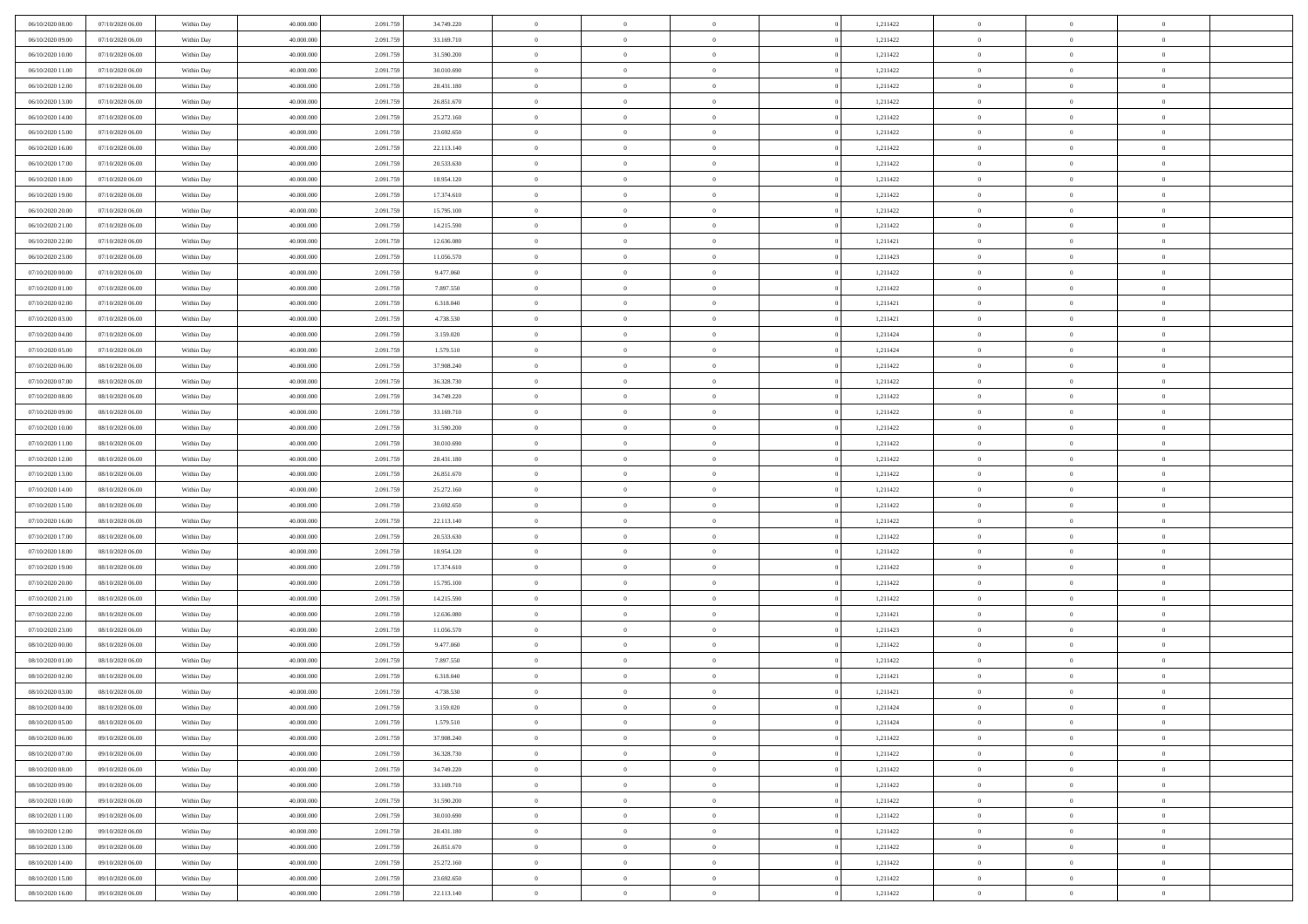| | | | | | | | | | | | | | | |
|---|---|---|---|---|---|---|---|---|---|---|---|---|---|---|
| 06/10/2020 08.00 | 07/10/2020 06.00 | Within Day | 40.000.000 | 2.091.759 | 34.749.220 | 0 | 0 | 0 | | 1,211422 | 0 | 0 | 0 | |
| 06/10/2020 09.00 | 07/10/2020 06.00 | Within Day | 40.000.000 | 2.091.759 | 33.169.710 | 0 | 0 | 0 | | 1,211422 | 0 | 0 | 0 | |
| 06/10/2020 10.00 | 07/10/2020 06.00 | Within Day | 40.000.000 | 2.091.759 | 31.590.200 | 0 | 0 | 0 | | 1,211422 | 0 | 0 | 0 | |
| 06/10/2020 11.00 | 07/10/2020 06.00 | Within Day | 40.000.000 | 2.091.759 | 30.010.690 | 0 | 0 | 0 | | 1,211422 | 0 | 0 | 0 | |
| 06/10/2020 12.00 | 07/10/2020 06.00 | Within Day | 40.000.000 | 2.091.759 | 28.431.180 | 0 | 0 | 0 | | 1,211422 | 0 | 0 | 0 | |
| 06/10/2020 13.00 | 07/10/2020 06.00 | Within Day | 40.000.000 | 2.091.759 | 26.851.670 | 0 | 0 | 0 | | 1,211422 | 0 | 0 | 0 | |
| 06/10/2020 14.00 | 07/10/2020 06.00 | Within Day | 40.000.000 | 2.091.759 | 25.272.160 | 0 | 0 | 0 | | 1,211422 | 0 | 0 | 0 | |
| 06/10/2020 15.00 | 07/10/2020 06.00 | Within Day | 40.000.000 | 2.091.759 | 23.692.650 | 0 | 0 | 0 | | 1,211422 | 0 | 0 | 0 | |
| 06/10/2020 16.00 | 07/10/2020 06.00 | Within Day | 40.000.000 | 2.091.759 | 22.113.140 | 0 | 0 | 0 | | 1,211422 | 0 | 0 | 0 | |
| 06/10/2020 17.00 | 07/10/2020 06.00 | Within Day | 40.000.000 | 2.091.759 | 20.533.630 | 0 | 0 | 0 | | 1,211422 | 0 | 0 | 0 | |
| 06/10/2020 18.00 | 07/10/2020 06.00 | Within Day | 40.000.000 | 2.091.759 | 18.954.120 | 0 | 0 | 0 | | 1,211422 | 0 | 0 | 0 | |
| 06/10/2020 19.00 | 07/10/2020 06.00 | Within Day | 40.000.000 | 2.091.759 | 17.374.610 | 0 | 0 | 0 | | 1,211422 | 0 | 0 | 0 | |
| 06/10/2020 20.00 | 07/10/2020 06.00 | Within Day | 40.000.000 | 2.091.759 | 15.795.100 | 0 | 0 | 0 | | 1,211422 | 0 | 0 | 0 | |
| 06/10/2020 21.00 | 07/10/2020 06.00 | Within Day | 40.000.000 | 2.091.759 | 14.215.590 | 0 | 0 | 0 | | 1,211422 | 0 | 0 | 0 | |
| 06/10/2020 22.00 | 07/10/2020 06.00 | Within Day | 40.000.000 | 2.091.759 | 12.636.080 | 0 | 0 | 0 | | 1,211421 | 0 | 0 | 0 | |
| 06/10/2020 23.00 | 07/10/2020 06.00 | Within Day | 40.000.000 | 2.091.759 | 11.056.570 | 0 | 0 | 0 | | 1,211423 | 0 | 0 | 0 | |
| 07/10/2020 00.00 | 07/10/2020 06.00 | Within Day | 40.000.000 | 2.091.759 | 9.477.060 | 0 | 0 | 0 | | 1,211422 | 0 | 0 | 0 | |
| 07/10/2020 01.00 | 07/10/2020 06.00 | Within Day | 40.000.000 | 2.091.759 | 7.897.550 | 0 | 0 | 0 | | 1,211422 | 0 | 0 | 0 | |
| 07/10/2020 02.00 | 07/10/2020 06.00 | Within Day | 40.000.000 | 2.091.759 | 6.318.040 | 0 | 0 | 0 | | 1,211421 | 0 | 0 | 0 | |
| 07/10/2020 03.00 | 07/10/2020 06.00 | Within Day | 40.000.000 | 2.091.759 | 4.738.530 | 0 | 0 | 0 | | 1,211421 | 0 | 0 | 0 | |
| 07/10/2020 04.00 | 07/10/2020 06.00 | Within Day | 40.000.000 | 2.091.759 | 3.159.020 | 0 | 0 | 0 | | 1,211424 | 0 | 0 | 0 | |
| 07/10/2020 05.00 | 07/10/2020 06.00 | Within Day | 40.000.000 | 2.091.759 | 1.579.510 | 0 | 0 | 0 | | 1,211424 | 0 | 0 | 0 | |
| 07/10/2020 06.00 | 08/10/2020 06.00 | Within Day | 40.000.000 | 2.091.759 | 37.908.240 | 0 | 0 | 0 | | 1,211422 | 0 | 0 | 0 | |
| 07/10/2020 07.00 | 08/10/2020 06.00 | Within Day | 40.000.000 | 2.091.759 | 36.328.730 | 0 | 0 | 0 | | 1,211422 | 0 | 0 | 0 | |
| 07/10/2020 08.00 | 08/10/2020 06.00 | Within Day | 40.000.000 | 2.091.759 | 34.749.220 | 0 | 0 | 0 | | 1,211422 | 0 | 0 | 0 | |
| 07/10/2020 09.00 | 08/10/2020 06.00 | Within Day | 40.000.000 | 2.091.759 | 33.169.710 | 0 | 0 | 0 | | 1,211422 | 0 | 0 | 0 | |
| 07/10/2020 10.00 | 08/10/2020 06.00 | Within Day | 40.000.000 | 2.091.759 | 31.590.200 | 0 | 0 | 0 | | 1,211422 | 0 | 0 | 0 | |
| 07/10/2020 11.00 | 08/10/2020 06.00 | Within Day | 40.000.000 | 2.091.759 | 30.010.690 | 0 | 0 | 0 | | 1,211422 | 0 | 0 | 0 | |
| 07/10/2020 12.00 | 08/10/2020 06.00 | Within Day | 40.000.000 | 2.091.759 | 28.431.180 | 0 | 0 | 0 | | 1,211422 | 0 | 0 | 0 | |
| 07/10/2020 13.00 | 08/10/2020 06.00 | Within Day | 40.000.000 | 2.091.759 | 26.851.670 | 0 | 0 | 0 | | 1,211422 | 0 | 0 | 0 | |
| 07/10/2020 14.00 | 08/10/2020 06.00 | Within Day | 40.000.000 | 2.091.759 | 25.272.160 | 0 | 0 | 0 | | 1,211422 | 0 | 0 | 0 | |
| 07/10/2020 15.00 | 08/10/2020 06.00 | Within Day | 40.000.000 | 2.091.759 | 23.692.650 | 0 | 0 | 0 | | 1,211422 | 0 | 0 | 0 | |
| 07/10/2020 16.00 | 08/10/2020 06.00 | Within Day | 40.000.000 | 2.091.759 | 22.113.140 | 0 | 0 | 0 | | 1,211422 | 0 | 0 | 0 | |
| 07/10/2020 17.00 | 08/10/2020 06.00 | Within Day | 40.000.000 | 2.091.759 | 20.533.630 | 0 | 0 | 0 | | 1,211422 | 0 | 0 | 0 | |
| 07/10/2020 18.00 | 08/10/2020 06.00 | Within Day | 40.000.000 | 2.091.759 | 18.954.120 | 0 | 0 | 0 | | 1,211422 | 0 | 0 | 0 | |
| 07/10/2020 19.00 | 08/10/2020 06.00 | Within Day | 40.000.000 | 2.091.759 | 17.374.610 | 0 | 0 | 0 | | 1,211422 | 0 | 0 | 0 | |
| 07/10/2020 20.00 | 08/10/2020 06.00 | Within Day | 40.000.000 | 2.091.759 | 15.795.100 | 0 | 0 | 0 | | 1,211422 | 0 | 0 | 0 | |
| 07/10/2020 21.00 | 08/10/2020 06.00 | Within Day | 40.000.000 | 2.091.759 | 14.215.590 | 0 | 0 | 0 | | 1,211422 | 0 | 0 | 0 | |
| 07/10/2020 22.00 | 08/10/2020 06.00 | Within Day | 40.000.000 | 2.091.759 | 12.636.080 | 0 | 0 | 0 | | 1,211421 | 0 | 0 | 0 | |
| 07/10/2020 23.00 | 08/10/2020 06.00 | Within Day | 40.000.000 | 2.091.759 | 11.056.570 | 0 | 0 | 0 | | 1,211423 | 0 | 0 | 0 | |
| 08/10/2020 00.00 | 08/10/2020 06.00 | Within Day | 40.000.000 | 2.091.759 | 9.477.060 | 0 | 0 | 0 | | 1,211422 | 0 | 0 | 0 | |
| 08/10/2020 01.00 | 08/10/2020 06.00 | Within Day | 40.000.000 | 2.091.759 | 7.897.550 | 0 | 0 | 0 | | 1,211422 | 0 | 0 | 0 | |
| 08/10/2020 02.00 | 08/10/2020 06.00 | Within Day | 40.000.000 | 2.091.759 | 6.318.040 | 0 | 0 | 0 | | 1,211421 | 0 | 0 | 0 | |
| 08/10/2020 03.00 | 08/10/2020 06.00 | Within Day | 40.000.000 | 2.091.759 | 4.738.530 | 0 | 0 | 0 | | 1,211421 | 0 | 0 | 0 | |
| 08/10/2020 04.00 | 08/10/2020 06.00 | Within Day | 40.000.000 | 2.091.759 | 3.159.020 | 0 | 0 | 0 | | 1,211424 | 0 | 0 | 0 | |
| 08/10/2020 05.00 | 08/10/2020 06.00 | Within Day | 40.000.000 | 2.091.759 | 1.579.510 | 0 | 0 | 0 | | 1,211424 | 0 | 0 | 0 | |
| 08/10/2020 06.00 | 09/10/2020 06.00 | Within Day | 40.000.000 | 2.091.759 | 37.908.240 | 0 | 0 | 0 | | 1,211422 | 0 | 0 | 0 | |
| 08/10/2020 07.00 | 09/10/2020 06.00 | Within Day | 40.000.000 | 2.091.759 | 36.328.730 | 0 | 0 | 0 | | 1,211422 | 0 | 0 | 0 | |
| 08/10/2020 08.00 | 09/10/2020 06.00 | Within Day | 40.000.000 | 2.091.759 | 34.749.220 | 0 | 0 | 0 | | 1,211422 | 0 | 0 | 0 | |
| 08/10/2020 09.00 | 09/10/2020 06.00 | Within Day | 40.000.000 | 2.091.759 | 33.169.710 | 0 | 0 | 0 | | 1,211422 | 0 | 0 | 0 | |
| 08/10/2020 10.00 | 09/10/2020 06.00 | Within Day | 40.000.000 | 2.091.759 | 31.590.200 | 0 | 0 | 0 | | 1,211422 | 0 | 0 | 0 | |
| 08/10/2020 11.00 | 09/10/2020 06.00 | Within Day | 40.000.000 | 2.091.759 | 30.010.690 | 0 | 0 | 0 | | 1,211422 | 0 | 0 | 0 | |
| 08/10/2020 12.00 | 09/10/2020 06.00 | Within Day | 40.000.000 | 2.091.759 | 28.431.180 | 0 | 0 | 0 | | 1,211422 | 0 | 0 | 0 | |
| 08/10/2020 13.00 | 09/10/2020 06.00 | Within Day | 40.000.000 | 2.091.759 | 26.851.670 | 0 | 0 | 0 | | 1,211422 | 0 | 0 | 0 | |
| 08/10/2020 14.00 | 09/10/2020 06.00 | Within Day | 40.000.000 | 2.091.759 | 25.272.160 | 0 | 0 | 0 | | 1,211422 | 0 | 0 | 0 | |
| 08/10/2020 15.00 | 09/10/2020 06.00 | Within Day | 40.000.000 | 2.091.759 | 23.692.650 | 0 | 0 | 0 | | 1,211422 | 0 | 0 | 0 | |
| 08/10/2020 16.00 | 09/10/2020 06.00 | Within Day | 40.000.000 | 2.091.759 | 22.113.140 | 0 | 0 | 0 | | 1,211422 | 0 | 0 | 0 | |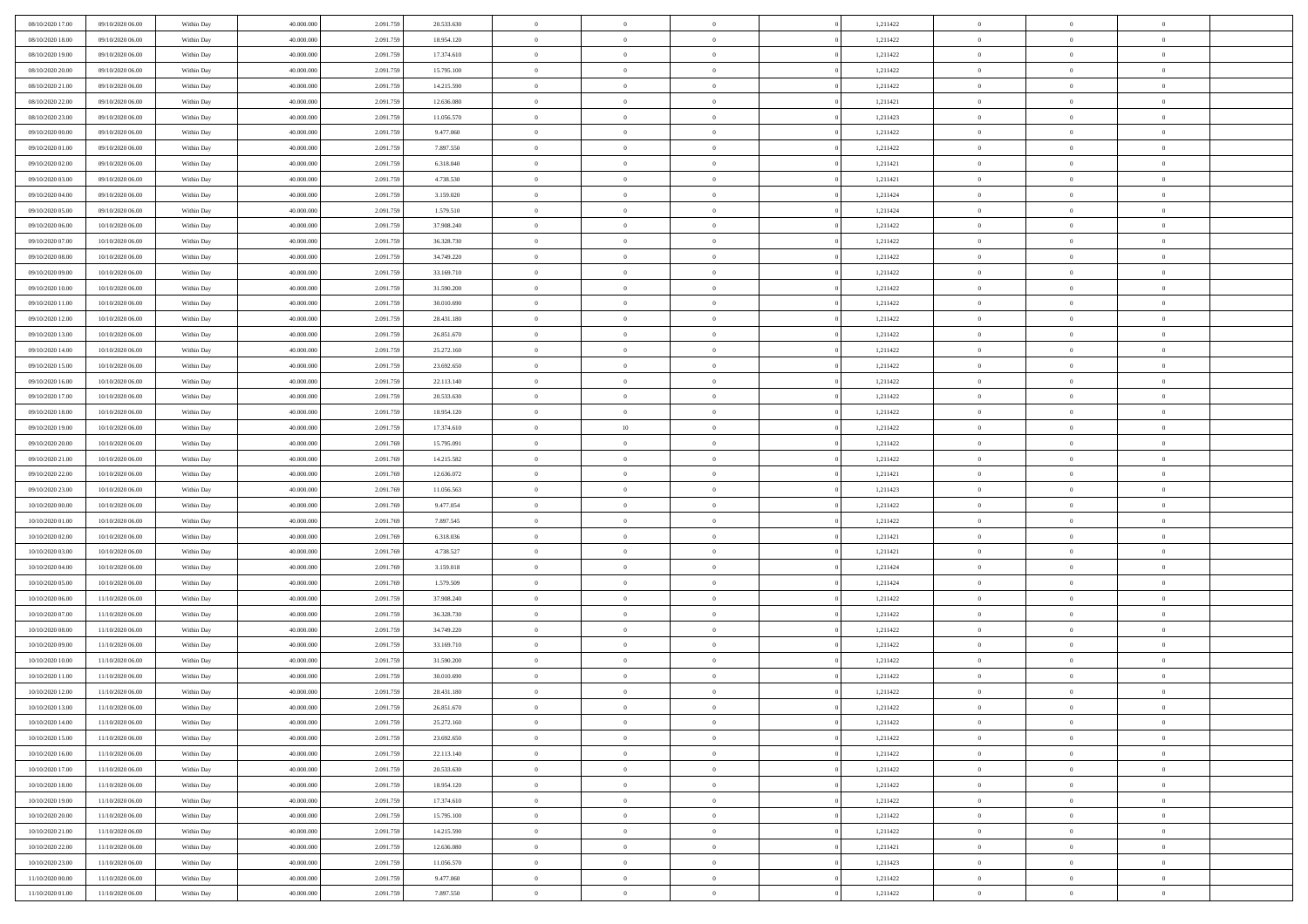| | | | | | | | | | | | | | | |
|---|---|---|---|---|---|---|---|---|---|---|---|---|---|---|
| 08/10/2020 17:00 | 09/10/2020 06:00 | Within Day | 40.000.000 | 2.091.759 | 20.533.630 | 0 | 0 | 0 | | 1,211422 | 0 | 0 | 0 | |
| 08/10/2020 18:00 | 09/10/2020 06:00 | Within Day | 40.000.000 | 2.091.759 | 18.954.120 | 0 | 0 | 0 | | 1,211422 | 0 | 0 | 0 | |
| 08/10/2020 19:00 | 09/10/2020 06:00 | Within Day | 40.000.000 | 2.091.759 | 17.374.610 | 0 | 0 | 0 | | 1,211422 | 0 | 0 | 0 | |
| 08/10/2020 20:00 | 09/10/2020 06:00 | Within Day | 40.000.000 | 2.091.759 | 15.795.100 | 0 | 0 | 0 | | 1,211422 | 0 | 0 | 0 | |
| 08/10/2020 21:00 | 09/10/2020 06:00 | Within Day | 40.000.000 | 2.091.759 | 14.215.590 | 0 | 0 | 0 | | 1,211422 | 0 | 0 | 0 | |
| 08/10/2020 22:00 | 09/10/2020 06:00 | Within Day | 40.000.000 | 2.091.759 | 12.636.080 | 0 | 0 | 0 | | 1,211421 | 0 | 0 | 0 | |
| 08/10/2020 23:00 | 09/10/2020 06:00 | Within Day | 40.000.000 | 2.091.759 | 11.056.570 | 0 | 0 | 0 | | 1,211423 | 0 | 0 | 0 | |
| 09/10/2020 00:00 | 09/10/2020 06:00 | Within Day | 40.000.000 | 2.091.759 | 9.477.060 | 0 | 0 | 0 | | 1,211422 | 0 | 0 | 0 | |
| 09/10/2020 01:00 | 09/10/2020 06:00 | Within Day | 40.000.000 | 2.091.759 | 7.897.550 | 0 | 0 | 0 | | 1,211422 | 0 | 0 | 0 | |
| 09/10/2020 02:00 | 09/10/2020 06:00 | Within Day | 40.000.000 | 2.091.759 | 6.318.040 | 0 | 0 | 0 | | 1,211421 | 0 | 0 | 0 | |
| 09/10/2020 03:00 | 09/10/2020 06:00 | Within Day | 40.000.000 | 2.091.759 | 4.738.530 | 0 | 0 | 0 | | 1,211421 | 0 | 0 | 0 | |
| 09/10/2020 04:00 | 09/10/2020 06:00 | Within Day | 40.000.000 | 2.091.759 | 3.159.020 | 0 | 0 | 0 | | 1,211424 | 0 | 0 | 0 | |
| 09/10/2020 05:00 | 09/10/2020 06:00 | Within Day | 40.000.000 | 2.091.759 | 1.579.510 | 0 | 0 | 0 | | 1,211424 | 0 | 0 | 0 | |
| 09/10/2020 06:00 | 10/10/2020 06:00 | Within Day | 40.000.000 | 2.091.759 | 37.908.240 | 0 | 0 | 0 | | 1,211422 | 0 | 0 | 0 | |
| 09/10/2020 07:00 | 10/10/2020 06:00 | Within Day | 40.000.000 | 2.091.759 | 36.328.730 | 0 | 0 | 0 | | 1,211422 | 0 | 0 | 0 | |
| 09/10/2020 08:00 | 10/10/2020 06:00 | Within Day | 40.000.000 | 2.091.759 | 34.749.220 | 0 | 0 | 0 | | 1,211422 | 0 | 0 | 0 | |
| 09/10/2020 09:00 | 10/10/2020 06:00 | Within Day | 40.000.000 | 2.091.759 | 33.169.710 | 0 | 0 | 0 | | 1,211422 | 0 | 0 | 0 | |
| 09/10/2020 10:00 | 10/10/2020 06:00 | Within Day | 40.000.000 | 2.091.759 | 31.590.200 | 0 | 0 | 0 | | 1,211422 | 0 | 0 | 0 | |
| 09/10/2020 11:00 | 10/10/2020 06:00 | Within Day | 40.000.000 | 2.091.759 | 30.010.690 | 0 | 0 | 0 | | 1,211422 | 0 | 0 | 0 | |
| 09/10/2020 12:00 | 10/10/2020 06:00 | Within Day | 40.000.000 | 2.091.759 | 28.431.180 | 0 | 0 | 0 | | 1,211422 | 0 | 0 | 0 | |
| 09/10/2020 13:00 | 10/10/2020 06:00 | Within Day | 40.000.000 | 2.091.759 | 26.851.670 | 0 | 0 | 0 | | 1,211422 | 0 | 0 | 0 | |
| 09/10/2020 14:00 | 10/10/2020 06:00 | Within Day | 40.000.000 | 2.091.759 | 25.272.160 | 0 | 0 | 0 | | 1,211422 | 0 | 0 | 0 | |
| 09/10/2020 15:00 | 10/10/2020 06:00 | Within Day | 40.000.000 | 2.091.759 | 23.692.650 | 0 | 0 | 0 | | 1,211422 | 0 | 0 | 0 | |
| 09/10/2020 16:00 | 10/10/2020 06:00 | Within Day | 40.000.000 | 2.091.759 | 22.113.140 | 0 | 0 | 0 | | 1,211422 | 0 | 0 | 0 | |
| 09/10/2020 17:00 | 10/10/2020 06:00 | Within Day | 40.000.000 | 2.091.759 | 20.533.630 | 0 | 0 | 0 | | 1,211422 | 0 | 0 | 0 | |
| 09/10/2020 18:00 | 10/10/2020 06:00 | Within Day | 40.000.000 | 2.091.759 | 18.954.120 | 0 | 0 | 0 | | 1,211422 | 0 | 0 | 0 | |
| 09/10/2020 19:00 | 10/10/2020 06:00 | Within Day | 40.000.000 | 2.091.759 | 17.374.610 | 0 | 10 | 0 | | 1,211422 | 0 | 0 | 0 | |
| 09/10/2020 20:00 | 10/10/2020 06:00 | Within Day | 40.000.000 | 2.091.769 | 15.795.091 | 0 | 0 | 0 | | 1,211422 | 0 | 0 | 0 | |
| 09/10/2020 21:00 | 10/10/2020 06:00 | Within Day | 40.000.000 | 2.091.769 | 14.215.582 | 0 | 0 | 0 | | 1,211422 | 0 | 0 | 0 | |
| 09/10/2020 22:00 | 10/10/2020 06:00 | Within Day | 40.000.000 | 2.091.769 | 12.636.072 | 0 | 0 | 0 | | 1,211421 | 0 | 0 | 0 | |
| 09/10/2020 23:00 | 10/10/2020 06:00 | Within Day | 40.000.000 | 2.091.769 | 11.056.563 | 0 | 0 | 0 | | 1,211423 | 0 | 0 | 0 | |
| 10/10/2020 00:00 | 10/10/2020 06:00 | Within Day | 40.000.000 | 2.091.769 | 9.477.054 | 0 | 0 | 0 | | 1,211422 | 0 | 0 | 0 | |
| 10/10/2020 01:00 | 10/10/2020 06:00 | Within Day | 40.000.000 | 2.091.769 | 7.897.545 | 0 | 0 | 0 | | 1,211422 | 0 | 0 | 0 | |
| 10/10/2020 02:00 | 10/10/2020 06:00 | Within Day | 40.000.000 | 2.091.769 | 6.318.036 | 0 | 0 | 0 | | 1,211421 | 0 | 0 | 0 | |
| 10/10/2020 03:00 | 10/10/2020 06:00 | Within Day | 40.000.000 | 2.091.769 | 4.738.527 | 0 | 0 | 0 | | 1,211421 | 0 | 0 | 0 | |
| 10/10/2020 04:00 | 10/10/2020 06:00 | Within Day | 40.000.000 | 2.091.769 | 3.159.018 | 0 | 0 | 0 | | 1,211424 | 0 | 0 | 0 | |
| 10/10/2020 05:00 | 10/10/2020 06:00 | Within Day | 40.000.000 | 2.091.769 | 1.579.509 | 0 | 0 | 0 | | 1,211424 | 0 | 0 | 0 | |
| 10/10/2020 06:00 | 11/10/2020 06:00 | Within Day | 40.000.000 | 2.091.759 | 37.908.240 | 0 | 0 | 0 | | 1,211422 | 0 | 0 | 0 | |
| 10/10/2020 07:00 | 11/10/2020 06:00 | Within Day | 40.000.000 | 2.091.759 | 36.328.730 | 0 | 0 | 0 | | 1,211422 | 0 | 0 | 0 | |
| 10/10/2020 08:00 | 11/10/2020 06:00 | Within Day | 40.000.000 | 2.091.759 | 34.749.220 | 0 | 0 | 0 | | 1,211422 | 0 | 0 | 0 | |
| 10/10/2020 09:00 | 11/10/2020 06:00 | Within Day | 40.000.000 | 2.091.759 | 33.169.710 | 0 | 0 | 0 | | 1,211422 | 0 | 0 | 0 | |
| 10/10/2020 10:00 | 11/10/2020 06:00 | Within Day | 40.000.000 | 2.091.759 | 31.590.200 | 0 | 0 | 0 | | 1,211422 | 0 | 0 | 0 | |
| 10/10/2020 11:00 | 11/10/2020 06:00 | Within Day | 40.000.000 | 2.091.759 | 30.010.690 | 0 | 0 | 0 | | 1,211422 | 0 | 0 | 0 | |
| 10/10/2020 12:00 | 11/10/2020 06:00 | Within Day | 40.000.000 | 2.091.759 | 28.431.180 | 0 | 0 | 0 | | 1,211422 | 0 | 0 | 0 | |
| 10/10/2020 13:00 | 11/10/2020 06:00 | Within Day | 40.000.000 | 2.091.759 | 26.851.670 | 0 | 0 | 0 | | 1,211422 | 0 | 0 | 0 | |
| 10/10/2020 14:00 | 11/10/2020 06:00 | Within Day | 40.000.000 | 2.091.759 | 25.272.160 | 0 | 0 | 0 | | 1,211422 | 0 | 0 | 0 | |
| 10/10/2020 15:00 | 11/10/2020 06:00 | Within Day | 40.000.000 | 2.091.759 | 23.692.650 | 0 | 0 | 0 | | 1,211422 | 0 | 0 | 0 | |
| 10/10/2020 16:00 | 11/10/2020 06:00 | Within Day | 40.000.000 | 2.091.759 | 22.113.140 | 0 | 0 | 0 | | 1,211422 | 0 | 0 | 0 | |
| 10/10/2020 17:00 | 11/10/2020 06:00 | Within Day | 40.000.000 | 2.091.759 | 20.533.630 | 0 | 0 | 0 | | 1,211422 | 0 | 0 | 0 | |
| 10/10/2020 18:00 | 11/10/2020 06:00 | Within Day | 40.000.000 | 2.091.759 | 18.954.120 | 0 | 0 | 0 | | 1,211422 | 0 | 0 | 0 | |
| 10/10/2020 19:00 | 11/10/2020 06:00 | Within Day | 40.000.000 | 2.091.759 | 17.374.610 | 0 | 0 | 0 | | 1,211422 | 0 | 0 | 0 | |
| 10/10/2020 20:00 | 11/10/2020 06:00 | Within Day | 40.000.000 | 2.091.759 | 15.795.100 | 0 | 0 | 0 | | 1,211422 | 0 | 0 | 0 | |
| 10/10/2020 21:00 | 11/10/2020 06:00 | Within Day | 40.000.000 | 2.091.759 | 14.215.590 | 0 | 0 | 0 | | 1,211422 | 0 | 0 | 0 | |
| 10/10/2020 22:00 | 11/10/2020 06:00 | Within Day | 40.000.000 | 2.091.759 | 12.636.080 | 0 | 0 | 0 | | 1,211421 | 0 | 0 | 0 | |
| 10/10/2020 23:00 | 11/10/2020 06:00 | Within Day | 40.000.000 | 2.091.759 | 11.056.570 | 0 | 0 | 0 | | 1,211423 | 0 | 0 | 0 | |
| 11/10/2020 00:00 | 11/10/2020 06:00 | Within Day | 40.000.000 | 2.091.759 | 9.477.060 | 0 | 0 | 0 | | 1,211422 | 0 | 0 | 0 | |
| 11/10/2020 01:00 | 11/10/2020 06:00 | Within Day | 40.000.000 | 2.091.759 | 7.897.550 | 0 | 0 | 0 | | 1,211422 | 0 | 0 | 0 | |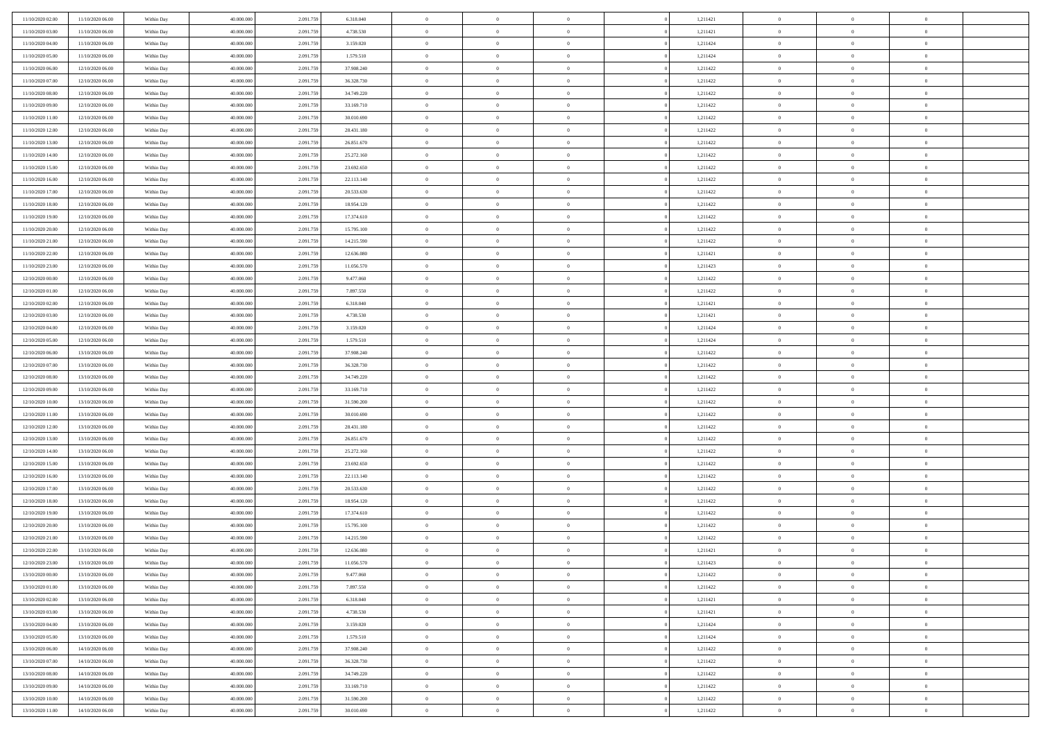| | | | | | | | | | | | | | | |
|---|---|---|---|---|---|---|---|---|---|---|---|---|---|---|
| 11/10/2020 02.00 | 11/10/2020 06.00 | Within Day | 40.000.000 | 2.091.759 | 6.318.040 | 0 | 0 | 0 | | 1,211421 | 0 | 0 | 0 | |
| 11/10/2020 03.00 | 11/10/2020 06.00 | Within Day | 40.000.000 | 2.091.759 | 4.738.530 | 0 | 0 | 0 | | 1,211421 | 0 | 0 | 0 | |
| 11/10/2020 04.00 | 11/10/2020 06.00 | Within Day | 40.000.000 | 2.091.759 | 3.159.020 | 0 | 0 | 0 | | 1,211424 | 0 | 0 | 0 | |
| 11/10/2020 05.00 | 11/10/2020 06.00 | Within Day | 40.000.000 | 2.091.759 | 1.579.510 | 0 | 0 | 0 | | 1,211424 | 0 | 0 | 0 | |
| 11/10/2020 06.00 | 12/10/2020 06.00 | Within Day | 40.000.000 | 2.091.759 | 37.908.240 | 0 | 0 | 0 | | 1,211422 | 0 | 0 | 0 | |
| 11/10/2020 07.00 | 12/10/2020 06.00 | Within Day | 40.000.000 | 2.091.759 | 36.328.730 | 0 | 0 | 0 | | 1,211422 | 0 | 0 | 0 | |
| 11/10/2020 08.00 | 12/10/2020 06.00 | Within Day | 40.000.000 | 2.091.759 | 34.749.220 | 0 | 0 | 0 | | 1,211422 | 0 | 0 | 0 | |
| 11/10/2020 09.00 | 12/10/2020 06.00 | Within Day | 40.000.000 | 2.091.759 | 33.169.710 | 0 | 0 | 0 | | 1,211422 | 0 | 0 | 0 | |
| 11/10/2020 11.00 | 12/10/2020 06.00 | Within Day | 40.000.000 | 2.091.759 | 30.010.690 | 0 | 0 | 0 | | 1,211422 | 0 | 0 | 0 | |
| 11/10/2020 12.00 | 12/10/2020 06.00 | Within Day | 40.000.000 | 2.091.759 | 28.431.180 | 0 | 0 | 0 | | 1,211422 | 0 | 0 | 0 | |
| 11/10/2020 13.00 | 12/10/2020 06.00 | Within Day | 40.000.000 | 2.091.759 | 26.851.670 | 0 | 0 | 0 | | 1,211422 | 0 | 0 | 0 | |
| 11/10/2020 14.00 | 12/10/2020 06.00 | Within Day | 40.000.000 | 2.091.759 | 25.272.160 | 0 | 0 | 0 | | 1,211422 | 0 | 0 | 0 | |
| 11/10/2020 15.00 | 12/10/2020 06.00 | Within Day | 40.000.000 | 2.091.759 | 23.692.650 | 0 | 0 | 0 | | 1,211422 | 0 | 0 | 0 | |
| 11/10/2020 16.00 | 12/10/2020 06.00 | Within Day | 40.000.000 | 2.091.759 | 22.113.140 | 0 | 0 | 0 | | 1,211422 | 0 | 0 | 0 | |
| 11/10/2020 17.00 | 12/10/2020 06.00 | Within Day | 40.000.000 | 2.091.759 | 20.533.630 | 0 | 0 | 0 | | 1,211422 | 0 | 0 | 0 | |
| 11/10/2020 18.00 | 12/10/2020 06.00 | Within Day | 40.000.000 | 2.091.759 | 18.954.120 | 0 | 0 | 0 | | 1,211422 | 0 | 0 | 0 | |
| 11/10/2020 19.00 | 12/10/2020 06.00 | Within Day | 40.000.000 | 2.091.759 | 17.374.610 | 0 | 0 | 0 | | 1,211422 | 0 | 0 | 0 | |
| 11/10/2020 20.00 | 12/10/2020 06.00 | Within Day | 40.000.000 | 2.091.759 | 15.795.100 | 0 | 0 | 0 | | 1,211422 | 0 | 0 | 0 | |
| 11/10/2020 21.00 | 12/10/2020 06.00 | Within Day | 40.000.000 | 2.091.759 | 14.215.590 | 0 | 0 | 0 | | 1,211422 | 0 | 0 | 0 | |
| 11/10/2020 22.00 | 12/10/2020 06.00 | Within Day | 40.000.000 | 2.091.759 | 12.636.080 | 0 | 0 | 0 | | 1,211421 | 0 | 0 | 0 | |
| 11/10/2020 23.00 | 12/10/2020 06.00 | Within Day | 40.000.000 | 2.091.759 | 11.056.570 | 0 | 0 | 0 | | 1,211423 | 0 | 0 | 0 | |
| 12/10/2020 00.00 | 12/10/2020 06.00 | Within Day | 40.000.000 | 2.091.759 | 9.477.060 | 0 | 0 | 0 | | 1,211422 | 0 | 0 | 0 | |
| 12/10/2020 01.00 | 12/10/2020 06.00 | Within Day | 40.000.000 | 2.091.759 | 7.897.550 | 0 | 0 | 0 | | 1,211422 | 0 | 0 | 0 | |
| 12/10/2020 02.00 | 12/10/2020 06.00 | Within Day | 40.000.000 | 2.091.759 | 6.318.040 | 0 | 0 | 0 | | 1,211421 | 0 | 0 | 0 | |
| 12/10/2020 03.00 | 12/10/2020 06.00 | Within Day | 40.000.000 | 2.091.759 | 4.738.530 | 0 | 0 | 0 | | 1,211421 | 0 | 0 | 0 | |
| 12/10/2020 04.00 | 12/10/2020 06.00 | Within Day | 40.000.000 | 2.091.759 | 3.159.020 | 0 | 0 | 0 | | 1,211424 | 0 | 0 | 0 | |
| 12/10/2020 05.00 | 12/10/2020 06.00 | Within Day | 40.000.000 | 2.091.759 | 1.579.510 | 0 | 0 | 0 | | 1,211424 | 0 | 0 | 0 | |
| 12/10/2020 06.00 | 13/10/2020 06.00 | Within Day | 40.000.000 | 2.091.759 | 37.908.240 | 0 | 0 | 0 | | 1,211422 | 0 | 0 | 0 | |
| 12/10/2020 07.00 | 13/10/2020 06.00 | Within Day | 40.000.000 | 2.091.759 | 36.328.730 | 0 | 0 | 0 | | 1,211422 | 0 | 0 | 0 | |
| 12/10/2020 08.00 | 13/10/2020 06.00 | Within Day | 40.000.000 | 2.091.759 | 34.749.220 | 0 | 0 | 0 | | 1,211422 | 0 | 0 | 0 | |
| 12/10/2020 09.00 | 13/10/2020 06.00 | Within Day | 40.000.000 | 2.091.759 | 33.169.710 | 0 | 0 | 0 | | 1,211422 | 0 | 0 | 0 | |
| 12/10/2020 10.00 | 13/10/2020 06.00 | Within Day | 40.000.000 | 2.091.759 | 31.590.200 | 0 | 0 | 0 | | 1,211422 | 0 | 0 | 0 | |
| 12/10/2020 11.00 | 13/10/2020 06.00 | Within Day | 40.000.000 | 2.091.759 | 30.010.690 | 0 | 0 | 0 | | 1,211422 | 0 | 0 | 0 | |
| 12/10/2020 12.00 | 13/10/2020 06.00 | Within Day | 40.000.000 | 2.091.759 | 28.431.180 | 0 | 0 | 0 | | 1,211422 | 0 | 0 | 0 | |
| 12/10/2020 13.00 | 13/10/2020 06.00 | Within Day | 40.000.000 | 2.091.759 | 26.851.670 | 0 | 0 | 0 | | 1,211422 | 0 | 0 | 0 | |
| 12/10/2020 14.00 | 13/10/2020 06.00 | Within Day | 40.000.000 | 2.091.759 | 25.272.160 | 0 | 0 | 0 | | 1,211422 | 0 | 0 | 0 | |
| 12/10/2020 15.00 | 13/10/2020 06.00 | Within Day | 40.000.000 | 2.091.759 | 23.692.650 | 0 | 0 | 0 | | 1,211422 | 0 | 0 | 0 | |
| 12/10/2020 16.00 | 13/10/2020 06.00 | Within Day | 40.000.000 | 2.091.759 | 22.113.140 | 0 | 0 | 0 | | 1,211422 | 0 | 0 | 0 | |
| 12/10/2020 17.00 | 13/10/2020 06.00 | Within Day | 40.000.000 | 2.091.759 | 20.533.630 | 0 | 0 | 0 | | 1,211422 | 0 | 0 | 0 | |
| 12/10/2020 18.00 | 13/10/2020 06.00 | Within Day | 40.000.000 | 2.091.759 | 18.954.120 | 0 | 0 | 0 | | 1,211422 | 0 | 0 | 0 | |
| 12/10/2020 19.00 | 13/10/2020 06.00 | Within Day | 40.000.000 | 2.091.759 | 17.374.610 | 0 | 0 | 0 | | 1,211422 | 0 | 0 | 0 | |
| 12/10/2020 20.00 | 13/10/2020 06.00 | Within Day | 40.000.000 | 2.091.759 | 15.795.100 | 0 | 0 | 0 | | 1,211422 | 0 | 0 | 0 | |
| 12/10/2020 21.00 | 13/10/2020 06.00 | Within Day | 40.000.000 | 2.091.759 | 14.215.590 | 0 | 0 | 0 | | 1,211422 | 0 | 0 | 0 | |
| 12/10/2020 22.00 | 13/10/2020 06.00 | Within Day | 40.000.000 | 2.091.759 | 12.636.080 | 0 | 0 | 0 | | 1,211421 | 0 | 0 | 0 | |
| 12/10/2020 23.00 | 13/10/2020 06.00 | Within Day | 40.000.000 | 2.091.759 | 11.056.570 | 0 | 0 | 0 | | 1,211423 | 0 | 0 | 0 | |
| 13/10/2020 00.00 | 13/10/2020 06.00 | Within Day | 40.000.000 | 2.091.759 | 9.477.060 | 0 | 0 | 0 | | 1,211422 | 0 | 0 | 0 | |
| 13/10/2020 01.00 | 13/10/2020 06.00 | Within Day | 40.000.000 | 2.091.759 | 7.897.550 | 0 | 0 | 0 | | 1,211422 | 0 | 0 | 0 | |
| 13/10/2020 02.00 | 13/10/2020 06.00 | Within Day | 40.000.000 | 2.091.759 | 6.318.040 | 0 | 0 | 0 | | 1,211421 | 0 | 0 | 0 | |
| 13/10/2020 03.00 | 13/10/2020 06.00 | Within Day | 40.000.000 | 2.091.759 | 4.738.530 | 0 | 0 | 0 | | 1,211421 | 0 | 0 | 0 | |
| 13/10/2020 04.00 | 13/10/2020 06.00 | Within Day | 40.000.000 | 2.091.759 | 3.159.020 | 0 | 0 | 0 | | 1,211424 | 0 | 0 | 0 | |
| 13/10/2020 05.00 | 13/10/2020 06.00 | Within Day | 40.000.000 | 2.091.759 | 1.579.510 | 0 | 0 | 0 | | 1,211424 | 0 | 0 | 0 | |
| 13/10/2020 06.00 | 14/10/2020 06.00 | Within Day | 40.000.000 | 2.091.759 | 37.908.240 | 0 | 0 | 0 | | 1,211422 | 0 | 0 | 0 | |
| 13/10/2020 07.00 | 14/10/2020 06.00 | Within Day | 40.000.000 | 2.091.759 | 36.328.730 | 0 | 0 | 0 | | 1,211422 | 0 | 0 | 0 | |
| 13/10/2020 08.00 | 14/10/2020 06.00 | Within Day | 40.000.000 | 2.091.759 | 34.749.220 | 0 | 0 | 0 | | 1,211422 | 0 | 0 | 0 | |
| 13/10/2020 09.00 | 14/10/2020 06.00 | Within Day | 40.000.000 | 2.091.759 | 33.169.710 | 0 | 0 | 0 | | 1,211422 | 0 | 0 | 0 | |
| 13/10/2020 10.00 | 14/10/2020 06.00 | Within Day | 40.000.000 | 2.091.759 | 31.590.200 | 0 | 0 | 0 | | 1,211422 | 0 | 0 | 0 | |
| 13/10/2020 11.00 | 14/10/2020 06.00 | Within Day | 40.000.000 | 2.091.759 | 30.010.690 | 0 | 0 | 0 | | 1,211422 | 0 | 0 | 0 | |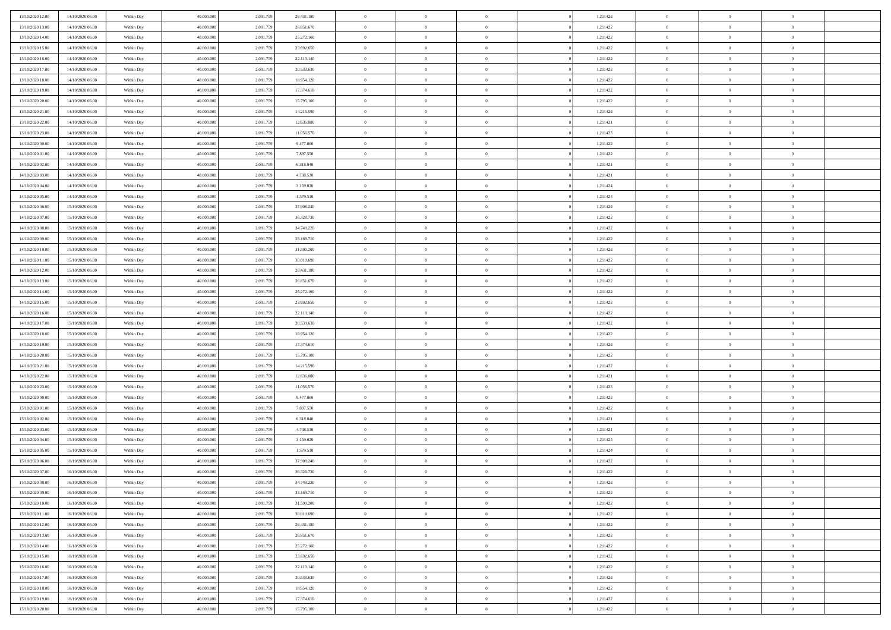| | | | | | | | | | | | | | | |
|---|---|---|---|---|---|---|---|---|---|---|---|---|---|---|
| 13/10/2020 12:00 | 14/10/2020 06:00 | Within Day | 40.000.000 | 2.091.759 | 28.431.180 | 0 | 0 | 0 | | 1,211422 | 0 | 0 | 0 | |
| 13/10/2020 13:00 | 14/10/2020 06:00 | Within Day | 40.000.000 | 2.091.759 | 26.851.670 | 0 | 0 | 0 | | 1,211422 | 0 | 0 | 0 | |
| 13/10/2020 14:00 | 14/10/2020 06:00 | Within Day | 40.000.000 | 2.091.759 | 25.272.160 | 0 | 0 | 0 | | 1,211422 | 0 | 0 | 0 | |
| 13/10/2020 15:00 | 14/10/2020 06:00 | Within Day | 40.000.000 | 2.091.759 | 23.692.650 | 0 | 0 | 0 | | 1,211422 | 0 | 0 | 0 | |
| 13/10/2020 16:00 | 14/10/2020 06:00 | Within Day | 40.000.000 | 2.091.759 | 22.113.140 | 0 | 0 | 0 | | 1,211422 | 0 | 0 | 0 | |
| 13/10/2020 17:00 | 14/10/2020 06:00 | Within Day | 40.000.000 | 2.091.759 | 20.533.630 | 0 | 0 | 0 | | 1,211422 | 0 | 0 | 0 | |
| 13/10/2020 18:00 | 14/10/2020 06:00 | Within Day | 40.000.000 | 2.091.759 | 18.954.120 | 0 | 0 | 0 | | 1,211422 | 0 | 0 | 0 | |
| 13/10/2020 19:00 | 14/10/2020 06:00 | Within Day | 40.000.000 | 2.091.759 | 17.374.610 | 0 | 0 | 0 | | 1,211422 | 0 | 0 | 0 | |
| 13/10/2020 20:00 | 14/10/2020 06:00 | Within Day | 40.000.000 | 2.091.759 | 15.795.100 | 0 | 0 | 0 | | 1,211422 | 0 | 0 | 0 | |
| 13/10/2020 21:00 | 14/10/2020 06:00 | Within Day | 40.000.000 | 2.091.759 | 14.215.590 | 0 | 0 | 0 | | 1,211422 | 0 | 0 | 0 | |
| 13/10/2020 22:00 | 14/10/2020 06:00 | Within Day | 40.000.000 | 2.091.759 | 12.636.080 | 0 | 0 | 0 | | 1,211421 | 0 | 0 | 0 | |
| 13/10/2020 23:00 | 14/10/2020 06:00 | Within Day | 40.000.000 | 2.091.759 | 11.056.570 | 0 | 0 | 0 | | 1,211423 | 0 | 0 | 0 | |
| 14/10/2020 00:00 | 14/10/2020 06:00 | Within Day | 40.000.000 | 2.091.759 | 9.477.060 | 0 | 0 | 0 | | 1,211422 | 0 | 0 | 0 | |
| 14/10/2020 01:00 | 14/10/2020 06:00 | Within Day | 40.000.000 | 2.091.759 | 7.897.550 | 0 | 0 | 0 | | 1,211422 | 0 | 0 | 0 | |
| 14/10/2020 02:00 | 14/10/2020 06:00 | Within Day | 40.000.000 | 2.091.759 | 6.318.040 | 0 | 0 | 0 | | 1,211421 | 0 | 0 | 0 | |
| 14/10/2020 03:00 | 14/10/2020 06:00 | Within Day | 40.000.000 | 2.091.759 | 4.738.530 | 0 | 0 | 0 | | 1,211421 | 0 | 0 | 0 | |
| 14/10/2020 04:00 | 14/10/2020 06:00 | Within Day | 40.000.000 | 2.091.759 | 3.159.020 | 0 | 0 | 0 | | 1,211424 | 0 | 0 | 0 | |
| 14/10/2020 05:00 | 14/10/2020 06:00 | Within Day | 40.000.000 | 2.091.759 | 1.579.510 | 0 | 0 | 0 | | 1,211424 | 0 | 0 | 0 | |
| 14/10/2020 06:00 | 15/10/2020 06:00 | Within Day | 40.000.000 | 2.091.759 | 37.908.240 | 0 | 0 | 0 | | 1,211422 | 0 | 0 | 0 | |
| 14/10/2020 07:00 | 15/10/2020 06:00 | Within Day | 40.000.000 | 2.091.759 | 36.328.730 | 0 | 0 | 0 | | 1,211422 | 0 | 0 | 0 | |
| 14/10/2020 08:00 | 15/10/2020 06:00 | Within Day | 40.000.000 | 2.091.759 | 34.749.220 | 0 | 0 | 0 | | 1,211422 | 0 | 0 | 0 | |
| 14/10/2020 09:00 | 15/10/2020 06:00 | Within Day | 40.000.000 | 2.091.759 | 33.169.710 | 0 | 0 | 0 | | 1,211422 | 0 | 0 | 0 | |
| 14/10/2020 10:00 | 15/10/2020 06:00 | Within Day | 40.000.000 | 2.091.759 | 31.590.200 | 0 | 0 | 0 | | 1,211422 | 0 | 0 | 0 | |
| 14/10/2020 11:00 | 15/10/2020 06:00 | Within Day | 40.000.000 | 2.091.759 | 30.010.690 | 0 | 0 | 0 | | 1,211422 | 0 | 0 | 0 | |
| 14/10/2020 12:00 | 15/10/2020 06:00 | Within Day | 40.000.000 | 2.091.759 | 28.431.180 | 0 | 0 | 0 | | 1,211422 | 0 | 0 | 0 | |
| 14/10/2020 13:00 | 15/10/2020 06:00 | Within Day | 40.000.000 | 2.091.759 | 26.851.670 | 0 | 0 | 0 | | 1,211422 | 0 | 0 | 0 | |
| 14/10/2020 14:00 | 15/10/2020 06:00 | Within Day | 40.000.000 | 2.091.759 | 25.272.160 | 0 | 0 | 0 | | 1,211422 | 0 | 0 | 0 | |
| 14/10/2020 15:00 | 15/10/2020 06:00 | Within Day | 40.000.000 | 2.091.759 | 23.692.650 | 0 | 0 | 0 | | 1,211422 | 0 | 0 | 0 | |
| 14/10/2020 16:00 | 15/10/2020 06:00 | Within Day | 40.000.000 | 2.091.759 | 22.113.140 | 0 | 0 | 0 | | 1,211422 | 0 | 0 | 0 | |
| 14/10/2020 17:00 | 15/10/2020 06:00 | Within Day | 40.000.000 | 2.091.759 | 20.533.630 | 0 | 0 | 0 | | 1,211422 | 0 | 0 | 0 | |
| 14/10/2020 18:00 | 15/10/2020 06:00 | Within Day | 40.000.000 | 2.091.759 | 18.954.120 | 0 | 0 | 0 | | 1,211422 | 0 | 0 | 0 | |
| 14/10/2020 19:00 | 15/10/2020 06:00 | Within Day | 40.000.000 | 2.091.759 | 17.374.610 | 0 | 0 | 0 | | 1,211422 | 0 | 0 | 0 | |
| 14/10/2020 20:00 | 15/10/2020 06:00 | Within Day | 40.000.000 | 2.091.759 | 15.795.100 | 0 | 0 | 0 | | 1,211422 | 0 | 0 | 0 | |
| 14/10/2020 21:00 | 15/10/2020 06:00 | Within Day | 40.000.000 | 2.091.759 | 14.215.590 | 0 | 0 | 0 | | 1,211422 | 0 | 0 | 0 | |
| 14/10/2020 22:00 | 15/10/2020 06:00 | Within Day | 40.000.000 | 2.091.759 | 12.636.080 | 0 | 0 | 0 | | 1,211421 | 0 | 0 | 0 | |
| 14/10/2020 23:00 | 15/10/2020 06:00 | Within Day | 40.000.000 | 2.091.759 | 11.056.570 | 0 | 0 | 0 | | 1,211423 | 0 | 0 | 0 | |
| 15/10/2020 00:00 | 15/10/2020 06:00 | Within Day | 40.000.000 | 2.091.759 | 9.477.060 | 0 | 0 | 0 | | 1,211422 | 0 | 0 | 0 | |
| 15/10/2020 01:00 | 15/10/2020 06:00 | Within Day | 40.000.000 | 2.091.759 | 7.897.550 | 0 | 0 | 0 | | 1,211422 | 0 | 0 | 0 | |
| 15/10/2020 02:00 | 15/10/2020 06:00 | Within Day | 40.000.000 | 2.091.759 | 6.318.040 | 0 | 0 | 0 | | 1,211421 | 0 | 0 | 0 | |
| 15/10/2020 03:00 | 15/10/2020 06:00 | Within Day | 40.000.000 | 2.091.759 | 4.738.530 | 0 | 0 | 0 | | 1,211421 | 0 | 0 | 0 | |
| 15/10/2020 04:00 | 15/10/2020 06:00 | Within Day | 40.000.000 | 2.091.759 | 3.159.020 | 0 | 0 | 0 | | 1,211424 | 0 | 0 | 0 | |
| 15/10/2020 05:00 | 15/10/2020 06:00 | Within Day | 40.000.000 | 2.091.759 | 1.579.510 | 0 | 0 | 0 | | 1,211424 | 0 | 0 | 0 | |
| 15/10/2020 06:00 | 16/10/2020 06:00 | Within Day | 40.000.000 | 2.091.759 | 37.908.240 | 0 | 0 | 0 | | 1,211422 | 0 | 0 | 0 | |
| 15/10/2020 07:00 | 16/10/2020 06:00 | Within Day | 40.000.000 | 2.091.759 | 36.328.730 | 0 | 0 | 0 | | 1,211422 | 0 | 0 | 0 | |
| 15/10/2020 08:00 | 16/10/2020 06:00 | Within Day | 40.000.000 | 2.091.759 | 34.749.220 | 0 | 0 | 0 | | 1,211422 | 0 | 0 | 0 | |
| 15/10/2020 09:00 | 16/10/2020 06:00 | Within Day | 40.000.000 | 2.091.759 | 33.169.710 | 0 | 0 | 0 | | 1,211422 | 0 | 0 | 0 | |
| 15/10/2020 10:00 | 16/10/2020 06:00 | Within Day | 40.000.000 | 2.091.759 | 31.590.200 | 0 | 0 | 0 | | 1,211422 | 0 | 0 | 0 | |
| 15/10/2020 11:00 | 16/10/2020 06:00 | Within Day | 40.000.000 | 2.091.759 | 30.010.690 | 0 | 0 | 0 | | 1,211422 | 0 | 0 | 0 | |
| 15/10/2020 12:00 | 16/10/2020 06:00 | Within Day | 40.000.000 | 2.091.759 | 28.431.180 | 0 | 0 | 0 | | 1,211422 | 0 | 0 | 0 | |
| 15/10/2020 13:00 | 16/10/2020 06:00 | Within Day | 40.000.000 | 2.091.759 | 26.851.670 | 0 | 0 | 0 | | 1,211422 | 0 | 0 | 0 | |
| 15/10/2020 14:00 | 16/10/2020 06:00 | Within Day | 40.000.000 | 2.091.759 | 25.272.160 | 0 | 0 | 0 | | 1,211422 | 0 | 0 | 0 | |
| 15/10/2020 15:00 | 16/10/2020 06:00 | Within Day | 40.000.000 | 2.091.759 | 23.692.650 | 0 | 0 | 0 | | 1,211422 | 0 | 0 | 0 | |
| 15/10/2020 16:00 | 16/10/2020 06:00 | Within Day | 40.000.000 | 2.091.759 | 22.113.140 | 0 | 0 | 0 | | 1,211422 | 0 | 0 | 0 | |
| 15/10/2020 17:00 | 16/10/2020 06:00 | Within Day | 40.000.000 | 2.091.759 | 20.533.630 | 0 | 0 | 0 | | 1,211422 | 0 | 0 | 0 | |
| 15/10/2020 18:00 | 16/10/2020 06:00 | Within Day | 40.000.000 | 2.091.759 | 18.954.120 | 0 | 0 | 0 | | 1,211422 | 0 | 0 | 0 | |
| 15/10/2020 19:00 | 16/10/2020 06:00 | Within Day | 40.000.000 | 2.091.759 | 17.374.610 | 0 | 0 | 0 | | 1,211422 | 0 | 0 | 0 | |
| 15/10/2020 20:00 | 16/10/2020 06:00 | Within Day | 40.000.000 | 2.091.759 | 15.795.100 | 0 | 0 | 0 | | 1,211422 | 0 | 0 | 0 | |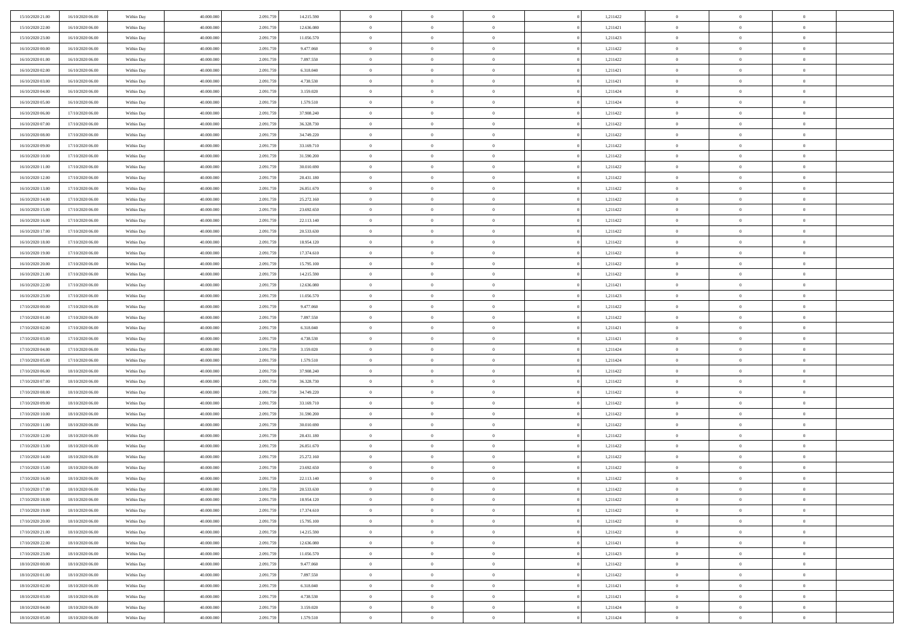| | | | | | | | | | | | | | | |
|---|---|---|---|---|---|---|---|---|---|---|---|---|---|---|
| 15/10/2020 21:00 | 16/10/2020 06:00 | Within Day | 40.000.000 | 2.091.759 | 14.215.590 | 0 | 0 | 0 | 0 | 1,211422 | 0 | 0 | 0 | |
| 15/10/2020 22:00 | 16/10/2020 06:00 | Within Day | 40.000.000 | 2.091.759 | 12.636.080 | 0 | 0 | 0 | 0 | 1,211421 | 0 | 0 | 0 | |
| 15/10/2020 23:00 | 16/10/2020 06:00 | Within Day | 40.000.000 | 2.091.759 | 11.056.570 | 0 | 0 | 0 | 0 | 1,211423 | 0 | 0 | 0 | |
| 16/10/2020 00:00 | 16/10/2020 06:00 | Within Day | 40.000.000 | 2.091.759 | 9.477.060 | 0 | 0 | 0 | 0 | 1,211422 | 0 | 0 | 0 | |
| 16/10/2020 01:00 | 16/10/2020 06:00 | Within Day | 40.000.000 | 2.091.759 | 7.897.550 | 0 | 0 | 0 | 0 | 1,211422 | 0 | 0 | 0 | |
| 16/10/2020 02:00 | 16/10/2020 06:00 | Within Day | 40.000.000 | 2.091.759 | 6.318.040 | 0 | 0 | 0 | 0 | 1,211421 | 0 | 0 | 0 | |
| 16/10/2020 03:00 | 16/10/2020 06:00 | Within Day | 40.000.000 | 2.091.759 | 4.738.530 | 0 | 0 | 0 | 0 | 1,211421 | 0 | 0 | 0 | |
| 16/10/2020 04:00 | 16/10/2020 06:00 | Within Day | 40.000.000 | 2.091.759 | 3.159.020 | 0 | 0 | 0 | 0 | 1,211424 | 0 | 0 | 0 | |
| 16/10/2020 05:00 | 16/10/2020 06:00 | Within Day | 40.000.000 | 2.091.759 | 1.579.510 | 0 | 0 | 0 | 0 | 1,211424 | 0 | 0 | 0 | |
| 16/10/2020 06:00 | 17/10/2020 06:00 | Within Day | 40.000.000 | 2.091.759 | 37.908.240 | 0 | 0 | 0 | 0 | 1,211422 | 0 | 0 | 0 | |
| 16/10/2020 07:00 | 17/10/2020 06:00 | Within Day | 40.000.000 | 2.091.759 | 36.328.730 | 0 | 0 | 0 | 0 | 1,211422 | 0 | 0 | 0 | |
| 16/10/2020 08:00 | 17/10/2020 06:00 | Within Day | 40.000.000 | 2.091.759 | 34.749.220 | 0 | 0 | 0 | 0 | 1,211422 | 0 | 0 | 0 | |
| 16/10/2020 09:00 | 17/10/2020 06:00 | Within Day | 40.000.000 | 2.091.759 | 33.169.710 | 0 | 0 | 0 | 0 | 1,211422 | 0 | 0 | 0 | |
| 16/10/2020 10:00 | 17/10/2020 06:00 | Within Day | 40.000.000 | 2.091.759 | 31.590.200 | 0 | 0 | 0 | 0 | 1,211422 | 0 | 0 | 0 | |
| 16/10/2020 11:00 | 17/10/2020 06:00 | Within Day | 40.000.000 | 2.091.759 | 30.010.690 | 0 | 0 | 0 | 0 | 1,211422 | 0 | 0 | 0 | |
| 16/10/2020 12:00 | 17/10/2020 06:00 | Within Day | 40.000.000 | 2.091.759 | 28.431.180 | 0 | 0 | 0 | 0 | 1,211422 | 0 | 0 | 0 | |
| 16/10/2020 13:00 | 17/10/2020 06:00 | Within Day | 40.000.000 | 2.091.759 | 26.851.670 | 0 | 0 | 0 | 0 | 1,211422 | 0 | 0 | 0 | |
| 16/10/2020 14:00 | 17/10/2020 06:00 | Within Day | 40.000.000 | 2.091.759 | 25.272.160 | 0 | 0 | 0 | 0 | 1,211422 | 0 | 0 | 0 | |
| 16/10/2020 15:00 | 17/10/2020 06:00 | Within Day | 40.000.000 | 2.091.759 | 23.692.650 | 0 | 0 | 0 | 0 | 1,211422 | 0 | 0 | 0 | |
| 16/10/2020 16:00 | 17/10/2020 06:00 | Within Day | 40.000.000 | 2.091.759 | 22.113.140 | 0 | 0 | 0 | 0 | 1,211422 | 0 | 0 | 0 | |
| 16/10/2020 17:00 | 17/10/2020 06:00 | Within Day | 40.000.000 | 2.091.759 | 20.533.630 | 0 | 0 | 0 | 0 | 1,211422 | 0 | 0 | 0 | |
| 16/10/2020 18:00 | 17/10/2020 06:00 | Within Day | 40.000.000 | 2.091.759 | 18.954.120 | 0 | 0 | 0 | 0 | 1,211422 | 0 | 0 | 0 | |
| 16/10/2020 19:00 | 17/10/2020 06:00 | Within Day | 40.000.000 | 2.091.759 | 17.374.610 | 0 | 0 | 0 | 0 | 1,211422 | 0 | 0 | 0 | |
| 16/10/2020 20:00 | 17/10/2020 06:00 | Within Day | 40.000.000 | 2.091.759 | 15.795.100 | 0 | 0 | 0 | 0 | 1,211422 | 0 | 0 | 0 | |
| 16/10/2020 21:00 | 17/10/2020 06:00 | Within Day | 40.000.000 | 2.091.759 | 14.215.590 | 0 | 0 | 0 | 0 | 1,211422 | 0 | 0 | 0 | |
| 16/10/2020 22:00 | 17/10/2020 06:00 | Within Day | 40.000.000 | 2.091.759 | 12.636.080 | 0 | 0 | 0 | 0 | 1,211421 | 0 | 0 | 0 | |
| 16/10/2020 23:00 | 17/10/2020 06:00 | Within Day | 40.000.000 | 2.091.759 | 11.056.570 | 0 | 0 | 0 | 0 | 1,211423 | 0 | 0 | 0 | |
| 17/10/2020 00:00 | 17/10/2020 06:00 | Within Day | 40.000.000 | 2.091.759 | 9.477.060 | 0 | 0 | 0 | 0 | 1,211422 | 0 | 0 | 0 | |
| 17/10/2020 01:00 | 17/10/2020 06:00 | Within Day | 40.000.000 | 2.091.759 | 7.897.550 | 0 | 0 | 0 | 0 | 1,211422 | 0 | 0 | 0 | |
| 17/10/2020 02:00 | 17/10/2020 06:00 | Within Day | 40.000.000 | 2.091.759 | 6.318.040 | 0 | 0 | 0 | 0 | 1,211421 | 0 | 0 | 0 | |
| 17/10/2020 03:00 | 17/10/2020 06:00 | Within Day | 40.000.000 | 2.091.759 | 4.738.530 | 0 | 0 | 0 | 0 | 1,211421 | 0 | 0 | 0 | |
| 17/10/2020 04:00 | 17/10/2020 06:00 | Within Day | 40.000.000 | 2.091.759 | 3.159.020 | 0 | 0 | 0 | 0 | 1,211424 | 0 | 0 | 0 | |
| 17/10/2020 05:00 | 17/10/2020 06:00 | Within Day | 40.000.000 | 2.091.759 | 1.579.510 | 0 | 0 | 0 | 0 | 1,211424 | 0 | 0 | 0 | |
| 17/10/2020 06:00 | 18/10/2020 06:00 | Within Day | 40.000.000 | 2.091.759 | 37.908.240 | 0 | 0 | 0 | 0 | 1,211422 | 0 | 0 | 0 | |
| 17/10/2020 07:00 | 18/10/2020 06:00 | Within Day | 40.000.000 | 2.091.759 | 36.328.730 | 0 | 0 | 0 | 0 | 1,211422 | 0 | 0 | 0 | |
| 17/10/2020 08:00 | 18/10/2020 06:00 | Within Day | 40.000.000 | 2.091.759 | 34.749.220 | 0 | 0 | 0 | 0 | 1,211422 | 0 | 0 | 0 | |
| 17/10/2020 09:00 | 18/10/2020 06:00 | Within Day | 40.000.000 | 2.091.759 | 33.169.710 | 0 | 0 | 0 | 0 | 1,211422 | 0 | 0 | 0 | |
| 17/10/2020 10:00 | 18/10/2020 06:00 | Within Day | 40.000.000 | 2.091.759 | 31.590.200 | 0 | 0 | 0 | 0 | 1,211422 | 0 | 0 | 0 | |
| 17/10/2020 11:00 | 18/10/2020 06:00 | Within Day | 40.000.000 | 2.091.759 | 30.010.690 | 0 | 0 | 0 | 0 | 1,211422 | 0 | 0 | 0 | |
| 17/10/2020 12:00 | 18/10/2020 06:00 | Within Day | 40.000.000 | 2.091.759 | 28.431.180 | 0 | 0 | 0 | 0 | 1,211422 | 0 | 0 | 0 | |
| 17/10/2020 13:00 | 18/10/2020 06:00 | Within Day | 40.000.000 | 2.091.759 | 26.851.670 | 0 | 0 | 0 | 0 | 1,211422 | 0 | 0 | 0 | |
| 17/10/2020 14:00 | 18/10/2020 06:00 | Within Day | 40.000.000 | 2.091.759 | 25.272.160 | 0 | 0 | 0 | 0 | 1,211422 | 0 | 0 | 0 | |
| 17/10/2020 15:00 | 18/10/2020 06:00 | Within Day | 40.000.000 | 2.091.759 | 23.692.650 | 0 | 0 | 0 | 0 | 1,211422 | 0 | 0 | 0 | |
| 17/10/2020 16:00 | 18/10/2020 06:00 | Within Day | 40.000.000 | 2.091.759 | 22.113.140 | 0 | 0 | 0 | 0 | 1,211422 | 0 | 0 | 0 | |
| 17/10/2020 17:00 | 18/10/2020 06:00 | Within Day | 40.000.000 | 2.091.759 | 20.533.630 | 0 | 0 | 0 | 0 | 1,211422 | 0 | 0 | 0 | |
| 17/10/2020 18:00 | 18/10/2020 06:00 | Within Day | 40.000.000 | 2.091.759 | 18.954.120 | 0 | 0 | 0 | 0 | 1,211422 | 0 | 0 | 0 | |
| 17/10/2020 19:00 | 18/10/2020 06:00 | Within Day | 40.000.000 | 2.091.759 | 17.374.610 | 0 | 0 | 0 | 0 | 1,211422 | 0 | 0 | 0 | |
| 17/10/2020 20:00 | 18/10/2020 06:00 | Within Day | 40.000.000 | 2.091.759 | 15.795.100 | 0 | 0 | 0 | 0 | 1,211422 | 0 | 0 | 0 | |
| 17/10/2020 21:00 | 18/10/2020 06:00 | Within Day | 40.000.000 | 2.091.759 | 14.215.590 | 0 | 0 | 0 | 0 | 1,211422 | 0 | 0 | 0 | |
| 17/10/2020 22:00 | 18/10/2020 06:00 | Within Day | 40.000.000 | 2.091.759 | 12.636.080 | 0 | 0 | 0 | 0 | 1,211421 | 0 | 0 | 0 | |
| 17/10/2020 23:00 | 18/10/2020 06:00 | Within Day | 40.000.000 | 2.091.759 | 11.056.570 | 0 | 0 | 0 | 0 | 1,211423 | 0 | 0 | 0 | |
| 18/10/2020 00:00 | 18/10/2020 06:00 | Within Day | 40.000.000 | 2.091.759 | 9.477.060 | 0 | 0 | 0 | 0 | 1,211422 | 0 | 0 | 0 | |
| 18/10/2020 01:00 | 18/10/2020 06:00 | Within Day | 40.000.000 | 2.091.759 | 7.897.550 | 0 | 0 | 0 | 0 | 1,211422 | 0 | 0 | 0 | |
| 18/10/2020 02:00 | 18/10/2020 06:00 | Within Day | 40.000.000 | 2.091.759 | 6.318.040 | 0 | 0 | 0 | 0 | 1,211421 | 0 | 0 | 0 | |
| 18/10/2020 03:00 | 18/10/2020 06:00 | Within Day | 40.000.000 | 2.091.759 | 4.738.530 | 0 | 0 | 0 | 0 | 1,211421 | 0 | 0 | 0 | |
| 18/10/2020 04:00 | 18/10/2020 06:00 | Within Day | 40.000.000 | 2.091.759 | 3.159.020 | 0 | 0 | 0 | 0 | 1,211424 | 0 | 0 | 0 | |
| 18/10/2020 05:00 | 18/10/2020 06:00 | Within Day | 40.000.000 | 2.091.759 | 1.579.510 | 0 | 0 | 0 | 0 | 1,211424 | 0 | 0 | 0 | |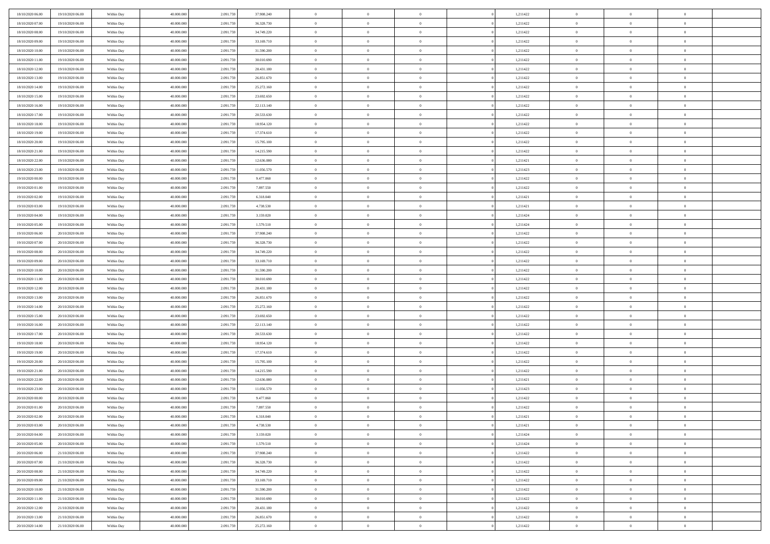| | | | | | | | | | | | | | | |
|---|---|---|---|---|---|---|---|---|---|---|---|---|---|---|
| 18/10/2020 06.00 | 19/10/2020 06.00 | Within Day | 40.000.000 | 2.091.759 | 37.908.240 | 0 | 0 | 0 | | 1,211422 | 0 | 0 | 0 | |
| 18/10/2020 07.00 | 19/10/2020 06.00 | Within Day | 40.000.000 | 2.091.759 | 36.328.730 | 0 | 0 | 0 | | 1,211422 | 0 | 0 | 0 | |
| 18/10/2020 08.00 | 19/10/2020 06.00 | Within Day | 40.000.000 | 2.091.759 | 34.749.220 | 0 | 0 | 0 | | 1,211422 | 0 | 0 | 0 | |
| 18/10/2020 09.00 | 19/10/2020 06.00 | Within Day | 40.000.000 | 2.091.759 | 33.169.710 | 0 | 0 | 0 | | 1,211422 | 0 | 0 | 0 | |
| 18/10/2020 10.00 | 19/10/2020 06.00 | Within Day | 40.000.000 | 2.091.759 | 31.590.200 | 0 | 0 | 0 | | 1,211422 | 0 | 0 | 0 | |
| 18/10/2020 11.00 | 19/10/2020 06.00 | Within Day | 40.000.000 | 2.091.759 | 30.010.690 | 0 | 0 | 0 | | 1,211422 | 0 | 0 | 0 | |
| 18/10/2020 12.00 | 19/10/2020 06.00 | Within Day | 40.000.000 | 2.091.759 | 28.431.180 | 0 | 0 | 0 | | 1,211422 | 0 | 0 | 0 | |
| 18/10/2020 13.00 | 19/10/2020 06.00 | Within Day | 40.000.000 | 2.091.759 | 26.851.670 | 0 | 0 | 0 | | 1,211422 | 0 | 0 | 0 | |
| 18/10/2020 14.00 | 19/10/2020 06.00 | Within Day | 40.000.000 | 2.091.759 | 25.272.160 | 0 | 0 | 0 | | 1,211422 | 0 | 0 | 0 | |
| 18/10/2020 15.00 | 19/10/2020 06.00 | Within Day | 40.000.000 | 2.091.759 | 23.692.650 | 0 | 0 | 0 | | 1,211422 | 0 | 0 | 0 | |
| 18/10/2020 16.00 | 19/10/2020 06.00 | Within Day | 40.000.000 | 2.091.759 | 22.113.140 | 0 | 0 | 0 | | 1,211422 | 0 | 0 | 0 | |
| 18/10/2020 17.00 | 19/10/2020 06.00 | Within Day | 40.000.000 | 2.091.759 | 20.533.630 | 0 | 0 | 0 | | 1,211422 | 0 | 0 | 0 | |
| 18/10/2020 18.00 | 19/10/2020 06.00 | Within Day | 40.000.000 | 2.091.759 | 18.954.120 | 0 | 0 | 0 | | 1,211422 | 0 | 0 | 0 | |
| 18/10/2020 19.00 | 19/10/2020 06.00 | Within Day | 40.000.000 | 2.091.759 | 17.374.610 | 0 | 0 | 0 | | 1,211422 | 0 | 0 | 0 | |
| 18/10/2020 20.00 | 19/10/2020 06.00 | Within Day | 40.000.000 | 2.091.759 | 15.795.100 | 0 | 0 | 0 | | 1,211422 | 0 | 0 | 0 | |
| 18/10/2020 21.00 | 19/10/2020 06.00 | Within Day | 40.000.000 | 2.091.759 | 14.215.590 | 0 | 0 | 0 | | 1,211422 | 0 | 0 | 0 | |
| 18/10/2020 22.00 | 19/10/2020 06.00 | Within Day | 40.000.000 | 2.091.759 | 12.636.080 | 0 | 0 | 0 | | 1,211421 | 0 | 0 | 0 | |
| 18/10/2020 23.00 | 19/10/2020 06.00 | Within Day | 40.000.000 | 2.091.759 | 11.056.570 | 0 | 0 | 0 | | 1,211423 | 0 | 0 | 0 | |
| 19/10/2020 00.00 | 19/10/2020 06.00 | Within Day | 40.000.000 | 2.091.759 | 9.477.060 | 0 | 0 | 0 | | 1,211422 | 0 | 0 | 0 | |
| 19/10/2020 01.00 | 19/10/2020 06.00 | Within Day | 40.000.000 | 2.091.759 | 7.897.550 | 0 | 0 | 0 | | 1,211422 | 0 | 0 | 0 | |
| 19/10/2020 02.00 | 19/10/2020 06.00 | Within Day | 40.000.000 | 2.091.759 | 6.318.040 | 0 | 0 | 0 | | 1,211421 | 0 | 0 | 0 | |
| 19/10/2020 03.00 | 19/10/2020 06.00 | Within Day | 40.000.000 | 2.091.759 | 4.738.530 | 0 | 0 | 0 | | 1,211421 | 0 | 0 | 0 | |
| 19/10/2020 04.00 | 19/10/2020 06.00 | Within Day | 40.000.000 | 2.091.759 | 3.159.020 | 0 | 0 | 0 | | 1,211424 | 0 | 0 | 0 | |
| 19/10/2020 05.00 | 19/10/2020 06.00 | Within Day | 40.000.000 | 2.091.759 | 1.579.510 | 0 | 0 | 0 | | 1,211424 | 0 | 0 | 0 | |
| 19/10/2020 06.00 | 20/10/2020 06.00 | Within Day | 40.000.000 | 2.091.759 | 37.908.240 | 0 | 0 | 0 | | 1,211422 | 0 | 0 | 0 | |
| 19/10/2020 07.00 | 20/10/2020 06.00 | Within Day | 40.000.000 | 2.091.759 | 36.328.730 | 0 | 0 | 0 | | 1,211422 | 0 | 0 | 0 | |
| 19/10/2020 08.00 | 20/10/2020 06.00 | Within Day | 40.000.000 | 2.091.759 | 34.749.220 | 0 | 0 | 0 | | 1,211422 | 0 | 0 | 0 | |
| 19/10/2020 09.00 | 20/10/2020 06.00 | Within Day | 40.000.000 | 2.091.759 | 33.169.710 | 0 | 0 | 0 | | 1,211422 | 0 | 0 | 0 | |
| 19/10/2020 10.00 | 20/10/2020 06.00 | Within Day | 40.000.000 | 2.091.759 | 31.590.200 | 0 | 0 | 0 | | 1,211422 | 0 | 0 | 0 | |
| 19/10/2020 11.00 | 20/10/2020 06.00 | Within Day | 40.000.000 | 2.091.759 | 30.010.690 | 0 | 0 | 0 | | 1,211422 | 0 | 0 | 0 | |
| 19/10/2020 12.00 | 20/10/2020 06.00 | Within Day | 40.000.000 | 2.091.759 | 28.431.180 | 0 | 0 | 0 | | 1,211422 | 0 | 0 | 0 | |
| 19/10/2020 13.00 | 20/10/2020 06.00 | Within Day | 40.000.000 | 2.091.759 | 26.851.670 | 0 | 0 | 0 | | 1,211422 | 0 | 0 | 0 | |
| 19/10/2020 14.00 | 20/10/2020 06.00 | Within Day | 40.000.000 | 2.091.759 | 25.272.160 | 0 | 0 | 0 | | 1,211422 | 0 | 0 | 0 | |
| 19/10/2020 15.00 | 20/10/2020 06.00 | Within Day | 40.000.000 | 2.091.759 | 23.692.650 | 0 | 0 | 0 | | 1,211422 | 0 | 0 | 0 | |
| 19/10/2020 16.00 | 20/10/2020 06.00 | Within Day | 40.000.000 | 2.091.759 | 22.113.140 | 0 | 0 | 0 | | 1,211422 | 0 | 0 | 0 | |
| 19/10/2020 17.00 | 20/10/2020 06.00 | Within Day | 40.000.000 | 2.091.759 | 20.533.630 | 0 | 0 | 0 | | 1,211422 | 0 | 0 | 0 | |
| 19/10/2020 18.00 | 20/10/2020 06.00 | Within Day | 40.000.000 | 2.091.759 | 18.954.120 | 0 | 0 | 0 | | 1,211422 | 0 | 0 | 0 | |
| 19/10/2020 19.00 | 20/10/2020 06.00 | Within Day | 40.000.000 | 2.091.759 | 17.374.610 | 0 | 0 | 0 | | 1,211422 | 0 | 0 | 0 | |
| 19/10/2020 20.00 | 20/10/2020 06.00 | Within Day | 40.000.000 | 2.091.759 | 15.795.100 | 0 | 0 | 0 | | 1,211422 | 0 | 0 | 0 | |
| 19/10/2020 21.00 | 20/10/2020 06.00 | Within Day | 40.000.000 | 2.091.759 | 14.215.590 | 0 | 0 | 0 | | 1,211422 | 0 | 0 | 0 | |
| 19/10/2020 22.00 | 20/10/2020 06.00 | Within Day | 40.000.000 | 2.091.759 | 12.636.080 | 0 | 0 | 0 | | 1,211421 | 0 | 0 | 0 | |
| 19/10/2020 23.00 | 20/10/2020 06.00 | Within Day | 40.000.000 | 2.091.759 | 11.056.570 | 0 | 0 | 0 | | 1,211423 | 0 | 0 | 0 | |
| 20/10/2020 00.00 | 20/10/2020 06.00 | Within Day | 40.000.000 | 2.091.759 | 9.477.060 | 0 | 0 | 0 | | 1,211422 | 0 | 0 | 0 | |
| 20/10/2020 01.00 | 20/10/2020 06.00 | Within Day | 40.000.000 | 2.091.759 | 7.897.550 | 0 | 0 | 0 | | 1,211422 | 0 | 0 | 0 | |
| 20/10/2020 02.00 | 20/10/2020 06.00 | Within Day | 40.000.000 | 2.091.759 | 6.318.040 | 0 | 0 | 0 | | 1,211421 | 0 | 0 | 0 | |
| 20/10/2020 03.00 | 20/10/2020 06.00 | Within Day | 40.000.000 | 2.091.759 | 4.738.530 | 0 | 0 | 0 | | 1,211421 | 0 | 0 | 0 | |
| 20/10/2020 04.00 | 20/10/2020 06.00 | Within Day | 40.000.000 | 2.091.759 | 3.159.020 | 0 | 0 | 0 | | 1,211424 | 0 | 0 | 0 | |
| 20/10/2020 05.00 | 20/10/2020 06.00 | Within Day | 40.000.000 | 2.091.759 | 1.579.510 | 0 | 0 | 0 | | 1,211424 | 0 | 0 | 0 | |
| 20/10/2020 06.00 | 21/10/2020 06.00 | Within Day | 40.000.000 | 2.091.759 | 37.908.240 | 0 | 0 | 0 | | 1,211422 | 0 | 0 | 0 | |
| 20/10/2020 07.00 | 21/10/2020 06.00 | Within Day | 40.000.000 | 2.091.759 | 36.328.730 | 0 | 0 | 0 | | 1,211422 | 0 | 0 | 0 | |
| 20/10/2020 08.00 | 21/10/2020 06.00 | Within Day | 40.000.000 | 2.091.759 | 34.749.220 | 0 | 0 | 0 | | 1,211422 | 0 | 0 | 0 | |
| 20/10/2020 09.00 | 21/10/2020 06.00 | Within Day | 40.000.000 | 2.091.759 | 33.169.710 | 0 | 0 | 0 | | 1,211422 | 0 | 0 | 0 | |
| 20/10/2020 10.00 | 21/10/2020 06.00 | Within Day | 40.000.000 | 2.091.759 | 31.590.200 | 0 | 0 | 0 | | 1,211422 | 0 | 0 | 0 | |
| 20/10/2020 11.00 | 21/10/2020 06.00 | Within Day | 40.000.000 | 2.091.759 | 30.010.690 | 0 | 0 | 0 | | 1,211422 | 0 | 0 | 0 | |
| 20/10/2020 12.00 | 21/10/2020 06.00 | Within Day | 40.000.000 | 2.091.759 | 28.431.180 | 0 | 0 | 0 | | 1,211422 | 0 | 0 | 0 | |
| 20/10/2020 13.00 | 21/10/2020 06.00 | Within Day | 40.000.000 | 2.091.759 | 26.851.670 | 0 | 0 | 0 | | 1,211422 | 0 | 0 | 0 | |
| 20/10/2020 14.00 | 21/10/2020 06.00 | Within Day | 40.000.000 | 2.091.759 | 25.272.160 | 0 | 0 | 0 | | 1,211422 | 0 | 0 | 0 | |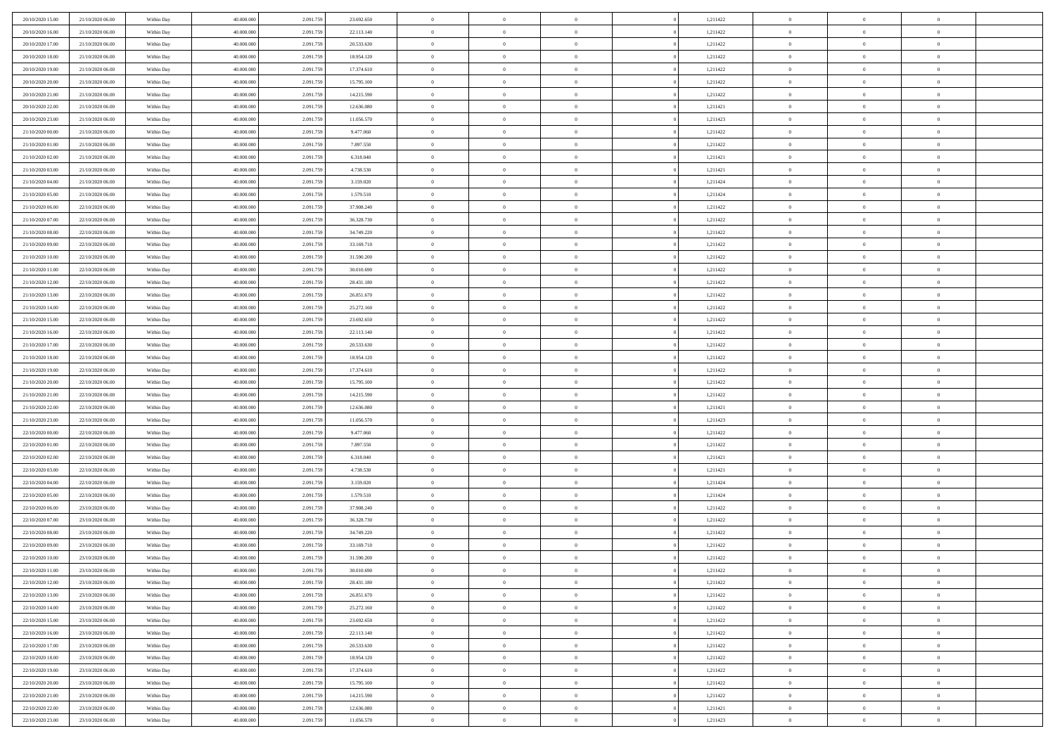| | | | | | | | | | | | | | | |
|---|---|---|---|---|---|---|---|---|---|---|---|---|---|---|
| 20/10/2020 15:00 | 21/10/2020 06:00 | Within Day | 40.000.000 | 2.091.759 | 23.692.650 | 0 | 0 | 0 | 0 | 1,211422 | 0 | 0 | 0 | |
| 20/10/2020 16:00 | 21/10/2020 06:00 | Within Day | 40.000.000 | 2.091.759 | 22.113.140 | 0 | 0 | 0 | 0 | 1,211422 | 0 | 0 | 0 | |
| 20/10/2020 17:00 | 21/10/2020 06:00 | Within Day | 40.000.000 | 2.091.759 | 20.533.630 | 0 | 0 | 0 | 0 | 1,211422 | 0 | 0 | 0 | |
| 20/10/2020 18:00 | 21/10/2020 06:00 | Within Day | 40.000.000 | 2.091.759 | 18.954.120 | 0 | 0 | 0 | 0 | 1,211422 | 0 | 0 | 0 | |
| 20/10/2020 19:00 | 21/10/2020 06:00 | Within Day | 40.000.000 | 2.091.759 | 17.374.610 | 0 | 0 | 0 | 0 | 1,211422 | 0 | 0 | 0 | |
| 20/10/2020 20:00 | 21/10/2020 06:00 | Within Day | 40.000.000 | 2.091.759 | 15.795.100 | 0 | 0 | 0 | 0 | 1,211422 | 0 | 0 | 0 | |
| 20/10/2020 21:00 | 21/10/2020 06:00 | Within Day | 40.000.000 | 2.091.759 | 14.215.590 | 0 | 0 | 0 | 0 | 1,211422 | 0 | 0 | 0 | |
| 20/10/2020 22:00 | 21/10/2020 06:00 | Within Day | 40.000.000 | 2.091.759 | 12.636.080 | 0 | 0 | 0 | 0 | 1,211421 | 0 | 0 | 0 | |
| 20/10/2020 23:00 | 21/10/2020 06:00 | Within Day | 40.000.000 | 2.091.759 | 11.056.570 | 0 | 0 | 0 | 0 | 1,211423 | 0 | 0 | 0 | |
| 21/10/2020 00:00 | 21/10/2020 06:00 | Within Day | 40.000.000 | 2.091.759 | 9.477.060 | 0 | 0 | 0 | 0 | 1,211422 | 0 | 0 | 0 | |
| 21/10/2020 01:00 | 21/10/2020 06:00 | Within Day | 40.000.000 | 2.091.759 | 7.897.550 | 0 | 0 | 0 | 0 | 1,211422 | 0 | 0 | 0 | |
| 21/10/2020 02:00 | 21/10/2020 06:00 | Within Day | 40.000.000 | 2.091.759 | 6.318.040 | 0 | 0 | 0 | 0 | 1,211421 | 0 | 0 | 0 | |
| 21/10/2020 03:00 | 21/10/2020 06:00 | Within Day | 40.000.000 | 2.091.759 | 4.738.530 | 0 | 0 | 0 | 0 | 1,211421 | 0 | 0 | 0 | |
| 21/10/2020 04:00 | 21/10/2020 06:00 | Within Day | 40.000.000 | 2.091.759 | 3.159.020 | 0 | 0 | 0 | 0 | 1,211424 | 0 | 0 | 0 | |
| 21/10/2020 05:00 | 21/10/2020 06:00 | Within Day | 40.000.000 | 2.091.759 | 1.579.510 | 0 | 0 | 0 | 0 | 1,211424 | 0 | 0 | 0 | |
| 21/10/2020 06:00 | 22/10/2020 06:00 | Within Day | 40.000.000 | 2.091.759 | 37.908.240 | 0 | 0 | 0 | 0 | 1,211422 | 0 | 0 | 0 | |
| 21/10/2020 07:00 | 22/10/2020 06:00 | Within Day | 40.000.000 | 2.091.759 | 36.328.730 | 0 | 0 | 0 | 0 | 1,211422 | 0 | 0 | 0 | |
| 21/10/2020 08:00 | 22/10/2020 06:00 | Within Day | 40.000.000 | 2.091.759 | 34.749.220 | 0 | 0 | 0 | 0 | 1,211422 | 0 | 0 | 0 | |
| 21/10/2020 09:00 | 22/10/2020 06:00 | Within Day | 40.000.000 | 2.091.759 | 33.169.710 | 0 | 0 | 0 | 0 | 1,211422 | 0 | 0 | 0 | |
| 21/10/2020 10:00 | 22/10/2020 06:00 | Within Day | 40.000.000 | 2.091.759 | 31.590.200 | 0 | 0 | 0 | 0 | 1,211422 | 0 | 0 | 0 | |
| 21/10/2020 11:00 | 22/10/2020 06:00 | Within Day | 40.000.000 | 2.091.759 | 30.010.690 | 0 | 0 | 0 | 0 | 1,211422 | 0 | 0 | 0 | |
| 21/10/2020 12:00 | 22/10/2020 06:00 | Within Day | 40.000.000 | 2.091.759 | 28.431.180 | 0 | 0 | 0 | 0 | 1,211422 | 0 | 0 | 0 | |
| 21/10/2020 13:00 | 22/10/2020 06:00 | Within Day | 40.000.000 | 2.091.759 | 26.851.670 | 0 | 0 | 0 | 0 | 1,211422 | 0 | 0 | 0 | |
| 21/10/2020 14:00 | 22/10/2020 06:00 | Within Day | 40.000.000 | 2.091.759 | 25.272.160 | 0 | 0 | 0 | 0 | 1,211422 | 0 | 0 | 0 | |
| 21/10/2020 15:00 | 22/10/2020 06:00 | Within Day | 40.000.000 | 2.091.759 | 23.692.650 | 0 | 0 | 0 | 0 | 1,211422 | 0 | 0 | 0 | |
| 21/10/2020 16:00 | 22/10/2020 06:00 | Within Day | 40.000.000 | 2.091.759 | 22.113.140 | 0 | 0 | 0 | 0 | 1,211422 | 0 | 0 | 0 | |
| 21/10/2020 17:00 | 22/10/2020 06:00 | Within Day | 40.000.000 | 2.091.759 | 20.533.630 | 0 | 0 | 0 | 0 | 1,211422 | 0 | 0 | 0 | |
| 21/10/2020 18:00 | 22/10/2020 06:00 | Within Day | 40.000.000 | 2.091.759 | 18.954.120 | 0 | 0 | 0 | 0 | 1,211422 | 0 | 0 | 0 | |
| 21/10/2020 19:00 | 22/10/2020 06:00 | Within Day | 40.000.000 | 2.091.759 | 17.374.610 | 0 | 0 | 0 | 0 | 1,211422 | 0 | 0 | 0 | |
| 21/10/2020 20:00 | 22/10/2020 06:00 | Within Day | 40.000.000 | 2.091.759 | 15.795.100 | 0 | 0 | 0 | 0 | 1,211422 | 0 | 0 | 0 | |
| 21/10/2020 21:00 | 22/10/2020 06:00 | Within Day | 40.000.000 | 2.091.759 | 14.215.590 | 0 | 0 | 0 | 0 | 1,211422 | 0 | 0 | 0 | |
| 21/10/2020 22:00 | 22/10/2020 06:00 | Within Day | 40.000.000 | 2.091.759 | 12.636.080 | 0 | 0 | 0 | 0 | 1,211421 | 0 | 0 | 0 | |
| 21/10/2020 23:00 | 22/10/2020 06:00 | Within Day | 40.000.000 | 2.091.759 | 11.056.570 | 0 | 0 | 0 | 0 | 1,211423 | 0 | 0 | 0 | |
| 22/10/2020 00:00 | 22/10/2020 06:00 | Within Day | 40.000.000 | 2.091.759 | 9.477.060 | 0 | 0 | 0 | 0 | 1,211422 | 0 | 0 | 0 | |
| 22/10/2020 01:00 | 22/10/2020 06:00 | Within Day | 40.000.000 | 2.091.759 | 7.897.550 | 0 | 0 | 0 | 0 | 1,211422 | 0 | 0 | 0 | |
| 22/10/2020 02:00 | 22/10/2020 06:00 | Within Day | 40.000.000 | 2.091.759 | 6.318.040 | 0 | 0 | 0 | 0 | 1,211421 | 0 | 0 | 0 | |
| 22/10/2020 03:00 | 22/10/2020 06:00 | Within Day | 40.000.000 | 2.091.759 | 4.738.530 | 0 | 0 | 0 | 0 | 1,211421 | 0 | 0 | 0 | |
| 22/10/2020 04:00 | 22/10/2020 06:00 | Within Day | 40.000.000 | 2.091.759 | 3.159.020 | 0 | 0 | 0 | 0 | 1,211424 | 0 | 0 | 0 | |
| 22/10/2020 05:00 | 22/10/2020 06:00 | Within Day | 40.000.000 | 2.091.759 | 1.579.510 | 0 | 0 | 0 | 0 | 1,211424 | 0 | 0 | 0 | |
| 22/10/2020 06:00 | 23/10/2020 06:00 | Within Day | 40.000.000 | 2.091.759 | 37.908.240 | 0 | 0 | 0 | 0 | 1,211422 | 0 | 0 | 0 | |
| 22/10/2020 07:00 | 23/10/2020 06:00 | Within Day | 40.000.000 | 2.091.759 | 36.328.730 | 0 | 0 | 0 | 0 | 1,211422 | 0 | 0 | 0 | |
| 22/10/2020 08:00 | 23/10/2020 06:00 | Within Day | 40.000.000 | 2.091.759 | 34.749.220 | 0 | 0 | 0 | 0 | 1,211422 | 0 | 0 | 0 | |
| 22/10/2020 09:00 | 23/10/2020 06:00 | Within Day | 40.000.000 | 2.091.759 | 33.169.710 | 0 | 0 | 0 | 0 | 1,211422 | 0 | 0 | 0 | |
| 22/10/2020 10:00 | 23/10/2020 06:00 | Within Day | 40.000.000 | 2.091.759 | 31.590.200 | 0 | 0 | 0 | 0 | 1,211422 | 0 | 0 | 0 | |
| 22/10/2020 11:00 | 23/10/2020 06:00 | Within Day | 40.000.000 | 2.091.759 | 30.010.690 | 0 | 0 | 0 | 0 | 1,211422 | 0 | 0 | 0 | |
| 22/10/2020 12:00 | 23/10/2020 06:00 | Within Day | 40.000.000 | 2.091.759 | 28.431.180 | 0 | 0 | 0 | 0 | 1,211422 | 0 | 0 | 0 | |
| 22/10/2020 13:00 | 23/10/2020 06:00 | Within Day | 40.000.000 | 2.091.759 | 26.851.670 | 0 | 0 | 0 | 0 | 1,211422 | 0 | 0 | 0 | |
| 22/10/2020 14:00 | 23/10/2020 06:00 | Within Day | 40.000.000 | 2.091.759 | 25.272.160 | 0 | 0 | 0 | 0 | 1,211422 | 0 | 0 | 0 | |
| 22/10/2020 15:00 | 23/10/2020 06:00 | Within Day | 40.000.000 | 2.091.759 | 23.692.650 | 0 | 0 | 0 | 0 | 1,211422 | 0 | 0 | 0 | |
| 22/10/2020 16:00 | 23/10/2020 06:00 | Within Day | 40.000.000 | 2.091.759 | 22.113.140 | 0 | 0 | 0 | 0 | 1,211422 | 0 | 0 | 0 | |
| 22/10/2020 17:00 | 23/10/2020 06:00 | Within Day | 40.000.000 | 2.091.759 | 20.533.630 | 0 | 0 | 0 | 0 | 1,211422 | 0 | 0 | 0 | |
| 22/10/2020 18:00 | 23/10/2020 06:00 | Within Day | 40.000.000 | 2.091.759 | 18.954.120 | 0 | 0 | 0 | 0 | 1,211422 | 0 | 0 | 0 | |
| 22/10/2020 19:00 | 23/10/2020 06:00 | Within Day | 40.000.000 | 2.091.759 | 17.374.610 | 0 | 0 | 0 | 0 | 1,211422 | 0 | 0 | 0 | |
| 22/10/2020 20:00 | 23/10/2020 06:00 | Within Day | 40.000.000 | 2.091.759 | 15.795.100 | 0 | 0 | 0 | 0 | 1,211422 | 0 | 0 | 0 | |
| 22/10/2020 21:00 | 23/10/2020 06:00 | Within Day | 40.000.000 | 2.091.759 | 14.215.590 | 0 | 0 | 0 | 0 | 1,211422 | 0 | 0 | 0 | |
| 22/10/2020 22:00 | 23/10/2020 06:00 | Within Day | 40.000.000 | 2.091.759 | 12.636.080 | 0 | 0 | 0 | 0 | 1,211421 | 0 | 0 | 0 | |
| 22/10/2020 23:00 | 23/10/2020 06:00 | Within Day | 40.000.000 | 2.091.759 | 11.056.570 | 0 | 0 | 0 | 0 | 1,211423 | 0 | 0 | 0 | |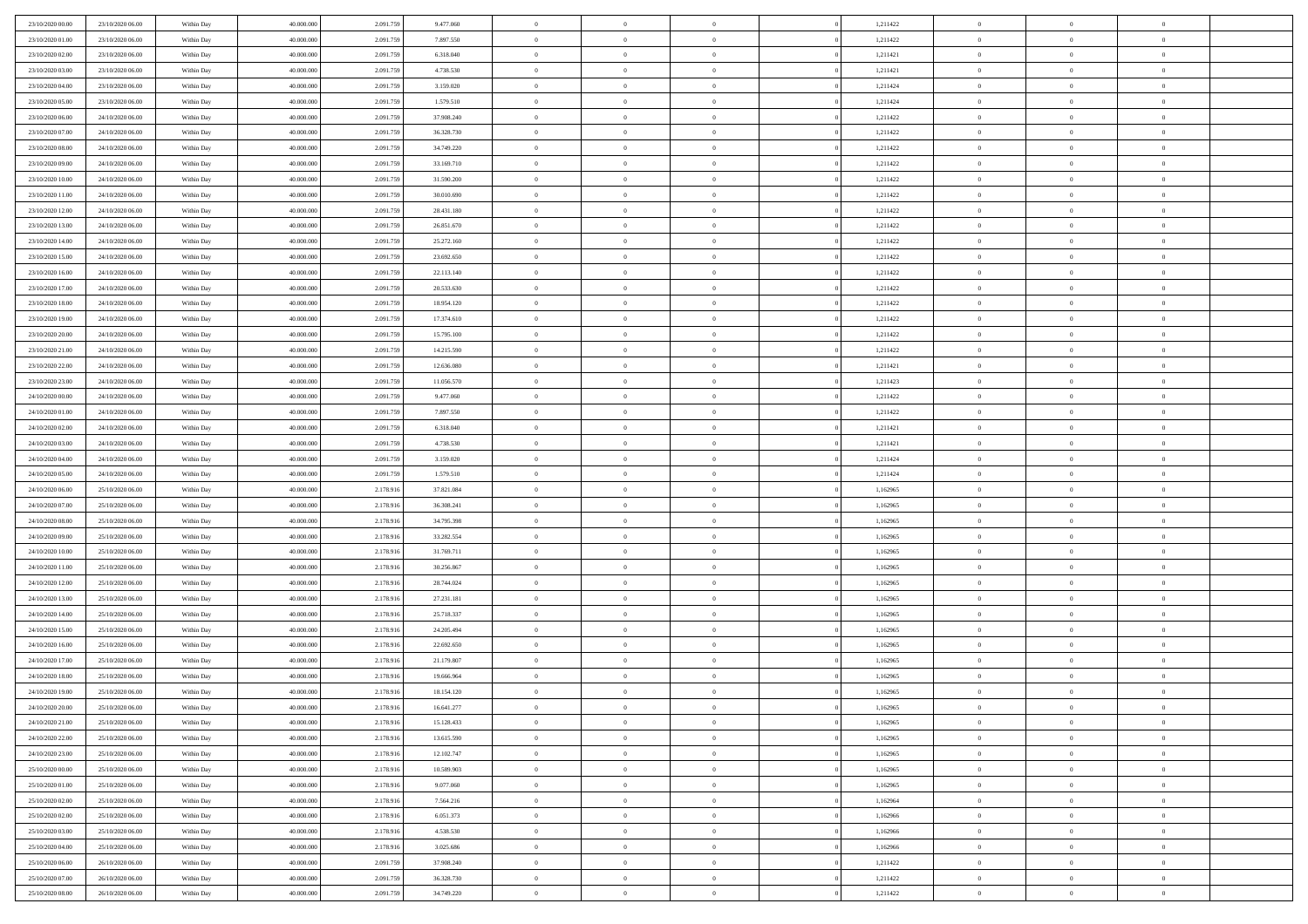| | | | | | | | | | | | | | | |
|---|---|---|---|---|---|---|---|---|---|---|---|---|---|---|
| 23/10/2020 00.00 | 23/10/2020 06.00 | Within Day | 40.000.000 | 2.091.759 | 9.477.060 | 0 | 0 | 0 | | 1,211422 | 0 | 0 | 0 | |
| 23/10/2020 01.00 | 23/10/2020 06.00 | Within Day | 40.000.000 | 2.091.759 | 7.897.550 | 0 | 0 | 0 | | 1,211422 | 0 | 0 | 0 | |
| 23/10/2020 02.00 | 23/10/2020 06.00 | Within Day | 40.000.000 | 2.091.759 | 6.318.040 | 0 | 0 | 0 | | 1,211421 | 0 | 0 | 0 | |
| 23/10/2020 03.00 | 23/10/2020 06.00 | Within Day | 40.000.000 | 2.091.759 | 4.738.530 | 0 | 0 | 0 | | 1,211421 | 0 | 0 | 0 | |
| 23/10/2020 04.00 | 23/10/2020 06.00 | Within Day | 40.000.000 | 2.091.759 | 3.159.020 | 0 | 0 | 0 | | 1,211424 | 0 | 0 | 0 | |
| 23/10/2020 05.00 | 23/10/2020 06.00 | Within Day | 40.000.000 | 2.091.759 | 1.579.510 | 0 | 0 | 0 | | 1,211424 | 0 | 0 | 0 | |
| 23/10/2020 06.00 | 24/10/2020 06.00 | Within Day | 40.000.000 | 2.091.759 | 37.908.240 | 0 | 0 | 0 | | 1,211422 | 0 | 0 | 0 | |
| 23/10/2020 07.00 | 24/10/2020 06.00 | Within Day | 40.000.000 | 2.091.759 | 36.328.730 | 0 | 0 | 0 | | 1,211422 | 0 | 0 | 0 | |
| 23/10/2020 08.00 | 24/10/2020 06.00 | Within Day | 40.000.000 | 2.091.759 | 34.749.220 | 0 | 0 | 0 | | 1,211422 | 0 | 0 | 0 | |
| 23/10/2020 09.00 | 24/10/2020 06.00 | Within Day | 40.000.000 | 2.091.759 | 33.169.710 | 0 | 0 | 0 | | 1,211422 | 0 | 0 | 0 | |
| 23/10/2020 10.00 | 24/10/2020 06.00 | Within Day | 40.000.000 | 2.091.759 | 31.590.200 | 0 | 0 | 0 | | 1,211422 | 0 | 0 | 0 | |
| 23/10/2020 11.00 | 24/10/2020 06.00 | Within Day | 40.000.000 | 2.091.759 | 30.010.690 | 0 | 0 | 0 | | 1,211422 | 0 | 0 | 0 | |
| 23/10/2020 12.00 | 24/10/2020 06.00 | Within Day | 40.000.000 | 2.091.759 | 28.431.180 | 0 | 0 | 0 | | 1,211422 | 0 | 0 | 0 | |
| 23/10/2020 13.00 | 24/10/2020 06.00 | Within Day | 40.000.000 | 2.091.759 | 26.851.670 | 0 | 0 | 0 | | 1,211422 | 0 | 0 | 0 | |
| 23/10/2020 14.00 | 24/10/2020 06.00 | Within Day | 40.000.000 | 2.091.759 | 25.272.160 | 0 | 0 | 0 | | 1,211422 | 0 | 0 | 0 | |
| 23/10/2020 15.00 | 24/10/2020 06.00 | Within Day | 40.000.000 | 2.091.759 | 23.692.650 | 0 | 0 | 0 | | 1,211422 | 0 | 0 | 0 | |
| 23/10/2020 16.00 | 24/10/2020 06.00 | Within Day | 40.000.000 | 2.091.759 | 22.113.140 | 0 | 0 | 0 | | 1,211422 | 0 | 0 | 0 | |
| 23/10/2020 17.00 | 24/10/2020 06.00 | Within Day | 40.000.000 | 2.091.759 | 20.533.630 | 0 | 0 | 0 | | 1,211422 | 0 | 0 | 0 | |
| 23/10/2020 18.00 | 24/10/2020 06.00 | Within Day | 40.000.000 | 2.091.759 | 18.954.120 | 0 | 0 | 0 | | 1,211422 | 0 | 0 | 0 | |
| 23/10/2020 19.00 | 24/10/2020 06.00 | Within Day | 40.000.000 | 2.091.759 | 17.374.610 | 0 | 0 | 0 | | 1,211422 | 0 | 0 | 0 | |
| 23/10/2020 20.00 | 24/10/2020 06.00 | Within Day | 40.000.000 | 2.091.759 | 15.795.100 | 0 | 0 | 0 | | 1,211422 | 0 | 0 | 0 | |
| 23/10/2020 21.00 | 24/10/2020 06.00 | Within Day | 40.000.000 | 2.091.759 | 14.215.590 | 0 | 0 | 0 | | 1,211422 | 0 | 0 | 0 | |
| 23/10/2020 22.00 | 24/10/2020 06.00 | Within Day | 40.000.000 | 2.091.759 | 12.636.080 | 0 | 0 | 0 | | 1,211421 | 0 | 0 | 0 | |
| 23/10/2020 23.00 | 24/10/2020 06.00 | Within Day | 40.000.000 | 2.091.759 | 11.056.570 | 0 | 0 | 0 | | 1,211423 | 0 | 0 | 0 | |
| 24/10/2020 00.00 | 24/10/2020 06.00 | Within Day | 40.000.000 | 2.091.759 | 9.477.060 | 0 | 0 | 0 | | 1,211422 | 0 | 0 | 0 | |
| 24/10/2020 01.00 | 24/10/2020 06.00 | Within Day | 40.000.000 | 2.091.759 | 7.897.550 | 0 | 0 | 0 | | 1,211422 | 0 | 0 | 0 | |
| 24/10/2020 02.00 | 24/10/2020 06.00 | Within Day | 40.000.000 | 2.091.759 | 6.318.040 | 0 | 0 | 0 | | 1,211421 | 0 | 0 | 0 | |
| 24/10/2020 03.00 | 24/10/2020 06.00 | Within Day | 40.000.000 | 2.091.759 | 4.738.530 | 0 | 0 | 0 | | 1,211421 | 0 | 0 | 0 | |
| 24/10/2020 04.00 | 24/10/2020 06.00 | Within Day | 40.000.000 | 2.091.759 | 3.159.020 | 0 | 0 | 0 | | 1,211424 | 0 | 0 | 0 | |
| 24/10/2020 05.00 | 24/10/2020 06.00 | Within Day | 40.000.000 | 2.091.759 | 1.579.510 | 0 | 0 | 0 | | 1,211424 | 0 | 0 | 0 | |
| 24/10/2020 06.00 | 25/10/2020 06.00 | Within Day | 40.000.000 | 2.178.916 | 37.821.084 | 0 | 0 | 0 | | 1,162965 | 0 | 0 | 0 | |
| 24/10/2020 07.00 | 25/10/2020 06.00 | Within Day | 40.000.000 | 2.178.916 | 36.308.241 | 0 | 0 | 0 | | 1,162965 | 0 | 0 | 0 | |
| 24/10/2020 08.00 | 25/10/2020 06.00 | Within Day | 40.000.000 | 2.178.916 | 34.795.398 | 0 | 0 | 0 | | 1,162965 | 0 | 0 | 0 | |
| 24/10/2020 09.00 | 25/10/2020 06.00 | Within Day | 40.000.000 | 2.178.916 | 33.282.554 | 0 | 0 | 0 | | 1,162965 | 0 | 0 | 0 | |
| 24/10/2020 10.00 | 25/10/2020 06.00 | Within Day | 40.000.000 | 2.178.916 | 31.769.711 | 0 | 0 | 0 | | 1,162965 | 0 | 0 | 0 | |
| 24/10/2020 11.00 | 25/10/2020 06.00 | Within Day | 40.000.000 | 2.178.916 | 30.256.867 | 0 | 0 | 0 | | 1,162965 | 0 | 0 | 0 | |
| 24/10/2020 12.00 | 25/10/2020 06.00 | Within Day | 40.000.000 | 2.178.916 | 28.744.024 | 0 | 0 | 0 | | 1,162965 | 0 | 0 | 0 | |
| 24/10/2020 13.00 | 25/10/2020 06.00 | Within Day | 40.000.000 | 2.178.916 | 27.231.181 | 0 | 0 | 0 | | 1,162965 | 0 | 0 | 0 | |
| 24/10/2020 14.00 | 25/10/2020 06.00 | Within Day | 40.000.000 | 2.178.916 | 25.718.337 | 0 | 0 | 0 | | 1,162965 | 0 | 0 | 0 | |
| 24/10/2020 15.00 | 25/10/2020 06.00 | Within Day | 40.000.000 | 2.178.916 | 24.205.494 | 0 | 0 | 0 | | 1,162965 | 0 | 0 | 0 | |
| 24/10/2020 16.00 | 25/10/2020 06.00 | Within Day | 40.000.000 | 2.178.916 | 22.692.650 | 0 | 0 | 0 | | 1,162965 | 0 | 0 | 0 | |
| 24/10/2020 17.00 | 25/10/2020 06.00 | Within Day | 40.000.000 | 2.178.916 | 21.179.807 | 0 | 0 | 0 | | 1,162965 | 0 | 0 | 0 | |
| 24/10/2020 18.00 | 25/10/2020 06.00 | Within Day | 40.000.000 | 2.178.916 | 19.666.964 | 0 | 0 | 0 | | 1,162965 | 0 | 0 | 0 | |
| 24/10/2020 19.00 | 25/10/2020 06.00 | Within Day | 40.000.000 | 2.178.916 | 18.154.120 | 0 | 0 | 0 | | 1,162965 | 0 | 0 | 0 | |
| 24/10/2020 20.00 | 25/10/2020 06.00 | Within Day | 40.000.000 | 2.178.916 | 16.641.277 | 0 | 0 | 0 | | 1,162965 | 0 | 0 | 0 | |
| 24/10/2020 21.00 | 25/10/2020 06.00 | Within Day | 40.000.000 | 2.178.916 | 15.128.433 | 0 | 0 | 0 | | 1,162965 | 0 | 0 | 0 | |
| 24/10/2020 22.00 | 25/10/2020 06.00 | Within Day | 40.000.000 | 2.178.916 | 13.615.590 | 0 | 0 | 0 | | 1,162965 | 0 | 0 | 0 | |
| 24/10/2020 23.00 | 25/10/2020 06.00 | Within Day | 40.000.000 | 2.178.916 | 12.102.747 | 0 | 0 | 0 | | 1,162965 | 0 | 0 | 0 | |
| 25/10/2020 00.00 | 25/10/2020 06.00 | Within Day | 40.000.000 | 2.178.916 | 10.589.903 | 0 | 0 | 0 | | 1,162965 | 0 | 0 | 0 | |
| 25/10/2020 01.00 | 25/10/2020 06.00 | Within Day | 40.000.000 | 2.178.916 | 9.077.060 | 0 | 0 | 0 | | 1,162965 | 0 | 0 | 0 | |
| 25/10/2020 02.00 | 25/10/2020 06.00 | Within Day | 40.000.000 | 2.178.916 | 7.564.216 | 0 | 0 | 0 | | 1,162964 | 0 | 0 | 0 | |
| 25/10/2020 02.00 | 25/10/2020 06.00 | Within Day | 40.000.000 | 2.178.916 | 6.051.373 | 0 | 0 | 0 | | 1,162966 | 0 | 0 | 0 | |
| 25/10/2020 03.00 | 25/10/2020 06.00 | Within Day | 40.000.000 | 2.178.916 | 4.538.530 | 0 | 0 | 0 | | 1,162966 | 0 | 0 | 0 | |
| 25/10/2020 04.00 | 25/10/2020 06.00 | Within Day | 40.000.000 | 2.178.916 | 3.025.686 | 0 | 0 | 0 | | 1,162966 | 0 | 0 | 0 | |
| 25/10/2020 06.00 | 26/10/2020 06.00 | Within Day | 40.000.000 | 2.091.759 | 37.908.240 | 0 | 0 | 0 | | 1,211422 | 0 | 0 | 0 | |
| 25/10/2020 07.00 | 26/10/2020 06.00 | Within Day | 40.000.000 | 2.091.759 | 36.328.730 | 0 | 0 | 0 | | 1,211422 | 0 | 0 | 0 | |
| 25/10/2020 08.00 | 26/10/2020 06.00 | Within Day | 40.000.000 | 2.091.759 | 34.749.220 | 0 | 0 | 0 | | 1,211422 | 0 | 0 | 0 | |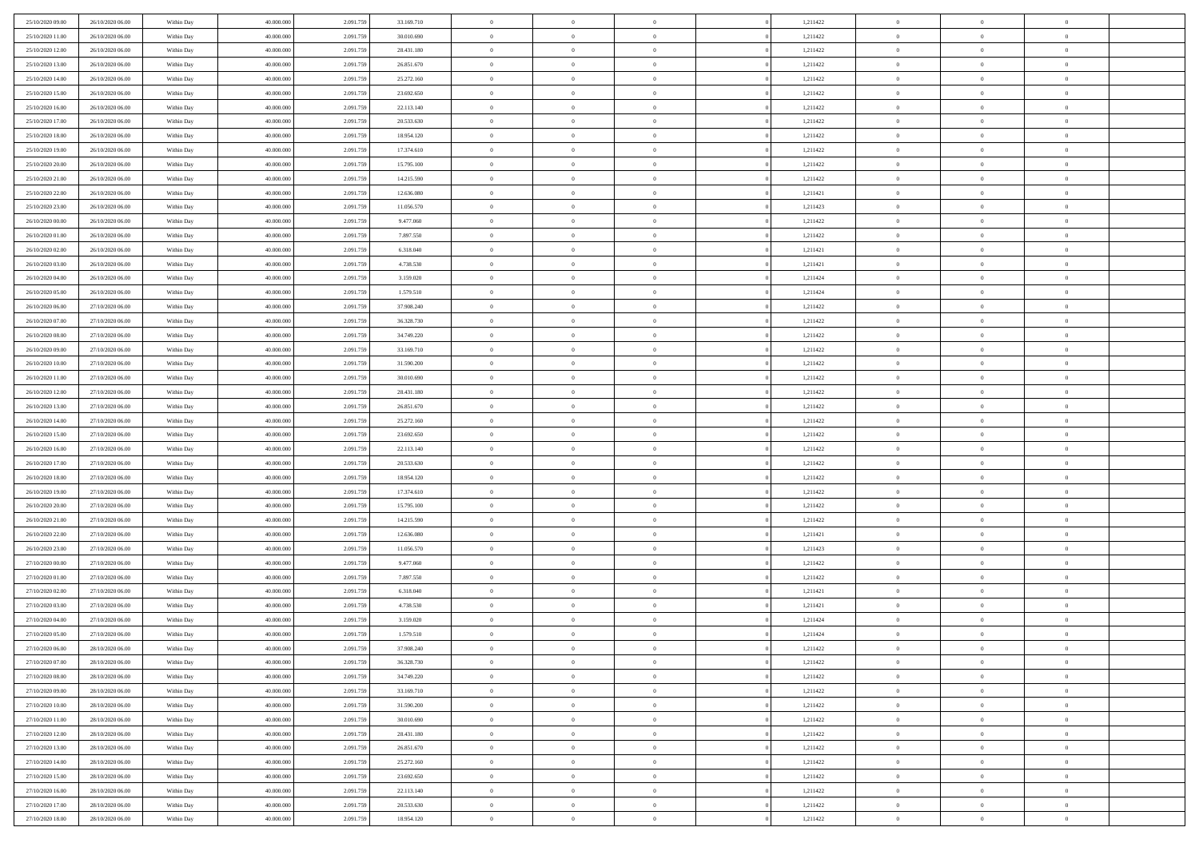| | | | | | | | | | | | | | | |
|---|---|---|---|---|---|---|---|---|---|---|---|---|---|---|
| 25/10/2020 09:00 | 26/10/2020 06:00 | Within Day | 40.000.000 | 2.091.759 | 33.169.710 | 0 | 0 | 0 | | 1,211422 | 0 | 0 | 0 | |
| 25/10/2020 11:00 | 26/10/2020 06:00 | Within Day | 40.000.000 | 2.091.759 | 30.010.690 | 0 | 0 | 0 | | 1,211422 | 0 | 0 | 0 | |
| 25/10/2020 12:00 | 26/10/2020 06:00 | Within Day | 40.000.000 | 2.091.759 | 28.431.180 | 0 | 0 | 0 | | 1,211422 | 0 | 0 | 0 | |
| 25/10/2020 13:00 | 26/10/2020 06:00 | Within Day | 40.000.000 | 2.091.759 | 26.851.670 | 0 | 0 | 0 | | 1,211422 | 0 | 0 | 0 | |
| 25/10/2020 14:00 | 26/10/2020 06:00 | Within Day | 40.000.000 | 2.091.759 | 25.272.160 | 0 | 0 | 0 | | 1,211422 | 0 | 0 | 0 | |
| 25/10/2020 15:00 | 26/10/2020 06:00 | Within Day | 40.000.000 | 2.091.759 | 23.692.650 | 0 | 0 | 0 | | 1,211422 | 0 | 0 | 0 | |
| 25/10/2020 16:00 | 26/10/2020 06:00 | Within Day | 40.000.000 | 2.091.759 | 22.113.140 | 0 | 0 | 0 | | 1,211422 | 0 | 0 | 0 | |
| 25/10/2020 17:00 | 26/10/2020 06:00 | Within Day | 40.000.000 | 2.091.759 | 20.533.630 | 0 | 0 | 0 | | 1,211422 | 0 | 0 | 0 | |
| 25/10/2020 18:00 | 26/10/2020 06:00 | Within Day | 40.000.000 | 2.091.759 | 18.954.120 | 0 | 0 | 0 | | 1,211422 | 0 | 0 | 0 | |
| 25/10/2020 19:00 | 26/10/2020 06:00 | Within Day | 40.000.000 | 2.091.759 | 17.374.610 | 0 | 0 | 0 | | 1,211422 | 0 | 0 | 0 | |
| 25/10/2020 20:00 | 26/10/2020 06:00 | Within Day | 40.000.000 | 2.091.759 | 15.795.100 | 0 | 0 | 0 | | 1,211422 | 0 | 0 | 0 | |
| 25/10/2020 21:00 | 26/10/2020 06:00 | Within Day | 40.000.000 | 2.091.759 | 14.215.590 | 0 | 0 | 0 | | 1,211422 | 0 | 0 | 0 | |
| 25/10/2020 22:00 | 26/10/2020 06:00 | Within Day | 40.000.000 | 2.091.759 | 12.636.080 | 0 | 0 | 0 | | 1,211421 | 0 | 0 | 0 | |
| 25/10/2020 23:00 | 26/10/2020 06:00 | Within Day | 40.000.000 | 2.091.759 | 11.056.570 | 0 | 0 | 0 | | 1,211423 | 0 | 0 | 0 | |
| 26/10/2020 00:00 | 26/10/2020 06:00 | Within Day | 40.000.000 | 2.091.759 | 9.477.060 | 0 | 0 | 0 | | 1,211422 | 0 | 0 | 0 | |
| 26/10/2020 01:00 | 26/10/2020 06:00 | Within Day | 40.000.000 | 2.091.759 | 7.897.550 | 0 | 0 | 0 | | 1,211422 | 0 | 0 | 0 | |
| 26/10/2020 02:00 | 26/10/2020 06:00 | Within Day | 40.000.000 | 2.091.759 | 6.318.040 | 0 | 0 | 0 | | 1,211421 | 0 | 0 | 0 | |
| 26/10/2020 03:00 | 26/10/2020 06:00 | Within Day | 40.000.000 | 2.091.759 | 4.738.530 | 0 | 0 | 0 | | 1,211421 | 0 | 0 | 0 | |
| 26/10/2020 04:00 | 26/10/2020 06:00 | Within Day | 40.000.000 | 2.091.759 | 3.159.020 | 0 | 0 | 0 | | 1,211424 | 0 | 0 | 0 | |
| 26/10/2020 05:00 | 26/10/2020 06:00 | Within Day | 40.000.000 | 2.091.759 | 1.579.510 | 0 | 0 | 0 | | 1,211424 | 0 | 0 | 0 | |
| 26/10/2020 06:00 | 27/10/2020 06:00 | Within Day | 40.000.000 | 2.091.759 | 37.908.240 | 0 | 0 | 0 | | 1,211422 | 0 | 0 | 0 | |
| 26/10/2020 07:00 | 27/10/2020 06:00 | Within Day | 40.000.000 | 2.091.759 | 36.328.730 | 0 | 0 | 0 | | 1,211422 | 0 | 0 | 0 | |
| 26/10/2020 08:00 | 27/10/2020 06:00 | Within Day | 40.000.000 | 2.091.759 | 34.749.220 | 0 | 0 | 0 | | 1,211422 | 0 | 0 | 0 | |
| 26/10/2020 09:00 | 27/10/2020 06:00 | Within Day | 40.000.000 | 2.091.759 | 33.169.710 | 0 | 0 | 0 | | 1,211422 | 0 | 0 | 0 | |
| 26/10/2020 10:00 | 27/10/2020 06:00 | Within Day | 40.000.000 | 2.091.759 | 31.590.200 | 0 | 0 | 0 | | 1,211422 | 0 | 0 | 0 | |
| 26/10/2020 11:00 | 27/10/2020 06:00 | Within Day | 40.000.000 | 2.091.759 | 30.010.690 | 0 | 0 | 0 | | 1,211422 | 0 | 0 | 0 | |
| 26/10/2020 12:00 | 27/10/2020 06:00 | Within Day | 40.000.000 | 2.091.759 | 28.431.180 | 0 | 0 | 0 | | 1,211422 | 0 | 0 | 0 | |
| 26/10/2020 13:00 | 27/10/2020 06:00 | Within Day | 40.000.000 | 2.091.759 | 26.851.670 | 0 | 0 | 0 | | 1,211422 | 0 | 0 | 0 | |
| 26/10/2020 14:00 | 27/10/2020 06:00 | Within Day | 40.000.000 | 2.091.759 | 25.272.160 | 0 | 0 | 0 | | 1,211422 | 0 | 0 | 0 | |
| 26/10/2020 15:00 | 27/10/2020 06:00 | Within Day | 40.000.000 | 2.091.759 | 23.692.650 | 0 | 0 | 0 | | 1,211422 | 0 | 0 | 0 | |
| 26/10/2020 16:00 | 27/10/2020 06:00 | Within Day | 40.000.000 | 2.091.759 | 22.113.140 | 0 | 0 | 0 | | 1,211422 | 0 | 0 | 0 | |
| 26/10/2020 17:00 | 27/10/2020 06:00 | Within Day | 40.000.000 | 2.091.759 | 20.533.630 | 0 | 0 | 0 | | 1,211422 | 0 | 0 | 0 | |
| 26/10/2020 18:00 | 27/10/2020 06:00 | Within Day | 40.000.000 | 2.091.759 | 18.954.120 | 0 | 0 | 0 | | 1,211422 | 0 | 0 | 0 | |
| 26/10/2020 19:00 | 27/10/2020 06:00 | Within Day | 40.000.000 | 2.091.759 | 17.374.610 | 0 | 0 | 0 | | 1,211422 | 0 | 0 | 0 | |
| 26/10/2020 20:00 | 27/10/2020 06:00 | Within Day | 40.000.000 | 2.091.759 | 15.795.100 | 0 | 0 | 0 | | 1,211422 | 0 | 0 | 0 | |
| 26/10/2020 21:00 | 27/10/2020 06:00 | Within Day | 40.000.000 | 2.091.759 | 14.215.590 | 0 | 0 | 0 | | 1,211422 | 0 | 0 | 0 | |
| 26/10/2020 22:00 | 27/10/2020 06:00 | Within Day | 40.000.000 | 2.091.759 | 12.636.080 | 0 | 0 | 0 | | 1,211421 | 0 | 0 | 0 | |
| 26/10/2020 23:00 | 27/10/2020 06:00 | Within Day | 40.000.000 | 2.091.759 | 11.056.570 | 0 | 0 | 0 | | 1,211423 | 0 | 0 | 0 | |
| 27/10/2020 00:00 | 27/10/2020 06:00 | Within Day | 40.000.000 | 2.091.759 | 9.477.060 | 0 | 0 | 0 | | 1,211422 | 0 | 0 | 0 | |
| 27/10/2020 01:00 | 27/10/2020 06:00 | Within Day | 40.000.000 | 2.091.759 | 7.897.550 | 0 | 0 | 0 | | 1,211422 | 0 | 0 | 0 | |
| 27/10/2020 02:00 | 27/10/2020 06:00 | Within Day | 40.000.000 | 2.091.759 | 6.318.040 | 0 | 0 | 0 | | 1,211421 | 0 | 0 | 0 | |
| 27/10/2020 03:00 | 27/10/2020 06:00 | Within Day | 40.000.000 | 2.091.759 | 4.738.530 | 0 | 0 | 0 | | 1,211421 | 0 | 0 | 0 | |
| 27/10/2020 04:00 | 27/10/2020 06:00 | Within Day | 40.000.000 | 2.091.759 | 3.159.020 | 0 | 0 | 0 | | 1,211424 | 0 | 0 | 0 | |
| 27/10/2020 05:00 | 27/10/2020 06:00 | Within Day | 40.000.000 | 2.091.759 | 1.579.510 | 0 | 0 | 0 | | 1,211424 | 0 | 0 | 0 | |
| 27/10/2020 06:00 | 28/10/2020 06:00 | Within Day | 40.000.000 | 2.091.759 | 37.908.240 | 0 | 0 | 0 | | 1,211422 | 0 | 0 | 0 | |
| 27/10/2020 07:00 | 28/10/2020 06:00 | Within Day | 40.000.000 | 2.091.759 | 36.328.730 | 0 | 0 | 0 | | 1,211422 | 0 | 0 | 0 | |
| 27/10/2020 08:00 | 28/10/2020 06:00 | Within Day | 40.000.000 | 2.091.759 | 34.749.220 | 0 | 0 | 0 | | 1,211422 | 0 | 0 | 0 | |
| 27/10/2020 09:00 | 28/10/2020 06:00 | Within Day | 40.000.000 | 2.091.759 | 33.169.710 | 0 | 0 | 0 | | 1,211422 | 0 | 0 | 0 | |
| 27/10/2020 10:00 | 28/10/2020 06:00 | Within Day | 40.000.000 | 2.091.759 | 31.590.200 | 0 | 0 | 0 | | 1,211422 | 0 | 0 | 0 | |
| 27/10/2020 11:00 | 28/10/2020 06:00 | Within Day | 40.000.000 | 2.091.759 | 30.010.690 | 0 | 0 | 0 | | 1,211422 | 0 | 0 | 0 | |
| 27/10/2020 12:00 | 28/10/2020 06:00 | Within Day | 40.000.000 | 2.091.759 | 28.431.180 | 0 | 0 | 0 | | 1,211422 | 0 | 0 | 0 | |
| 27/10/2020 13:00 | 28/10/2020 06:00 | Within Day | 40.000.000 | 2.091.759 | 26.851.670 | 0 | 0 | 0 | | 1,211422 | 0 | 0 | 0 | |
| 27/10/2020 14:00 | 28/10/2020 06:00 | Within Day | 40.000.000 | 2.091.759 | 25.272.160 | 0 | 0 | 0 | | 1,211422 | 0 | 0 | 0 | |
| 27/10/2020 15:00 | 28/10/2020 06:00 | Within Day | 40.000.000 | 2.091.759 | 23.692.650 | 0 | 0 | 0 | | 1,211422 | 0 | 0 | 0 | |
| 27/10/2020 16:00 | 28/10/2020 06:00 | Within Day | 40.000.000 | 2.091.759 | 22.113.140 | 0 | 0 | 0 | | 1,211422 | 0 | 0 | 0 | |
| 27/10/2020 17:00 | 28/10/2020 06:00 | Within Day | 40.000.000 | 2.091.759 | 20.533.630 | 0 | 0 | 0 | | 1,211422 | 0 | 0 | 0 | |
| 27/10/2020 18:00 | 28/10/2020 06:00 | Within Day | 40.000.000 | 2.091.759 | 18.954.120 | 0 | 0 | 0 | | 1,211422 | 0 | 0 | 0 | |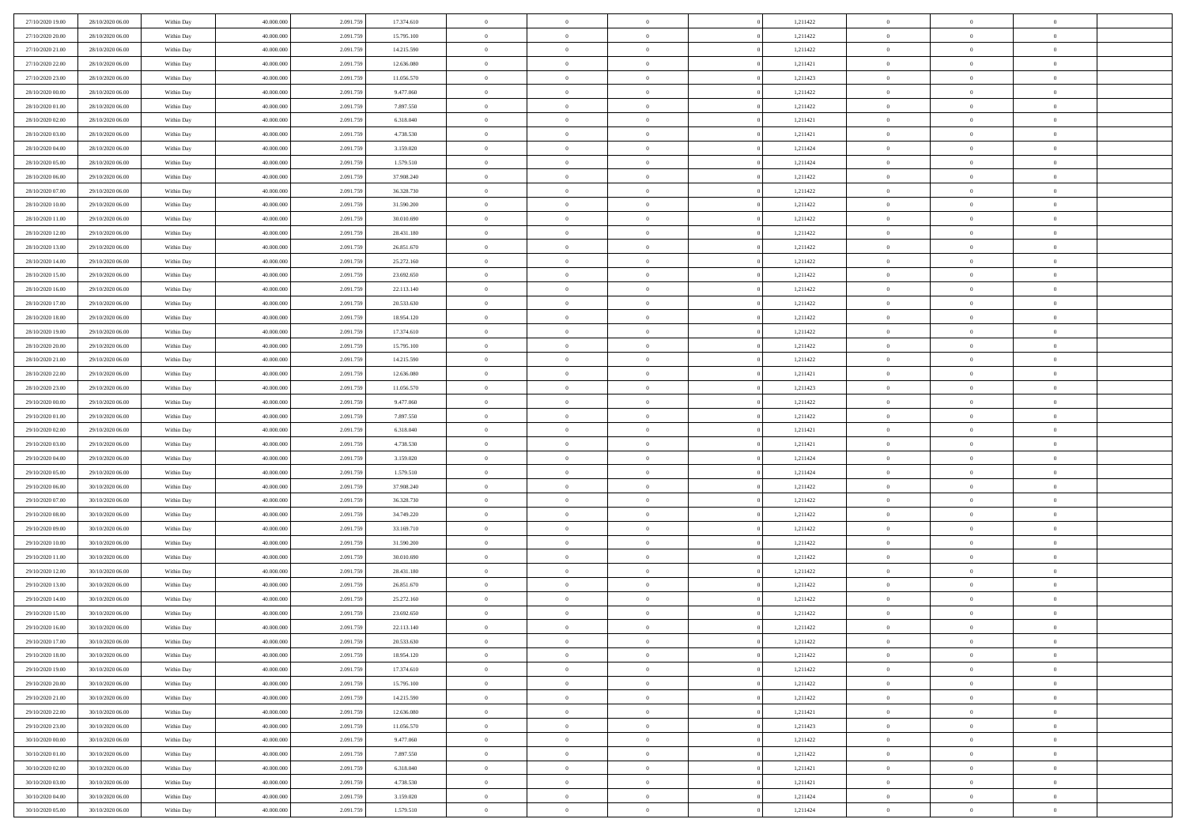| | | | | | | | | | | | | | | |
|---|---|---|---|---|---|---|---|---|---|---|---|---|---|---|
| 27/10/2020 19:00 | 28/10/2020 06:00 | Within Day | 40.000.000 | 2.091.759 | 17.374.610 | 0 | 0 | 0 | | 1,211422 | 0 | 0 | 0 | |
| 27/10/2020 20:00 | 28/10/2020 06:00 | Within Day | 40.000.000 | 2.091.759 | 15.795.100 | 0 | 0 | 0 | | 1,211422 | 0 | 0 | 0 | |
| 27/10/2020 21:00 | 28/10/2020 06:00 | Within Day | 40.000.000 | 2.091.759 | 14.215.590 | 0 | 0 | 0 | | 1,211422 | 0 | 0 | 0 | |
| 27/10/2020 22:00 | 28/10/2020 06:00 | Within Day | 40.000.000 | 2.091.759 | 12.636.080 | 0 | 0 | 0 | | 1,211421 | 0 | 0 | 0 | |
| 27/10/2020 23:00 | 28/10/2020 06:00 | Within Day | 40.000.000 | 2.091.759 | 11.056.570 | 0 | 0 | 0 | | 1,211423 | 0 | 0 | 0 | |
| 28/10/2020 00:00 | 28/10/2020 06:00 | Within Day | 40.000.000 | 2.091.759 | 9.477.060 | 0 | 0 | 0 | | 1,211422 | 0 | 0 | 0 | |
| 28/10/2020 01:00 | 28/10/2020 06:00 | Within Day | 40.000.000 | 2.091.759 | 7.897.550 | 0 | 0 | 0 | | 1,211422 | 0 | 0 | 0 | |
| 28/10/2020 02:00 | 28/10/2020 06:00 | Within Day | 40.000.000 | 2.091.759 | 6.318.040 | 0 | 0 | 0 | | 1,211421 | 0 | 0 | 0 | |
| 28/10/2020 03:00 | 28/10/2020 06:00 | Within Day | 40.000.000 | 2.091.759 | 4.738.530 | 0 | 0 | 0 | | 1,211421 | 0 | 0 | 0 | |
| 28/10/2020 04:00 | 28/10/2020 06:00 | Within Day | 40.000.000 | 2.091.759 | 3.159.020 | 0 | 0 | 0 | | 1,211424 | 0 | 0 | 0 | |
| 28/10/2020 05:00 | 28/10/2020 06:00 | Within Day | 40.000.000 | 2.091.759 | 1.579.510 | 0 | 0 | 0 | | 1,211424 | 0 | 0 | 0 | |
| 28/10/2020 06:00 | 29/10/2020 06:00 | Within Day | 40.000.000 | 2.091.759 | 37.908.240 | 0 | 0 | 0 | | 1,211422 | 0 | 0 | 0 | |
| 28/10/2020 07:00 | 29/10/2020 06:00 | Within Day | 40.000.000 | 2.091.759 | 36.328.730 | 0 | 0 | 0 | | 1,211422 | 0 | 0 | 0 | |
| 28/10/2020 10:00 | 29/10/2020 06:00 | Within Day | 40.000.000 | 2.091.759 | 31.590.200 | 0 | 0 | 0 | | 1,211422 | 0 | 0 | 0 | |
| 28/10/2020 11:00 | 29/10/2020 06:00 | Within Day | 40.000.000 | 2.091.759 | 30.010.690 | 0 | 0 | 0 | | 1,211422 | 0 | 0 | 0 | |
| 28/10/2020 12:00 | 29/10/2020 06:00 | Within Day | 40.000.000 | 2.091.759 | 28.431.180 | 0 | 0 | 0 | | 1,211422 | 0 | 0 | 0 | |
| 28/10/2020 13:00 | 29/10/2020 06:00 | Within Day | 40.000.000 | 2.091.759 | 26.851.670 | 0 | 0 | 0 | | 1,211422 | 0 | 0 | 0 | |
| 28/10/2020 14:00 | 29/10/2020 06:00 | Within Day | 40.000.000 | 2.091.759 | 25.272.160 | 0 | 0 | 0 | | 1,211422 | 0 | 0 | 0 | |
| 28/10/2020 15:00 | 29/10/2020 06:00 | Within Day | 40.000.000 | 2.091.759 | 23.692.650 | 0 | 0 | 0 | | 1,211422 | 0 | 0 | 0 | |
| 28/10/2020 16:00 | 29/10/2020 06:00 | Within Day | 40.000.000 | 2.091.759 | 22.113.140 | 0 | 0 | 0 | | 1,211422 | 0 | 0 | 0 | |
| 28/10/2020 17:00 | 29/10/2020 06:00 | Within Day | 40.000.000 | 2.091.759 | 20.533.630 | 0 | 0 | 0 | | 1,211422 | 0 | 0 | 0 | |
| 28/10/2020 18:00 | 29/10/2020 06:00 | Within Day | 40.000.000 | 2.091.759 | 18.954.120 | 0 | 0 | 0 | | 1,211422 | 0 | 0 | 0 | |
| 28/10/2020 19:00 | 29/10/2020 06:00 | Within Day | 40.000.000 | 2.091.759 | 17.374.610 | 0 | 0 | 0 | | 1,211422 | 0 | 0 | 0 | |
| 28/10/2020 20:00 | 29/10/2020 06:00 | Within Day | 40.000.000 | 2.091.759 | 15.795.100 | 0 | 0 | 0 | | 1,211422 | 0 | 0 | 0 | |
| 28/10/2020 21:00 | 29/10/2020 06:00 | Within Day | 40.000.000 | 2.091.759 | 14.215.590 | 0 | 0 | 0 | | 1,211422 | 0 | 0 | 0 | |
| 28/10/2020 22:00 | 29/10/2020 06:00 | Within Day | 40.000.000 | 2.091.759 | 12.636.080 | 0 | 0 | 0 | | 1,211421 | 0 | 0 | 0 | |
| 28/10/2020 23:00 | 29/10/2020 06:00 | Within Day | 40.000.000 | 2.091.759 | 11.056.570 | 0 | 0 | 0 | | 1,211423 | 0 | 0 | 0 | |
| 29/10/2020 00:00 | 29/10/2020 06:00 | Within Day | 40.000.000 | 2.091.759 | 9.477.060 | 0 | 0 | 0 | | 1,211422 | 0 | 0 | 0 | |
| 29/10/2020 01:00 | 29/10/2020 06:00 | Within Day | 40.000.000 | 2.091.759 | 7.897.550 | 0 | 0 | 0 | | 1,211422 | 0 | 0 | 0 | |
| 29/10/2020 02:00 | 29/10/2020 06:00 | Within Day | 40.000.000 | 2.091.759 | 6.318.040 | 0 | 0 | 0 | | 1,211421 | 0 | 0 | 0 | |
| 29/10/2020 03:00 | 29/10/2020 06:00 | Within Day | 40.000.000 | 2.091.759 | 4.738.530 | 0 | 0 | 0 | | 1,211421 | 0 | 0 | 0 | |
| 29/10/2020 04:00 | 29/10/2020 06:00 | Within Day | 40.000.000 | 2.091.759 | 3.159.020 | 0 | 0 | 0 | | 1,211424 | 0 | 0 | 0 | |
| 29/10/2020 05:00 | 29/10/2020 06:00 | Within Day | 40.000.000 | 2.091.759 | 1.579.510 | 0 | 0 | 0 | | 1,211424 | 0 | 0 | 0 | |
| 29/10/2020 06:00 | 30/10/2020 06:00 | Within Day | 40.000.000 | 2.091.759 | 37.908.240 | 0 | 0 | 0 | | 1,211422 | 0 | 0 | 0 | |
| 29/10/2020 07:00 | 30/10/2020 06:00 | Within Day | 40.000.000 | 2.091.759 | 36.328.730 | 0 | 0 | 0 | | 1,211422 | 0 | 0 | 0 | |
| 29/10/2020 08:00 | 30/10/2020 06:00 | Within Day | 40.000.000 | 2.091.759 | 34.749.220 | 0 | 0 | 0 | | 1,211422 | 0 | 0 | 0 | |
| 29/10/2020 09:00 | 30/10/2020 06:00 | Within Day | 40.000.000 | 2.091.759 | 33.169.710 | 0 | 0 | 0 | | 1,211422 | 0 | 0 | 0 | |
| 29/10/2020 10:00 | 30/10/2020 06:00 | Within Day | 40.000.000 | 2.091.759 | 31.590.200 | 0 | 0 | 0 | | 1,211422 | 0 | 0 | 0 | |
| 29/10/2020 11:00 | 30/10/2020 06:00 | Within Day | 40.000.000 | 2.091.759 | 30.010.690 | 0 | 0 | 0 | | 1,211422 | 0 | 0 | 0 | |
| 29/10/2020 12:00 | 30/10/2020 06:00 | Within Day | 40.000.000 | 2.091.759 | 28.431.180 | 0 | 0 | 0 | | 1,211422 | 0 | 0 | 0 | |
| 29/10/2020 13:00 | 30/10/2020 06:00 | Within Day | 40.000.000 | 2.091.759 | 26.851.670 | 0 | 0 | 0 | | 1,211422 | 0 | 0 | 0 | |
| 29/10/2020 14:00 | 30/10/2020 06:00 | Within Day | 40.000.000 | 2.091.759 | 25.272.160 | 0 | 0 | 0 | | 1,211422 | 0 | 0 | 0 | |
| 29/10/2020 15:00 | 30/10/2020 06:00 | Within Day | 40.000.000 | 2.091.759 | 23.692.650 | 0 | 0 | 0 | | 1,211422 | 0 | 0 | 0 | |
| 29/10/2020 16:00 | 30/10/2020 06:00 | Within Day | 40.000.000 | 2.091.759 | 22.113.140 | 0 | 0 | 0 | | 1,211422 | 0 | 0 | 0 | |
| 29/10/2020 17:00 | 30/10/2020 06:00 | Within Day | 40.000.000 | 2.091.759 | 20.533.630 | 0 | 0 | 0 | | 1,211422 | 0 | 0 | 0 | |
| 29/10/2020 18:00 | 30/10/2020 06:00 | Within Day | 40.000.000 | 2.091.759 | 18.954.120 | 0 | 0 | 0 | | 1,211422 | 0 | 0 | 0 | |
| 29/10/2020 19:00 | 30/10/2020 06:00 | Within Day | 40.000.000 | 2.091.759 | 17.374.610 | 0 | 0 | 0 | | 1,211422 | 0 | 0 | 0 | |
| 29/10/2020 20:00 | 30/10/2020 06:00 | Within Day | 40.000.000 | 2.091.759 | 15.795.100 | 0 | 0 | 0 | | 1,211422 | 0 | 0 | 0 | |
| 29/10/2020 21:00 | 30/10/2020 06:00 | Within Day | 40.000.000 | 2.091.759 | 14.215.590 | 0 | 0 | 0 | | 1,211422 | 0 | 0 | 0 | |
| 29/10/2020 22:00 | 30/10/2020 06:00 | Within Day | 40.000.000 | 2.091.759 | 12.636.080 | 0 | 0 | 0 | | 1,211421 | 0 | 0 | 0 | |
| 29/10/2020 23:00 | 30/10/2020 06:00 | Within Day | 40.000.000 | 2.091.759 | 11.056.570 | 0 | 0 | 0 | | 1,211423 | 0 | 0 | 0 | |
| 30/10/2020 00:00 | 30/10/2020 06:00 | Within Day | 40.000.000 | 2.091.759 | 9.477.060 | 0 | 0 | 0 | | 1,211422 | 0 | 0 | 0 | |
| 30/10/2020 01:00 | 30/10/2020 06:00 | Within Day | 40.000.000 | 2.091.759 | 7.897.550 | 0 | 0 | 0 | | 1,211422 | 0 | 0 | 0 | |
| 30/10/2020 02:00 | 30/10/2020 06:00 | Within Day | 40.000.000 | 2.091.759 | 6.318.040 | 0 | 0 | 0 | | 1,211421 | 0 | 0 | 0 | |
| 30/10/2020 03:00 | 30/10/2020 06:00 | Within Day | 40.000.000 | 2.091.759 | 4.738.530 | 0 | 0 | 0 | | 1,211421 | 0 | 0 | 0 | |
| 30/10/2020 04:00 | 30/10/2020 06:00 | Within Day | 40.000.000 | 2.091.759 | 3.159.020 | 0 | 0 | 0 | | 1,211424 | 0 | 0 | 0 | |
| 30/10/2020 05:00 | 30/10/2020 06:00 | Within Day | 40.000.000 | 2.091.759 | 1.579.510 | 0 | 0 | 0 | | 1,211424 | 0 | 0 | 0 | |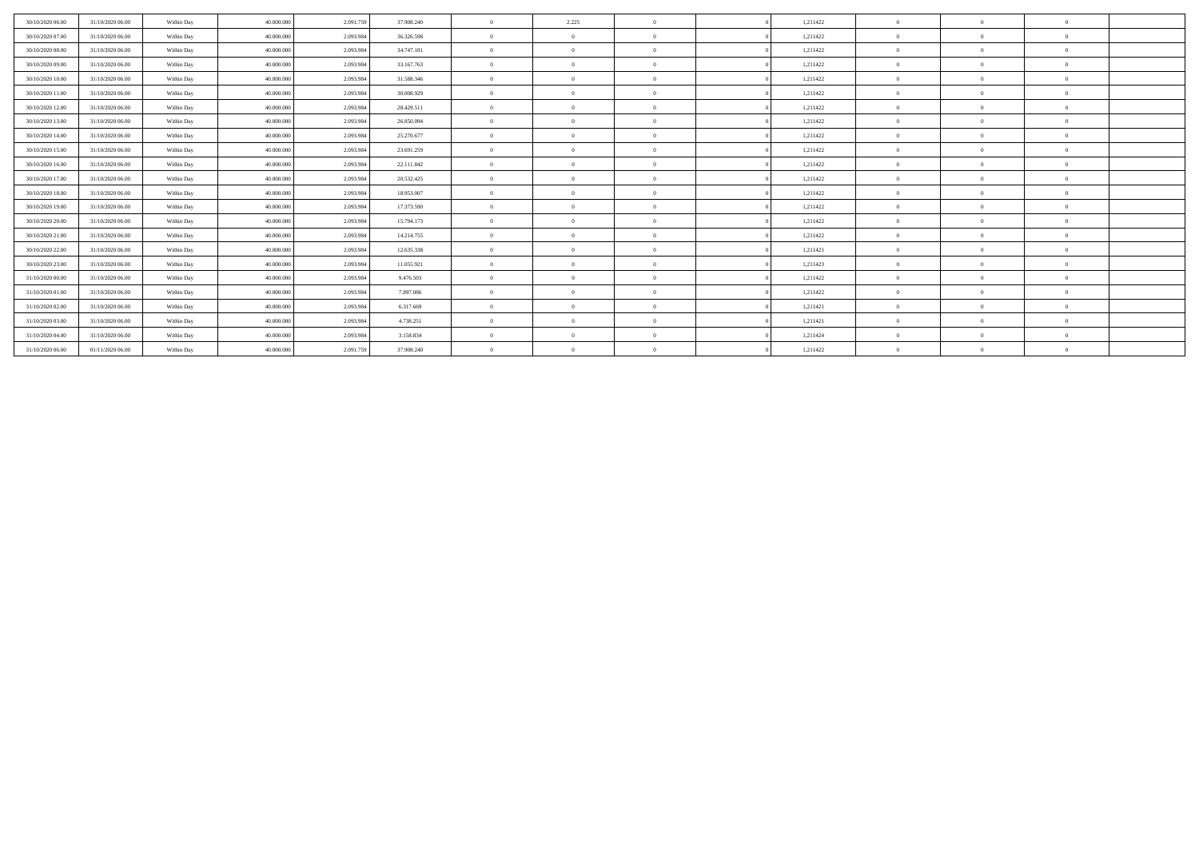| | | | | | | | | | | | | | | |
|---|---|---|---|---|---|---|---|---|---|---|---|---|---|---|
| 30/10/2020 06.00 | 31/10/2020 06.00 | Within Day | 40.000.000 | 2.091.759 | 37.908.240 | 0 | 2.225 | 0 | 0 | 1,211422 | 0 | 0 | 0 | |
| 30/10/2020 07.00 | 31/10/2020 06.00 | Within Day | 40.000.000 | 2.093.984 | 36.326.598 | 0 | 0 | 0 | 0 | 1,211422 | 0 | 0 | 0 | |
| 30/10/2020 08.00 | 31/10/2020 06.00 | Within Day | 40.000.000 | 2.093.984 | 34.747.181 | 0 | 0 | 0 | 0 | 1,211422 | 0 | 0 | 0 | |
| 30/10/2020 09.00 | 31/10/2020 06.00 | Within Day | 40.000.000 | 2.093.984 | 33.167.763 | 0 | 0 | 0 | 0 | 1,211422 | 0 | 0 | 0 | |
| 30/10/2020 10.00 | 31/10/2020 06.00 | Within Day | 40.000.000 | 2.093.984 | 31.588.346 | 0 | 0 | 0 | 0 | 1,211422 | 0 | 0 | 0 | |
| 30/10/2020 11.00 | 31/10/2020 06.00 | Within Day | 40.000.000 | 2.093.984 | 30.008.929 | 0 | 0 | 0 | 0 | 1,211422 | 0 | 0 | 0 | |
| 30/10/2020 12.00 | 31/10/2020 06.00 | Within Day | 40.000.000 | 2.093.984 | 28.429.511 | 0 | 0 | 0 | 0 | 1,211422 | 0 | 0 | 0 | |
| 30/10/2020 13.00 | 31/10/2020 06.00 | Within Day | 40.000.000 | 2.093.984 | 26.850.094 | 0 | 0 | 0 | 0 | 1,211422 | 0 | 0 | 0 | |
| 30/10/2020 14.00 | 31/10/2020 06.00 | Within Day | 40.000.000 | 2.093.984 | 25.270.677 | 0 | 0 | 0 | 0 | 1,211422 | 0 | 0 | 0 | |
| 30/10/2020 15.00 | 31/10/2020 06.00 | Within Day | 40.000.000 | 2.093.984 | 23.691.259 | 0 | 0 | 0 | 0 | 1,211422 | 0 | 0 | 0 | |
| 30/10/2020 16.00 | 31/10/2020 06.00 | Within Day | 40.000.000 | 2.093.984 | 22.111.842 | 0 | 0 | 0 | 0 | 1,211422 | 0 | 0 | 0 | |
| 30/10/2020 17.00 | 31/10/2020 06.00 | Within Day | 40.000.000 | 2.093.984 | 20.532.425 | 0 | 0 | 0 | 0 | 1,211422 | 0 | 0 | 0 | |
| 30/10/2020 18.00 | 31/10/2020 06.00 | Within Day | 40.000.000 | 2.093.984 | 18.953.007 | 0 | 0 | 0 | 0 | 1,211422 | 0 | 0 | 0 | |
| 30/10/2020 19.00 | 31/10/2020 06.00 | Within Day | 40.000.000 | 2.093.984 | 17.373.590 | 0 | 0 | 0 | 0 | 1,211422 | 0 | 0 | 0 | |
| 30/10/2020 20.00 | 31/10/2020 06.00 | Within Day | 40.000.000 | 2.093.984 | 15.794.173 | 0 | 0 | 0 | 0 | 1,211422 | 0 | 0 | 0 | |
| 30/10/2020 21.00 | 31/10/2020 06.00 | Within Day | 40.000.000 | 2.093.984 | 14.214.755 | 0 | 0 | 0 | 0 | 1,211422 | 0 | 0 | 0 | |
| 30/10/2020 22.00 | 31/10/2020 06.00 | Within Day | 40.000.000 | 2.093.984 | 12.635.338 | 0 | 0 | 0 | 0 | 1,211421 | 0 | 0 | 0 | |
| 30/10/2020 23.00 | 31/10/2020 06.00 | Within Day | 40.000.000 | 2.093.984 | 11.055.921 | 0 | 0 | 0 | 0 | 1,211423 | 0 | 0 | 0 | |
| 31/10/2020 00.00 | 31/10/2020 06.00 | Within Day | 40.000.000 | 2.093.984 | 9.476.503 | 0 | 0 | 0 | 0 | 1,211422 | 0 | 0 | 0 | |
| 31/10/2020 01.00 | 31/10/2020 06.00 | Within Day | 40.000.000 | 2.093.984 | 7.897.086 | 0 | 0 | 0 | 0 | 1,211422 | 0 | 0 | 0 | |
| 31/10/2020 02.00 | 31/10/2020 06.00 | Within Day | 40.000.000 | 2.093.984 | 6.317.669 | 0 | 0 | 0 | 0 | 1,211421 | 0 | 0 | 0 | |
| 31/10/2020 03.00 | 31/10/2020 06.00 | Within Day | 40.000.000 | 2.093.984 | 4.738.251 | 0 | 0 | 0 | 0 | 1,211421 | 0 | 0 | 0 | |
| 31/10/2020 04.00 | 31/10/2020 06.00 | Within Day | 40.000.000 | 2.093.984 | 3.158.834 | 0 | 0 | 0 | 0 | 1,211424 | 0 | 0 | 0 | |
| 31/10/2020 06.00 | 01/11/2020 06.00 | Within Day | 40.000.000 | 2.091.759 | 37.908.240 | 0 | 0 | 0 | 0 | 1,211422 | 0 | 0 | 0 | |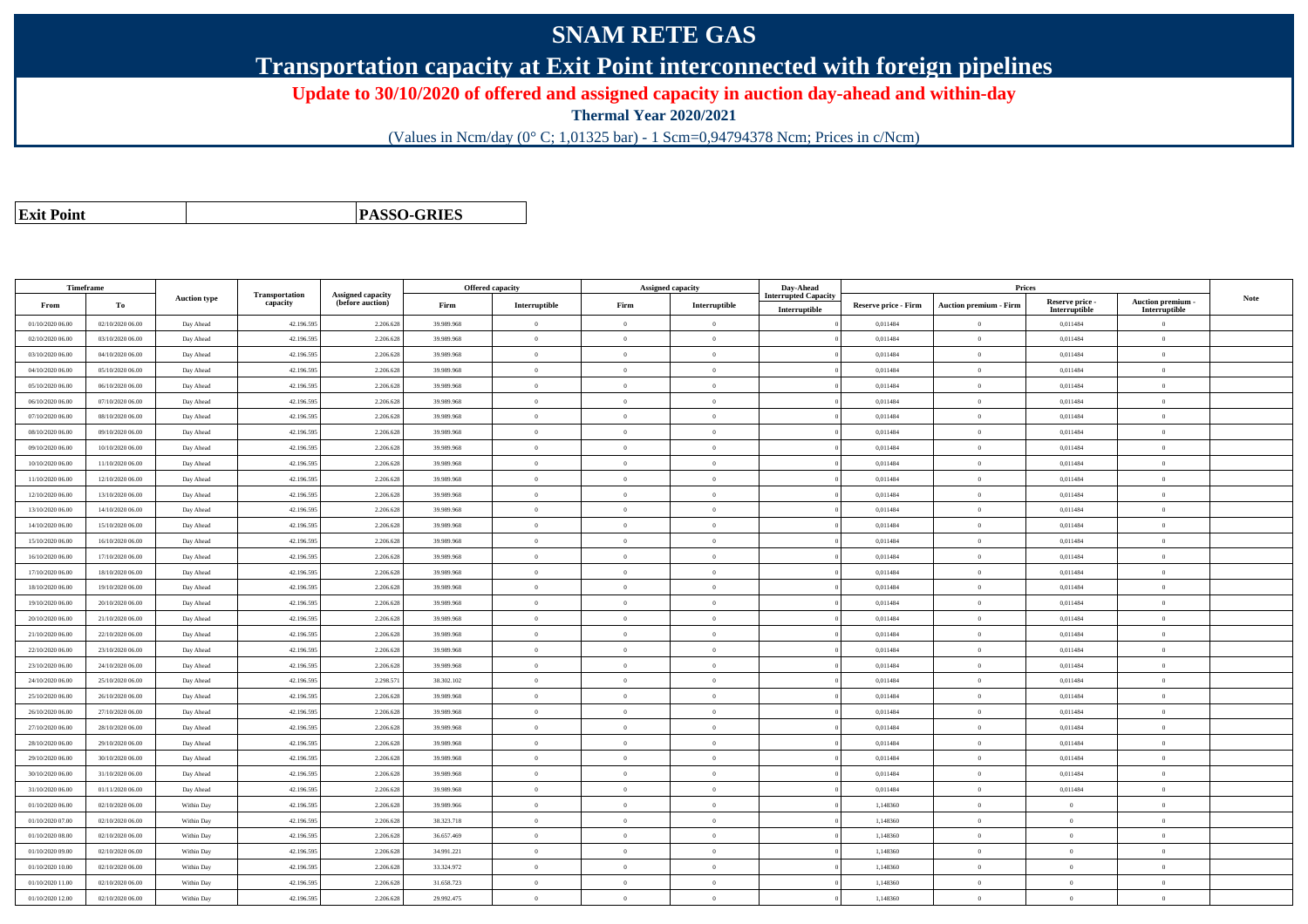# SNAM RETE GAS

## Transportation capacity at Exit Point interconnected with foreign pipelines

**Update to 30/10/2020 of offered and assigned capacity in auction day-ahead and within-day**

**Thermal Year 2020/2021**

(Values in Ncm/day (0° C; 1,01325 bar) - 1 Scm=0,94794378 Ncm; Prices in c/Ncm)

| Exit Point | PASSO-GRIES |
|---|---|

| Timeframe | | Auction type | Transportation capacity | Assigned capacity (before auction) | Offered capacity | | Assigned capacity | | Day-Ahead Interrupted Capacity | Prices | | | | Note |
|---|---|---|---|---|---|---|---|---|---|---|---|---|---|---|
| From | To | | | | Firm | Interruptible | Firm | Interruptible | Interruptible | Reserve price - Firm | Auction premium - Firm | Reserve price - Interruptible | Auction premium - Interruptible | |
| 01/10/2020 06.00 | 02/10/2020 06.00 | Day Ahead | 42.196.595 | 2.206.628 | 39.989.968 | 0 | 0 | 0 | 0 | 0,011484 | 0 | 0,011484 | 0 | |
| 02/10/2020 06.00 | 03/10/2020 06.00 | Day Ahead | 42.196.595 | 2.206.628 | 39.989.968 | 0 | 0 | 0 | 0 | 0,011484 | 0 | 0,011484 | 0 | |
| 03/10/2020 06.00 | 04/10/2020 06.00 | Day Ahead | 42.196.595 | 2.206.628 | 39.989.968 | 0 | 0 | 0 | 0 | 0,011484 | 0 | 0,011484 | 0 | |
| 04/10/2020 06.00 | 05/10/2020 06.00 | Day Ahead | 42.196.595 | 2.206.628 | 39.989.968 | 0 | 0 | 0 | 0 | 0,011484 | 0 | 0,011484 | 0 | |
| 05/10/2020 06.00 | 06/10/2020 06.00 | Day Ahead | 42.196.595 | 2.206.628 | 39.989.968 | 0 | 0 | 0 | 0 | 0,011484 | 0 | 0,011484 | 0 | |
| 06/10/2020 06.00 | 07/10/2020 06.00 | Day Ahead | 42.196.595 | 2.206.628 | 39.989.968 | 0 | 0 | 0 | 0 | 0,011484 | 0 | 0,011484 | 0 | |
| 07/10/2020 06.00 | 08/10/2020 06.00 | Day Ahead | 42.196.595 | 2.206.628 | 39.989.968 | 0 | 0 | 0 | 0 | 0,011484 | 0 | 0,011484 | 0 | |
| 08/10/2020 06.00 | 09/10/2020 06.00 | Day Ahead | 42.196.595 | 2.206.628 | 39.989.968 | 0 | 0 | 0 | 0 | 0,011484 | 0 | 0,011484 | 0 | |
| 09/10/2020 06.00 | 10/10/2020 06.00 | Day Ahead | 42.196.595 | 2.206.628 | 39.989.968 | 0 | 0 | 0 | 0 | 0,011484 | 0 | 0,011484 | 0 | |
| 10/10/2020 06.00 | 11/10/2020 06.00 | Day Ahead | 42.196.595 | 2.206.628 | 39.989.968 | 0 | 0 | 0 | 0 | 0,011484 | 0 | 0,011484 | 0 | |
| 11/10/2020 06.00 | 12/10/2020 06.00 | Day Ahead | 42.196.595 | 2.206.628 | 39.989.968 | 0 | 0 | 0 | 0 | 0,011484 | 0 | 0,011484 | 0 | |
| 12/10/2020 06.00 | 13/10/2020 06.00 | Day Ahead | 42.196.595 | 2.206.628 | 39.989.968 | 0 | 0 | 0 | 0 | 0,011484 | 0 | 0,011484 | 0 | |
| 13/10/2020 06.00 | 14/10/2020 06.00 | Day Ahead | 42.196.595 | 2.206.628 | 39.989.968 | 0 | 0 | 0 | 0 | 0,011484 | 0 | 0,011484 | 0 | |
| 14/10/2020 06.00 | 15/10/2020 06.00 | Day Ahead | 42.196.595 | 2.206.628 | 39.989.968 | 0 | 0 | 0 | 0 | 0,011484 | 0 | 0,011484 | 0 | |
| 15/10/2020 06.00 | 16/10/2020 06.00 | Day Ahead | 42.196.595 | 2.206.628 | 39.989.968 | 0 | 0 | 0 | 0 | 0,011484 | 0 | 0,011484 | 0 | |
| 16/10/2020 06.00 | 17/10/2020 06.00 | Day Ahead | 42.196.595 | 2.206.628 | 39.989.968 | 0 | 0 | 0 | 0 | 0,011484 | 0 | 0,011484 | 0 | |
| 17/10/2020 06.00 | 18/10/2020 06.00 | Day Ahead | 42.196.595 | 2.206.628 | 39.989.968 | 0 | 0 | 0 | 0 | 0,011484 | 0 | 0,011484 | 0 | |
| 18/10/2020 06.00 | 19/10/2020 06.00 | Day Ahead | 42.196.595 | 2.206.628 | 39.989.968 | 0 | 0 | 0 | 0 | 0,011484 | 0 | 0,011484 | 0 | |
| 19/10/2020 06.00 | 20/10/2020 06.00 | Day Ahead | 42.196.595 | 2.206.628 | 39.989.968 | 0 | 0 | 0 | 0 | 0,011484 | 0 | 0,011484 | 0 | |
| 20/10/2020 06.00 | 21/10/2020 06.00 | Day Ahead | 42.196.595 | 2.206.628 | 39.989.968 | 0 | 0 | 0 | 0 | 0,011484 | 0 | 0,011484 | 0 | |
| 21/10/2020 06.00 | 22/10/2020 06.00 | Day Ahead | 42.196.595 | 2.206.628 | 39.989.968 | 0 | 0 | 0 | 0 | 0,011484 | 0 | 0,011484 | 0 | |
| 22/10/2020 06.00 | 23/10/2020 06.00 | Day Ahead | 42.196.595 | 2.206.628 | 39.989.968 | 0 | 0 | 0 | 0 | 0,011484 | 0 | 0,011484 | 0 | |
| 23/10/2020 06.00 | 24/10/2020 06.00 | Day Ahead | 42.196.595 | 2.206.628 | 39.989.968 | 0 | 0 | 0 | 0 | 0,011484 | 0 | 0,011484 | 0 | |
| 24/10/2020 06.00 | 25/10/2020 06.00 | Day Ahead | 42.196.595 | 2.298.571 | 38.302.102 | 0 | 0 | 0 | 0 | 0,011484 | 0 | 0,011484 | 0 | |
| 25/10/2020 06.00 | 26/10/2020 06.00 | Day Ahead | 42.196.595 | 2.206.628 | 39.989.968 | 0 | 0 | 0 | 0 | 0,011484 | 0 | 0,011484 | 0 | |
| 26/10/2020 06.00 | 27/10/2020 06.00 | Day Ahead | 42.196.595 | 2.206.628 | 39.989.968 | 0 | 0 | 0 | 0 | 0,011484 | 0 | 0,011484 | 0 | |
| 27/10/2020 06.00 | 28/10/2020 06.00 | Day Ahead | 42.196.595 | 2.206.628 | 39.989.968 | 0 | 0 | 0 | 0 | 0,011484 | 0 | 0,011484 | 0 | |
| 28/10/2020 06.00 | 29/10/2020 06.00 | Day Ahead | 42.196.595 | 2.206.628 | 39.989.968 | 0 | 0 | 0 | 0 | 0,011484 | 0 | 0,011484 | 0 | |
| 29/10/2020 06.00 | 30/10/2020 06.00 | Day Ahead | 42.196.595 | 2.206.628 | 39.989.968 | 0 | 0 | 0 | 0 | 0,011484 | 0 | 0,011484 | 0 | |
| 30/10/2020 06.00 | 31/10/2020 06.00 | Day Ahead | 42.196.595 | 2.206.628 | 39.989.968 | 0 | 0 | 0 | 0 | 0,011484 | 0 | 0,011484 | 0 | |
| 31/10/2020 06.00 | 01/11/2020 06.00 | Day Ahead | 42.196.595 | 2.206.628 | 39.989.968 | 0 | 0 | 0 | 0 | 0,011484 | 0 | 0,011484 | 0 | |
| 01/10/2020 06.00 | 02/10/2020 06.00 | Within Day | 42.196.595 | 2.206.628 | 39.989.966 | 0 | 0 | 0 | 0 | 1,148360 | 0 | 0 | 0 | |
| 01/10/2020 07.00 | 02/10/2020 06.00 | Within Day | 42.196.595 | 2.206.628 | 38.323.718 | 0 | 0 | 0 | 0 | 1,148360 | 0 | 0 | 0 | |
| 01/10/2020 08.00 | 02/10/2020 06.00 | Within Day | 42.196.595 | 2.206.628 | 36.657.469 | 0 | 0 | 0 | 0 | 1,148360 | 0 | 0 | 0 | |
| 01/10/2020 09.00 | 02/10/2020 06.00 | Within Day | 42.196.595 | 2.206.628 | 34.991.221 | 0 | 0 | 0 | 0 | 1,148360 | 0 | 0 | 0 | |
| 01/10/2020 10.00 | 02/10/2020 06.00 | Within Day | 42.196.595 | 2.206.628 | 33.324.972 | 0 | 0 | 0 | 0 | 1,148360 | 0 | 0 | 0 | |
| 01/10/2020 11.00 | 02/10/2020 06.00 | Within Day | 42.196.595 | 2.206.628 | 31.658.723 | 0 | 0 | 0 | 0 | 1,148360 | 0 | 0 | 0 | |
| 01/10/2020 12.00 | 02/10/2020 06.00 | Within Day | 42.196.595 | 2.206.628 | 29.992.475 | 0 | 0 | 0 | 0 | 1,148360 | 0 | 0 | 0 | |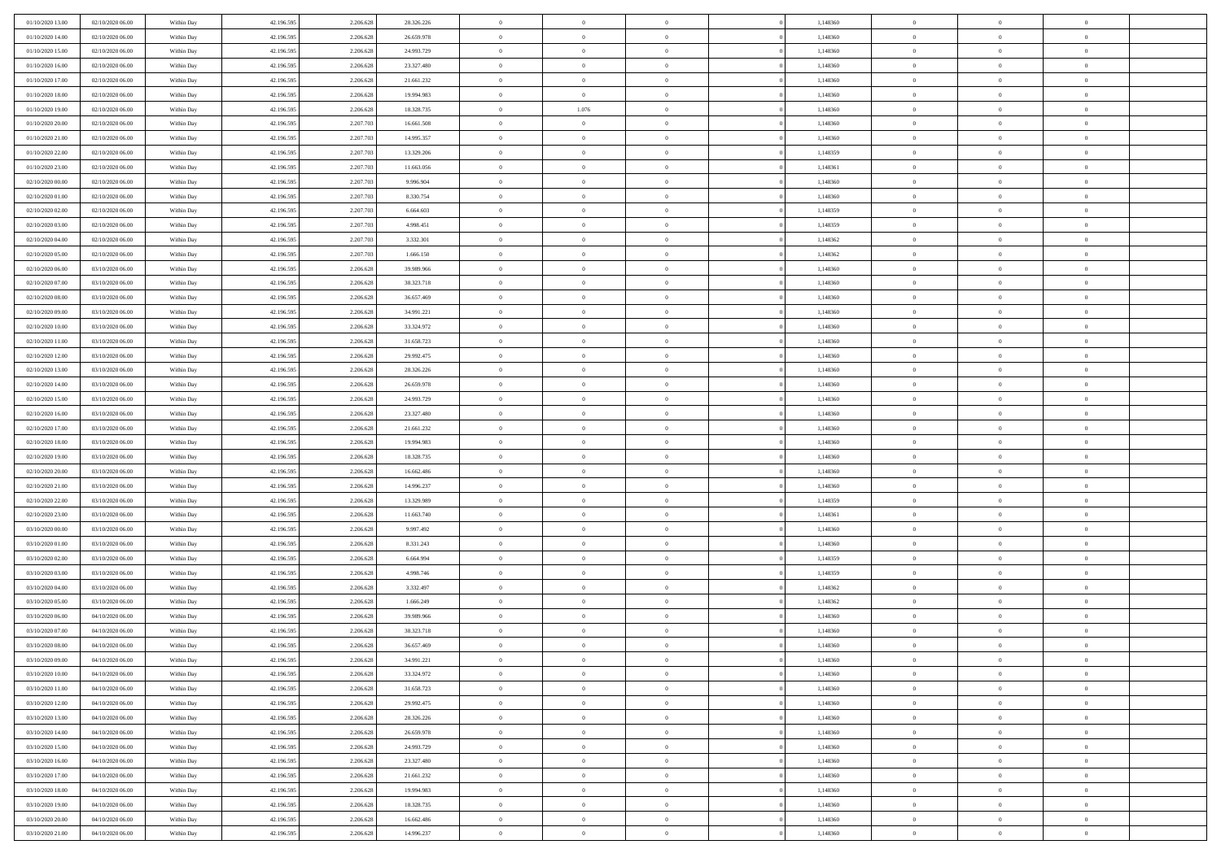| | | | | | | | | | | | | | | |
|---|---|---|---|---|---|---|---|---|---|---|---|---|---|---|
| 01/10/2020 13.00 | 02/10/2020 06.00 | Within Day | 42.196.595 | 2.206.628 | 28.326.226 | 0 | 0 | 0 | | 1,148360 | 0 | 0 | 0 | |
| 01/10/2020 14.00 | 02/10/2020 06.00 | Within Day | 42.196.595 | 2.206.628 | 26.659.978 | 0 | 0 | 0 | | 1,148360 | 0 | 0 | 0 | |
| 01/10/2020 15.00 | 02/10/2020 06.00 | Within Day | 42.196.595 | 2.206.628 | 24.993.729 | 0 | 0 | 0 | | 1,148360 | 0 | 0 | 0 | |
| 01/10/2020 16.00 | 02/10/2020 06.00 | Within Day | 42.196.595 | 2.206.628 | 23.327.480 | 0 | 0 | 0 | | 1,148360 | 0 | 0 | 0 | |
| 01/10/2020 17.00 | 02/10/2020 06.00 | Within Day | 42.196.595 | 2.206.628 | 21.661.232 | 0 | 0 | 0 | | 1,148360 | 0 | 0 | 0 | |
| 01/10/2020 18.00 | 02/10/2020 06.00 | Within Day | 42.196.595 | 2.206.628 | 19.994.983 | 0 | 0 | 0 | | 1,148360 | 0 | 0 | 0 | |
| 01/10/2020 19.00 | 02/10/2020 06.00 | Within Day | 42.196.595 | 2.206.628 | 18.328.735 | 0 | 1.076 | 0 | | 1,148360 | 0 | 0 | 0 | |
| 01/10/2020 20.00 | 02/10/2020 06.00 | Within Day | 42.196.595 | 2.207.703 | 16.661.508 | 0 | 0 | 0 | | 1,148360 | 0 | 0 | 0 | |
| 01/10/2020 21.00 | 02/10/2020 06.00 | Within Day | 42.196.595 | 2.207.703 | 14.995.357 | 0 | 0 | 0 | | 1,148360 | 0 | 0 | 0 | |
| 01/10/2020 22.00 | 02/10/2020 06.00 | Within Day | 42.196.595 | 2.207.703 | 13.329.206 | 0 | 0 | 0 | | 1,148359 | 0 | 0 | 0 | |
| 01/10/2020 23.00 | 02/10/2020 06.00 | Within Day | 42.196.595 | 2.207.703 | 11.663.056 | 0 | 0 | 0 | | 1,148361 | 0 | 0 | 0 | |
| 02/10/2020 00.00 | 02/10/2020 06.00 | Within Day | 42.196.595 | 2.207.703 | 9.996.904 | 0 | 0 | 0 | | 1,148360 | 0 | 0 | 0 | |
| 02/10/2020 01.00 | 02/10/2020 06.00 | Within Day | 42.196.595 | 2.207.703 | 8.330.754 | 0 | 0 | 0 | | 1,148360 | 0 | 0 | 0 | |
| 02/10/2020 02.00 | 02/10/2020 06.00 | Within Day | 42.196.595 | 2.207.703 | 6.664.603 | 0 | 0 | 0 | | 1,148359 | 0 | 0 | 0 | |
| 02/10/2020 03.00 | 02/10/2020 06.00 | Within Day | 42.196.595 | 2.207.703 | 4.998.451 | 0 | 0 | 0 | | 1,148359 | 0 | 0 | 0 | |
| 02/10/2020 04.00 | 02/10/2020 06.00 | Within Day | 42.196.595 | 2.207.703 | 3.332.301 | 0 | 0 | 0 | | 1,148362 | 0 | 0 | 0 | |
| 02/10/2020 05.00 | 02/10/2020 06.00 | Within Day | 42.196.595 | 2.207.703 | 1.666.150 | 0 | 0 | 0 | | 1,148362 | 0 | 0 | 0 | |
| 02/10/2020 06.00 | 03/10/2020 06.00 | Within Day | 42.196.595 | 2.206.628 | 39.989.966 | 0 | 0 | 0 | | 1,148360 | 0 | 0 | 0 | |
| 02/10/2020 07.00 | 03/10/2020 06.00 | Within Day | 42.196.595 | 2.206.628 | 38.323.718 | 0 | 0 | 0 | | 1,148360 | 0 | 0 | 0 | |
| 02/10/2020 08.00 | 03/10/2020 06.00 | Within Day | 42.196.595 | 2.206.628 | 36.657.469 | 0 | 0 | 0 | | 1,148360 | 0 | 0 | 0 | |
| 02/10/2020 09.00 | 03/10/2020 06.00 | Within Day | 42.196.595 | 2.206.628 | 34.991.221 | 0 | 0 | 0 | | 1,148360 | 0 | 0 | 0 | |
| 02/10/2020 10.00 | 03/10/2020 06.00 | Within Day | 42.196.595 | 2.206.628 | 33.324.972 | 0 | 0 | 0 | | 1,148360 | 0 | 0 | 0 | |
| 02/10/2020 11.00 | 03/10/2020 06.00 | Within Day | 42.196.595 | 2.206.628 | 31.658.723 | 0 | 0 | 0 | | 1,148360 | 0 | 0 | 0 | |
| 02/10/2020 12.00 | 03/10/2020 06.00 | Within Day | 42.196.595 | 2.206.628 | 29.992.475 | 0 | 0 | 0 | | 1,148360 | 0 | 0 | 0 | |
| 02/10/2020 13.00 | 03/10/2020 06.00 | Within Day | 42.196.595 | 2.206.628 | 28.326.226 | 0 | 0 | 0 | | 1,148360 | 0 | 0 | 0 | |
| 02/10/2020 14.00 | 03/10/2020 06.00 | Within Day | 42.196.595 | 2.206.628 | 26.659.978 | 0 | 0 | 0 | | 1,148360 | 0 | 0 | 0 | |
| 02/10/2020 15.00 | 03/10/2020 06.00 | Within Day | 42.196.595 | 2.206.628 | 24.993.729 | 0 | 0 | 0 | | 1,148360 | 0 | 0 | 0 | |
| 02/10/2020 16.00 | 03/10/2020 06.00 | Within Day | 42.196.595 | 2.206.628 | 23.327.480 | 0 | 0 | 0 | | 1,148360 | 0 | 0 | 0 | |
| 02/10/2020 17.00 | 03/10/2020 06.00 | Within Day | 42.196.595 | 2.206.628 | 21.661.232 | 0 | 0 | 0 | | 1,148360 | 0 | 0 | 0 | |
| 02/10/2020 18.00 | 03/10/2020 06.00 | Within Day | 42.196.595 | 2.206.628 | 19.994.983 | 0 | 0 | 0 | | 1,148360 | 0 | 0 | 0 | |
| 02/10/2020 19.00 | 03/10/2020 06.00 | Within Day | 42.196.595 | 2.206.628 | 18.328.735 | 0 | 0 | 0 | | 1,148360 | 0 | 0 | 0 | |
| 02/10/2020 20.00 | 03/10/2020 06.00 | Within Day | 42.196.595 | 2.206.628 | 16.662.486 | 0 | 0 | 0 | | 1,148360 | 0 | 0 | 0 | |
| 02/10/2020 21.00 | 03/10/2020 06.00 | Within Day | 42.196.595 | 2.206.628 | 14.996.237 | 0 | 0 | 0 | | 1,148360 | 0 | 0 | 0 | |
| 02/10/2020 22.00 | 03/10/2020 06.00 | Within Day | 42.196.595 | 2.206.628 | 13.329.989 | 0 | 0 | 0 | | 1,148359 | 0 | 0 | 0 | |
| 02/10/2020 23.00 | 03/10/2020 06.00 | Within Day | 42.196.595 | 2.206.628 | 11.663.740 | 0 | 0 | 0 | | 1,148361 | 0 | 0 | 0 | |
| 03/10/2020 00.00 | 03/10/2020 06.00 | Within Day | 42.196.595 | 2.206.628 | 9.997.492 | 0 | 0 | 0 | | 1,148360 | 0 | 0 | 0 | |
| 03/10/2020 01.00 | 03/10/2020 06.00 | Within Day | 42.196.595 | 2.206.628 | 8.331.243 | 0 | 0 | 0 | | 1,148360 | 0 | 0 | 0 | |
| 03/10/2020 02.00 | 03/10/2020 06.00 | Within Day | 42.196.595 | 2.206.628 | 6.664.994 | 0 | 0 | 0 | | 1,148359 | 0 | 0 | 0 | |
| 03/10/2020 03.00 | 03/10/2020 06.00 | Within Day | 42.196.595 | 2.206.628 | 4.998.746 | 0 | 0 | 0 | | 1,148359 | 0 | 0 | 0 | |
| 03/10/2020 04.00 | 03/10/2020 06.00 | Within Day | 42.196.595 | 2.206.628 | 3.332.497 | 0 | 0 | 0 | | 1,148362 | 0 | 0 | 0 | |
| 03/10/2020 05.00 | 03/10/2020 06.00 | Within Day | 42.196.595 | 2.206.628 | 1.666.249 | 0 | 0 | 0 | | 1,148362 | 0 | 0 | 0 | |
| 03/10/2020 06.00 | 04/10/2020 06.00 | Within Day | 42.196.595 | 2.206.628 | 39.989.966 | 0 | 0 | 0 | | 1,148360 | 0 | 0 | 0 | |
| 03/10/2020 07.00 | 04/10/2020 06.00 | Within Day | 42.196.595 | 2.206.628 | 38.323.718 | 0 | 0 | 0 | | 1,148360 | 0 | 0 | 0 | |
| 03/10/2020 08.00 | 04/10/2020 06.00 | Within Day | 42.196.595 | 2.206.628 | 36.657.469 | 0 | 0 | 0 | | 1,148360 | 0 | 0 | 0 | |
| 03/10/2020 09.00 | 04/10/2020 06.00 | Within Day | 42.196.595 | 2.206.628 | 34.991.221 | 0 | 0 | 0 | | 1,148360 | 0 | 0 | 0 | |
| 03/10/2020 10.00 | 04/10/2020 06.00 | Within Day | 42.196.595 | 2.206.628 | 33.324.972 | 0 | 0 | 0 | | 1,148360 | 0 | 0 | 0 | |
| 03/10/2020 11.00 | 04/10/2020 06.00 | Within Day | 42.196.595 | 2.206.628 | 31.658.723 | 0 | 0 | 0 | | 1,148360 | 0 | 0 | 0 | |
| 03/10/2020 12.00 | 04/10/2020 06.00 | Within Day | 42.196.595 | 2.206.628 | 29.992.475 | 0 | 0 | 0 | | 1,148360 | 0 | 0 | 0 | |
| 03/10/2020 13.00 | 04/10/2020 06.00 | Within Day | 42.196.595 | 2.206.628 | 28.326.226 | 0 | 0 | 0 | | 1,148360 | 0 | 0 | 0 | |
| 03/10/2020 14.00 | 04/10/2020 06.00 | Within Day | 42.196.595 | 2.206.628 | 26.659.978 | 0 | 0 | 0 | | 1,148360 | 0 | 0 | 0 | |
| 03/10/2020 15.00 | 04/10/2020 06.00 | Within Day | 42.196.595 | 2.206.628 | 24.993.729 | 0 | 0 | 0 | | 1,148360 | 0 | 0 | 0 | |
| 03/10/2020 16.00 | 04/10/2020 06.00 | Within Day | 42.196.595 | 2.206.628 | 23.327.480 | 0 | 0 | 0 | | 1,148360 | 0 | 0 | 0 | |
| 03/10/2020 17.00 | 04/10/2020 06.00 | Within Day | 42.196.595 | 2.206.628 | 21.661.232 | 0 | 0 | 0 | | 1,148360 | 0 | 0 | 0 | |
| 03/10/2020 18.00 | 04/10/2020 06.00 | Within Day | 42.196.595 | 2.206.628 | 19.994.983 | 0 | 0 | 0 | | 1,148360 | 0 | 0 | 0 | |
| 03/10/2020 19.00 | 04/10/2020 06.00 | Within Day | 42.196.595 | 2.206.628 | 18.328.735 | 0 | 0 | 0 | | 1,148360 | 0 | 0 | 0 | |
| 03/10/2020 20.00 | 04/10/2020 06.00 | Within Day | 42.196.595 | 2.206.628 | 16.662.486 | 0 | 0 | 0 | | 1,148360 | 0 | 0 | 0 | |
| 03/10/2020 21.00 | 04/10/2020 06.00 | Within Day | 42.196.595 | 2.206.628 | 14.996.237 | 0 | 0 | 0 | | 1,148360 | 0 | 0 | 0 | |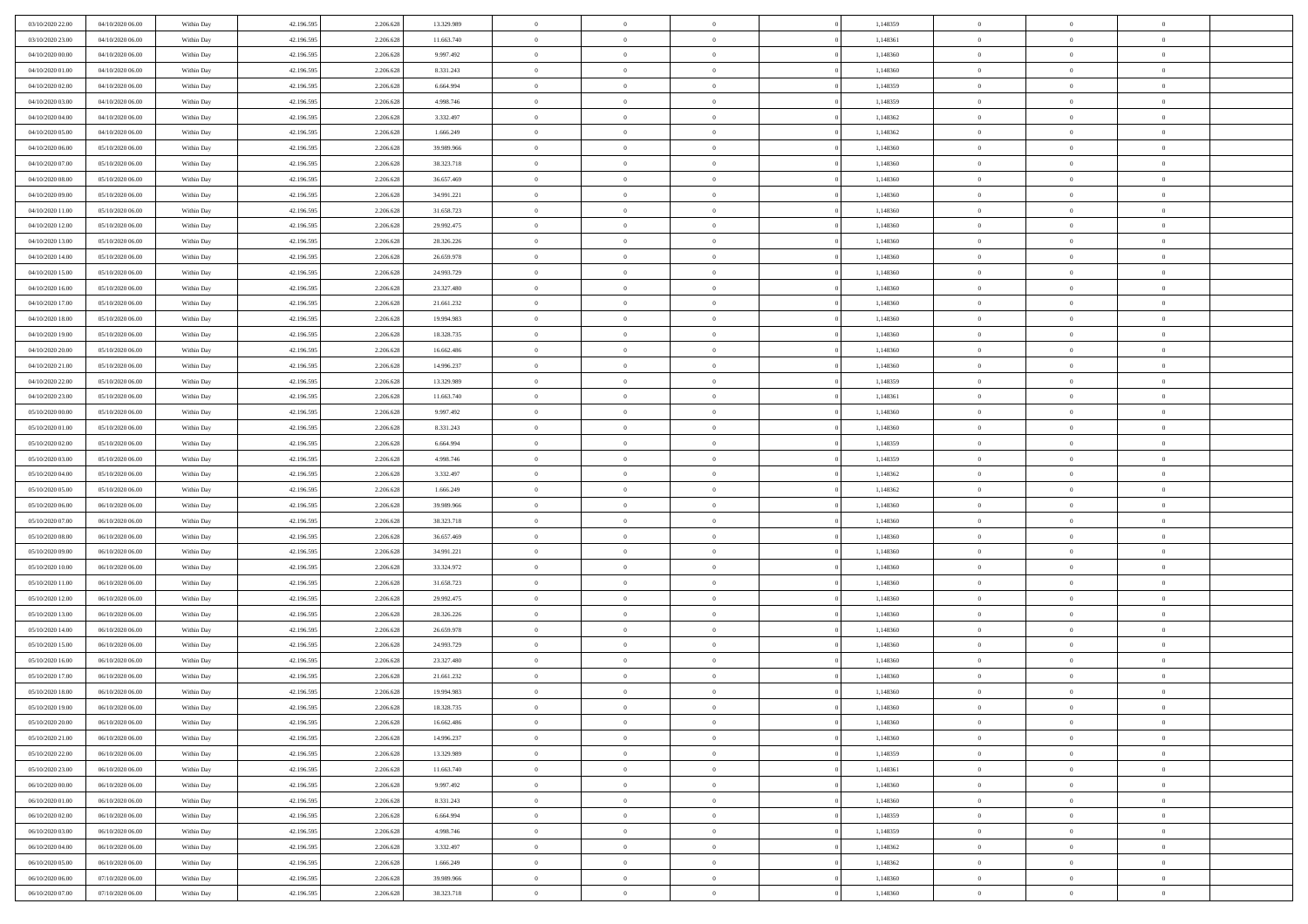| | | | | | | | | | | | | | | |
|---|---|---|---|---|---|---|---|---|---|---|---|---|---|---|
| 03/10/2020 22.00 | 04/10/2020 06.00 | Within Day | 42.196.595 | 2.206.628 | 13.329.989 | 0 | 0 | 0 | | 1,148359 | 0 | 0 | 0 | |
| 03/10/2020 23.00 | 04/10/2020 06.00 | Within Day | 42.196.595 | 2.206.628 | 11.663.740 | 0 | 0 | 0 | | 1,148361 | 0 | 0 | 0 | |
| 04/10/2020 00.00 | 04/10/2020 06.00 | Within Day | 42.196.595 | 2.206.628 | 9.997.492 | 0 | 0 | 0 | | 1,148360 | 0 | 0 | 0 | |
| 04/10/2020 01.00 | 04/10/2020 06.00 | Within Day | 42.196.595 | 2.206.628 | 8.331.243 | 0 | 0 | 0 | | 1,148360 | 0 | 0 | 0 | |
| 04/10/2020 02.00 | 04/10/2020 06.00 | Within Day | 42.196.595 | 2.206.628 | 6.664.994 | 0 | 0 | 0 | | 1,148359 | 0 | 0 | 0 | |
| 04/10/2020 03.00 | 04/10/2020 06.00 | Within Day | 42.196.595 | 2.206.628 | 4.998.746 | 0 | 0 | 0 | | 1,148359 | 0 | 0 | 0 | |
| 04/10/2020 04.00 | 04/10/2020 06.00 | Within Day | 42.196.595 | 2.206.628 | 3.332.497 | 0 | 0 | 0 | | 1,148362 | 0 | 0 | 0 | |
| 04/10/2020 05.00 | 04/10/2020 06.00 | Within Day | 42.196.595 | 2.206.628 | 1.666.249 | 0 | 0 | 0 | | 1,148362 | 0 | 0 | 0 | |
| 04/10/2020 06.00 | 05/10/2020 06.00 | Within Day | 42.196.595 | 2.206.628 | 39.989.966 | 0 | 0 | 0 | | 1,148360 | 0 | 0 | 0 | |
| 04/10/2020 07.00 | 05/10/2020 06.00 | Within Day | 42.196.595 | 2.206.628 | 38.323.718 | 0 | 0 | 0 | | 1,148360 | 0 | 0 | 0 | |
| 04/10/2020 08.00 | 05/10/2020 06.00 | Within Day | 42.196.595 | 2.206.628 | 36.657.469 | 0 | 0 | 0 | | 1,148360 | 0 | 0 | 0 | |
| 04/10/2020 09.00 | 05/10/2020 06.00 | Within Day | 42.196.595 | 2.206.628 | 34.991.221 | 0 | 0 | 0 | | 1,148360 | 0 | 0 | 0 | |
| 04/10/2020 11.00 | 05/10/2020 06.00 | Within Day | 42.196.595 | 2.206.628 | 31.658.723 | 0 | 0 | 0 | | 1,148360 | 0 | 0 | 0 | |
| 04/10/2020 12.00 | 05/10/2020 06.00 | Within Day | 42.196.595 | 2.206.628 | 29.992.475 | 0 | 0 | 0 | | 1,148360 | 0 | 0 | 0 | |
| 04/10/2020 13.00 | 05/10/2020 06.00 | Within Day | 42.196.595 | 2.206.628 | 28.326.226 | 0 | 0 | 0 | | 1,148360 | 0 | 0 | 0 | |
| 04/10/2020 14.00 | 05/10/2020 06.00 | Within Day | 42.196.595 | 2.206.628 | 26.659.978 | 0 | 0 | 0 | | 1,148360 | 0 | 0 | 0 | |
| 04/10/2020 15.00 | 05/10/2020 06.00 | Within Day | 42.196.595 | 2.206.628 | 24.993.729 | 0 | 0 | 0 | | 1,148360 | 0 | 0 | 0 | |
| 04/10/2020 16.00 | 05/10/2020 06.00 | Within Day | 42.196.595 | 2.206.628 | 23.327.480 | 0 | 0 | 0 | | 1,148360 | 0 | 0 | 0 | |
| 04/10/2020 17.00 | 05/10/2020 06.00 | Within Day | 42.196.595 | 2.206.628 | 21.661.232 | 0 | 0 | 0 | | 1,148360 | 0 | 0 | 0 | |
| 04/10/2020 18.00 | 05/10/2020 06.00 | Within Day | 42.196.595 | 2.206.628 | 19.994.983 | 0 | 0 | 0 | | 1,148360 | 0 | 0 | 0 | |
| 04/10/2020 19.00 | 05/10/2020 06.00 | Within Day | 42.196.595 | 2.206.628 | 18.328.735 | 0 | 0 | 0 | | 1,148360 | 0 | 0 | 0 | |
| 04/10/2020 20.00 | 05/10/2020 06.00 | Within Day | 42.196.595 | 2.206.628 | 16.662.486 | 0 | 0 | 0 | | 1,148360 | 0 | 0 | 0 | |
| 04/10/2020 21.00 | 05/10/2020 06.00 | Within Day | 42.196.595 | 2.206.628 | 14.996.237 | 0 | 0 | 0 | | 1,148360 | 0 | 0 | 0 | |
| 04/10/2020 22.00 | 05/10/2020 06.00 | Within Day | 42.196.595 | 2.206.628 | 13.329.989 | 0 | 0 | 0 | | 1,148359 | 0 | 0 | 0 | |
| 04/10/2020 23.00 | 05/10/2020 06.00 | Within Day | 42.196.595 | 2.206.628 | 11.663.740 | 0 | 0 | 0 | | 1,148361 | 0 | 0 | 0 | |
| 05/10/2020 00.00 | 05/10/2020 06.00 | Within Day | 42.196.595 | 2.206.628 | 9.997.492 | 0 | 0 | 0 | | 1,148360 | 0 | 0 | 0 | |
| 05/10/2020 01.00 | 05/10/2020 06.00 | Within Day | 42.196.595 | 2.206.628 | 8.331.243 | 0 | 0 | 0 | | 1,148360 | 0 | 0 | 0 | |
| 05/10/2020 02.00 | 05/10/2020 06.00 | Within Day | 42.196.595 | 2.206.628 | 6.664.994 | 0 | 0 | 0 | | 1,148359 | 0 | 0 | 0 | |
| 05/10/2020 03.00 | 05/10/2020 06.00 | Within Day | 42.196.595 | 2.206.628 | 4.998.746 | 0 | 0 | 0 | | 1,148359 | 0 | 0 | 0 | |
| 05/10/2020 04.00 | 05/10/2020 06.00 | Within Day | 42.196.595 | 2.206.628 | 3.332.497 | 0 | 0 | 0 | | 1,148362 | 0 | 0 | 0 | |
| 05/10/2020 05.00 | 05/10/2020 06.00 | Within Day | 42.196.595 | 2.206.628 | 1.666.249 | 0 | 0 | 0 | | 1,148362 | 0 | 0 | 0 | |
| 05/10/2020 06.00 | 06/10/2020 06.00 | Within Day | 42.196.595 | 2.206.628 | 39.989.966 | 0 | 0 | 0 | | 1,148360 | 0 | 0 | 0 | |
| 05/10/2020 07.00 | 06/10/2020 06.00 | Within Day | 42.196.595 | 2.206.628 | 38.323.718 | 0 | 0 | 0 | | 1,148360 | 0 | 0 | 0 | |
| 05/10/2020 08.00 | 06/10/2020 06.00 | Within Day | 42.196.595 | 2.206.628 | 36.657.469 | 0 | 0 | 0 | | 1,148360 | 0 | 0 | 0 | |
| 05/10/2020 09.00 | 06/10/2020 06.00 | Within Day | 42.196.595 | 2.206.628 | 34.991.221 | 0 | 0 | 0 | | 1,148360 | 0 | 0 | 0 | |
| 05/10/2020 10.00 | 06/10/2020 06.00 | Within Day | 42.196.595 | 2.206.628 | 33.324.972 | 0 | 0 | 0 | | 1,148360 | 0 | 0 | 0 | |
| 05/10/2020 11.00 | 06/10/2020 06.00 | Within Day | 42.196.595 | 2.206.628 | 31.658.723 | 0 | 0 | 0 | | 1,148360 | 0 | 0 | 0 | |
| 05/10/2020 12.00 | 06/10/2020 06.00 | Within Day | 42.196.595 | 2.206.628 | 29.992.475 | 0 | 0 | 0 | | 1,148360 | 0 | 0 | 0 | |
| 05/10/2020 13.00 | 06/10/2020 06.00 | Within Day | 42.196.595 | 2.206.628 | 28.326.226 | 0 | 0 | 0 | | 1,148360 | 0 | 0 | 0 | |
| 05/10/2020 14.00 | 06/10/2020 06.00 | Within Day | 42.196.595 | 2.206.628 | 26.659.978 | 0 | 0 | 0 | | 1,148360 | 0 | 0 | 0 | |
| 05/10/2020 15.00 | 06/10/2020 06.00 | Within Day | 42.196.595 | 2.206.628 | 24.993.729 | 0 | 0 | 0 | | 1,148360 | 0 | 0 | 0 | |
| 05/10/2020 16.00 | 06/10/2020 06.00 | Within Day | 42.196.595 | 2.206.628 | 23.327.480 | 0 | 0 | 0 | | 1,148360 | 0 | 0 | 0 | |
| 05/10/2020 17.00 | 06/10/2020 06.00 | Within Day | 42.196.595 | 2.206.628 | 21.661.232 | 0 | 0 | 0 | | 1,148360 | 0 | 0 | 0 | |
| 05/10/2020 18.00 | 06/10/2020 06.00 | Within Day | 42.196.595 | 2.206.628 | 19.994.983 | 0 | 0 | 0 | | 1,148360 | 0 | 0 | 0 | |
| 05/10/2020 19.00 | 06/10/2020 06.00 | Within Day | 42.196.595 | 2.206.628 | 18.328.735 | 0 | 0 | 0 | | 1,148360 | 0 | 0 | 0 | |
| 05/10/2020 20.00 | 06/10/2020 06.00 | Within Day | 42.196.595 | 2.206.628 | 16.662.486 | 0 | 0 | 0 | | 1,148360 | 0 | 0 | 0 | |
| 05/10/2020 21.00 | 06/10/2020 06.00 | Within Day | 42.196.595 | 2.206.628 | 14.996.237 | 0 | 0 | 0 | | 1,148360 | 0 | 0 | 0 | |
| 05/10/2020 22.00 | 06/10/2020 06.00 | Within Day | 42.196.595 | 2.206.628 | 13.329.989 | 0 | 0 | 0 | | 1,148359 | 0 | 0 | 0 | |
| 05/10/2020 23.00 | 06/10/2020 06.00 | Within Day | 42.196.595 | 2.206.628 | 11.663.740 | 0 | 0 | 0 | | 1,148361 | 0 | 0 | 0 | |
| 06/10/2020 00.00 | 06/10/2020 06.00 | Within Day | 42.196.595 | 2.206.628 | 9.997.492 | 0 | 0 | 0 | | 1,148360 | 0 | 0 | 0 | |
| 06/10/2020 01.00 | 06/10/2020 06.00 | Within Day | 42.196.595 | 2.206.628 | 8.331.243 | 0 | 0 | 0 | | 1,148360 | 0 | 0 | 0 | |
| 06/10/2020 02.00 | 06/10/2020 06.00 | Within Day | 42.196.595 | 2.206.628 | 6.664.994 | 0 | 0 | 0 | | 1,148359 | 0 | 0 | 0 | |
| 06/10/2020 03.00 | 06/10/2020 06.00 | Within Day | 42.196.595 | 2.206.628 | 4.998.746 | 0 | 0 | 0 | | 1,148359 | 0 | 0 | 0 | |
| 06/10/2020 04.00 | 06/10/2020 06.00 | Within Day | 42.196.595 | 2.206.628 | 3.332.497 | 0 | 0 | 0 | | 1,148362 | 0 | 0 | 0 | |
| 06/10/2020 05.00 | 06/10/2020 06.00 | Within Day | 42.196.595 | 2.206.628 | 1.666.249 | 0 | 0 | 0 | | 1,148362 | 0 | 0 | 0 | |
| 06/10/2020 06.00 | 07/10/2020 06.00 | Within Day | 42.196.595 | 2.206.628 | 39.989.966 | 0 | 0 | 0 | | 1,148360 | 0 | 0 | 0 | |
| 06/10/2020 07.00 | 07/10/2020 06.00 | Within Day | 42.196.595 | 2.206.628 | 38.323.718 | 0 | 0 | 0 | | 1,148360 | 0 | 0 | 0 | |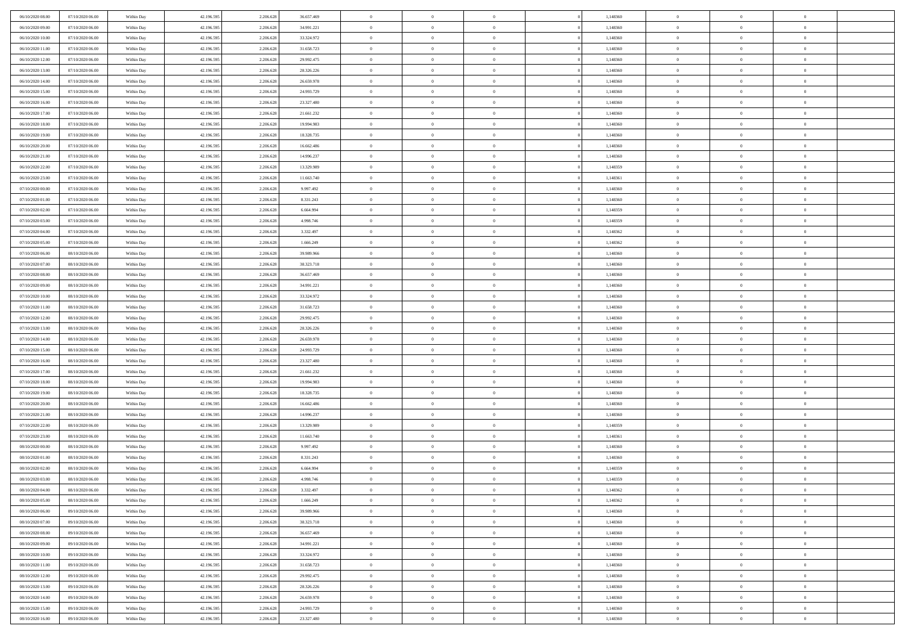| | | | | | | | | | | | | | | |
|---|---|---|---|---|---|---|---|---|---|---|---|---|---|---|
| 06/10/2020 08:00 | 07/10/2020 06:00 | Within Day | 42.196.595 | 2.206.628 | 36.657.469 | 0 | 0 | 0 | | 1,148360 | 0 | 0 | 0 | |
| 06/10/2020 09:00 | 07/10/2020 06:00 | Within Day | 42.196.595 | 2.206.628 | 34.991.221 | 0 | 0 | 0 | | 1,148360 | 0 | 0 | 0 | |
| 06/10/2020 10:00 | 07/10/2020 06:00 | Within Day | 42.196.595 | 2.206.628 | 33.324.972 | 0 | 0 | 0 | | 1,148360 | 0 | 0 | 0 | |
| 06/10/2020 11:00 | 07/10/2020 06:00 | Within Day | 42.196.595 | 2.206.628 | 31.658.723 | 0 | 0 | 0 | | 1,148360 | 0 | 0 | 0 | |
| 06/10/2020 12:00 | 07/10/2020 06:00 | Within Day | 42.196.595 | 2.206.628 | 29.992.475 | 0 | 0 | 0 | | 1,148360 | 0 | 0 | 0 | |
| 06/10/2020 13:00 | 07/10/2020 06:00 | Within Day | 42.196.595 | 2.206.628 | 28.326.226 | 0 | 0 | 0 | | 1,148360 | 0 | 0 | 0 | |
| 06/10/2020 14:00 | 07/10/2020 06:00 | Within Day | 42.196.595 | 2.206.628 | 26.659.978 | 0 | 0 | 0 | | 1,148360 | 0 | 0 | 0 | |
| 06/10/2020 15:00 | 07/10/2020 06:00 | Within Day | 42.196.595 | 2.206.628 | 24.993.729 | 0 | 0 | 0 | | 1,148360 | 0 | 0 | 0 | |
| 06/10/2020 16:00 | 07/10/2020 06:00 | Within Day | 42.196.595 | 2.206.628 | 23.327.480 | 0 | 0 | 0 | | 1,148360 | 0 | 0 | 0 | |
| 06/10/2020 17:00 | 07/10/2020 06:00 | Within Day | 42.196.595 | 2.206.628 | 21.661.232 | 0 | 0 | 0 | | 1,148360 | 0 | 0 | 0 | |
| 06/10/2020 18:00 | 07/10/2020 06:00 | Within Day | 42.196.595 | 2.206.628 | 19.994.983 | 0 | 0 | 0 | | 1,148360 | 0 | 0 | 0 | |
| 06/10/2020 19:00 | 07/10/2020 06:00 | Within Day | 42.196.595 | 2.206.628 | 18.328.735 | 0 | 0 | 0 | | 1,148360 | 0 | 0 | 0 | |
| 06/10/2020 20:00 | 07/10/2020 06:00 | Within Day | 42.196.595 | 2.206.628 | 16.662.486 | 0 | 0 | 0 | | 1,148360 | 0 | 0 | 0 | |
| 06/10/2020 21:00 | 07/10/2020 06:00 | Within Day | 42.196.595 | 2.206.628 | 14.996.237 | 0 | 0 | 0 | | 1,148360 | 0 | 0 | 0 | |
| 06/10/2020 22:00 | 07/10/2020 06:00 | Within Day | 42.196.595 | 2.206.628 | 13.329.989 | 0 | 0 | 0 | | 1,148359 | 0 | 0 | 0 | |
| 06/10/2020 23:00 | 07/10/2020 06:00 | Within Day | 42.196.595 | 2.206.628 | 11.663.740 | 0 | 0 | 0 | | 1,148361 | 0 | 0 | 0 | |
| 07/10/2020 00:00 | 07/10/2020 06:00 | Within Day | 42.196.595 | 2.206.628 | 9.997.492 | 0 | 0 | 0 | | 1,148360 | 0 | 0 | 0 | |
| 07/10/2020 01:00 | 07/10/2020 06:00 | Within Day | 42.196.595 | 2.206.628 | 8.331.243 | 0 | 0 | 0 | | 1,148360 | 0 | 0 | 0 | |
| 07/10/2020 02:00 | 07/10/2020 06:00 | Within Day | 42.196.595 | 2.206.628 | 6.664.994 | 0 | 0 | 0 | | 1,148359 | 0 | 0 | 0 | |
| 07/10/2020 03:00 | 07/10/2020 06:00 | Within Day | 42.196.595 | 2.206.628 | 4.998.746 | 0 | 0 | 0 | | 1,148359 | 0 | 0 | 0 | |
| 07/10/2020 04:00 | 07/10/2020 06:00 | Within Day | 42.196.595 | 2.206.628 | 3.332.497 | 0 | 0 | 0 | | 1,148362 | 0 | 0 | 0 | |
| 07/10/2020 05:00 | 07/10/2020 06:00 | Within Day | 42.196.595 | 2.206.628 | 1.666.249 | 0 | 0 | 0 | | 1,148362 | 0 | 0 | 0 | |
| 07/10/2020 06:00 | 08/10/2020 06:00 | Within Day | 42.196.595 | 2.206.628 | 39.989.966 | 0 | 0 | 0 | | 1,148360 | 0 | 0 | 0 | |
| 07/10/2020 07:00 | 08/10/2020 06:00 | Within Day | 42.196.595 | 2.206.628 | 38.323.718 | 0 | 0 | 0 | | 1,148360 | 0 | 0 | 0 | |
| 07/10/2020 08:00 | 08/10/2020 06:00 | Within Day | 42.196.595 | 2.206.628 | 36.657.469 | 0 | 0 | 0 | | 1,148360 | 0 | 0 | 0 | |
| 07/10/2020 09:00 | 08/10/2020 06:00 | Within Day | 42.196.595 | 2.206.628 | 34.991.221 | 0 | 0 | 0 | | 1,148360 | 0 | 0 | 0 | |
| 07/10/2020 10:00 | 08/10/2020 06:00 | Within Day | 42.196.595 | 2.206.628 | 33.324.972 | 0 | 0 | 0 | | 1,148360 | 0 | 0 | 0 | |
| 07/10/2020 11:00 | 08/10/2020 06:00 | Within Day | 42.196.595 | 2.206.628 | 31.658.723 | 0 | 0 | 0 | | 1,148360 | 0 | 0 | 0 | |
| 07/10/2020 12:00 | 08/10/2020 06:00 | Within Day | 42.196.595 | 2.206.628 | 29.992.475 | 0 | 0 | 0 | | 1,148360 | 0 | 0 | 0 | |
| 07/10/2020 13:00 | 08/10/2020 06:00 | Within Day | 42.196.595 | 2.206.628 | 28.326.226 | 0 | 0 | 0 | | 1,148360 | 0 | 0 | 0 | |
| 07/10/2020 14:00 | 08/10/2020 06:00 | Within Day | 42.196.595 | 2.206.628 | 26.659.978 | 0 | 0 | 0 | | 1,148360 | 0 | 0 | 0 | |
| 07/10/2020 15:00 | 08/10/2020 06:00 | Within Day | 42.196.595 | 2.206.628 | 24.993.729 | 0 | 0 | 0 | | 1,148360 | 0 | 0 | 0 | |
| 07/10/2020 16:00 | 08/10/2020 06:00 | Within Day | 42.196.595 | 2.206.628 | 23.327.480 | 0 | 0 | 0 | | 1,148360 | 0 | 0 | 0 | |
| 07/10/2020 17:00 | 08/10/2020 06:00 | Within Day | 42.196.595 | 2.206.628 | 21.661.232 | 0 | 0 | 0 | | 1,148360 | 0 | 0 | 0 | |
| 07/10/2020 18:00 | 08/10/2020 06:00 | Within Day | 42.196.595 | 2.206.628 | 19.994.983 | 0 | 0 | 0 | | 1,148360 | 0 | 0 | 0 | |
| 07/10/2020 19:00 | 08/10/2020 06:00 | Within Day | 42.196.595 | 2.206.628 | 18.328.735 | 0 | 0 | 0 | | 1,148360 | 0 | 0 | 0 | |
| 07/10/2020 20:00 | 08/10/2020 06:00 | Within Day | 42.196.595 | 2.206.628 | 16.662.486 | 0 | 0 | 0 | | 1,148360 | 0 | 0 | 0 | |
| 07/10/2020 21:00 | 08/10/2020 06:00 | Within Day | 42.196.595 | 2.206.628 | 14.996.237 | 0 | 0 | 0 | | 1,148360 | 0 | 0 | 0 | |
| 07/10/2020 22:00 | 08/10/2020 06:00 | Within Day | 42.196.595 | 2.206.628 | 13.329.989 | 0 | 0 | 0 | | 1,148359 | 0 | 0 | 0 | |
| 07/10/2020 23:00 | 08/10/2020 06:00 | Within Day | 42.196.595 | 2.206.628 | 11.663.740 | 0 | 0 | 0 | | 1,148361 | 0 | 0 | 0 | |
| 08/10/2020 00:00 | 08/10/2020 06:00 | Within Day | 42.196.595 | 2.206.628 | 9.997.492 | 0 | 0 | 0 | | 1,148360 | 0 | 0 | 0 | |
| 08/10/2020 01:00 | 08/10/2020 06:00 | Within Day | 42.196.595 | 2.206.628 | 8.331.243 | 0 | 0 | 0 | | 1,148360 | 0 | 0 | 0 | |
| 08/10/2020 02:00 | 08/10/2020 06:00 | Within Day | 42.196.595 | 2.206.628 | 6.664.994 | 0 | 0 | 0 | | 1,148359 | 0 | 0 | 0 | |
| 08/10/2020 03:00 | 08/10/2020 06:00 | Within Day | 42.196.595 | 2.206.628 | 4.998.746 | 0 | 0 | 0 | | 1,148359 | 0 | 0 | 0 | |
| 08/10/2020 04:00 | 08/10/2020 06:00 | Within Day | 42.196.595 | 2.206.628 | 3.332.497 | 0 | 0 | 0 | | 1,148362 | 0 | 0 | 0 | |
| 08/10/2020 05:00 | 08/10/2020 06:00 | Within Day | 42.196.595 | 2.206.628 | 1.666.249 | 0 | 0 | 0 | | 1,148362 | 0 | 0 | 0 | |
| 08/10/2020 06:00 | 09/10/2020 06:00 | Within Day | 42.196.595 | 2.206.628 | 39.989.966 | 0 | 0 | 0 | | 1,148360 | 0 | 0 | 0 | |
| 08/10/2020 07:00 | 09/10/2020 06:00 | Within Day | 42.196.595 | 2.206.628 | 38.323.718 | 0 | 0 | 0 | | 1,148360 | 0 | 0 | 0 | |
| 08/10/2020 08:00 | 09/10/2020 06:00 | Within Day | 42.196.595 | 2.206.628 | 36.657.469 | 0 | 0 | 0 | | 1,148360 | 0 | 0 | 0 | |
| 08/10/2020 09:00 | 09/10/2020 06:00 | Within Day | 42.196.595 | 2.206.628 | 34.991.221 | 0 | 0 | 0 | | 1,148360 | 0 | 0 | 0 | |
| 08/10/2020 10:00 | 09/10/2020 06:00 | Within Day | 42.196.595 | 2.206.628 | 33.324.972 | 0 | 0 | 0 | | 1,148360 | 0 | 0 | 0 | |
| 08/10/2020 11:00 | 09/10/2020 06:00 | Within Day | 42.196.595 | 2.206.628 | 31.658.723 | 0 | 0 | 0 | | 1,148360 | 0 | 0 | 0 | |
| 08/10/2020 12:00 | 09/10/2020 06:00 | Within Day | 42.196.595 | 2.206.628 | 29.992.475 | 0 | 0 | 0 | | 1,148360 | 0 | 0 | 0 | |
| 08/10/2020 13:00 | 09/10/2020 06:00 | Within Day | 42.196.595 | 2.206.628 | 28.326.226 | 0 | 0 | 0 | | 1,148360 | 0 | 0 | 0 | |
| 08/10/2020 14:00 | 09/10/2020 06:00 | Within Day | 42.196.595 | 2.206.628 | 26.659.978 | 0 | 0 | 0 | | 1,148360 | 0 | 0 | 0 | |
| 08/10/2020 15:00 | 09/10/2020 06:00 | Within Day | 42.196.595 | 2.206.628 | 24.993.729 | 0 | 0 | 0 | | 1,148360 | 0 | 0 | 0 | |
| 08/10/2020 16:00 | 09/10/2020 06:00 | Within Day | 42.196.595 | 2.206.628 | 23.327.480 | 0 | 0 | 0 | | 1,148360 | 0 | 0 | 0 | |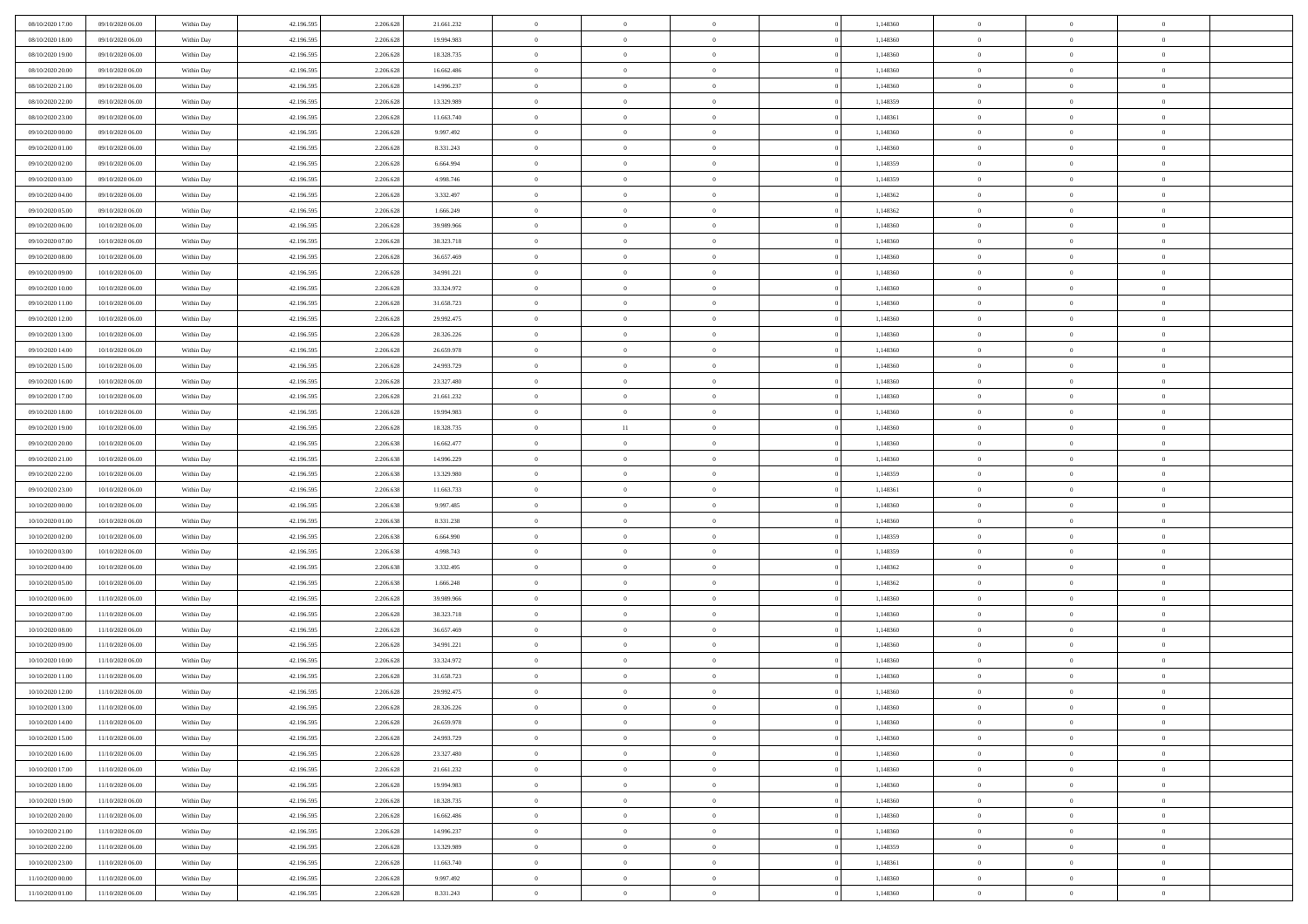| | | | | | | | | | | | | | | |
|---|---|---|---|---|---|---|---|---|---|---|---|---|---|---|
| 08/10/2020 17.00 | 09/10/2020 06.00 | Within Day | 42.196.595 | 2.206.628 | 21.661.232 | 0 | 0 | 0 | | 1,148360 | 0 | 0 | 0 | |
| 08/10/2020 18.00 | 09/10/2020 06.00 | Within Day | 42.196.595 | 2.206.628 | 19.994.983 | 0 | 0 | 0 | | 1,148360 | 0 | 0 | 0 | |
| 08/10/2020 19.00 | 09/10/2020 06.00 | Within Day | 42.196.595 | 2.206.628 | 18.328.735 | 0 | 0 | 0 | | 1,148360 | 0 | 0 | 0 | |
| 08/10/2020 20.00 | 09/10/2020 06.00 | Within Day | 42.196.595 | 2.206.628 | 16.662.486 | 0 | 0 | 0 | | 1,148360 | 0 | 0 | 0 | |
| 08/10/2020 21.00 | 09/10/2020 06.00 | Within Day | 42.196.595 | 2.206.628 | 14.996.237 | 0 | 0 | 0 | | 1,148360 | 0 | 0 | 0 | |
| 08/10/2020 22.00 | 09/10/2020 06.00 | Within Day | 42.196.595 | 2.206.628 | 13.329.989 | 0 | 0 | 0 | | 1,148359 | 0 | 0 | 0 | |
| 08/10/2020 23.00 | 09/10/2020 06.00 | Within Day | 42.196.595 | 2.206.628 | 11.663.740 | 0 | 0 | 0 | | 1,148361 | 0 | 0 | 0 | |
| 09/10/2020 00.00 | 09/10/2020 06.00 | Within Day | 42.196.595 | 2.206.628 | 9.997.492 | 0 | 0 | 0 | | 1,148360 | 0 | 0 | 0 | |
| 09/10/2020 01.00 | 09/10/2020 06.00 | Within Day | 42.196.595 | 2.206.628 | 8.331.243 | 0 | 0 | 0 | | 1,148360 | 0 | 0 | 0 | |
| 09/10/2020 02.00 | 09/10/2020 06.00 | Within Day | 42.196.595 | 2.206.628 | 6.664.994 | 0 | 0 | 0 | | 1,148359 | 0 | 0 | 0 | |
| 09/10/2020 03.00 | 09/10/2020 06.00 | Within Day | 42.196.595 | 2.206.628 | 4.998.746 | 0 | 0 | 0 | | 1,148359 | 0 | 0 | 0 | |
| 09/10/2020 04.00 | 09/10/2020 06.00 | Within Day | 42.196.595 | 2.206.628 | 3.332.497 | 0 | 0 | 0 | | 1,148362 | 0 | 0 | 0 | |
| 09/10/2020 05.00 | 09/10/2020 06.00 | Within Day | 42.196.595 | 2.206.628 | 1.666.249 | 0 | 0 | 0 | | 1,148362 | 0 | 0 | 0 | |
| 09/10/2020 06.00 | 10/10/2020 06.00 | Within Day | 42.196.595 | 2.206.628 | 39.989.966 | 0 | 0 | 0 | | 1,148360 | 0 | 0 | 0 | |
| 09/10/2020 07.00 | 10/10/2020 06.00 | Within Day | 42.196.595 | 2.206.628 | 38.323.718 | 0 | 0 | 0 | | 1,148360 | 0 | 0 | 0 | |
| 09/10/2020 08.00 | 10/10/2020 06.00 | Within Day | 42.196.595 | 2.206.628 | 36.657.469 | 0 | 0 | 0 | | 1,148360 | 0 | 0 | 0 | |
| 09/10/2020 09.00 | 10/10/2020 06.00 | Within Day | 42.196.595 | 2.206.628 | 34.991.221 | 0 | 0 | 0 | | 1,148360 | 0 | 0 | 0 | |
| 09/10/2020 10.00 | 10/10/2020 06.00 | Within Day | 42.196.595 | 2.206.628 | 33.324.972 | 0 | 0 | 0 | | 1,148360 | 0 | 0 | 0 | |
| 09/10/2020 11.00 | 10/10/2020 06.00 | Within Day | 42.196.595 | 2.206.628 | 31.658.723 | 0 | 0 | 0 | | 1,148360 | 0 | 0 | 0 | |
| 09/10/2020 12.00 | 10/10/2020 06.00 | Within Day | 42.196.595 | 2.206.628 | 29.992.475 | 0 | 0 | 0 | | 1,148360 | 0 | 0 | 0 | |
| 09/10/2020 13.00 | 10/10/2020 06.00 | Within Day | 42.196.595 | 2.206.628 | 28.326.226 | 0 | 0 | 0 | | 1,148360 | 0 | 0 | 0 | |
| 09/10/2020 14.00 | 10/10/2020 06.00 | Within Day | 42.196.595 | 2.206.628 | 26.659.978 | 0 | 0 | 0 | | 1,148360 | 0 | 0 | 0 | |
| 09/10/2020 15.00 | 10/10/2020 06.00 | Within Day | 42.196.595 | 2.206.628 | 24.993.729 | 0 | 0 | 0 | | 1,148360 | 0 | 0 | 0 | |
| 09/10/2020 16.00 | 10/10/2020 06.00 | Within Day | 42.196.595 | 2.206.628 | 23.327.480 | 0 | 0 | 0 | | 1,148360 | 0 | 0 | 0 | |
| 09/10/2020 17.00 | 10/10/2020 06.00 | Within Day | 42.196.595 | 2.206.628 | 21.661.232 | 0 | 0 | 0 | | 1,148360 | 0 | 0 | 0 | |
| 09/10/2020 18.00 | 10/10/2020 06.00 | Within Day | 42.196.595 | 2.206.628 | 19.994.983 | 0 | 0 | 0 | | 1,148360 | 0 | 0 | 0 | |
| 09/10/2020 19.00 | 10/10/2020 06.00 | Within Day | 42.196.595 | 2.206.628 | 18.328.735 | 0 | 11 | 0 | | 1,148360 | 0 | 0 | 0 | |
| 09/10/2020 20.00 | 10/10/2020 06.00 | Within Day | 42.196.595 | 2.206.638 | 16.662.477 | 0 | 0 | 0 | | 1,148360 | 0 | 0 | 0 | |
| 09/10/2020 21.00 | 10/10/2020 06.00 | Within Day | 42.196.595 | 2.206.638 | 14.996.229 | 0 | 0 | 0 | | 1,148360 | 0 | 0 | 0 | |
| 09/10/2020 22.00 | 10/10/2020 06.00 | Within Day | 42.196.595 | 2.206.638 | 13.329.980 | 0 | 0 | 0 | | 1,148359 | 0 | 0 | 0 | |
| 09/10/2020 23.00 | 10/10/2020 06.00 | Within Day | 42.196.595 | 2.206.638 | 11.663.733 | 0 | 0 | 0 | | 1,148361 | 0 | 0 | 0 | |
| 10/10/2020 00.00 | 10/10/2020 06.00 | Within Day | 42.196.595 | 2.206.638 | 9.997.485 | 0 | 0 | 0 | | 1,148360 | 0 | 0 | 0 | |
| 10/10/2020 01.00 | 10/10/2020 06.00 | Within Day | 42.196.595 | 2.206.638 | 8.331.238 | 0 | 0 | 0 | | 1,148360 | 0 | 0 | 0 | |
| 10/10/2020 02.00 | 10/10/2020 06.00 | Within Day | 42.196.595 | 2.206.638 | 6.664.990 | 0 | 0 | 0 | | 1,148359 | 0 | 0 | 0 | |
| 10/10/2020 03.00 | 10/10/2020 06.00 | Within Day | 42.196.595 | 2.206.638 | 4.998.743 | 0 | 0 | 0 | | 1,148359 | 0 | 0 | 0 | |
| 10/10/2020 04.00 | 10/10/2020 06.00 | Within Day | 42.196.595 | 2.206.638 | 3.332.495 | 0 | 0 | 0 | | 1,148362 | 0 | 0 | 0 | |
| 10/10/2020 05.00 | 10/10/2020 06.00 | Within Day | 42.196.595 | 2.206.638 | 1.666.248 | 0 | 0 | 0 | | 1,148362 | 0 | 0 | 0 | |
| 10/10/2020 06.00 | 11/10/2020 06.00 | Within Day | 42.196.595 | 2.206.628 | 39.989.966 | 0 | 0 | 0 | | 1,148360 | 0 | 0 | 0 | |
| 10/10/2020 07.00 | 11/10/2020 06.00 | Within Day | 42.196.595 | 2.206.628 | 38.323.718 | 0 | 0 | 0 | | 1,148360 | 0 | 0 | 0 | |
| 10/10/2020 08.00 | 11/10/2020 06.00 | Within Day | 42.196.595 | 2.206.628 | 36.657.469 | 0 | 0 | 0 | | 1,148360 | 0 | 0 | 0 | |
| 10/10/2020 09.00 | 11/10/2020 06.00 | Within Day | 42.196.595 | 2.206.628 | 34.991.221 | 0 | 0 | 0 | | 1,148360 | 0 | 0 | 0 | |
| 10/10/2020 10.00 | 11/10/2020 06.00 | Within Day | 42.196.595 | 2.206.628 | 33.324.972 | 0 | 0 | 0 | | 1,148360 | 0 | 0 | 0 | |
| 10/10/2020 11.00 | 11/10/2020 06.00 | Within Day | 42.196.595 | 2.206.628 | 31.658.723 | 0 | 0 | 0 | | 1,148360 | 0 | 0 | 0 | |
| 10/10/2020 12.00 | 11/10/2020 06.00 | Within Day | 42.196.595 | 2.206.628 | 29.992.475 | 0 | 0 | 0 | | 1,148360 | 0 | 0 | 0 | |
| 10/10/2020 13.00 | 11/10/2020 06.00 | Within Day | 42.196.595 | 2.206.628 | 28.326.226 | 0 | 0 | 0 | | 1,148360 | 0 | 0 | 0 | |
| 10/10/2020 14.00 | 11/10/2020 06.00 | Within Day | 42.196.595 | 2.206.628 | 26.659.978 | 0 | 0 | 0 | | 1,148360 | 0 | 0 | 0 | |
| 10/10/2020 15.00 | 11/10/2020 06.00 | Within Day | 42.196.595 | 2.206.628 | 24.993.729 | 0 | 0 | 0 | | 1,148360 | 0 | 0 | 0 | |
| 10/10/2020 16.00 | 11/10/2020 06.00 | Within Day | 42.196.595 | 2.206.628 | 23.327.480 | 0 | 0 | 0 | | 1,148360 | 0 | 0 | 0 | |
| 10/10/2020 17.00 | 11/10/2020 06.00 | Within Day | 42.196.595 | 2.206.628 | 21.661.232 | 0 | 0 | 0 | | 1,148360 | 0 | 0 | 0 | |
| 10/10/2020 18.00 | 11/10/2020 06.00 | Within Day | 42.196.595 | 2.206.628 | 19.994.983 | 0 | 0 | 0 | | 1,148360 | 0 | 0 | 0 | |
| 10/10/2020 19.00 | 11/10/2020 06.00 | Within Day | 42.196.595 | 2.206.628 | 18.328.735 | 0 | 0 | 0 | | 1,148360 | 0 | 0 | 0 | |
| 10/10/2020 20.00 | 11/10/2020 06.00 | Within Day | 42.196.595 | 2.206.628 | 16.662.486 | 0 | 0 | 0 | | 1,148360 | 0 | 0 | 0 | |
| 10/10/2020 21.00 | 11/10/2020 06.00 | Within Day | 42.196.595 | 2.206.628 | 14.996.237 | 0 | 0 | 0 | | 1,148360 | 0 | 0 | 0 | |
| 10/10/2020 22.00 | 11/10/2020 06.00 | Within Day | 42.196.595 | 2.206.628 | 13.329.989 | 0 | 0 | 0 | | 1,148359 | 0 | 0 | 0 | |
| 10/10/2020 23.00 | 11/10/2020 06.00 | Within Day | 42.196.595 | 2.206.628 | 11.663.740 | 0 | 0 | 0 | | 1,148361 | 0 | 0 | 0 | |
| 11/10/2020 00.00 | 11/10/2020 06.00 | Within Day | 42.196.595 | 2.206.628 | 9.997.492 | 0 | 0 | 0 | | 1,148360 | 0 | 0 | 0 | |
| 11/10/2020 01.00 | 11/10/2020 06.00 | Within Day | 42.196.595 | 2.206.628 | 8.331.243 | 0 | 0 | 0 | | 1,148360 | 0 | 0 | 0 | |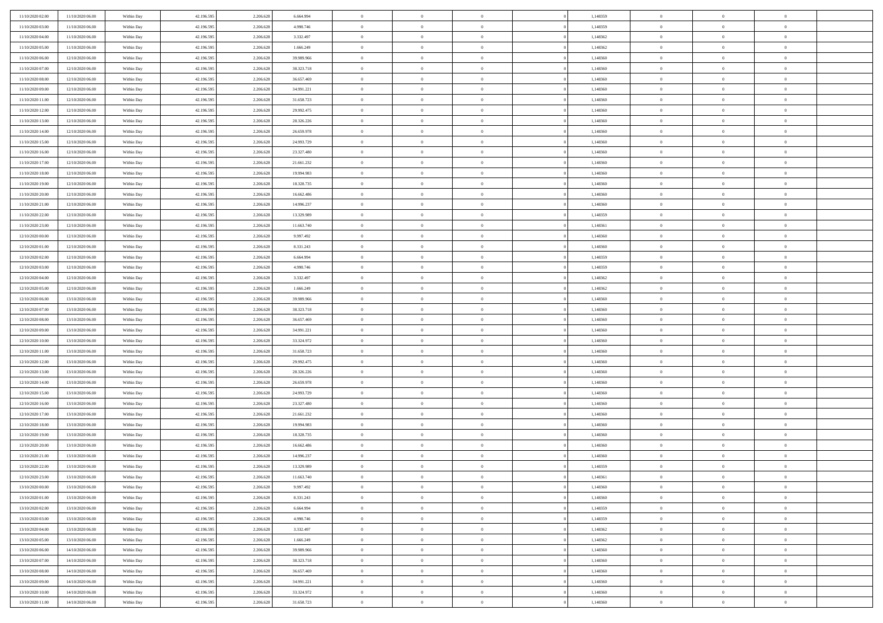| | | | | | | | | | | | | | | |
|---|---|---|---|---|---|---|---|---|---|---|---|---|---|---|
| 11/10/2020 02.00 | 11/10/2020 06.00 | Within Day | 42.196.595 | 2.206.628 | 6.664.994 | 0 | 0 | 0 | | 1,148359 | 0 | 0 | 0 | |
| 11/10/2020 03.00 | 11/10/2020 06.00 | Within Day | 42.196.595 | 2.206.628 | 4.998.746 | 0 | 0 | 0 | | 1,148359 | 0 | 0 | 0 | |
| 11/10/2020 04.00 | 11/10/2020 06.00 | Within Day | 42.196.595 | 2.206.628 | 3.332.497 | 0 | 0 | 0 | | 1,148362 | 0 | 0 | 0 | |
| 11/10/2020 05.00 | 11/10/2020 06.00 | Within Day | 42.196.595 | 2.206.628 | 1.666.249 | 0 | 0 | 0 | | 1,148362 | 0 | 0 | 0 | |
| 11/10/2020 06.00 | 12/10/2020 06.00 | Within Day | 42.196.595 | 2.206.628 | 39.989.966 | 0 | 0 | 0 | | 1,148360 | 0 | 0 | 0 | |
| 11/10/2020 07.00 | 12/10/2020 06.00 | Within Day | 42.196.595 | 2.206.628 | 38.323.718 | 0 | 0 | 0 | | 1,148360 | 0 | 0 | 0 | |
| 11/10/2020 08.00 | 12/10/2020 06.00 | Within Day | 42.196.595 | 2.206.628 | 36.657.469 | 0 | 0 | 0 | | 1,148360 | 0 | 0 | 0 | |
| 11/10/2020 09.00 | 12/10/2020 06.00 | Within Day | 42.196.595 | 2.206.628 | 34.991.221 | 0 | 0 | 0 | | 1,148360 | 0 | 0 | 0 | |
| 11/10/2020 11.00 | 12/10/2020 06.00 | Within Day | 42.196.595 | 2.206.628 | 31.658.723 | 0 | 0 | 0 | | 1,148360 | 0 | 0 | 0 | |
| 11/10/2020 12.00 | 12/10/2020 06.00 | Within Day | 42.196.595 | 2.206.628 | 29.992.475 | 0 | 0 | 0 | | 1,148360 | 0 | 0 | 0 | |
| 11/10/2020 13.00 | 12/10/2020 06.00 | Within Day | 42.196.595 | 2.206.628 | 28.326.226 | 0 | 0 | 0 | | 1,148360 | 0 | 0 | 0 | |
| 11/10/2020 14.00 | 12/10/2020 06.00 | Within Day | 42.196.595 | 2.206.628 | 26.659.978 | 0 | 0 | 0 | | 1,148360 | 0 | 0 | 0 | |
| 11/10/2020 15.00 | 12/10/2020 06.00 | Within Day | 42.196.595 | 2.206.628 | 24.993.729 | 0 | 0 | 0 | | 1,148360 | 0 | 0 | 0 | |
| 11/10/2020 16.00 | 12/10/2020 06.00 | Within Day | 42.196.595 | 2.206.628 | 23.327.480 | 0 | 0 | 0 | | 1,148360 | 0 | 0 | 0 | |
| 11/10/2020 17.00 | 12/10/2020 06.00 | Within Day | 42.196.595 | 2.206.628 | 21.661.232 | 0 | 0 | 0 | | 1,148360 | 0 | 0 | 0 | |
| 11/10/2020 18.00 | 12/10/2020 06.00 | Within Day | 42.196.595 | 2.206.628 | 19.994.983 | 0 | 0 | 0 | | 1,148360 | 0 | 0 | 0 | |
| 11/10/2020 19.00 | 12/10/2020 06.00 | Within Day | 42.196.595 | 2.206.628 | 18.328.735 | 0 | 0 | 0 | | 1,148360 | 0 | 0 | 0 | |
| 11/10/2020 20.00 | 12/10/2020 06.00 | Within Day | 42.196.595 | 2.206.628 | 16.662.486 | 0 | 0 | 0 | | 1,148360 | 0 | 0 | 0 | |
| 11/10/2020 21.00 | 12/10/2020 06.00 | Within Day | 42.196.595 | 2.206.628 | 14.996.237 | 0 | 0 | 0 | | 1,148360 | 0 | 0 | 0 | |
| 11/10/2020 22.00 | 12/10/2020 06.00 | Within Day | 42.196.595 | 2.206.628 | 13.329.989 | 0 | 0 | 0 | | 1,148359 | 0 | 0 | 0 | |
| 11/10/2020 23.00 | 12/10/2020 06.00 | Within Day | 42.196.595 | 2.206.628 | 11.663.740 | 0 | 0 | 0 | | 1,148361 | 0 | 0 | 0 | |
| 12/10/2020 00.00 | 12/10/2020 06.00 | Within Day | 42.196.595 | 2.206.628 | 9.997.492 | 0 | 0 | 0 | | 1,148360 | 0 | 0 | 0 | |
| 12/10/2020 01.00 | 12/10/2020 06.00 | Within Day | 42.196.595 | 2.206.628 | 8.331.243 | 0 | 0 | 0 | | 1,148360 | 0 | 0 | 0 | |
| 12/10/2020 02.00 | 12/10/2020 06.00 | Within Day | 42.196.595 | 2.206.628 | 6.664.994 | 0 | 0 | 0 | | 1,148359 | 0 | 0 | 0 | |
| 12/10/2020 03.00 | 12/10/2020 06.00 | Within Day | 42.196.595 | 2.206.628 | 4.998.746 | 0 | 0 | 0 | | 1,148359 | 0 | 0 | 0 | |
| 12/10/2020 04.00 | 12/10/2020 06.00 | Within Day | 42.196.595 | 2.206.628 | 3.332.497 | 0 | 0 | 0 | | 1,148362 | 0 | 0 | 0 | |
| 12/10/2020 05.00 | 12/10/2020 06.00 | Within Day | 42.196.595 | 2.206.628 | 1.666.249 | 0 | 0 | 0 | | 1,148362 | 0 | 0 | 0 | |
| 12/10/2020 06.00 | 13/10/2020 06.00 | Within Day | 42.196.595 | 2.206.628 | 39.989.966 | 0 | 0 | 0 | | 1,148360 | 0 | 0 | 0 | |
| 12/10/2020 07.00 | 13/10/2020 06.00 | Within Day | 42.196.595 | 2.206.628 | 38.323.718 | 0 | 0 | 0 | | 1,148360 | 0 | 0 | 0 | |
| 12/10/2020 08.00 | 13/10/2020 06.00 | Within Day | 42.196.595 | 2.206.628 | 36.657.469 | 0 | 0 | 0 | | 1,148360 | 0 | 0 | 0 | |
| 12/10/2020 09.00 | 13/10/2020 06.00 | Within Day | 42.196.595 | 2.206.628 | 34.991.221 | 0 | 0 | 0 | | 1,148360 | 0 | 0 | 0 | |
| 12/10/2020 10.00 | 13/10/2020 06.00 | Within Day | 42.196.595 | 2.206.628 | 33.324.972 | 0 | 0 | 0 | | 1,148360 | 0 | 0 | 0 | |
| 12/10/2020 11.00 | 13/10/2020 06.00 | Within Day | 42.196.595 | 2.206.628 | 31.658.723 | 0 | 0 | 0 | | 1,148360 | 0 | 0 | 0 | |
| 12/10/2020 12.00 | 13/10/2020 06.00 | Within Day | 42.196.595 | 2.206.628 | 29.992.475 | 0 | 0 | 0 | | 1,148360 | 0 | 0 | 0 | |
| 12/10/2020 13.00 | 13/10/2020 06.00 | Within Day | 42.196.595 | 2.206.628 | 28.326.226 | 0 | 0 | 0 | | 1,148360 | 0 | 0 | 0 | |
| 12/10/2020 14.00 | 13/10/2020 06.00 | Within Day | 42.196.595 | 2.206.628 | 26.659.978 | 0 | 0 | 0 | | 1,148360 | 0 | 0 | 0 | |
| 12/10/2020 15.00 | 13/10/2020 06.00 | Within Day | 42.196.595 | 2.206.628 | 24.993.729 | 0 | 0 | 0 | | 1,148360 | 0 | 0 | 0 | |
| 12/10/2020 16.00 | 13/10/2020 06.00 | Within Day | 42.196.595 | 2.206.628 | 23.327.480 | 0 | 0 | 0 | | 1,148360 | 0 | 0 | 0 | |
| 12/10/2020 17.00 | 13/10/2020 06.00 | Within Day | 42.196.595 | 2.206.628 | 21.661.232 | 0 | 0 | 0 | | 1,148360 | 0 | 0 | 0 | |
| 12/10/2020 18.00 | 13/10/2020 06.00 | Within Day | 42.196.595 | 2.206.628 | 19.994.983 | 0 | 0 | 0 | | 1,148360 | 0 | 0 | 0 | |
| 12/10/2020 19.00 | 13/10/2020 06.00 | Within Day | 42.196.595 | 2.206.628 | 18.328.735 | 0 | 0 | 0 | | 1,148360 | 0 | 0 | 0 | |
| 12/10/2020 20.00 | 13/10/2020 06.00 | Within Day | 42.196.595 | 2.206.628 | 16.662.486 | 0 | 0 | 0 | | 1,148360 | 0 | 0 | 0 | |
| 12/10/2020 21.00 | 13/10/2020 06.00 | Within Day | 42.196.595 | 2.206.628 | 14.996.237 | 0 | 0 | 0 | | 1,148360 | 0 | 0 | 0 | |
| 12/10/2020 22.00 | 13/10/2020 06.00 | Within Day | 42.196.595 | 2.206.628 | 13.329.989 | 0 | 0 | 0 | | 1,148359 | 0 | 0 | 0 | |
| 12/10/2020 23.00 | 13/10/2020 06.00 | Within Day | 42.196.595 | 2.206.628 | 11.663.740 | 0 | 0 | 0 | | 1,148361 | 0 | 0 | 0 | |
| 13/10/2020 00.00 | 13/10/2020 06.00 | Within Day | 42.196.595 | 2.206.628 | 9.997.492 | 0 | 0 | 0 | | 1,148360 | 0 | 0 | 0 | |
| 13/10/2020 01.00 | 13/10/2020 06.00 | Within Day | 42.196.595 | 2.206.628 | 8.331.243 | 0 | 0 | 0 | | 1,148360 | 0 | 0 | 0 | |
| 13/10/2020 02.00 | 13/10/2020 06.00 | Within Day | 42.196.595 | 2.206.628 | 6.664.994 | 0 | 0 | 0 | | 1,148359 | 0 | 0 | 0 | |
| 13/10/2020 03.00 | 13/10/2020 06.00 | Within Day | 42.196.595 | 2.206.628 | 4.998.746 | 0 | 0 | 0 | | 1,148359 | 0 | 0 | 0 | |
| 13/10/2020 04.00 | 13/10/2020 06.00 | Within Day | 42.196.595 | 2.206.628 | 3.332.497 | 0 | 0 | 0 | | 1,148362 | 0 | 0 | 0 | |
| 13/10/2020 05.00 | 13/10/2020 06.00 | Within Day | 42.196.595 | 2.206.628 | 1.666.249 | 0 | 0 | 0 | | 1,148362 | 0 | 0 | 0 | |
| 13/10/2020 06.00 | 14/10/2020 06.00 | Within Day | 42.196.595 | 2.206.628 | 39.989.966 | 0 | 0 | 0 | | 1,148360 | 0 | 0 | 0 | |
| 13/10/2020 07.00 | 14/10/2020 06.00 | Within Day | 42.196.595 | 2.206.628 | 38.323.718 | 0 | 0 | 0 | | 1,148360 | 0 | 0 | 0 | |
| 13/10/2020 08.00 | 14/10/2020 06.00 | Within Day | 42.196.595 | 2.206.628 | 36.657.469 | 0 | 0 | 0 | | 1,148360 | 0 | 0 | 0 | |
| 13/10/2020 09.00 | 14/10/2020 06.00 | Within Day | 42.196.595 | 2.206.628 | 34.991.221 | 0 | 0 | 0 | | 1,148360 | 0 | 0 | 0 | |
| 13/10/2020 10.00 | 14/10/2020 06.00 | Within Day | 42.196.595 | 2.206.628 | 33.324.972 | 0 | 0 | 0 | | 1,148360 | 0 | 0 | 0 | |
| 13/10/2020 11.00 | 14/10/2020 06.00 | Within Day | 42.196.595 | 2.206.628 | 31.658.723 | 0 | 0 | 0 | | 1,148360 | 0 | 0 | 0 | |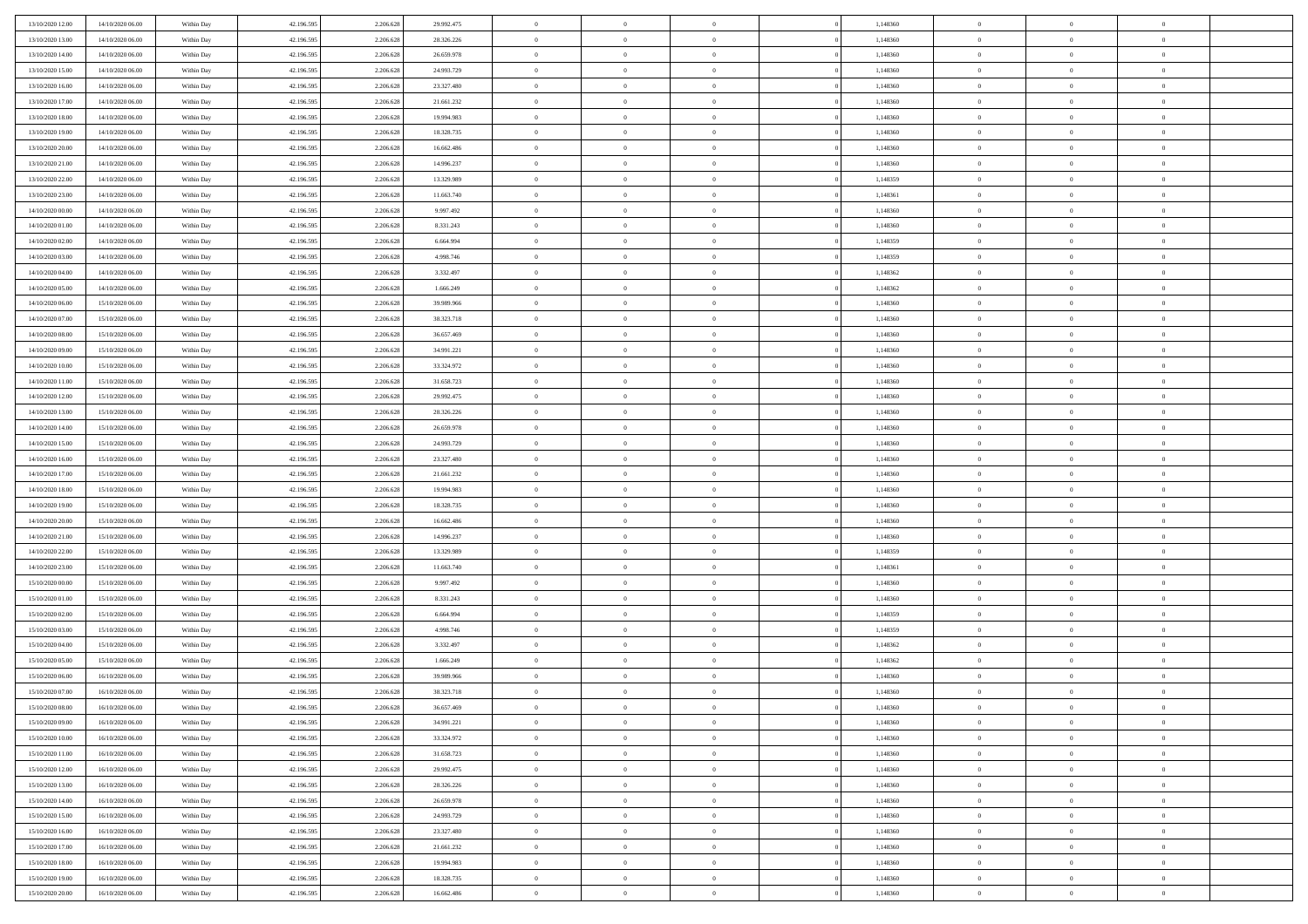| | | | | | | | | | | | | | | |
|---|---|---|---|---|---|---|---|---|---|---|---|---|---|---|
| 13/10/2020 12:00 | 14/10/2020 06:00 | Within Day | 42.196.595 | 2.206.628 | 29.992.475 | 0 | 0 | 0 | | 0 | 1,148360 | 0 | 0 | 0 |
| 13/10/2020 13:00 | 14/10/2020 06:00 | Within Day | 42.196.595 | 2.206.628 | 28.326.226 | 0 | 0 | 0 | | 0 | 1,148360 | 0 | 0 | 0 |
| 13/10/2020 14:00 | 14/10/2020 06:00 | Within Day | 42.196.595 | 2.206.628 | 26.659.978 | 0 | 0 | 0 | | 0 | 1,148360 | 0 | 0 | 0 |
| 13/10/2020 15:00 | 14/10/2020 06:00 | Within Day | 42.196.595 | 2.206.628 | 24.993.729 | 0 | 0 | 0 | | 0 | 1,148360 | 0 | 0 | 0 |
| 13/10/2020 16:00 | 14/10/2020 06:00 | Within Day | 42.196.595 | 2.206.628 | 23.327.480 | 0 | 0 | 0 | | 0 | 1,148360 | 0 | 0 | 0 |
| 13/10/2020 17:00 | 14/10/2020 06:00 | Within Day | 42.196.595 | 2.206.628 | 21.661.232 | 0 | 0 | 0 | | 0 | 1,148360 | 0 | 0 | 0 |
| 13/10/2020 18:00 | 14/10/2020 06:00 | Within Day | 42.196.595 | 2.206.628 | 19.994.983 | 0 | 0 | 0 | | 0 | 1,148360 | 0 | 0 | 0 |
| 13/10/2020 19:00 | 14/10/2020 06:00 | Within Day | 42.196.595 | 2.206.628 | 18.328.735 | 0 | 0 | 0 | | 0 | 1,148360 | 0 | 0 | 0 |
| 13/10/2020 20:00 | 14/10/2020 06:00 | Within Day | 42.196.595 | 2.206.628 | 16.662.486 | 0 | 0 | 0 | | 0 | 1,148360 | 0 | 0 | 0 |
| 13/10/2020 21:00 | 14/10/2020 06:00 | Within Day | 42.196.595 | 2.206.628 | 14.996.237 | 0 | 0 | 0 | | 0 | 1,148360 | 0 | 0 | 0 |
| 13/10/2020 22:00 | 14/10/2020 06:00 | Within Day | 42.196.595 | 2.206.628 | 13.329.989 | 0 | 0 | 0 | | 0 | 1,148359 | 0 | 0 | 0 |
| 13/10/2020 23:00 | 14/10/2020 06:00 | Within Day | 42.196.595 | 2.206.628 | 11.663.740 | 0 | 0 | 0 | | 0 | 1,148361 | 0 | 0 | 0 |
| 14/10/2020 00:00 | 14/10/2020 06:00 | Within Day | 42.196.595 | 2.206.628 | 9.997.492 | 0 | 0 | 0 | | 0 | 1,148360 | 0 | 0 | 0 |
| 14/10/2020 01:00 | 14/10/2020 06:00 | Within Day | 42.196.595 | 2.206.628 | 8.331.243 | 0 | 0 | 0 | | 0 | 1,148360 | 0 | 0 | 0 |
| 14/10/2020 02:00 | 14/10/2020 06:00 | Within Day | 42.196.595 | 2.206.628 | 6.664.994 | 0 | 0 | 0 | | 0 | 1,148359 | 0 | 0 | 0 |
| 14/10/2020 03:00 | 14/10/2020 06:00 | Within Day | 42.196.595 | 2.206.628 | 4.998.746 | 0 | 0 | 0 | | 0 | 1,148359 | 0 | 0 | 0 |
| 14/10/2020 04:00 | 14/10/2020 06:00 | Within Day | 42.196.595 | 2.206.628 | 3.332.497 | 0 | 0 | 0 | | 0 | 1,148362 | 0 | 0 | 0 |
| 14/10/2020 05:00 | 14/10/2020 06:00 | Within Day | 42.196.595 | 2.206.628 | 1.666.249 | 0 | 0 | 0 | | 0 | 1,148362 | 0 | 0 | 0 |
| 14/10/2020 06:00 | 15/10/2020 06:00 | Within Day | 42.196.595 | 2.206.628 | 39.989.966 | 0 | 0 | 0 | | 0 | 1,148360 | 0 | 0 | 0 |
| 14/10/2020 07:00 | 15/10/2020 06:00 | Within Day | 42.196.595 | 2.206.628 | 38.323.718 | 0 | 0 | 0 | | 0 | 1,148360 | 0 | 0 | 0 |
| 14/10/2020 08:00 | 15/10/2020 06:00 | Within Day | 42.196.595 | 2.206.628 | 36.657.469 | 0 | 0 | 0 | | 0 | 1,148360 | 0 | 0 | 0 |
| 14/10/2020 09:00 | 15/10/2020 06:00 | Within Day | 42.196.595 | 2.206.628 | 34.991.221 | 0 | 0 | 0 | | 0 | 1,148360 | 0 | 0 | 0 |
| 14/10/2020 10:00 | 15/10/2020 06:00 | Within Day | 42.196.595 | 2.206.628 | 33.324.972 | 0 | 0 | 0 | | 0 | 1,148360 | 0 | 0 | 0 |
| 14/10/2020 11:00 | 15/10/2020 06:00 | Within Day | 42.196.595 | 2.206.628 | 31.658.723 | 0 | 0 | 0 | | 0 | 1,148360 | 0 | 0 | 0 |
| 14/10/2020 12:00 | 15/10/2020 06:00 | Within Day | 42.196.595 | 2.206.628 | 29.992.475 | 0 | 0 | 0 | | 0 | 1,148360 | 0 | 0 | 0 |
| 14/10/2020 13:00 | 15/10/2020 06:00 | Within Day | 42.196.595 | 2.206.628 | 28.326.226 | 0 | 0 | 0 | | 0 | 1,148360 | 0 | 0 | 0 |
| 14/10/2020 14:00 | 15/10/2020 06:00 | Within Day | 42.196.595 | 2.206.628 | 26.659.978 | 0 | 0 | 0 | | 0 | 1,148360 | 0 | 0 | 0 |
| 14/10/2020 15:00 | 15/10/2020 06:00 | Within Day | 42.196.595 | 2.206.628 | 24.993.729 | 0 | 0 | 0 | | 0 | 1,148360 | 0 | 0 | 0 |
| 14/10/2020 16:00 | 15/10/2020 06:00 | Within Day | 42.196.595 | 2.206.628 | 23.327.480 | 0 | 0 | 0 | | 0 | 1,148360 | 0 | 0 | 0 |
| 14/10/2020 17:00 | 15/10/2020 06:00 | Within Day | 42.196.595 | 2.206.628 | 21.661.232 | 0 | 0 | 0 | | 0 | 1,148360 | 0 | 0 | 0 |
| 14/10/2020 18:00 | 15/10/2020 06:00 | Within Day | 42.196.595 | 2.206.628 | 19.994.983 | 0 | 0 | 0 | | 0 | 1,148360 | 0 | 0 | 0 |
| 14/10/2020 19:00 | 15/10/2020 06:00 | Within Day | 42.196.595 | 2.206.628 | 18.328.735 | 0 | 0 | 0 | | 0 | 1,148360 | 0 | 0 | 0 |
| 14/10/2020 20:00 | 15/10/2020 06:00 | Within Day | 42.196.595 | 2.206.628 | 16.662.486 | 0 | 0 | 0 | | 0 | 1,148360 | 0 | 0 | 0 |
| 14/10/2020 21:00 | 15/10/2020 06:00 | Within Day | 42.196.595 | 2.206.628 | 14.996.237 | 0 | 0 | 0 | | 0 | 1,148360 | 0 | 0 | 0 |
| 14/10/2020 22:00 | 15/10/2020 06:00 | Within Day | 42.196.595 | 2.206.628 | 13.329.989 | 0 | 0 | 0 | | 0 | 1,148359 | 0 | 0 | 0 |
| 14/10/2020 23:00 | 15/10/2020 06:00 | Within Day | 42.196.595 | 2.206.628 | 11.663.740 | 0 | 0 | 0 | | 0 | 1,148361 | 0 | 0 | 0 |
| 15/10/2020 00:00 | 15/10/2020 06:00 | Within Day | 42.196.595 | 2.206.628 | 9.997.492 | 0 | 0 | 0 | | 0 | 1,148360 | 0 | 0 | 0 |
| 15/10/2020 01:00 | 15/10/2020 06:00 | Within Day | 42.196.595 | 2.206.628 | 8.331.243 | 0 | 0 | 0 | | 0 | 1,148360 | 0 | 0 | 0 |
| 15/10/2020 02:00 | 15/10/2020 06:00 | Within Day | 42.196.595 | 2.206.628 | 6.664.994 | 0 | 0 | 0 | | 0 | 1,148359 | 0 | 0 | 0 |
| 15/10/2020 03:00 | 15/10/2020 06:00 | Within Day | 42.196.595 | 2.206.628 | 4.998.746 | 0 | 0 | 0 | | 0 | 1,148359 | 0 | 0 | 0 |
| 15/10/2020 04:00 | 15/10/2020 06:00 | Within Day | 42.196.595 | 2.206.628 | 3.332.497 | 0 | 0 | 0 | | 0 | 1,148362 | 0 | 0 | 0 |
| 15/10/2020 05:00 | 15/10/2020 06:00 | Within Day | 42.196.595 | 2.206.628 | 1.666.249 | 0 | 0 | 0 | | 0 | 1,148362 | 0 | 0 | 0 |
| 15/10/2020 06:00 | 16/10/2020 06:00 | Within Day | 42.196.595 | 2.206.628 | 39.989.966 | 0 | 0 | 0 | | 0 | 1,148360 | 0 | 0 | 0 |
| 15/10/2020 07:00 | 16/10/2020 06:00 | Within Day | 42.196.595 | 2.206.628 | 38.323.718 | 0 | 0 | 0 | | 0 | 1,148360 | 0 | 0 | 0 |
| 15/10/2020 08:00 | 16/10/2020 06:00 | Within Day | 42.196.595 | 2.206.628 | 36.657.469 | 0 | 0 | 0 | | 0 | 1,148360 | 0 | 0 | 0 |
| 15/10/2020 09:00 | 16/10/2020 06:00 | Within Day | 42.196.595 | 2.206.628 | 34.991.221 | 0 | 0 | 0 | | 0 | 1,148360 | 0 | 0 | 0 |
| 15/10/2020 10:00 | 16/10/2020 06:00 | Within Day | 42.196.595 | 2.206.628 | 33.324.972 | 0 | 0 | 0 | | 0 | 1,148360 | 0 | 0 | 0 |
| 15/10/2020 11:00 | 16/10/2020 06:00 | Within Day | 42.196.595 | 2.206.628 | 31.658.723 | 0 | 0 | 0 | | 0 | 1,148360 | 0 | 0 | 0 |
| 15/10/2020 12:00 | 16/10/2020 06:00 | Within Day | 42.196.595 | 2.206.628 | 29.992.475 | 0 | 0 | 0 | | 0 | 1,148360 | 0 | 0 | 0 |
| 15/10/2020 13:00 | 16/10/2020 06:00 | Within Day | 42.196.595 | 2.206.628 | 28.326.226 | 0 | 0 | 0 | | 0 | 1,148360 | 0 | 0 | 0 |
| 15/10/2020 14:00 | 16/10/2020 06:00 | Within Day | 42.196.595 | 2.206.628 | 26.659.978 | 0 | 0 | 0 | | 0 | 1,148360 | 0 | 0 | 0 |
| 15/10/2020 15:00 | 16/10/2020 06:00 | Within Day | 42.196.595 | 2.206.628 | 24.993.729 | 0 | 0 | 0 | | 0 | 1,148360 | 0 | 0 | 0 |
| 15/10/2020 16:00 | 16/10/2020 06:00 | Within Day | 42.196.595 | 2.206.628 | 23.327.480 | 0 | 0 | 0 | | 0 | 1,148360 | 0 | 0 | 0 |
| 15/10/2020 17:00 | 16/10/2020 06:00 | Within Day | 42.196.595 | 2.206.628 | 21.661.232 | 0 | 0 | 0 | | 0 | 1,148360 | 0 | 0 | 0 |
| 15/10/2020 18:00 | 16/10/2020 06:00 | Within Day | 42.196.595 | 2.206.628 | 19.994.983 | 0 | 0 | 0 | | 0 | 1,148360 | 0 | 0 | 0 |
| 15/10/2020 19:00 | 16/10/2020 06:00 | Within Day | 42.196.595 | 2.206.628 | 18.328.735 | 0 | 0 | 0 | | 0 | 1,148360 | 0 | 0 | 0 |
| 15/10/2020 20:00 | 16/10/2020 06:00 | Within Day | 42.196.595 | 2.206.628 | 16.662.486 | 0 | 0 | 0 | | 0 | 1,148360 | 0 | 0 | 0 |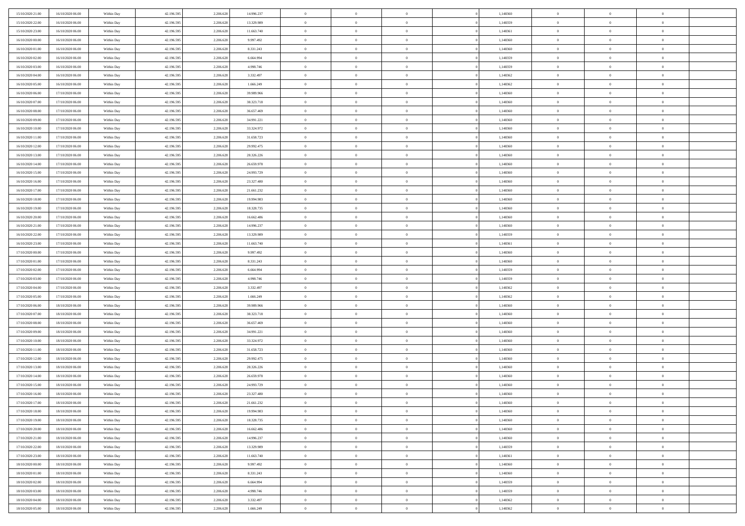| | | | | | | | | | | | | | | |
|---|---|---|---|---|---|---|---|---|---|---|---|---|---|---|
| 15/10/2020 21:00 | 16/10/2020 06:00 | Within Day | 42.196.595 | 2.206.628 | 14.996.237 | 0 | 0 | 0 | 0 | 1,148360 | 0 | 0 | 0 | |
| 15/10/2020 22:00 | 16/10/2020 06:00 | Within Day | 42.196.595 | 2.206.628 | 13.329.989 | 0 | 0 | 0 | 0 | 1,148359 | 0 | 0 | 0 | |
| 15/10/2020 23:00 | 16/10/2020 06:00 | Within Day | 42.196.595 | 2.206.628 | 11.663.740 | 0 | 0 | 0 | 0 | 1,148361 | 0 | 0 | 0 | |
| 16/10/2020 00:00 | 16/10/2020 06:00 | Within Day | 42.196.595 | 2.206.628 | 9.997.492 | 0 | 0 | 0 | 0 | 1,148360 | 0 | 0 | 0 | |
| 16/10/2020 01:00 | 16/10/2020 06:00 | Within Day | 42.196.595 | 2.206.628 | 8.331.243 | 0 | 0 | 0 | 0 | 1,148360 | 0 | 0 | 0 | |
| 16/10/2020 02:00 | 16/10/2020 06:00 | Within Day | 42.196.595 | 2.206.628 | 6.664.994 | 0 | 0 | 0 | 0 | 1,148359 | 0 | 0 | 0 | |
| 16/10/2020 03:00 | 16/10/2020 06:00 | Within Day | 42.196.595 | 2.206.628 | 4.998.746 | 0 | 0 | 0 | 0 | 1,148359 | 0 | 0 | 0 | |
| 16/10/2020 04:00 | 16/10/2020 06:00 | Within Day | 42.196.595 | 2.206.628 | 3.332.497 | 0 | 0 | 0 | 0 | 1,148362 | 0 | 0 | 0 | |
| 16/10/2020 05:00 | 16/10/2020 06:00 | Within Day | 42.196.595 | 2.206.628 | 1.666.249 | 0 | 0 | 0 | 0 | 1,148362 | 0 | 0 | 0 | |
| 16/10/2020 06:00 | 17/10/2020 06:00 | Within Day | 42.196.595 | 2.206.628 | 39.989.966 | 0 | 0 | 0 | 0 | 1,148360 | 0 | 0 | 0 | |
| 16/10/2020 07:00 | 17/10/2020 06:00 | Within Day | 42.196.595 | 2.206.628 | 38.323.718 | 0 | 0 | 0 | 0 | 1,148360 | 0 | 0 | 0 | |
| 16/10/2020 08:00 | 17/10/2020 06:00 | Within Day | 42.196.595 | 2.206.628 | 36.657.469 | 0 | 0 | 0 | 0 | 1,148360 | 0 | 0 | 0 | |
| 16/10/2020 09:00 | 17/10/2020 06:00 | Within Day | 42.196.595 | 2.206.628 | 34.991.221 | 0 | 0 | 0 | 0 | 1,148360 | 0 | 0 | 0 | |
| 16/10/2020 10:00 | 17/10/2020 06:00 | Within Day | 42.196.595 | 2.206.628 | 33.324.972 | 0 | 0 | 0 | 0 | 1,148360 | 0 | 0 | 0 | |
| 16/10/2020 11:00 | 17/10/2020 06:00 | Within Day | 42.196.595 | 2.206.628 | 31.658.723 | 0 | 0 | 0 | 0 | 1,148360 | 0 | 0 | 0 | |
| 16/10/2020 12:00 | 17/10/2020 06:00 | Within Day | 42.196.595 | 2.206.628 | 29.992.475 | 0 | 0 | 0 | 0 | 1,148360 | 0 | 0 | 0 | |
| 16/10/2020 13:00 | 17/10/2020 06:00 | Within Day | 42.196.595 | 2.206.628 | 28.326.226 | 0 | 0 | 0 | 0 | 1,148360 | 0 | 0 | 0 | |
| 16/10/2020 14:00 | 17/10/2020 06:00 | Within Day | 42.196.595 | 2.206.628 | 26.659.978 | 0 | 0 | 0 | 0 | 1,148360 | 0 | 0 | 0 | |
| 16/10/2020 15:00 | 17/10/2020 06:00 | Within Day | 42.196.595 | 2.206.628 | 24.993.729 | 0 | 0 | 0 | 0 | 1,148360 | 0 | 0 | 0 | |
| 16/10/2020 16:00 | 17/10/2020 06:00 | Within Day | 42.196.595 | 2.206.628 | 23.327.480 | 0 | 0 | 0 | 0 | 1,148360 | 0 | 0 | 0 | |
| 16/10/2020 17:00 | 17/10/2020 06:00 | Within Day | 42.196.595 | 2.206.628 | 21.661.232 | 0 | 0 | 0 | 0 | 1,148360 | 0 | 0 | 0 | |
| 16/10/2020 18:00 | 17/10/2020 06:00 | Within Day | 42.196.595 | 2.206.628 | 19.994.983 | 0 | 0 | 0 | 0 | 1,148360 | 0 | 0 | 0 | |
| 16/10/2020 19:00 | 17/10/2020 06:00 | Within Day | 42.196.595 | 2.206.628 | 18.328.735 | 0 | 0 | 0 | 0 | 1,148360 | 0 | 0 | 0 | |
| 16/10/2020 20:00 | 17/10/2020 06:00 | Within Day | 42.196.595 | 2.206.628 | 16.662.486 | 0 | 0 | 0 | 0 | 1,148360 | 0 | 0 | 0 | |
| 16/10/2020 21:00 | 17/10/2020 06:00 | Within Day | 42.196.595 | 2.206.628 | 14.996.237 | 0 | 0 | 0 | 0 | 1,148360 | 0 | 0 | 0 | |
| 16/10/2020 22:00 | 17/10/2020 06:00 | Within Day | 42.196.595 | 2.206.628 | 13.329.989 | 0 | 0 | 0 | 0 | 1,148359 | 0 | 0 | 0 | |
| 16/10/2020 23:00 | 17/10/2020 06:00 | Within Day | 42.196.595 | 2.206.628 | 11.663.740 | 0 | 0 | 0 | 0 | 1,148361 | 0 | 0 | 0 | |
| 17/10/2020 00:00 | 17/10/2020 06:00 | Within Day | 42.196.595 | 2.206.628 | 9.997.492 | 0 | 0 | 0 | 0 | 1,148360 | 0 | 0 | 0 | |
| 17/10/2020 01:00 | 17/10/2020 06:00 | Within Day | 42.196.595 | 2.206.628 | 8.331.243 | 0 | 0 | 0 | 0 | 1,148360 | 0 | 0 | 0 | |
| 17/10/2020 02:00 | 17/10/2020 06:00 | Within Day | 42.196.595 | 2.206.628 | 6.664.994 | 0 | 0 | 0 | 0 | 1,148359 | 0 | 0 | 0 | |
| 17/10/2020 03:00 | 17/10/2020 06:00 | Within Day | 42.196.595 | 2.206.628 | 4.998.746 | 0 | 0 | 0 | 0 | 1,148359 | 0 | 0 | 0 | |
| 17/10/2020 04:00 | 17/10/2020 06:00 | Within Day | 42.196.595 | 2.206.628 | 3.332.497 | 0 | 0 | 0 | 0 | 1,148362 | 0 | 0 | 0 | |
| 17/10/2020 05:00 | 17/10/2020 06:00 | Within Day | 42.196.595 | 2.206.628 | 1.666.249 | 0 | 0 | 0 | 0 | 1,148362 | 0 | 0 | 0 | |
| 17/10/2020 06:00 | 18/10/2020 06:00 | Within Day | 42.196.595 | 2.206.628 | 39.989.966 | 0 | 0 | 0 | 0 | 1,148360 | 0 | 0 | 0 | |
| 17/10/2020 07:00 | 18/10/2020 06:00 | Within Day | 42.196.595 | 2.206.628 | 38.323.718 | 0 | 0 | 0 | 0 | 1,148360 | 0 | 0 | 0 | |
| 17/10/2020 08:00 | 18/10/2020 06:00 | Within Day | 42.196.595 | 2.206.628 | 36.657.469 | 0 | 0 | 0 | 0 | 1,148360 | 0 | 0 | 0 | |
| 17/10/2020 09:00 | 18/10/2020 06:00 | Within Day | 42.196.595 | 2.206.628 | 34.991.221 | 0 | 0 | 0 | 0 | 1,148360 | 0 | 0 | 0 | |
| 17/10/2020 10:00 | 18/10/2020 06:00 | Within Day | 42.196.595 | 2.206.628 | 33.324.972 | 0 | 0 | 0 | 0 | 1,148360 | 0 | 0 | 0 | |
| 17/10/2020 11:00 | 18/10/2020 06:00 | Within Day | 42.196.595 | 2.206.628 | 31.658.723 | 0 | 0 | 0 | 0 | 1,148360 | 0 | 0 | 0 | |
| 17/10/2020 12:00 | 18/10/2020 06:00 | Within Day | 42.196.595 | 2.206.628 | 29.992.475 | 0 | 0 | 0 | 0 | 1,148360 | 0 | 0 | 0 | |
| 17/10/2020 13:00 | 18/10/2020 06:00 | Within Day | 42.196.595 | 2.206.628 | 28.326.226 | 0 | 0 | 0 | 0 | 1,148360 | 0 | 0 | 0 | |
| 17/10/2020 14:00 | 18/10/2020 06:00 | Within Day | 42.196.595 | 2.206.628 | 26.659.978 | 0 | 0 | 0 | 0 | 1,148360 | 0 | 0 | 0 | |
| 17/10/2020 15:00 | 18/10/2020 06:00 | Within Day | 42.196.595 | 2.206.628 | 24.993.729 | 0 | 0 | 0 | 0 | 1,148360 | 0 | 0 | 0 | |
| 17/10/2020 16:00 | 18/10/2020 06:00 | Within Day | 42.196.595 | 2.206.628 | 23.327.480 | 0 | 0 | 0 | 0 | 1,148360 | 0 | 0 | 0 | |
| 17/10/2020 17:00 | 18/10/2020 06:00 | Within Day | 42.196.595 | 2.206.628 | 21.661.232 | 0 | 0 | 0 | 0 | 1,148360 | 0 | 0 | 0 | |
| 17/10/2020 18:00 | 18/10/2020 06:00 | Within Day | 42.196.595 | 2.206.628 | 19.994.983 | 0 | 0 | 0 | 0 | 1,148360 | 0 | 0 | 0 | |
| 17/10/2020 19:00 | 18/10/2020 06:00 | Within Day | 42.196.595 | 2.206.628 | 18.328.735 | 0 | 0 | 0 | 0 | 1,148360 | 0 | 0 | 0 | |
| 17/10/2020 20:00 | 18/10/2020 06:00 | Within Day | 42.196.595 | 2.206.628 | 16.662.486 | 0 | 0 | 0 | 0 | 1,148360 | 0 | 0 | 0 | |
| 17/10/2020 21:00 | 18/10/2020 06:00 | Within Day | 42.196.595 | 2.206.628 | 14.996.237 | 0 | 0 | 0 | 0 | 1,148360 | 0 | 0 | 0 | |
| 17/10/2020 22:00 | 18/10/2020 06:00 | Within Day | 42.196.595 | 2.206.628 | 13.329.989 | 0 | 0 | 0 | 0 | 1,148359 | 0 | 0 | 0 | |
| 17/10/2020 23:00 | 18/10/2020 06:00 | Within Day | 42.196.595 | 2.206.628 | 11.663.740 | 0 | 0 | 0 | 0 | 1,148361 | 0 | 0 | 0 | |
| 18/10/2020 00:00 | 18/10/2020 06:00 | Within Day | 42.196.595 | 2.206.628 | 9.997.492 | 0 | 0 | 0 | 0 | 1,148360 | 0 | 0 | 0 | |
| 18/10/2020 01:00 | 18/10/2020 06:00 | Within Day | 42.196.595 | 2.206.628 | 8.331.243 | 0 | 0 | 0 | 0 | 1,148360 | 0 | 0 | 0 | |
| 18/10/2020 02:00 | 18/10/2020 06:00 | Within Day | 42.196.595 | 2.206.628 | 6.664.994 | 0 | 0 | 0 | 0 | 1,148359 | 0 | 0 | 0 | |
| 18/10/2020 03:00 | 18/10/2020 06:00 | Within Day | 42.196.595 | 2.206.628 | 4.998.746 | 0 | 0 | 0 | 0 | 1,148359 | 0 | 0 | 0 | |
| 18/10/2020 04:00 | 18/10/2020 06:00 | Within Day | 42.196.595 | 2.206.628 | 3.332.497 | 0 | 0 | 0 | 0 | 1,148362 | 0 | 0 | 0 | |
| 18/10/2020 05:00 | 18/10/2020 06:00 | Within Day | 42.196.595 | 2.206.628 | 1.666.249 | 0 | 0 | 0 | 0 | 1,148362 | 0 | 0 | 0 | |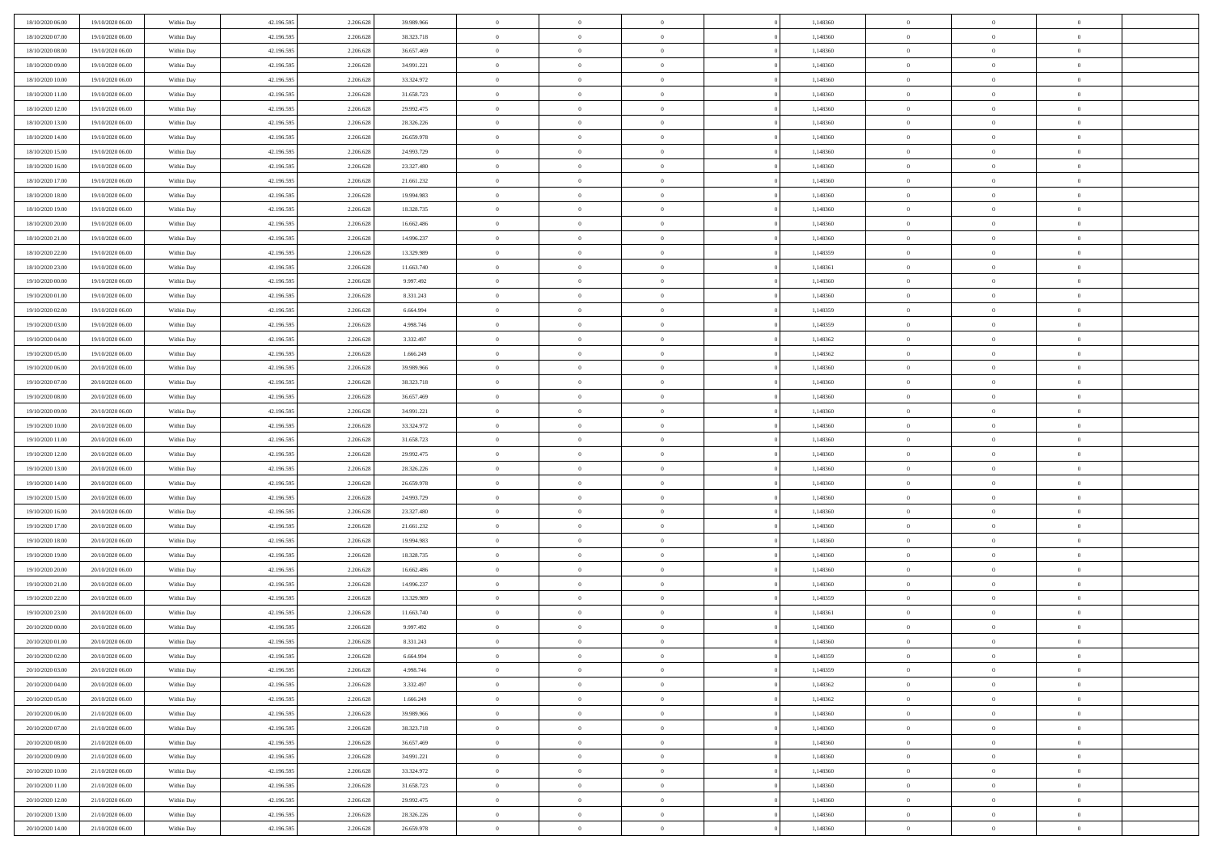| 18/10/2020 06:00 | 19/10/2020 06:00 | Within Day | 42.196.595 | 2.206.628 | 39.989.966 | 0 | 0 | 0 | | 1,148360 | 0 | 0 | 0 | |
|---|---|---|---|---|---|---|---|---|---|---|---|---|---|---|
| 18/10/2020 07:00 | 19/10/2020 06:00 | Within Day | 42.196.595 | 2.206.628 | 38.323.718 | 0 | 0 | 0 | | 1,148360 | 0 | 0 | 0 | |
| 18/10/2020 08:00 | 19/10/2020 06:00 | Within Day | 42.196.595 | 2.206.628 | 36.657.469 | 0 | 0 | 0 | | 1,148360 | 0 | 0 | 0 | |
| 18/10/2020 09:00 | 19/10/2020 06:00 | Within Day | 42.196.595 | 2.206.628 | 34.991.221 | 0 | 0 | 0 | | 1,148360 | 0 | 0 | 0 | |
| 18/10/2020 10:00 | 19/10/2020 06:00 | Within Day | 42.196.595 | 2.206.628 | 33.324.972 | 0 | 0 | 0 | | 1,148360 | 0 | 0 | 0 | |
| 18/10/2020 11:00 | 19/10/2020 06:00 | Within Day | 42.196.595 | 2.206.628 | 31.658.723 | 0 | 0 | 0 | | 1,148360 | 0 | 0 | 0 | |
| 18/10/2020 12:00 | 19/10/2020 06:00 | Within Day | 42.196.595 | 2.206.628 | 29.992.475 | 0 | 0 | 0 | | 1,148360 | 0 | 0 | 0 | |
| 18/10/2020 13:00 | 19/10/2020 06:00 | Within Day | 42.196.595 | 2.206.628 | 28.326.226 | 0 | 0 | 0 | | 1,148360 | 0 | 0 | 0 | |
| 18/10/2020 14:00 | 19/10/2020 06:00 | Within Day | 42.196.595 | 2.206.628 | 26.659.978 | 0 | 0 | 0 | | 1,148360 | 0 | 0 | 0 | |
| 18/10/2020 15:00 | 19/10/2020 06:00 | Within Day | 42.196.595 | 2.206.628 | 24.993.729 | 0 | 0 | 0 | | 1,148360 | 0 | 0 | 0 | |
| 18/10/2020 16:00 | 19/10/2020 06:00 | Within Day | 42.196.595 | 2.206.628 | 23.327.480 | 0 | 0 | 0 | | 1,148360 | 0 | 0 | 0 | |
| 18/10/2020 17:00 | 19/10/2020 06:00 | Within Day | 42.196.595 | 2.206.628 | 21.661.232 | 0 | 0 | 0 | | 1,148360 | 0 | 0 | 0 | |
| 18/10/2020 18:00 | 19/10/2020 06:00 | Within Day | 42.196.595 | 2.206.628 | 19.994.983 | 0 | 0 | 0 | | 1,148360 | 0 | 0 | 0 | |
| 18/10/2020 19:00 | 19/10/2020 06:00 | Within Day | 42.196.595 | 2.206.628 | 18.328.735 | 0 | 0 | 0 | | 1,148360 | 0 | 0 | 0 | |
| 18/10/2020 20:00 | 19/10/2020 06:00 | Within Day | 42.196.595 | 2.206.628 | 16.662.486 | 0 | 0 | 0 | | 1,148360 | 0 | 0 | 0 | |
| 18/10/2020 21:00 | 19/10/2020 06:00 | Within Day | 42.196.595 | 2.206.628 | 14.996.237 | 0 | 0 | 0 | | 1,148360 | 0 | 0 | 0 | |
| 18/10/2020 22:00 | 19/10/2020 06:00 | Within Day | 42.196.595 | 2.206.628 | 13.329.989 | 0 | 0 | 0 | | 1,148359 | 0 | 0 | 0 | |
| 18/10/2020 23:00 | 19/10/2020 06:00 | Within Day | 42.196.595 | 2.206.628 | 11.663.740 | 0 | 0 | 0 | | 1,148361 | 0 | 0 | 0 | |
| 19/10/2020 00:00 | 19/10/2020 06:00 | Within Day | 42.196.595 | 2.206.628 | 9.997.492 | 0 | 0 | 0 | | 1,148360 | 0 | 0 | 0 | |
| 19/10/2020 01:00 | 19/10/2020 06:00 | Within Day | 42.196.595 | 2.206.628 | 8.331.243 | 0 | 0 | 0 | | 1,148360 | 0 | 0 | 0 | |
| 19/10/2020 02:00 | 19/10/2020 06:00 | Within Day | 42.196.595 | 2.206.628 | 6.664.994 | 0 | 0 | 0 | | 1,148359 | 0 | 0 | 0 | |
| 19/10/2020 03:00 | 19/10/2020 06:00 | Within Day | 42.196.595 | 2.206.628 | 4.998.746 | 0 | 0 | 0 | | 1,148359 | 0 | 0 | 0 | |
| 19/10/2020 04:00 | 19/10/2020 06:00 | Within Day | 42.196.595 | 2.206.628 | 3.332.497 | 0 | 0 | 0 | | 1,148362 | 0 | 0 | 0 | |
| 19/10/2020 05:00 | 19/10/2020 06:00 | Within Day | 42.196.595 | 2.206.628 | 1.666.249 | 0 | 0 | 0 | | 1,148362 | 0 | 0 | 0 | |
| 19/10/2020 06:00 | 20/10/2020 06:00 | Within Day | 42.196.595 | 2.206.628 | 39.989.966 | 0 | 0 | 0 | | 1,148360 | 0 | 0 | 0 | |
| 19/10/2020 07:00 | 20/10/2020 06:00 | Within Day | 42.196.595 | 2.206.628 | 38.323.718 | 0 | 0 | 0 | | 1,148360 | 0 | 0 | 0 | |
| 19/10/2020 08:00 | 20/10/2020 06:00 | Within Day | 42.196.595 | 2.206.628 | 36.657.469 | 0 | 0 | 0 | | 1,148360 | 0 | 0 | 0 | |
| 19/10/2020 09:00 | 20/10/2020 06:00 | Within Day | 42.196.595 | 2.206.628 | 34.991.221 | 0 | 0 | 0 | | 1,148360 | 0 | 0 | 0 | |
| 19/10/2020 10:00 | 20/10/2020 06:00 | Within Day | 42.196.595 | 2.206.628 | 33.324.972 | 0 | 0 | 0 | | 1,148360 | 0 | 0 | 0 | |
| 19/10/2020 11:00 | 20/10/2020 06:00 | Within Day | 42.196.595 | 2.206.628 | 31.658.723 | 0 | 0 | 0 | | 1,148360 | 0 | 0 | 0 | |
| 19/10/2020 12:00 | 20/10/2020 06:00 | Within Day | 42.196.595 | 2.206.628 | 29.992.475 | 0 | 0 | 0 | | 1,148360 | 0 | 0 | 0 | |
| 19/10/2020 13:00 | 20/10/2020 06:00 | Within Day | 42.196.595 | 2.206.628 | 28.326.226 | 0 | 0 | 0 | | 1,148360 | 0 | 0 | 0 | |
| 19/10/2020 14:00 | 20/10/2020 06:00 | Within Day | 42.196.595 | 2.206.628 | 26.659.978 | 0 | 0 | 0 | | 1,148360 | 0 | 0 | 0 | |
| 19/10/2020 15:00 | 20/10/2020 06:00 | Within Day | 42.196.595 | 2.206.628 | 24.993.729 | 0 | 0 | 0 | | 1,148360 | 0 | 0 | 0 | |
| 19/10/2020 16:00 | 20/10/2020 06:00 | Within Day | 42.196.595 | 2.206.628 | 23.327.480 | 0 | 0 | 0 | | 1,148360 | 0 | 0 | 0 | |
| 19/10/2020 17:00 | 20/10/2020 06:00 | Within Day | 42.196.595 | 2.206.628 | 21.661.232 | 0 | 0 | 0 | | 1,148360 | 0 | 0 | 0 | |
| 19/10/2020 18:00 | 20/10/2020 06:00 | Within Day | 42.196.595 | 2.206.628 | 19.994.983 | 0 | 0 | 0 | | 1,148360 | 0 | 0 | 0 | |
| 19/10/2020 19:00 | 20/10/2020 06:00 | Within Day | 42.196.595 | 2.206.628 | 18.328.735 | 0 | 0 | 0 | | 1,148360 | 0 | 0 | 0 | |
| 19/10/2020 20:00 | 20/10/2020 06:00 | Within Day | 42.196.595 | 2.206.628 | 16.662.486 | 0 | 0 | 0 | | 1,148360 | 0 | 0 | 0 | |
| 19/10/2020 21:00 | 20/10/2020 06:00 | Within Day | 42.196.595 | 2.206.628 | 14.996.237 | 0 | 0 | 0 | | 1,148360 | 0 | 0 | 0 | |
| 19/10/2020 22:00 | 20/10/2020 06:00 | Within Day | 42.196.595 | 2.206.628 | 13.329.989 | 0 | 0 | 0 | | 1,148359 | 0 | 0 | 0 | |
| 19/10/2020 23:00 | 20/10/2020 06:00 | Within Day | 42.196.595 | 2.206.628 | 11.663.740 | 0 | 0 | 0 | | 1,148361 | 0 | 0 | 0 | |
| 20/10/2020 00:00 | 20/10/2020 06:00 | Within Day | 42.196.595 | 2.206.628 | 9.997.492 | 0 | 0 | 0 | | 1,148360 | 0 | 0 | 0 | |
| 20/10/2020 01:00 | 20/10/2020 06:00 | Within Day | 42.196.595 | 2.206.628 | 8.331.243 | 0 | 0 | 0 | | 1,148360 | 0 | 0 | 0 | |
| 20/10/2020 02:00 | 20/10/2020 06:00 | Within Day | 42.196.595 | 2.206.628 | 6.664.994 | 0 | 0 | 0 | | 1,148359 | 0 | 0 | 0 | |
| 20/10/2020 03:00 | 20/10/2020 06:00 | Within Day | 42.196.595 | 2.206.628 | 4.998.746 | 0 | 0 | 0 | | 1,148359 | 0 | 0 | 0 | |
| 20/10/2020 04:00 | 20/10/2020 06:00 | Within Day | 42.196.595 | 2.206.628 | 3.332.497 | 0 | 0 | 0 | | 1,148362 | 0 | 0 | 0 | |
| 20/10/2020 05:00 | 20/10/2020 06:00 | Within Day | 42.196.595 | 2.206.628 | 1.666.249 | 0 | 0 | 0 | | 1,148362 | 0 | 0 | 0 | |
| 20/10/2020 06:00 | 21/10/2020 06:00 | Within Day | 42.196.595 | 2.206.628 | 39.989.966 | 0 | 0 | 0 | | 1,148360 | 0 | 0 | 0 | |
| 20/10/2020 07:00 | 21/10/2020 06:00 | Within Day | 42.196.595 | 2.206.628 | 38.323.718 | 0 | 0 | 0 | | 1,148360 | 0 | 0 | 0 | |
| 20/10/2020 08:00 | 21/10/2020 06:00 | Within Day | 42.196.595 | 2.206.628 | 36.657.469 | 0 | 0 | 0 | | 1,148360 | 0 | 0 | 0 | |
| 20/10/2020 09:00 | 21/10/2020 06:00 | Within Day | 42.196.595 | 2.206.628 | 34.991.221 | 0 | 0 | 0 | | 1,148360 | 0 | 0 | 0 | |
| 20/10/2020 10:00 | 21/10/2020 06:00 | Within Day | 42.196.595 | 2.206.628 | 33.324.972 | 0 | 0 | 0 | | 1,148360 | 0 | 0 | 0 | |
| 20/10/2020 11:00 | 21/10/2020 06:00 | Within Day | 42.196.595 | 2.206.628 | 31.658.723 | 0 | 0 | 0 | | 1,148360 | 0 | 0 | 0 | |
| 20/10/2020 12:00 | 21/10/2020 06:00 | Within Day | 42.196.595 | 2.206.628 | 29.992.475 | 0 | 0 | 0 | | 1,148360 | 0 | 0 | 0 | |
| 20/10/2020 13:00 | 21/10/2020 06:00 | Within Day | 42.196.595 | 2.206.628 | 28.326.226 | 0 | 0 | 0 | | 1,148360 | 0 | 0 | 0 | |
| 20/10/2020 14:00 | 21/10/2020 06:00 | Within Day | 42.196.595 | 2.206.628 | 26.659.978 | 0 | 0 | 0 | | 1,148360 | 0 | 0 | 0 | |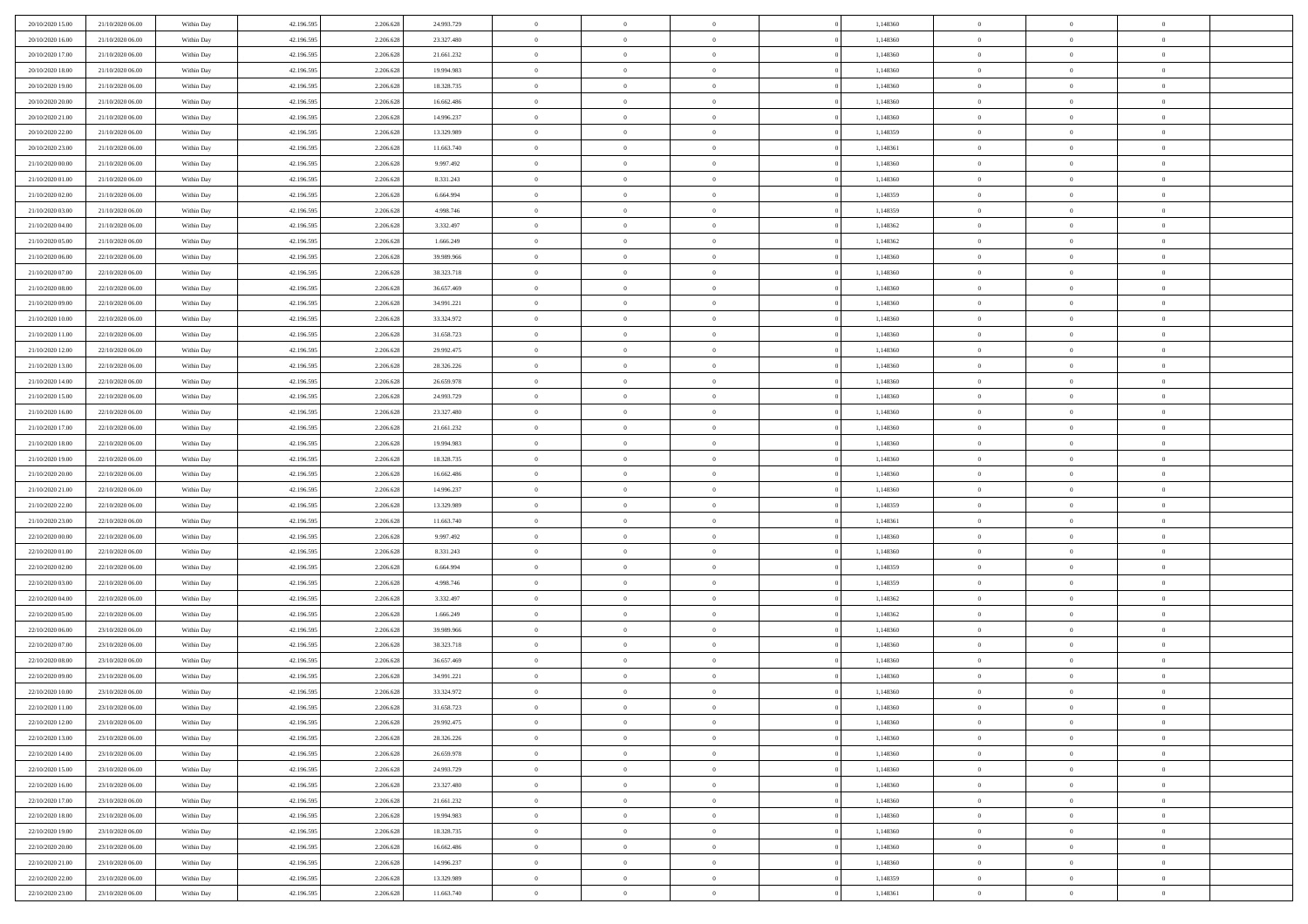| | | | | | | | | | | | | | | |
|---|---|---|---|---|---|---|---|---|---|---|---|---|---|---|
| 20/10/2020 15.00 | 21/10/2020 06.00 | Within Day | 42.196.595 | 2.206.628 | 24.993.729 | 0 | 0 | 0 | | 1,148360 | 0 | 0 | 0 | |
| 20/10/2020 16.00 | 21/10/2020 06.00 | Within Day | 42.196.595 | 2.206.628 | 23.327.480 | 0 | 0 | 0 | | 1,148360 | 0 | 0 | 0 | |
| 20/10/2020 17.00 | 21/10/2020 06.00 | Within Day | 42.196.595 | 2.206.628 | 21.661.232 | 0 | 0 | 0 | | 1,148360 | 0 | 0 | 0 | |
| 20/10/2020 18.00 | 21/10/2020 06.00 | Within Day | 42.196.595 | 2.206.628 | 19.994.983 | 0 | 0 | 0 | | 1,148360 | 0 | 0 | 0 | |
| 20/10/2020 19.00 | 21/10/2020 06.00 | Within Day | 42.196.595 | 2.206.628 | 18.328.735 | 0 | 0 | 0 | | 1,148360 | 0 | 0 | 0 | |
| 20/10/2020 20.00 | 21/10/2020 06.00 | Within Day | 42.196.595 | 2.206.628 | 16.662.486 | 0 | 0 | 0 | | 1,148360 | 0 | 0 | 0 | |
| 20/10/2020 21.00 | 21/10/2020 06.00 | Within Day | 42.196.595 | 2.206.628 | 14.996.237 | 0 | 0 | 0 | | 1,148360 | 0 | 0 | 0 | |
| 20/10/2020 22.00 | 21/10/2020 06.00 | Within Day | 42.196.595 | 2.206.628 | 13.329.989 | 0 | 0 | 0 | | 1,148359 | 0 | 0 | 0 | |
| 20/10/2020 23.00 | 21/10/2020 06.00 | Within Day | 42.196.595 | 2.206.628 | 11.663.740 | 0 | 0 | 0 | | 1,148361 | 0 | 0 | 0 | |
| 21/10/2020 00.00 | 21/10/2020 06.00 | Within Day | 42.196.595 | 2.206.628 | 9.997.492 | 0 | 0 | 0 | | 1,148360 | 0 | 0 | 0 | |
| 21/10/2020 01.00 | 21/10/2020 06.00 | Within Day | 42.196.595 | 2.206.628 | 8.331.243 | 0 | 0 | 0 | | 1,148360 | 0 | 0 | 0 | |
| 21/10/2020 02.00 | 21/10/2020 06.00 | Within Day | 42.196.595 | 2.206.628 | 6.664.994 | 0 | 0 | 0 | | 1,148359 | 0 | 0 | 0 | |
| 21/10/2020 03.00 | 21/10/2020 06.00 | Within Day | 42.196.595 | 2.206.628 | 4.998.746 | 0 | 0 | 0 | | 1,148359 | 0 | 0 | 0 | |
| 21/10/2020 04.00 | 21/10/2020 06.00 | Within Day | 42.196.595 | 2.206.628 | 3.332.497 | 0 | 0 | 0 | | 1,148362 | 0 | 0 | 0 | |
| 21/10/2020 05.00 | 21/10/2020 06.00 | Within Day | 42.196.595 | 2.206.628 | 1.666.249 | 0 | 0 | 0 | | 1,148362 | 0 | 0 | 0 | |
| 21/10/2020 06.00 | 22/10/2020 06.00 | Within Day | 42.196.595 | 2.206.628 | 39.989.966 | 0 | 0 | 0 | | 1,148360 | 0 | 0 | 0 | |
| 21/10/2020 07.00 | 22/10/2020 06.00 | Within Day | 42.196.595 | 2.206.628 | 38.323.718 | 0 | 0 | 0 | | 1,148360 | 0 | 0 | 0 | |
| 21/10/2020 08.00 | 22/10/2020 06.00 | Within Day | 42.196.595 | 2.206.628 | 36.657.469 | 0 | 0 | 0 | | 1,148360 | 0 | 0 | 0 | |
| 21/10/2020 09.00 | 22/10/2020 06.00 | Within Day | 42.196.595 | 2.206.628 | 34.991.221 | 0 | 0 | 0 | | 1,148360 | 0 | 0 | 0 | |
| 21/10/2020 10.00 | 22/10/2020 06.00 | Within Day | 42.196.595 | 2.206.628 | 33.324.972 | 0 | 0 | 0 | | 1,148360 | 0 | 0 | 0 | |
| 21/10/2020 11.00 | 22/10/2020 06.00 | Within Day | 42.196.595 | 2.206.628 | 31.658.723 | 0 | 0 | 0 | | 1,148360 | 0 | 0 | 0 | |
| 21/10/2020 12.00 | 22/10/2020 06.00 | Within Day | 42.196.595 | 2.206.628 | 29.992.475 | 0 | 0 | 0 | | 1,148360 | 0 | 0 | 0 | |
| 21/10/2020 13.00 | 22/10/2020 06.00 | Within Day | 42.196.595 | 2.206.628 | 28.326.226 | 0 | 0 | 0 | | 1,148360 | 0 | 0 | 0 | |
| 21/10/2020 14.00 | 22/10/2020 06.00 | Within Day | 42.196.595 | 2.206.628 | 26.659.978 | 0 | 0 | 0 | | 1,148360 | 0 | 0 | 0 | |
| 21/10/2020 15.00 | 22/10/2020 06.00 | Within Day | 42.196.595 | 2.206.628 | 24.993.729 | 0 | 0 | 0 | | 1,148360 | 0 | 0 | 0 | |
| 21/10/2020 16.00 | 22/10/2020 06.00 | Within Day | 42.196.595 | 2.206.628 | 23.327.480 | 0 | 0 | 0 | | 1,148360 | 0 | 0 | 0 | |
| 21/10/2020 17.00 | 22/10/2020 06.00 | Within Day | 42.196.595 | 2.206.628 | 21.661.232 | 0 | 0 | 0 | | 1,148360 | 0 | 0 | 0 | |
| 21/10/2020 18.00 | 22/10/2020 06.00 | Within Day | 42.196.595 | 2.206.628 | 19.994.983 | 0 | 0 | 0 | | 1,148360 | 0 | 0 | 0 | |
| 21/10/2020 19.00 | 22/10/2020 06.00 | Within Day | 42.196.595 | 2.206.628 | 18.328.735 | 0 | 0 | 0 | | 1,148360 | 0 | 0 | 0 | |
| 21/10/2020 20.00 | 22/10/2020 06.00 | Within Day | 42.196.595 | 2.206.628 | 16.662.486 | 0 | 0 | 0 | | 1,148360 | 0 | 0 | 0 | |
| 21/10/2020 21.00 | 22/10/2020 06.00 | Within Day | 42.196.595 | 2.206.628 | 14.996.237 | 0 | 0 | 0 | | 1,148360 | 0 | 0 | 0 | |
| 21/10/2020 22.00 | 22/10/2020 06.00 | Within Day | 42.196.595 | 2.206.628 | 13.329.989 | 0 | 0 | 0 | | 1,148359 | 0 | 0 | 0 | |
| 21/10/2020 23.00 | 22/10/2020 06.00 | Within Day | 42.196.595 | 2.206.628 | 11.663.740 | 0 | 0 | 0 | | 1,148361 | 0 | 0 | 0 | |
| 22/10/2020 00.00 | 22/10/2020 06.00 | Within Day | 42.196.595 | 2.206.628 | 9.997.492 | 0 | 0 | 0 | | 1,148360 | 0 | 0 | 0 | |
| 22/10/2020 01.00 | 22/10/2020 06.00 | Within Day | 42.196.595 | 2.206.628 | 8.331.243 | 0 | 0 | 0 | | 1,148360 | 0 | 0 | 0 | |
| 22/10/2020 02.00 | 22/10/2020 06.00 | Within Day | 42.196.595 | 2.206.628 | 6.664.994 | 0 | 0 | 0 | | 1,148359 | 0 | 0 | 0 | |
| 22/10/2020 03.00 | 22/10/2020 06.00 | Within Day | 42.196.595 | 2.206.628 | 4.998.746 | 0 | 0 | 0 | | 1,148359 | 0 | 0 | 0 | |
| 22/10/2020 04.00 | 22/10/2020 06.00 | Within Day | 42.196.595 | 2.206.628 | 3.332.497 | 0 | 0 | 0 | | 1,148362 | 0 | 0 | 0 | |
| 22/10/2020 05.00 | 22/10/2020 06.00 | Within Day | 42.196.595 | 2.206.628 | 1.666.249 | 0 | 0 | 0 | | 1,148362 | 0 | 0 | 0 | |
| 22/10/2020 06.00 | 23/10/2020 06.00 | Within Day | 42.196.595 | 2.206.628 | 39.989.966 | 0 | 0 | 0 | | 1,148360 | 0 | 0 | 0 | |
| 22/10/2020 07.00 | 23/10/2020 06.00 | Within Day | 42.196.595 | 2.206.628 | 38.323.718 | 0 | 0 | 0 | | 1,148360 | 0 | 0 | 0 | |
| 22/10/2020 08.00 | 23/10/2020 06.00 | Within Day | 42.196.595 | 2.206.628 | 36.657.469 | 0 | 0 | 0 | | 1,148360 | 0 | 0 | 0 | |
| 22/10/2020 09.00 | 23/10/2020 06.00 | Within Day | 42.196.595 | 2.206.628 | 34.991.221 | 0 | 0 | 0 | | 1,148360 | 0 | 0 | 0 | |
| 22/10/2020 10.00 | 23/10/2020 06.00 | Within Day | 42.196.595 | 2.206.628 | 33.324.972 | 0 | 0 | 0 | | 1,148360 | 0 | 0 | 0 | |
| 22/10/2020 11.00 | 23/10/2020 06.00 | Within Day | 42.196.595 | 2.206.628 | 31.658.723 | 0 | 0 | 0 | | 1,148360 | 0 | 0 | 0 | |
| 22/10/2020 12.00 | 23/10/2020 06.00 | Within Day | 42.196.595 | 2.206.628 | 29.992.475 | 0 | 0 | 0 | | 1,148360 | 0 | 0 | 0 | |
| 22/10/2020 13.00 | 23/10/2020 06.00 | Within Day | 42.196.595 | 2.206.628 | 28.326.226 | 0 | 0 | 0 | | 1,148360 | 0 | 0 | 0 | |
| 22/10/2020 14.00 | 23/10/2020 06.00 | Within Day | 42.196.595 | 2.206.628 | 26.659.978 | 0 | 0 | 0 | | 1,148360 | 0 | 0 | 0 | |
| 22/10/2020 15.00 | 23/10/2020 06.00 | Within Day | 42.196.595 | 2.206.628 | 24.993.729 | 0 | 0 | 0 | | 1,148360 | 0 | 0 | 0 | |
| 22/10/2020 16.00 | 23/10/2020 06.00 | Within Day | 42.196.595 | 2.206.628 | 23.327.480 | 0 | 0 | 0 | | 1,148360 | 0 | 0 | 0 | |
| 22/10/2020 17.00 | 23/10/2020 06.00 | Within Day | 42.196.595 | 2.206.628 | 21.661.232 | 0 | 0 | 0 | | 1,148360 | 0 | 0 | 0 | |
| 22/10/2020 18.00 | 23/10/2020 06.00 | Within Day | 42.196.595 | 2.206.628 | 19.994.983 | 0 | 0 | 0 | | 1,148360 | 0 | 0 | 0 | |
| 22/10/2020 19.00 | 23/10/2020 06.00 | Within Day | 42.196.595 | 2.206.628 | 18.328.735 | 0 | 0 | 0 | | 1,148360 | 0 | 0 | 0 | |
| 22/10/2020 20.00 | 23/10/2020 06.00 | Within Day | 42.196.595 | 2.206.628 | 16.662.486 | 0 | 0 | 0 | | 1,148360 | 0 | 0 | 0 | |
| 22/10/2020 21.00 | 23/10/2020 06.00 | Within Day | 42.196.595 | 2.206.628 | 14.996.237 | 0 | 0 | 0 | | 1,148360 | 0 | 0 | 0 | |
| 22/10/2020 22.00 | 23/10/2020 06.00 | Within Day | 42.196.595 | 2.206.628 | 13.329.989 | 0 | 0 | 0 | | 1,148359 | 0 | 0 | 0 | |
| 22/10/2020 23.00 | 23/10/2020 06.00 | Within Day | 42.196.595 | 2.206.628 | 11.663.740 | 0 | 0 | 0 | | 1,148361 | 0 | 0 | 0 | |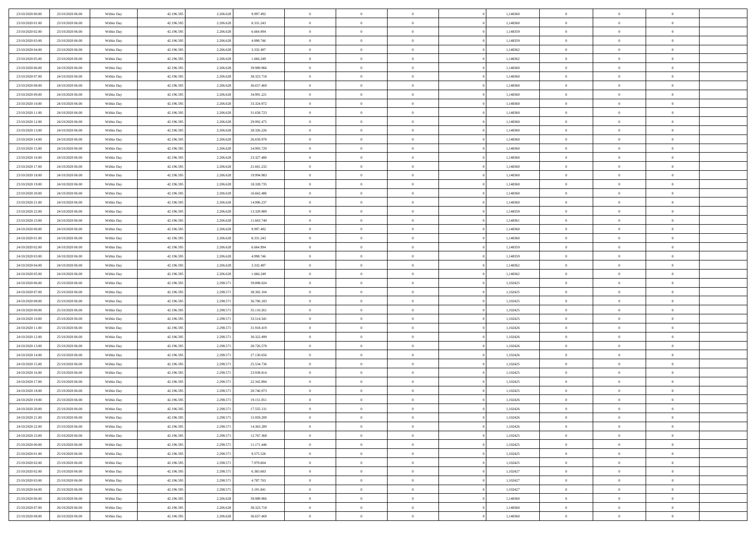| | | | | | | | | | | | | | | |
|---|---|---|---|---|---|---|---|---|---|---|---|---|---|---|
| 23/10/2020 00:00 | 23/10/2020 06:00 | Within Day | 42.196.595 | 2.206.628 | 9.997.492 | 0 | 0 | 0 | 0 | 1,148360 | 0 | 0 | 0 | |
| 23/10/2020 01:00 | 23/10/2020 06:00 | Within Day | 42.196.595 | 2.206.628 | 8.331.243 | 0 | 0 | 0 | 0 | 1,148360 | 0 | 0 | 0 | |
| 23/10/2020 02:00 | 23/10/2020 06:00 | Within Day | 42.196.595 | 2.206.628 | 6.664.994 | 0 | 0 | 0 | 0 | 1,148359 | 0 | 0 | 0 | |
| 23/10/2020 03:00 | 23/10/2020 06:00 | Within Day | 42.196.595 | 2.206.628 | 4.998.746 | 0 | 0 | 0 | 0 | 1,148359 | 0 | 0 | 0 | |
| 23/10/2020 04:00 | 23/10/2020 06:00 | Within Day | 42.196.595 | 2.206.628 | 3.332.497 | 0 | 0 | 0 | 0 | 1,148362 | 0 | 0 | 0 | |
| 23/10/2020 05:00 | 23/10/2020 06:00 | Within Day | 42.196.595 | 2.206.628 | 1.666.249 | 0 | 0 | 0 | 0 | 1,148362 | 0 | 0 | 0 | |
| 23/10/2020 06:00 | 24/10/2020 06:00 | Within Day | 42.196.595 | 2.206.628 | 39.989.966 | 0 | 0 | 0 | 0 | 1,148360 | 0 | 0 | 0 | |
| 23/10/2020 07:00 | 24/10/2020 06:00 | Within Day | 42.196.595 | 2.206.628 | 38.323.718 | 0 | 0 | 0 | 0 | 1,148360 | 0 | 0 | 0 | |
| 23/10/2020 08:00 | 24/10/2020 06:00 | Within Day | 42.196.595 | 2.206.628 | 36.657.469 | 0 | 0 | 0 | 0 | 1,148360 | 0 | 0 | 0 | |
| 23/10/2020 09:00 | 24/10/2020 06:00 | Within Day | 42.196.595 | 2.206.628 | 34.991.221 | 0 | 0 | 0 | 0 | 1,148360 | 0 | 0 | 0 | |
| 23/10/2020 10:00 | 24/10/2020 06:00 | Within Day | 42.196.595 | 2.206.628 | 33.324.972 | 0 | 0 | 0 | 0 | 1,148360 | 0 | 0 | 0 | |
| 23/10/2020 11:00 | 24/10/2020 06:00 | Within Day | 42.196.595 | 2.206.628 | 31.658.723 | 0 | 0 | 0 | 0 | 1,148360 | 0 | 0 | 0 | |
| 23/10/2020 12:00 | 24/10/2020 06:00 | Within Day | 42.196.595 | 2.206.628 | 29.992.475 | 0 | 0 | 0 | 0 | 1,148360 | 0 | 0 | 0 | |
| 23/10/2020 13:00 | 24/10/2020 06:00 | Within Day | 42.196.595 | 2.206.628 | 28.326.226 | 0 | 0 | 0 | 0 | 1,148360 | 0 | 0 | 0 | |
| 23/10/2020 14:00 | 24/10/2020 06:00 | Within Day | 42.196.595 | 2.206.628 | 26.659.978 | 0 | 0 | 0 | 0 | 1,148360 | 0 | 0 | 0 | |
| 23/10/2020 15:00 | 24/10/2020 06:00 | Within Day | 42.196.595 | 2.206.628 | 24.993.729 | 0 | 0 | 0 | 0 | 1,148360 | 0 | 0 | 0 | |
| 23/10/2020 16:00 | 24/10/2020 06:00 | Within Day | 42.196.595 | 2.206.628 | 23.327.480 | 0 | 0 | 0 | 0 | 1,148360 | 0 | 0 | 0 | |
| 23/10/2020 17:00 | 24/10/2020 06:00 | Within Day | 42.196.595 | 2.206.628 | 21.661.232 | 0 | 0 | 0 | 0 | 1,148360 | 0 | 0 | 0 | |
| 23/10/2020 18:00 | 24/10/2020 06:00 | Within Day | 42.196.595 | 2.206.628 | 19.994.983 | 0 | 0 | 0 | 0 | 1,148360 | 0 | 0 | 0 | |
| 23/10/2020 19:00 | 24/10/2020 06:00 | Within Day | 42.196.595 | 2.206.628 | 18.328.735 | 0 | 0 | 0 | 0 | 1,148360 | 0 | 0 | 0 | |
| 23/10/2020 20:00 | 24/10/2020 06:00 | Within Day | 42.196.595 | 2.206.628 | 16.662.486 | 0 | 0 | 0 | 0 | 1,148360 | 0 | 0 | 0 | |
| 23/10/2020 21:00 | 24/10/2020 06:00 | Within Day | 42.196.595 | 2.206.628 | 14.996.237 | 0 | 0 | 0 | 0 | 1,148360 | 0 | 0 | 0 | |
| 23/10/2020 22:00 | 24/10/2020 06:00 | Within Day | 42.196.595 | 2.206.628 | 13.329.989 | 0 | 0 | 0 | 0 | 1,148359 | 0 | 0 | 0 | |
| 23/10/2020 23:00 | 24/10/2020 06:00 | Within Day | 42.196.595 | 2.206.628 | 11.663.740 | 0 | 0 | 0 | 0 | 1,148361 | 0 | 0 | 0 | |
| 24/10/2020 00:00 | 24/10/2020 06:00 | Within Day | 42.196.595 | 2.206.628 | 9.997.492 | 0 | 0 | 0 | 0 | 1,148360 | 0 | 0 | 0 | |
| 24/10/2020 01:00 | 24/10/2020 06:00 | Within Day | 42.196.595 | 2.206.628 | 8.331.243 | 0 | 0 | 0 | 0 | 1,148360 | 0 | 0 | 0 | |
| 24/10/2020 02:00 | 24/10/2020 06:00 | Within Day | 42.196.595 | 2.206.628 | 6.664.994 | 0 | 0 | 0 | 0 | 1,148359 | 0 | 0 | 0 | |
| 24/10/2020 03:00 | 24/10/2020 06:00 | Within Day | 42.196.595 | 2.206.628 | 4.998.746 | 0 | 0 | 0 | 0 | 1,148359 | 0 | 0 | 0 | |
| 24/10/2020 04:00 | 24/10/2020 06:00 | Within Day | 42.196.595 | 2.206.628 | 3.332.497 | 0 | 0 | 0 | 0 | 1,148362 | 0 | 0 | 0 | |
| 24/10/2020 05:00 | 24/10/2020 06:00 | Within Day | 42.196.595 | 2.206.628 | 1.666.249 | 0 | 0 | 0 | 0 | 1,148362 | 0 | 0 | 0 | |
| 24/10/2020 06:00 | 25/10/2020 06:00 | Within Day | 42.196.595 | 2.298.571 | 39.898.024 | 0 | 0 | 0 | 0 | 1,102425 | 0 | 0 | 0 | |
| 24/10/2020 07:00 | 25/10/2020 06:00 | Within Day | 42.196.595 | 2.298.571 | 38.302.104 | 0 | 0 | 0 | 0 | 1,102425 | 0 | 0 | 0 | |
| 24/10/2020 08:00 | 25/10/2020 06:00 | Within Day | 42.196.595 | 2.298.571 | 36.706.183 | 0 | 0 | 0 | 0 | 1,102425 | 0 | 0 | 0 | |
| 24/10/2020 09:00 | 25/10/2020 06:00 | Within Day | 42.196.595 | 2.298.571 | 35.110.261 | 0 | 0 | 0 | 0 | 1,102425 | 0 | 0 | 0 | |
| 24/10/2020 10:00 | 25/10/2020 06:00 | Within Day | 42.196.595 | 2.298.571 | 33.514.341 | 0 | 0 | 0 | 0 | 1,102425 | 0 | 0 | 0 | |
| 24/10/2020 11:00 | 25/10/2020 06:00 | Within Day | 42.196.595 | 2.298.571 | 31.918.419 | 0 | 0 | 0 | 0 | 1,102426 | 0 | 0 | 0 | |
| 24/10/2020 12:00 | 25/10/2020 06:00 | Within Day | 42.196.595 | 2.298.571 | 30.322.499 | 0 | 0 | 0 | 0 | 1,102426 | 0 | 0 | 0 | |
| 24/10/2020 13:00 | 25/10/2020 06:00 | Within Day | 42.196.595 | 2.298.571 | 28.726.578 | 0 | 0 | 0 | 0 | 1,102426 | 0 | 0 | 0 | |
| 24/10/2020 14:00 | 25/10/2020 06:00 | Within Day | 42.196.595 | 2.298.571 | 27.130.656 | 0 | 0 | 0 | 0 | 1,102426 | 0 | 0 | 0 | |
| 24/10/2020 15:00 | 25/10/2020 06:00 | Within Day | 42.196.595 | 2.298.571 | 25.534.736 | 0 | 0 | 0 | 0 | 1,102425 | 0 | 0 | 0 | |
| 24/10/2020 16:00 | 25/10/2020 06:00 | Within Day | 42.196.595 | 2.298.571 | 23.938.814 | 0 | 0 | 0 | 0 | 1,102425 | 0 | 0 | 0 | |
| 24/10/2020 17:00 | 25/10/2020 06:00 | Within Day | 42.196.595 | 2.298.571 | 22.342.894 | 0 | 0 | 0 | 0 | 1,102425 | 0 | 0 | 0 | |
| 24/10/2020 18:00 | 25/10/2020 06:00 | Within Day | 42.196.595 | 2.298.571 | 20.746.973 | 0 | 0 | 0 | 0 | 1,102425 | 0 | 0 | 0 | |
| 24/10/2020 19:00 | 25/10/2020 06:00 | Within Day | 42.196.595 | 2.298.571 | 19.151.051 | 0 | 0 | 0 | 0 | 1,102426 | 0 | 0 | 0 | |
| 24/10/2020 20:00 | 25/10/2020 06:00 | Within Day | 42.196.595 | 2.298.571 | 17.555.131 | 0 | 0 | 0 | 0 | 1,102426 | 0 | 0 | 0 | |
| 24/10/2020 21:00 | 25/10/2020 06:00 | Within Day | 42.196.595 | 2.298.571 | 15.959.209 | 0 | 0 | 0 | 0 | 1,102426 | 0 | 0 | 0 | |
| 24/10/2020 22:00 | 25/10/2020 06:00 | Within Day | 42.196.595 | 2.298.571 | 14.363.289 | 0 | 0 | 0 | 0 | 1,102426 | 0 | 0 | 0 | |
| 24/10/2020 23:00 | 25/10/2020 06:00 | Within Day | 42.196.595 | 2.298.571 | 12.767.368 | 0 | 0 | 0 | 0 | 1,102425 | 0 | 0 | 0 | |
| 25/10/2020 00:00 | 25/10/2020 06:00 | Within Day | 42.196.595 | 2.298.571 | 11.171.446 | 0 | 0 | 0 | 0 | 1,102425 | 0 | 0 | 0 | |
| 25/10/2020 01:00 | 25/10/2020 06:00 | Within Day | 42.196.595 | 2.298.571 | 9.575.526 | 0 | 0 | 0 | 0 | 1,102425 | 0 | 0 | 0 | |
| 25/10/2020 02:00 | 25/10/2020 06:00 | Within Day | 42.196.595 | 2.298.571 | 7.979.604 | 0 | 0 | 0 | 0 | 1,102425 | 0 | 0 | 0 | |
| 25/10/2020 02:00 | 25/10/2020 06:00 | Within Day | 42.196.595 | 2.298.571 | 6.383.683 | 0 | 0 | 0 | 0 | 1,102427 | 0 | 0 | 0 | |
| 25/10/2020 03:00 | 25/10/2020 06:00 | Within Day | 42.196.595 | 2.298.571 | 4.787.763 | 0 | 0 | 0 | 0 | 1,102427 | 0 | 0 | 0 | |
| 25/10/2020 04:00 | 25/10/2020 06:00 | Within Day | 42.196.595 | 2.298.571 | 3.191.841 | 0 | 0 | 0 | 0 | 1,102427 | 0 | 0 | 0 | |
| 25/10/2020 06:00 | 26/10/2020 06:00 | Within Day | 42.196.595 | 2.206.628 | 39.989.966 | 0 | 0 | 0 | 0 | 1,148360 | 0 | 0 | 0 | |
| 25/10/2020 07:00 | 26/10/2020 06:00 | Within Day | 42.196.595 | 2.206.628 | 38.323.718 | 0 | 0 | 0 | 0 | 1,148360 | 0 | 0 | 0 | |
| 25/10/2020 08:00 | 26/10/2020 06:00 | Within Day | 42.196.595 | 2.206.628 | 36.657.469 | 0 | 0 | 0 | 0 | 1,148360 | 0 | 0 | 0 | |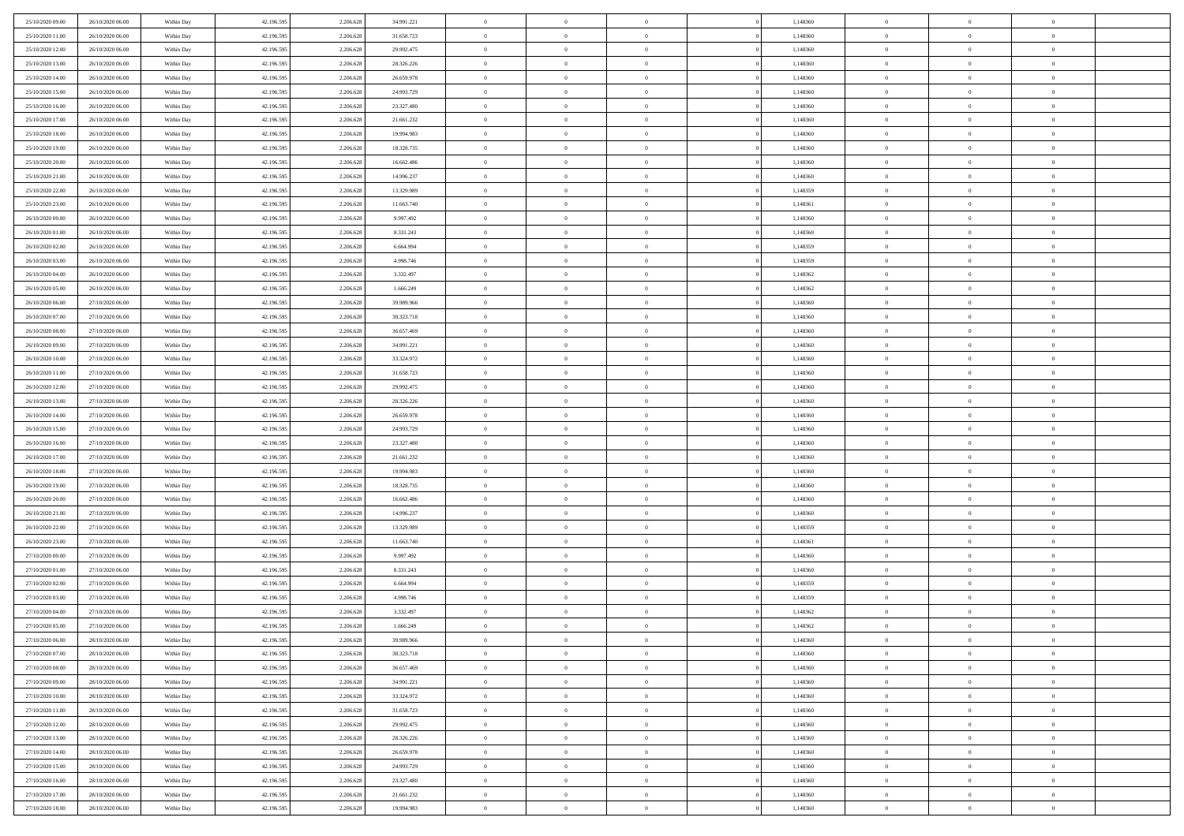| | | | | | | | | | | | | | | |
|---|---|---|---|---|---|---|---|---|---|---|---|---|---|---|
| 25/10/2020 09:00 | 26/10/2020 06:00 | Within Day | 42.196.595 | 2.206.628 | 34.991.221 | 0 | 0 | 0 | | 1,148360 | 0 | 0 | 0 | |
| 25/10/2020 11:00 | 26/10/2020 06:00 | Within Day | 42.196.595 | 2.206.628 | 31.658.723 | 0 | 0 | 0 | | 1,148360 | 0 | 0 | 0 | |
| 25/10/2020 12:00 | 26/10/2020 06:00 | Within Day | 42.196.595 | 2.206.628 | 29.992.475 | 0 | 0 | 0 | | 1,148360 | 0 | 0 | 0 | |
| 25/10/2020 13:00 | 26/10/2020 06:00 | Within Day | 42.196.595 | 2.206.628 | 28.326.226 | 0 | 0 | 0 | | 1,148360 | 0 | 0 | 0 | |
| 25/10/2020 14:00 | 26/10/2020 06:00 | Within Day | 42.196.595 | 2.206.628 | 26.659.978 | 0 | 0 | 0 | | 1,148360 | 0 | 0 | 0 | |
| 25/10/2020 15:00 | 26/10/2020 06:00 | Within Day | 42.196.595 | 2.206.628 | 24.993.729 | 0 | 0 | 0 | | 1,148360 | 0 | 0 | 0 | |
| 25/10/2020 16:00 | 26/10/2020 06:00 | Within Day | 42.196.595 | 2.206.628 | 23.327.480 | 0 | 0 | 0 | | 1,148360 | 0 | 0 | 0 | |
| 25/10/2020 17:00 | 26/10/2020 06:00 | Within Day | 42.196.595 | 2.206.628 | 21.661.232 | 0 | 0 | 0 | | 1,148360 | 0 | 0 | 0 | |
| 25/10/2020 18:00 | 26/10/2020 06:00 | Within Day | 42.196.595 | 2.206.628 | 19.994.983 | 0 | 0 | 0 | | 1,148360 | 0 | 0 | 0 | |
| 25/10/2020 19:00 | 26/10/2020 06:00 | Within Day | 42.196.595 | 2.206.628 | 18.328.735 | 0 | 0 | 0 | | 1,148360 | 0 | 0 | 0 | |
| 25/10/2020 20:00 | 26/10/2020 06:00 | Within Day | 42.196.595 | 2.206.628 | 16.662.486 | 0 | 0 | 0 | | 1,148360 | 0 | 0 | 0 | |
| 25/10/2020 21:00 | 26/10/2020 06:00 | Within Day | 42.196.595 | 2.206.628 | 14.996.237 | 0 | 0 | 0 | | 1,148360 | 0 | 0 | 0 | |
| 25/10/2020 22:00 | 26/10/2020 06:00 | Within Day | 42.196.595 | 2.206.628 | 13.329.989 | 0 | 0 | 0 | | 1,148359 | 0 | 0 | 0 | |
| 25/10/2020 23:00 | 26/10/2020 06:00 | Within Day | 42.196.595 | 2.206.628 | 11.663.740 | 0 | 0 | 0 | | 1,148361 | 0 | 0 | 0 | |
| 26/10/2020 00:00 | 26/10/2020 06:00 | Within Day | 42.196.595 | 2.206.628 | 9.997.492 | 0 | 0 | 0 | | 1,148360 | 0 | 0 | 0 | |
| 26/10/2020 01:00 | 26/10/2020 06:00 | Within Day | 42.196.595 | 2.206.628 | 8.331.243 | 0 | 0 | 0 | | 1,148360 | 0 | 0 | 0 | |
| 26/10/2020 02:00 | 26/10/2020 06:00 | Within Day | 42.196.595 | 2.206.628 | 6.664.994 | 0 | 0 | 0 | | 1,148359 | 0 | 0 | 0 | |
| 26/10/2020 03:00 | 26/10/2020 06:00 | Within Day | 42.196.595 | 2.206.628 | 4.998.746 | 0 | 0 | 0 | | 1,148359 | 0 | 0 | 0 | |
| 26/10/2020 04:00 | 26/10/2020 06:00 | Within Day | 42.196.595 | 2.206.628 | 3.332.497 | 0 | 0 | 0 | | 1,148362 | 0 | 0 | 0 | |
| 26/10/2020 05:00 | 26/10/2020 06:00 | Within Day | 42.196.595 | 2.206.628 | 1.666.249 | 0 | 0 | 0 | | 1,148362 | 0 | 0 | 0 | |
| 26/10/2020 06:00 | 27/10/2020 06:00 | Within Day | 42.196.595 | 2.206.628 | 39.989.966 | 0 | 0 | 0 | | 1,148360 | 0 | 0 | 0 | |
| 26/10/2020 07:00 | 27/10/2020 06:00 | Within Day | 42.196.595 | 2.206.628 | 38.323.718 | 0 | 0 | 0 | | 1,148360 | 0 | 0 | 0 | |
| 26/10/2020 08:00 | 27/10/2020 06:00 | Within Day | 42.196.595 | 2.206.628 | 36.657.469 | 0 | 0 | 0 | | 1,148360 | 0 | 0 | 0 | |
| 26/10/2020 09:00 | 27/10/2020 06:00 | Within Day | 42.196.595 | 2.206.628 | 34.991.221 | 0 | 0 | 0 | | 1,148360 | 0 | 0 | 0 | |
| 26/10/2020 10:00 | 27/10/2020 06:00 | Within Day | 42.196.595 | 2.206.628 | 33.324.972 | 0 | 0 | 0 | | 1,148360 | 0 | 0 | 0 | |
| 26/10/2020 11:00 | 27/10/2020 06:00 | Within Day | 42.196.595 | 2.206.628 | 31.658.723 | 0 | 0 | 0 | | 1,148360 | 0 | 0 | 0 | |
| 26/10/2020 12:00 | 27/10/2020 06:00 | Within Day | 42.196.595 | 2.206.628 | 29.992.475 | 0 | 0 | 0 | | 1,148360 | 0 | 0 | 0 | |
| 26/10/2020 13:00 | 27/10/2020 06:00 | Within Day | 42.196.595 | 2.206.628 | 28.326.226 | 0 | 0 | 0 | | 1,148360 | 0 | 0 | 0 | |
| 26/10/2020 14:00 | 27/10/2020 06:00 | Within Day | 42.196.595 | 2.206.628 | 26.659.978 | 0 | 0 | 0 | | 1,148360 | 0 | 0 | 0 | |
| 26/10/2020 15:00 | 27/10/2020 06:00 | Within Day | 42.196.595 | 2.206.628 | 24.993.729 | 0 | 0 | 0 | | 1,148360 | 0 | 0 | 0 | |
| 26/10/2020 16:00 | 27/10/2020 06:00 | Within Day | 42.196.595 | 2.206.628 | 23.327.480 | 0 | 0 | 0 | | 1,148360 | 0 | 0 | 0 | |
| 26/10/2020 17:00 | 27/10/2020 06:00 | Within Day | 42.196.595 | 2.206.628 | 21.661.232 | 0 | 0 | 0 | | 1,148360 | 0 | 0 | 0 | |
| 26/10/2020 18:00 | 27/10/2020 06:00 | Within Day | 42.196.595 | 2.206.628 | 19.994.983 | 0 | 0 | 0 | | 1,148360 | 0 | 0 | 0 | |
| 26/10/2020 19:00 | 27/10/2020 06:00 | Within Day | 42.196.595 | 2.206.628 | 18.328.735 | 0 | 0 | 0 | | 1,148360 | 0 | 0 | 0 | |
| 26/10/2020 20:00 | 27/10/2020 06:00 | Within Day | 42.196.595 | 2.206.628 | 16.662.486 | 0 | 0 | 0 | | 1,148360 | 0 | 0 | 0 | |
| 26/10/2020 21:00 | 27/10/2020 06:00 | Within Day | 42.196.595 | 2.206.628 | 14.996.237 | 0 | 0 | 0 | | 1,148360 | 0 | 0 | 0 | |
| 26/10/2020 22:00 | 27/10/2020 06:00 | Within Day | 42.196.595 | 2.206.628 | 13.329.989 | 0 | 0 | 0 | | 1,148359 | 0 | 0 | 0 | |
| 26/10/2020 23:00 | 27/10/2020 06:00 | Within Day | 42.196.595 | 2.206.628 | 11.663.740 | 0 | 0 | 0 | | 1,148361 | 0 | 0 | 0 | |
| 27/10/2020 00:00 | 27/10/2020 06:00 | Within Day | 42.196.595 | 2.206.628 | 9.997.492 | 0 | 0 | 0 | | 1,148360 | 0 | 0 | 0 | |
| 27/10/2020 01:00 | 27/10/2020 06:00 | Within Day | 42.196.595 | 2.206.628 | 8.331.243 | 0 | 0 | 0 | | 1,148360 | 0 | 0 | 0 | |
| 27/10/2020 02:00 | 27/10/2020 06:00 | Within Day | 42.196.595 | 2.206.628 | 6.664.994 | 0 | 0 | 0 | | 1,148359 | 0 | 0 | 0 | |
| 27/10/2020 03:00 | 27/10/2020 06:00 | Within Day | 42.196.595 | 2.206.628 | 4.998.746 | 0 | 0 | 0 | | 1,148359 | 0 | 0 | 0 | |
| 27/10/2020 04:00 | 27/10/2020 06:00 | Within Day | 42.196.595 | 2.206.628 | 3.332.497 | 0 | 0 | 0 | | 1,148362 | 0 | 0 | 0 | |
| 27/10/2020 05:00 | 27/10/2020 06:00 | Within Day | 42.196.595 | 2.206.628 | 1.666.249 | 0 | 0 | 0 | | 1,148362 | 0 | 0 | 0 | |
| 27/10/2020 06:00 | 28/10/2020 06:00 | Within Day | 42.196.595 | 2.206.628 | 39.989.966 | 0 | 0 | 0 | | 1,148360 | 0 | 0 | 0 | |
| 27/10/2020 07:00 | 28/10/2020 06:00 | Within Day | 42.196.595 | 2.206.628 | 38.323.718 | 0 | 0 | 0 | | 1,148360 | 0 | 0 | 0 | |
| 27/10/2020 08:00 | 28/10/2020 06:00 | Within Day | 42.196.595 | 2.206.628 | 36.657.469 | 0 | 0 | 0 | | 1,148360 | 0 | 0 | 0 | |
| 27/10/2020 09:00 | 28/10/2020 06:00 | Within Day | 42.196.595 | 2.206.628 | 34.991.221 | 0 | 0 | 0 | | 1,148360 | 0 | 0 | 0 | |
| 27/10/2020 10:00 | 28/10/2020 06:00 | Within Day | 42.196.595 | 2.206.628 | 33.324.972 | 0 | 0 | 0 | | 1,148360 | 0 | 0 | 0 | |
| 27/10/2020 11:00 | 28/10/2020 06:00 | Within Day | 42.196.595 | 2.206.628 | 31.658.723 | 0 | 0 | 0 | | 1,148360 | 0 | 0 | 0 | |
| 27/10/2020 12:00 | 28/10/2020 06:00 | Within Day | 42.196.595 | 2.206.628 | 29.992.475 | 0 | 0 | 0 | | 1,148360 | 0 | 0 | 0 | |
| 27/10/2020 13:00 | 28/10/2020 06:00 | Within Day | 42.196.595 | 2.206.628 | 28.326.226 | 0 | 0 | 0 | | 1,148360 | 0 | 0 | 0 | |
| 27/10/2020 14:00 | 28/10/2020 06:00 | Within Day | 42.196.595 | 2.206.628 | 26.659.978 | 0 | 0 | 0 | | 1,148360 | 0 | 0 | 0 | |
| 27/10/2020 15:00 | 28/10/2020 06:00 | Within Day | 42.196.595 | 2.206.628 | 24.993.729 | 0 | 0 | 0 | | 1,148360 | 0 | 0 | 0 | |
| 27/10/2020 16:00 | 28/10/2020 06:00 | Within Day | 42.196.595 | 2.206.628 | 23.327.480 | 0 | 0 | 0 | | 1,148360 | 0 | 0 | 0 | |
| 27/10/2020 17:00 | 28/10/2020 06:00 | Within Day | 42.196.595 | 2.206.628 | 21.661.232 | 0 | 0 | 0 | | 1,148360 | 0 | 0 | 0 | |
| 27/10/2020 18:00 | 28/10/2020 06:00 | Within Day | 42.196.595 | 2.206.628 | 19.994.983 | 0 | 0 | 0 | | 1,148360 | 0 | 0 | 0 | |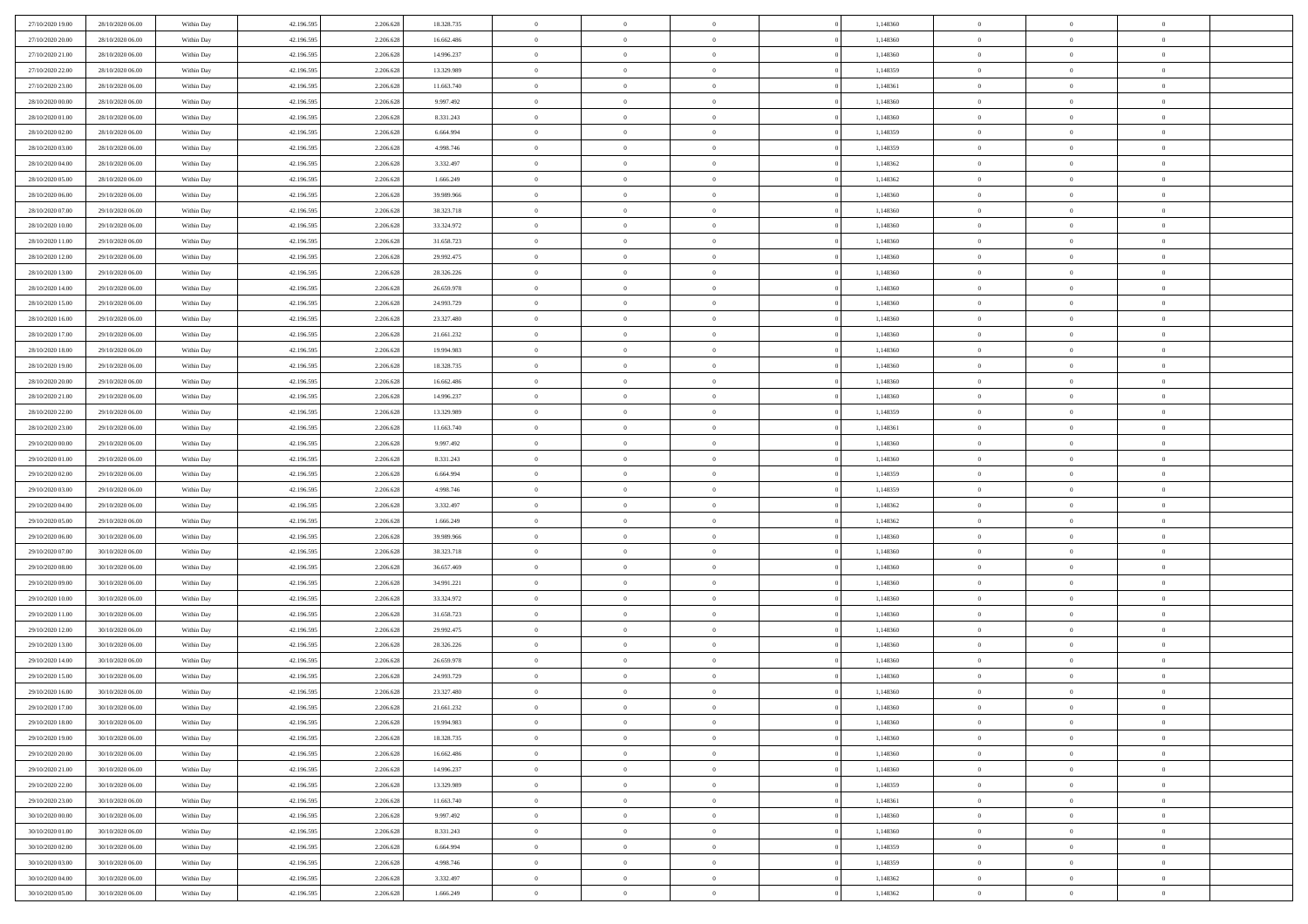| | | | | | | | | | | | | | | |
|---|---|---|---|---|---|---|---|---|---|---|---|---|---|---|
| 27/10/2020 19.00 | 28/10/2020 06.00 | Within Day | 42.196.595 | 2.206.628 | 18.328.735 | 0 | 0 | 0 | 0 | 1,148360 | 0 | 0 | 0 | |
| 27/10/2020 20.00 | 28/10/2020 06.00 | Within Day | 42.196.595 | 2.206.628 | 16.662.486 | 0 | 0 | 0 | 0 | 1,148360 | 0 | 0 | 0 | |
| 27/10/2020 21.00 | 28/10/2020 06.00 | Within Day | 42.196.595 | 2.206.628 | 14.996.237 | 0 | 0 | 0 | 0 | 1,148360 | 0 | 0 | 0 | |
| 27/10/2020 22.00 | 28/10/2020 06.00 | Within Day | 42.196.595 | 2.206.628 | 13.329.989 | 0 | 0 | 0 | 0 | 1,148359 | 0 | 0 | 0 | |
| 27/10/2020 23.00 | 28/10/2020 06.00 | Within Day | 42.196.595 | 2.206.628 | 11.663.740 | 0 | 0 | 0 | 0 | 1,148361 | 0 | 0 | 0 | |
| 28/10/2020 00.00 | 28/10/2020 06.00 | Within Day | 42.196.595 | 2.206.628 | 9.997.492 | 0 | 0 | 0 | 0 | 1,148360 | 0 | 0 | 0 | |
| 28/10/2020 01.00 | 28/10/2020 06.00 | Within Day | 42.196.595 | 2.206.628 | 8.331.243 | 0 | 0 | 0 | 0 | 1,148360 | 0 | 0 | 0 | |
| 28/10/2020 02.00 | 28/10/2020 06.00 | Within Day | 42.196.595 | 2.206.628 | 6.664.994 | 0 | 0 | 0 | 0 | 1,148359 | 0 | 0 | 0 | |
| 28/10/2020 03.00 | 28/10/2020 06.00 | Within Day | 42.196.595 | 2.206.628 | 4.998.746 | 0 | 0 | 0 | 0 | 1,148359 | 0 | 0 | 0 | |
| 28/10/2020 04.00 | 28/10/2020 06.00 | Within Day | 42.196.595 | 2.206.628 | 3.332.497 | 0 | 0 | 0 | 0 | 1,148362 | 0 | 0 | 0 | |
| 28/10/2020 05.00 | 28/10/2020 06.00 | Within Day | 42.196.595 | 2.206.628 | 1.666.249 | 0 | 0 | 0 | 0 | 1,148362 | 0 | 0 | 0 | |
| 28/10/2020 06.00 | 29/10/2020 06.00 | Within Day | 42.196.595 | 2.206.628 | 39.989.966 | 0 | 0 | 0 | 0 | 1,148360 | 0 | 0 | 0 | |
| 28/10/2020 07.00 | 29/10/2020 06.00 | Within Day | 42.196.595 | 2.206.628 | 38.323.718 | 0 | 0 | 0 | 0 | 1,148360 | 0 | 0 | 0 | |
| 28/10/2020 10.00 | 29/10/2020 06.00 | Within Day | 42.196.595 | 2.206.628 | 33.324.972 | 0 | 0 | 0 | 0 | 1,148360 | 0 | 0 | 0 | |
| 28/10/2020 11.00 | 29/10/2020 06.00 | Within Day | 42.196.595 | 2.206.628 | 31.658.723 | 0 | 0 | 0 | 0 | 1,148360 | 0 | 0 | 0 | |
| 28/10/2020 12.00 | 29/10/2020 06.00 | Within Day | 42.196.595 | 2.206.628 | 29.992.475 | 0 | 0 | 0 | 0 | 1,148360 | 0 | 0 | 0 | |
| 28/10/2020 13.00 | 29/10/2020 06.00 | Within Day | 42.196.595 | 2.206.628 | 28.326.226 | 0 | 0 | 0 | 0 | 1,148360 | 0 | 0 | 0 | |
| 28/10/2020 14.00 | 29/10/2020 06.00 | Within Day | 42.196.595 | 2.206.628 | 26.659.978 | 0 | 0 | 0 | 0 | 1,148360 | 0 | 0 | 0 | |
| 28/10/2020 15.00 | 29/10/2020 06.00 | Within Day | 42.196.595 | 2.206.628 | 24.993.729 | 0 | 0 | 0 | 0 | 1,148360 | 0 | 0 | 0 | |
| 28/10/2020 16.00 | 29/10/2020 06.00 | Within Day | 42.196.595 | 2.206.628 | 23.327.480 | 0 | 0 | 0 | 0 | 1,148360 | 0 | 0 | 0 | |
| 28/10/2020 17.00 | 29/10/2020 06.00 | Within Day | 42.196.595 | 2.206.628 | 21.661.232 | 0 | 0 | 0 | 0 | 1,148360 | 0 | 0 | 0 | |
| 28/10/2020 18.00 | 29/10/2020 06.00 | Within Day | 42.196.595 | 2.206.628 | 19.994.983 | 0 | 0 | 0 | 0 | 1,148360 | 0 | 0 | 0 | |
| 28/10/2020 19.00 | 29/10/2020 06.00 | Within Day | 42.196.595 | 2.206.628 | 18.328.735 | 0 | 0 | 0 | 0 | 1,148360 | 0 | 0 | 0 | |
| 28/10/2020 20.00 | 29/10/2020 06.00 | Within Day | 42.196.595 | 2.206.628 | 16.662.486 | 0 | 0 | 0 | 0 | 1,148360 | 0 | 0 | 0 | |
| 28/10/2020 21.00 | 29/10/2020 06.00 | Within Day | 42.196.595 | 2.206.628 | 14.996.237 | 0 | 0 | 0 | 0 | 1,148360 | 0 | 0 | 0 | |
| 28/10/2020 22.00 | 29/10/2020 06.00 | Within Day | 42.196.595 | 2.206.628 | 13.329.989 | 0 | 0 | 0 | 0 | 1,148359 | 0 | 0 | 0 | |
| 28/10/2020 23.00 | 29/10/2020 06.00 | Within Day | 42.196.595 | 2.206.628 | 11.663.740 | 0 | 0 | 0 | 0 | 1,148361 | 0 | 0 | 0 | |
| 29/10/2020 00.00 | 29/10/2020 06.00 | Within Day | 42.196.595 | 2.206.628 | 9.997.492 | 0 | 0 | 0 | 0 | 1,148360 | 0 | 0 | 0 | |
| 29/10/2020 01.00 | 29/10/2020 06.00 | Within Day | 42.196.595 | 2.206.628 | 8.331.243 | 0 | 0 | 0 | 0 | 1,148360 | 0 | 0 | 0 | |
| 29/10/2020 02.00 | 29/10/2020 06.00 | Within Day | 42.196.595 | 2.206.628 | 6.664.994 | 0 | 0 | 0 | 0 | 1,148359 | 0 | 0 | 0 | |
| 29/10/2020 03.00 | 29/10/2020 06.00 | Within Day | 42.196.595 | 2.206.628 | 4.998.746 | 0 | 0 | 0 | 0 | 1,148359 | 0 | 0 | 0 | |
| 29/10/2020 04.00 | 29/10/2020 06.00 | Within Day | 42.196.595 | 2.206.628 | 3.332.497 | 0 | 0 | 0 | 0 | 1,148362 | 0 | 0 | 0 | |
| 29/10/2020 05.00 | 29/10/2020 06.00 | Within Day | 42.196.595 | 2.206.628 | 1.666.249 | 0 | 0 | 0 | 0 | 1,148362 | 0 | 0 | 0 | |
| 29/10/2020 06.00 | 30/10/2020 06.00 | Within Day | 42.196.595 | 2.206.628 | 39.989.966 | 0 | 0 | 0 | 0 | 1,148360 | 0 | 0 | 0 | |
| 29/10/2020 07.00 | 30/10/2020 06.00 | Within Day | 42.196.595 | 2.206.628 | 38.323.718 | 0 | 0 | 0 | 0 | 1,148360 | 0 | 0 | 0 | |
| 29/10/2020 08.00 | 30/10/2020 06.00 | Within Day | 42.196.595 | 2.206.628 | 36.657.469 | 0 | 0 | 0 | 0 | 1,148360 | 0 | 0 | 0 | |
| 29/10/2020 09.00 | 30/10/2020 06.00 | Within Day | 42.196.595 | 2.206.628 | 34.991.221 | 0 | 0 | 0 | 0 | 1,148360 | 0 | 0 | 0 | |
| 29/10/2020 10.00 | 30/10/2020 06.00 | Within Day | 42.196.595 | 2.206.628 | 33.324.972 | 0 | 0 | 0 | 0 | 1,148360 | 0 | 0 | 0 | |
| 29/10/2020 11.00 | 30/10/2020 06.00 | Within Day | 42.196.595 | 2.206.628 | 31.658.723 | 0 | 0 | 0 | 0 | 1,148360 | 0 | 0 | 0 | |
| 29/10/2020 12.00 | 30/10/2020 06.00 | Within Day | 42.196.595 | 2.206.628 | 29.992.475 | 0 | 0 | 0 | 0 | 1,148360 | 0 | 0 | 0 | |
| 29/10/2020 13.00 | 30/10/2020 06.00 | Within Day | 42.196.595 | 2.206.628 | 28.326.226 | 0 | 0 | 0 | 0 | 1,148360 | 0 | 0 | 0 | |
| 29/10/2020 14.00 | 30/10/2020 06.00 | Within Day | 42.196.595 | 2.206.628 | 26.659.978 | 0 | 0 | 0 | 0 | 1,148360 | 0 | 0 | 0 | |
| 29/10/2020 15.00 | 30/10/2020 06.00 | Within Day | 42.196.595 | 2.206.628 | 24.993.729 | 0 | 0 | 0 | 0 | 1,148360 | 0 | 0 | 0 | |
| 29/10/2020 16.00 | 30/10/2020 06.00 | Within Day | 42.196.595 | 2.206.628 | 23.327.480 | 0 | 0 | 0 | 0 | 1,148360 | 0 | 0 | 0 | |
| 29/10/2020 17.00 | 30/10/2020 06.00 | Within Day | 42.196.595 | 2.206.628 | 21.661.232 | 0 | 0 | 0 | 0 | 1,148360 | 0 | 0 | 0 | |
| 29/10/2020 18.00 | 30/10/2020 06.00 | Within Day | 42.196.595 | 2.206.628 | 19.994.983 | 0 | 0 | 0 | 0 | 1,148360 | 0 | 0 | 0 | |
| 29/10/2020 19.00 | 30/10/2020 06.00 | Within Day | 42.196.595 | 2.206.628 | 18.328.735 | 0 | 0 | 0 | 0 | 1,148360 | 0 | 0 | 0 | |
| 29/10/2020 20.00 | 30/10/2020 06.00 | Within Day | 42.196.595 | 2.206.628 | 16.662.486 | 0 | 0 | 0 | 0 | 1,148360 | 0 | 0 | 0 | |
| 29/10/2020 21.00 | 30/10/2020 06.00 | Within Day | 42.196.595 | 2.206.628 | 14.996.237 | 0 | 0 | 0 | 0 | 1,148360 | 0 | 0 | 0 | |
| 29/10/2020 22.00 | 30/10/2020 06.00 | Within Day | 42.196.595 | 2.206.628 | 13.329.989 | 0 | 0 | 0 | 0 | 1,148359 | 0 | 0 | 0 | |
| 29/10/2020 23.00 | 30/10/2020 06.00 | Within Day | 42.196.595 | 2.206.628 | 11.663.740 | 0 | 0 | 0 | 0 | 1,148361 | 0 | 0 | 0 | |
| 30/10/2020 00.00 | 30/10/2020 06.00 | Within Day | 42.196.595 | 2.206.628 | 9.997.492 | 0 | 0 | 0 | 0 | 1,148360 | 0 | 0 | 0 | |
| 30/10/2020 01.00 | 30/10/2020 06.00 | Within Day | 42.196.595 | 2.206.628 | 8.331.243 | 0 | 0 | 0 | 0 | 1,148360 | 0 | 0 | 0 | |
| 30/10/2020 02.00 | 30/10/2020 06.00 | Within Day | 42.196.595 | 2.206.628 | 6.664.994 | 0 | 0 | 0 | 0 | 1,148359 | 0 | 0 | 0 | |
| 30/10/2020 03.00 | 30/10/2020 06.00 | Within Day | 42.196.595 | 2.206.628 | 4.998.746 | 0 | 0 | 0 | 0 | 1,148359 | 0 | 0 | 0 | |
| 30/10/2020 04.00 | 30/10/2020 06.00 | Within Day | 42.196.595 | 2.206.628 | 3.332.497 | 0 | 0 | 0 | 0 | 1,148362 | 0 | 0 | 0 | |
| 30/10/2020 05.00 | 30/10/2020 06.00 | Within Day | 42.196.595 | 2.206.628 | 1.666.249 | 0 | 0 | 0 | 0 | 1,148362 | 0 | 0 | 0 | |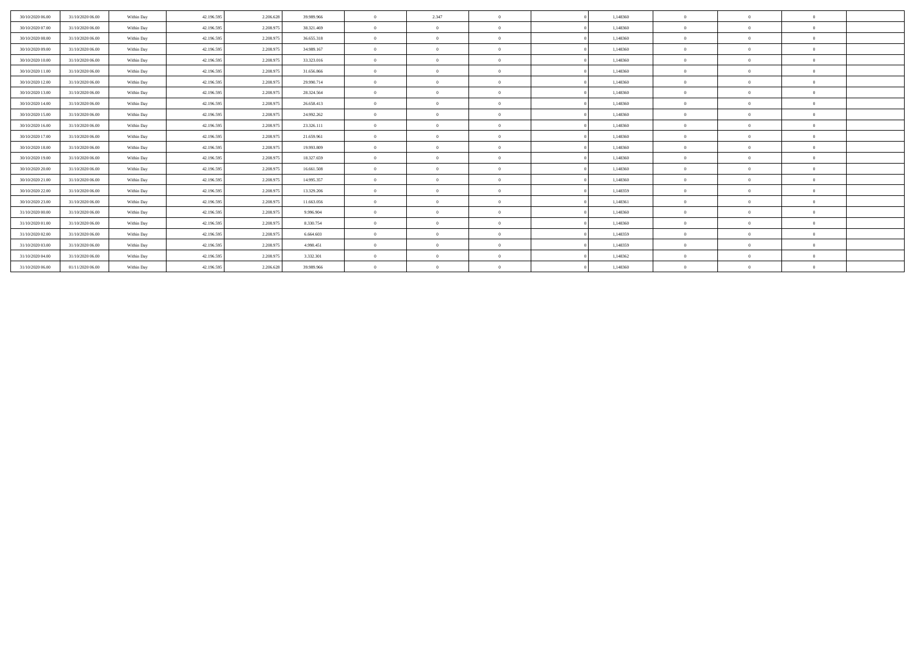| | | | | | | | | | | | | | | | |
|---|---|---|---|---|---|---|---|---|---|---|---|---|---|---|---|
| 30/10/2020 06.00 | 31/10/2020 06.00 | Within Day | 42.196.595 | 2.206.628 | 39.989.966 | 0 | 2.347 | 0 | | 0 | 1,148360 | 0 | 0 | 0 | |
| 30/10/2020 07.00 | 31/10/2020 06.00 | Within Day | 42.196.595 | 2.208.975 | 38.321.469 | 0 | 0 | 0 | | 0 | 1,148360 | 0 | 0 | 0 | |
| 30/10/2020 08.00 | 31/10/2020 06.00 | Within Day | 42.196.595 | 2.208.975 | 36.655.318 | 0 | 0 | 0 | | 0 | 1,148360 | 0 | 0 | 0 | |
| 30/10/2020 09.00 | 31/10/2020 06.00 | Within Day | 42.196.595 | 2.208.975 | 34.989.167 | 0 | 0 | 0 | | 0 | 1,148360 | 0 | 0 | 0 | |
| 30/10/2020 10.00 | 31/10/2020 06.00 | Within Day | 42.196.595 | 2.208.975 | 33.323.016 | 0 | 0 | 0 | | 0 | 1,148360 | 0 | 0 | 0 | |
| 30/10/2020 11.00 | 31/10/2020 06.00 | Within Day | 42.196.595 | 2.208.975 | 31.656.866 | 0 | 0 | 0 | | 0 | 1,148360 | 0 | 0 | 0 | |
| 30/10/2020 12.00 | 31/10/2020 06.00 | Within Day | 42.196.595 | 2.208.975 | 29.990.714 | 0 | 0 | 0 | | 0 | 1,148360 | 0 | 0 | 0 | |
| 30/10/2020 13.00 | 31/10/2020 06.00 | Within Day | 42.196.595 | 2.208.975 | 28.324.564 | 0 | 0 | 0 | | 0 | 1,148360 | 0 | 0 | 0 | |
| 30/10/2020 14.00 | 31/10/2020 06.00 | Within Day | 42.196.595 | 2.208.975 | 26.658.413 | 0 | 0 | 0 | | 0 | 1,148360 | 0 | 0 | 0 | |
| 30/10/2020 15.00 | 31/10/2020 06.00 | Within Day | 42.196.595 | 2.208.975 | 24.992.262 | 0 | 0 | 0 | | 0 | 1,148360 | 0 | 0 | 0 | |
| 30/10/2020 16.00 | 31/10/2020 06.00 | Within Day | 42.196.595 | 2.208.975 | 23.326.111 | 0 | 0 | 0 | | 0 | 1,148360 | 0 | 0 | 0 | |
| 30/10/2020 17.00 | 31/10/2020 06.00 | Within Day | 42.196.595 | 2.208.975 | 21.659.961 | 0 | 0 | 0 | | 0 | 1,148360 | 0 | 0 | 0 | |
| 30/10/2020 18.00 | 31/10/2020 06.00 | Within Day | 42.196.595 | 2.208.975 | 19.993.809 | 0 | 0 | 0 | | 0 | 1,148360 | 0 | 0 | 0 | |
| 30/10/2020 19.00 | 31/10/2020 06.00 | Within Day | 42.196.595 | 2.208.975 | 18.327.659 | 0 | 0 | 0 | | 0 | 1,148360 | 0 | 0 | 0 | |
| 30/10/2020 20.00 | 31/10/2020 06.00 | Within Day | 42.196.595 | 2.208.975 | 16.661.508 | 0 | 0 | 0 | | 0 | 1,148360 | 0 | 0 | 0 | |
| 30/10/2020 21.00 | 31/10/2020 06.00 | Within Day | 42.196.595 | 2.208.975 | 14.995.357 | 0 | 0 | 0 | | 0 | 1,148360 | 0 | 0 | 0 | |
| 30/10/2020 22.00 | 31/10/2020 06.00 | Within Day | 42.196.595 | 2.208.975 | 13.329.206 | 0 | 0 | 0 | | 0 | 1,148359 | 0 | 0 | 0 | |
| 30/10/2020 23.00 | 31/10/2020 06.00 | Within Day | 42.196.595 | 2.208.975 | 11.663.056 | 0 | 0 | 0 | | 0 | 1,148361 | 0 | 0 | 0 | |
| 31/10/2020 00.00 | 31/10/2020 06.00 | Within Day | 42.196.595 | 2.208.975 | 9.996.904 | 0 | 0 | 0 | | 0 | 1,148360 | 0 | 0 | 0 | |
| 31/10/2020 01.00 | 31/10/2020 06.00 | Within Day | 42.196.595 | 2.208.975 | 8.330.754 | 0 | 0 | 0 | | 0 | 1,148360 | 0 | 0 | 0 | |
| 31/10/2020 02.00 | 31/10/2020 06.00 | Within Day | 42.196.595 | 2.208.975 | 6.664.603 | 0 | 0 | 0 | | 0 | 1,148359 | 0 | 0 | 0 | |
| 31/10/2020 03.00 | 31/10/2020 06.00 | Within Day | 42.196.595 | 2.208.975 | 4.998.451 | 0 | 0 | 0 | | 0 | 1,148359 | 0 | 0 | 0 | |
| 31/10/2020 04.00 | 31/10/2020 06.00 | Within Day | 42.196.595 | 2.208.975 | 3.332.301 | 0 | 0 | 0 | | 0 | 1,148362 | 0 | 0 | 0 | |
| 31/10/2020 06.00 | 01/11/2020 06.00 | Within Day | 42.196.595 | 2.206.628 | 39.989.966 | 0 | 0 | 0 | | 0 | 1,148360 | 0 | 0 | 0 | |